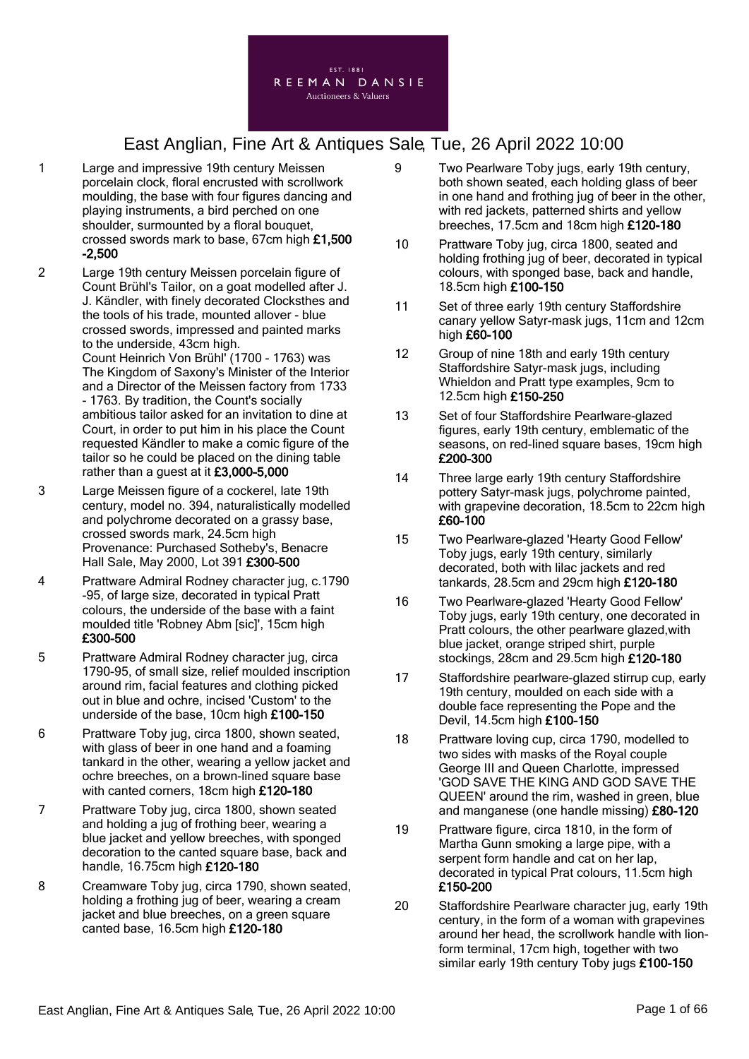EST. 1881
REEMAN DANSIE
Auctioneers & Valuers

# East Anglian, Fine Art & Antiques Sale, Tue, 26 April 2022 10:00

1 Large and impressive 19th century Meissen porcelain clock, floral encrusted with scrollwork moulding, the base with four figures dancing and playing instruments, a bird perched on one shoulder, surmounted by a floral bouquet, crossed swords mark to base, 67cm high **£1,500-2,500**

2 Large 19th century Meissen porcelain figure of Count Brühl's Tailor, on a goat modelled after J. J. Kändler, with finely decorated Clocksthes and the tools of his trade, mounted allover - blue crossed swords, impressed and painted marks to the underside, 43cm high.
Count Heinrich Von Brühl' (1700 - 1763) was The Kingdom of Saxony's Minister of the Interior and a Director of the Meissen factory from 1733 - 1763. By tradition, the Count's socially ambitious tailor asked for an invitation to dine at Court, in order to put him in his place the Count requested Kändler to make a comic figure of the tailor so he could be placed on the dining table rather than a guest at it **£3,000-5,000**

3 Large Meissen figure of a cockerel, late 19th century, model no. 394, naturalistically modelled and polychrome decorated on a grassy base, crossed swords mark, 24.5cm high
Provenance: Purchased Sotheby's, Benacre Hall Sale, May 2000, Lot 391 **£300-500**

4 Prattware Admiral Rodney character jug, c.1790-95, of large size, decorated in typical Pratt colours, the underside of the base with a faint moulded title 'Robney Abm [sic]', 15cm high **£300-500**

5 Prattware Admiral Rodney character jug, circa 1790-95, of small size, relief moulded inscription around rim, facial features and clothing picked out in blue and ochre, incised 'Custom' to the underside of the base, 10cm high **£100-150**

6 Prattware Toby jug, circa 1800, shown seated, with glass of beer in one hand and a foaming tankard in the other, wearing a yellow jacket and ochre breeches, on a brown-lined square base with canted corners, 18cm high **£120-180**

7 Prattware Toby jug, circa 1800, shown seated and holding a jug of frothing beer, wearing a blue jacket and yellow breeches, with sponged decoration to the canted square base, back and handle, 16.75cm high **£120-180**

8 Creamware Toby jug, circa 1790, shown seated, holding a frothing jug of beer, wearing a cream jacket and blue breeches, on a green square canted base, 16.5cm high **£120-180**

9 Two Pearlware Toby jugs, early 19th century, both shown seated, each holding glass of beer in one hand and frothing jug of beer in the other, with red jackets, patterned shirts and yellow breeches, 17.5cm and 18cm high **£120-180**

10 Prattware Toby jug, circa 1800, seated and holding frothing jug of beer, decorated in typical colours, with sponged base, back and handle, 18.5cm high **£100-150**

11 Set of three early 19th century Staffordshire canary yellow Satyr-mask jugs, 11cm and 12cm high **£60-100**

12 Group of nine 18th and early 19th century Staffordshire Satyr-mask jugs, including Whieldon and Pratt type examples, 9cm to 12.5cm high **£150-250**

13 Set of four Staffordshire Pearlware-glazed figures, early 19th century, emblematic of the seasons, on red-lined square bases, 19cm high **£200-300**

14 Three large early 19th century Staffordshire pottery Satyr-mask jugs, polychrome painted, with grapevine decoration, 18.5cm to 22cm high **£60-100**

15 Two Pearlware-glazed 'Hearty Good Fellow' Toby jugs, early 19th century, similarly decorated, both with lilac jackets and red tankards, 28.5cm and 29cm high **£120-180**

16 Two Pearlware-glazed 'Hearty Good Fellow' Toby jugs, early 19th century, one decorated in Pratt colours, the other pearlware glazed,with blue jacket, orange striped shirt, purple stockings, 28cm and 29.5cm high **£120-180**

17 Staffordshire pearlware-glazed stirrup cup, early 19th century, moulded on each side with a double face representing the Pope and the Devil, 14.5cm high **£100-150**

18 Prattware loving cup, circa 1790, modelled to two sides with masks of the Royal couple George III and Queen Charlotte, impressed 'GOD SAVE THE KING AND GOD SAVE THE QUEEN' around the rim, washed in green, blue and manganese (one handle missing) **£80-120**

19 Prattware figure, circa 1810, in the form of Martha Gunn smoking a large pipe, with a serpent form handle and cat on her lap, decorated in typical Prat colours, 11.5cm high **£150-200**

20 Staffordshire Pearlware character jug, early 19th century, in the form of a woman with grapevines around her head, the scrollwork handle with lion-form terminal, 17cm high, together with two similar early 19th century Toby jugs **£100-150**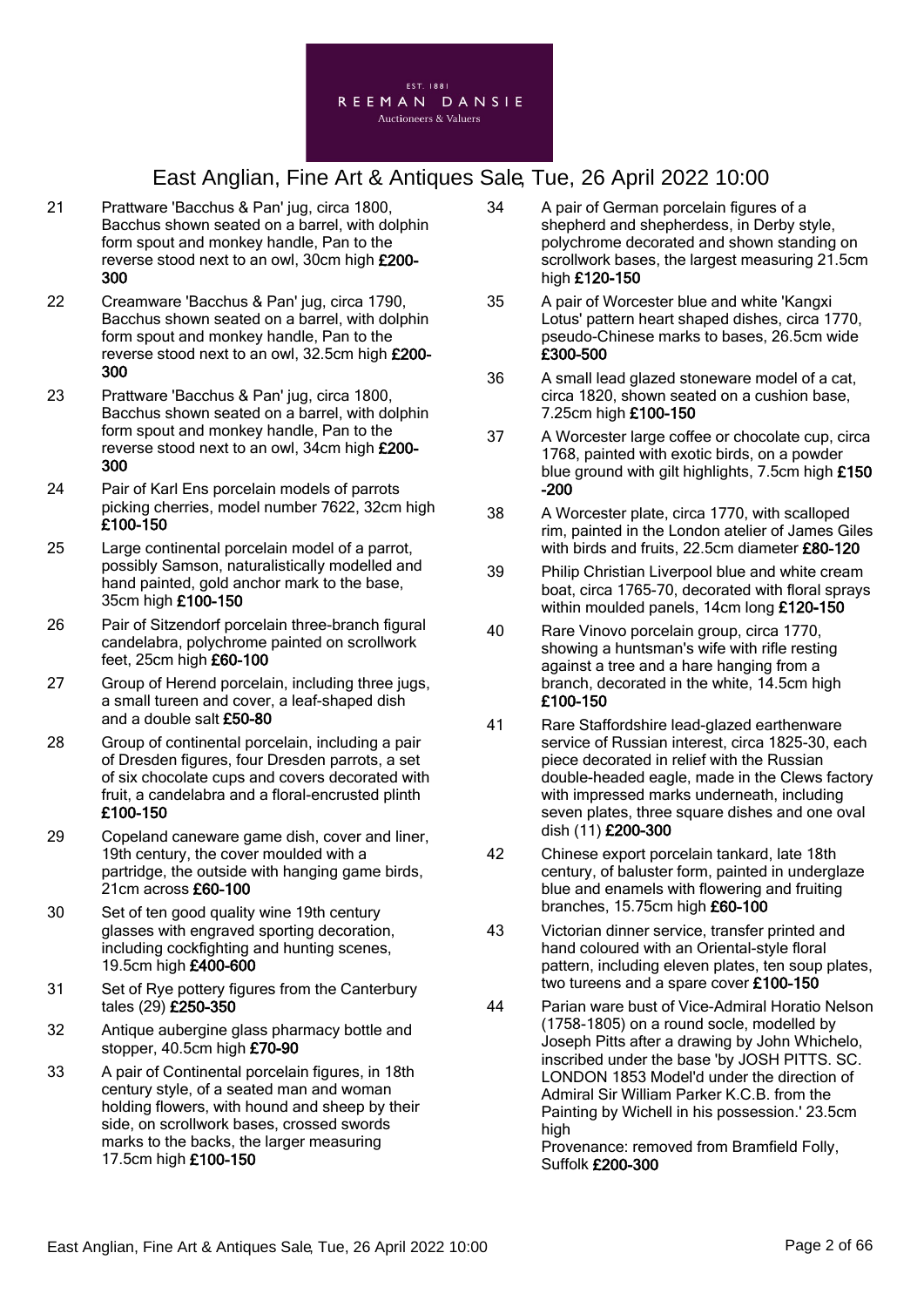21 Prattware 'Bacchus & Pan' jug, circa 1800, Bacchus shown seated on a barrel, with dolphin form spout and monkey handle, Pan to the reverse stood next to an owl, 30cm high **£200-300**

22 Creamware 'Bacchus & Pan' jug, circa 1790, Bacchus shown seated on a barrel, with dolphin form spout and monkey handle, Pan to the reverse stood next to an owl, 32.5cm high **£200-300**

23 Prattware 'Bacchus & Pan' jug, circa 1800, Bacchus shown seated on a barrel, with dolphin form spout and monkey handle, Pan to the reverse stood next to an owl, 34cm high **£200-300**

24 Pair of Karl Ens porcelain models of parrots picking cherries, model number 7622, 32cm high **£100-150**

25 Large continental porcelain model of a parrot, possibly Samson, naturalistically modelled and hand painted, gold anchor mark to the base, 35cm high **£100-150**

26 Pair of Sitzendorf porcelain three-branch figural candelabra, polychrome painted on scrollwork feet, 25cm high **£60-100**

27 Group of Herend porcelain, including three jugs, a small tureen and cover, a leaf-shaped dish and a double salt **£50-80**

28 Group of continental porcelain, including a pair of Dresden figures, four Dresden parrots, a set of six chocolate cups and covers decorated with fruit, a candelabra and a floral-encrusted plinth **£100-150**

29 Copeland caneware game dish, cover and liner, 19th century, the cover moulded with a partridge, the outside with hanging game birds, 21cm across **£60-100**

30 Set of ten good quality wine 19th century glasses with engraved sporting decoration, including cockfighting and hunting scenes, 19.5cm high **£400-600**

31 Set of Rye pottery figures from the Canterbury tales (29) **£250-350**

32 Antique aubergine glass pharmacy bottle and stopper, 40.5cm high **£70-90**

33 A pair of Continental porcelain figures, in 18th century style, of a seated man and woman holding flowers, with hound and sheep by their side, on scrollwork bases, crossed swords marks to the backs, the larger measuring 17.5cm high **£100-150**

34 A pair of German porcelain figures of a shepherd and shepherdess, in Derby style, polychrome decorated and shown standing on scrollwork bases, the largest measuring 21.5cm high **£120-150**

35 A pair of Worcester blue and white 'Kangxi Lotus' pattern heart shaped dishes, circa 1770, pseudo-Chinese marks to bases, 26.5cm wide **£300-500**

36 A small lead glazed stoneware model of a cat, circa 1820, shown seated on a cushion base, 7.25cm high **£100-150**

37 A Worcester large coffee or chocolate cup, circa 1768, painted with exotic birds, on a powder blue ground with gilt highlights, 7.5cm high **£150-200**

38 A Worcester plate, circa 1770, with scalloped rim, painted in the London atelier of James Giles with birds and fruits, 22.5cm diameter **£80-120**

39 Philip Christian Liverpool blue and white cream boat, circa 1765-70, decorated with floral sprays within moulded panels, 14cm long **£120-150**

40 Rare Vinovo porcelain group, circa 1770, showing a huntsman's wife with rifle resting against a tree and a hare hanging from a branch, decorated in the white, 14.5cm high **£100-150**

41 Rare Staffordshire lead-glazed earthenware service of Russian interest, circa 1825-30, each piece decorated in relief with the Russian double-headed eagle, made in the Clews factory with impressed marks underneath, including seven plates, three square dishes and one oval dish (11) **£200-300**

42 Chinese export porcelain tankard, late 18th century, of baluster form, painted in underglaze blue and enamels with flowering and fruiting branches, 15.75cm high **£60-100**

43 Victorian dinner service, transfer printed and hand coloured with an Oriental-style floral pattern, including eleven plates, ten soup plates, two tureens and a spare cover **£100-150**

44 Parian ware bust of Vice-Admiral Horatio Nelson (1758-1805) on a round socle, modelled by Joseph Pitts after a drawing by John Whichelo, inscribed under the base 'by JOSH PITTS. SC. LONDON 1853 Model'd under the direction of Admiral Sir William Parker K.C.B. from the Painting by Wichell in his possession.' 23.5cm high
Provenance: removed from Bramfield Folly, Suffolk **£200-300**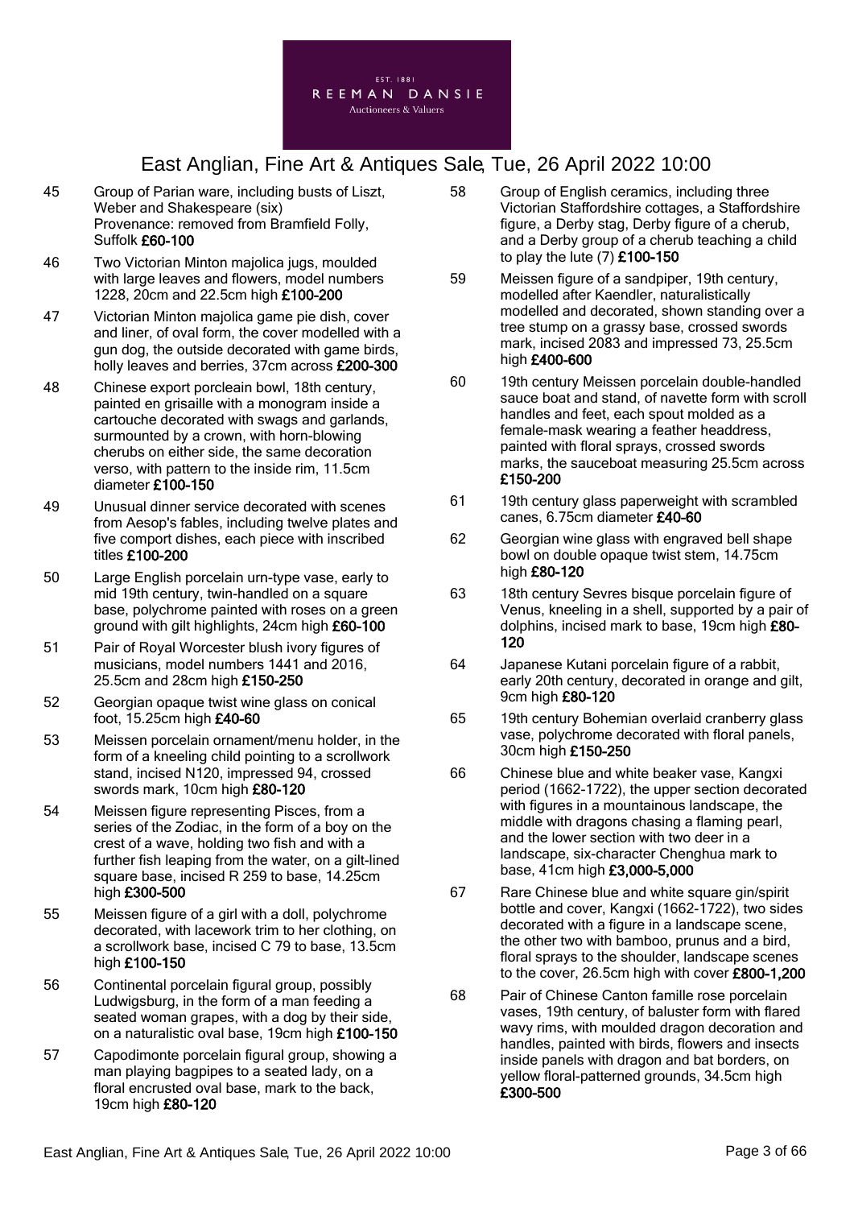# East Anglian, Fine Art & Antiques Sale, Tue, 26 April 2022 10:00

45 Group of Parian ware, including busts of Liszt, Weber and Shakespeare (six)
Provenance: removed from Bramfield Folly, Suffolk **£60-100**

46 Two Victorian Minton majolica jugs, moulded with large leaves and flowers, model numbers 1228, 20cm and 22.5cm high **£100-200**

47 Victorian Minton majolica game pie dish, cover and liner, of oval form, the cover modelled with a gun dog, the outside decorated with game birds, holly leaves and berries, 37cm across **£200-300**

48 Chinese export porcleain bowl, 18th century, painted en grisaille with a monogram inside a cartouche decorated with swags and garlands, surmounted by a crown, with horn-blowing cherubs on either side, the same decoration verso, with pattern to the inside rim, 11.5cm diameter **£100-150**

49 Unusual dinner service decorated with scenes from Aesop's fables, including twelve plates and five comport dishes, each piece with inscribed titles **£100-200**

50 Large English porcelain urn-type vase, early to mid 19th century, twin-handled on a square base, polychrome painted with roses on a green ground with gilt highlights, 24cm high **£60-100**

51 Pair of Royal Worcester blush ivory figures of musicians, model numbers 1441 and 2016, 25.5cm and 28cm high **£150-250**

52 Georgian opaque twist wine glass on conical foot, 15.25cm high **£40-60**

53 Meissen porcelain ornament/menu holder, in the form of a kneeling child pointing to a scrollwork stand, incised N120, impressed 94, crossed swords mark, 10cm high **£80-120**

54 Meissen figure representing Pisces, from a series of the Zodiac, in the form of a boy on the crest of a wave, holding two fish and with a further fish leaping from the water, on a gilt-lined square base, incised R 259 to base, 14.25cm high **£300-500**

55 Meissen figure of a girl with a doll, polychrome decorated, with lacework trim to her clothing, on a scrollwork base, incised C 79 to base, 13.5cm high **£100-150**

56 Continental porcelain figural group, possibly Ludwigsburg, in the form of a man feeding a seated woman grapes, with a dog by their side, on a naturalistic oval base, 19cm high **£100-150**

57 Capodimonte porcelain figural group, showing a man playing bagpipes to a seated lady, on a floral encrusted oval base, mark to the back, 19cm high **£80-120**

58 Group of English ceramics, including three Victorian Staffordshire cottages, a Staffordshire figure, a Derby stag, Derby figure of a cherub, and a Derby group of a cherub teaching a child to play the lute (7) **£100-150**

59 Meissen figure of a sandpiper, 19th century, modelled after Kaendler, naturalistically modelled and decorated, shown standing over a tree stump on a grassy base, crossed swords mark, incised 2083 and impressed 73, 25.5cm high **£400-600**

60 19th century Meissen porcelain double-handled sauce boat and stand, of navette form with scroll handles and feet, each spout molded as a female-mask wearing a feather headdress, painted with floral sprays, crossed swords marks, the sauceboat measuring 25.5cm across **£150-200**

61 19th century glass paperweight with scrambled canes, 6.75cm diameter **£40-60**

62 Georgian wine glass with engraved bell shape bowl on double opaque twist stem, 14.75cm high **£80-120**

63 18th century Sevres bisque porcelain figure of Venus, kneeling in a shell, supported by a pair of dolphins, incised mark to base, 19cm high **£80-120**

64 Japanese Kutani porcelain figure of a rabbit, early 20th century, decorated in orange and gilt, 9cm high **£80-120**

65 19th century Bohemian overlaid cranberry glass vase, polychrome decorated with floral panels, 30cm high **£150-250**

66 Chinese blue and white beaker vase, Kangxi period (1662-1722), the upper section decorated with figures in a mountainous landscape, the middle with dragons chasing a flaming pearl, and the lower section with two deer in a landscape, six-character Chenghua mark to base, 41cm high **£3,000-5,000**

67 Rare Chinese blue and white square gin/spirit bottle and cover, Kangxi (1662-1722), two sides decorated with a figure in a landscape scene, the other two with bamboo, prunus and a bird, floral sprays to the shoulder, landscape scenes to the cover, 26.5cm high with cover **£800-1,200**

68 Pair of Chinese Canton famille rose porcelain vases, 19th century, of baluster form with flared wavy rims, with moulded dragon decoration and handles, painted with birds, flowers and insects inside panels with dragon and bat borders, on yellow floral-patterned grounds, 34.5cm high **£300-500**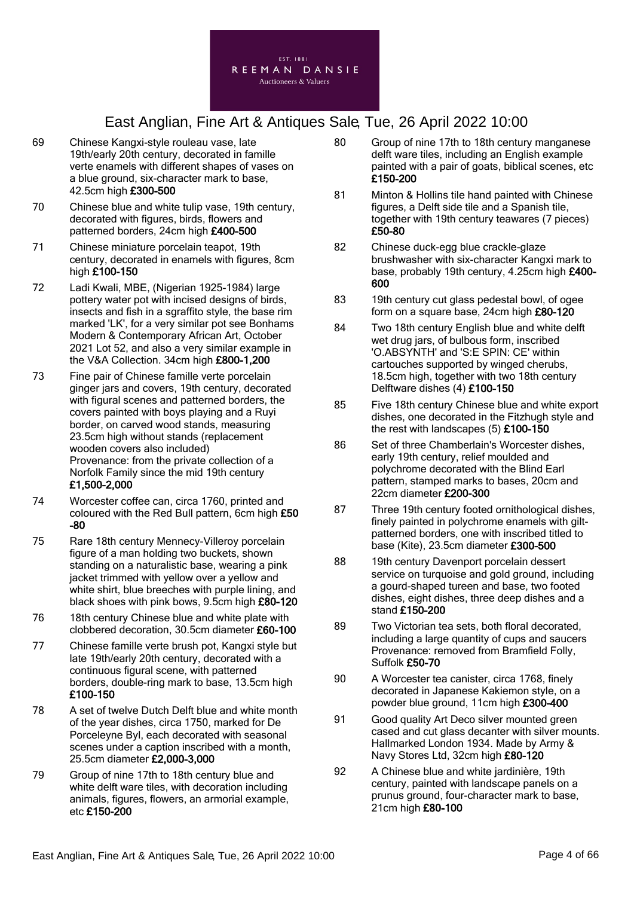69 Chinese Kangxi-style rouleau vase, late 19th/early 20th century, decorated in famille verte enamels with different shapes of vases on a blue ground, six-character mark to base, 42.5cm high **£300-500**

70 Chinese blue and white tulip vase, 19th century, decorated with figures, birds, flowers and patterned borders, 24cm high **£400-500**

71 Chinese miniature porcelain teapot, 19th century, decorated in enamels with figures, 8cm high **£100-150**

72 Ladi Kwali, MBE, (Nigerian 1925-1984) large pottery water pot with incised designs of birds, insects and fish in a sgraffito style, the base rim marked 'LK', for a very similar pot see Bonhams Modern & Contemporary African Art, October 2021 Lot 52, and also a very similar example in the V&A Collection. 34cm high **£800-1,200**

73 Fine pair of Chinese famille verte porcelain ginger jars and covers, 19th century, decorated with figural scenes and patterned borders, the covers painted with boys playing and a Ruyi border, on carved wood stands, measuring 23.5cm high without stands (replacement wooden covers also included)
Provenance: from the private collection of a Norfolk Family since the mid 19th century
**£1,500-2,000**

74 Worcester coffee can, circa 1760, printed and coloured with the Red Bull pattern, 6cm high **£50-80**

75 Rare 18th century Mennecy-Villeroy porcelain figure of a man holding two buckets, shown standing on a naturalistic base, wearing a pink jacket trimmed with yellow over a yellow and white shirt, blue breeches with purple lining, and black shoes with pink bows, 9.5cm high **£80-120**

76 18th century Chinese blue and white plate with clobbered decoration, 30.5cm diameter **£60-100**

77 Chinese famille verte brush pot, Kangxi style but late 19th/early 20th century, decorated with a continuous figural scene, with patterned borders, double-ring mark to base, 13.5cm high **£100-150**

78 A set of twelve Dutch Delft blue and white month of the year dishes, circa 1750, marked for De Porceleyne Byl, each decorated with seasonal scenes under a caption inscribed with a month, 25.5cm diameter **£2,000-3,000**

79 Group of nine 17th to 18th century blue and white delft ware tiles, with decoration including animals, figures, flowers, an armorial example, etc **£150-200**

80 Group of nine 17th to 18th century manganese delft ware tiles, including an English example painted with a pair of goats, biblical scenes, etc **£150-200**

81 Minton & Hollins tile hand painted with Chinese figures, a Delft side tile and a Spanish tile, together with 19th century teawares (7 pieces) **£50-80**

82 Chinese duck-egg blue crackle-glaze brushwasher with six-character Kangxi mark to base, probably 19th century, 4.25cm high **£400-600**

83 19th century cut glass pedestal bowl, of ogee form on a square base, 24cm high **£80-120**

84 Two 18th century English blue and white delft wet drug jars, of bulbous form, inscribed 'O.ABSYNTH' and 'S:E SPIN: CE' within cartouches supported by winged cherubs, 18.5cm high, together with two 18th century Delftware dishes (4) **£100-150**

85 Five 18th century Chinese blue and white export dishes, one decorated in the Fitzhugh style and the rest with landscapes (5) **£100-150**

86 Set of three Chamberlain's Worcester dishes, early 19th century, relief moulded and polychrome decorated with the Blind Earl pattern, stamped marks to bases, 20cm and 22cm diameter **£200-300**

87 Three 19th century footed ornithological dishes, finely painted in polychrome enamels with gilt-patterned borders, one with inscribed titled to base (Kite), 23.5cm diameter **£300-500**

88 19th century Davenport porcelain dessert service on turquoise and gold ground, including a gourd-shaped tureen and base, two footed dishes, eight dishes, three deep dishes and a stand **£150-200**

89 Two Victorian tea sets, both floral decorated, including a large quantity of cups and saucers
Provenance: removed from Bramfield Folly, Suffolk **£50-70**

90 A Worcester tea canister, circa 1768, finely decorated in Japanese Kakiemon style, on a powder blue ground, 11cm high **£300-400**

91 Good quality Art Deco silver mounted green cased and cut glass decanter with silver mounts. Hallmarked London 1934. Made by Army & Navy Stores Ltd, 32cm high **£80-120**

92 A Chinese blue and white jardinière, 19th century, painted with landscape panels on a prunus ground, four-character mark to base, 21cm high **£80-100**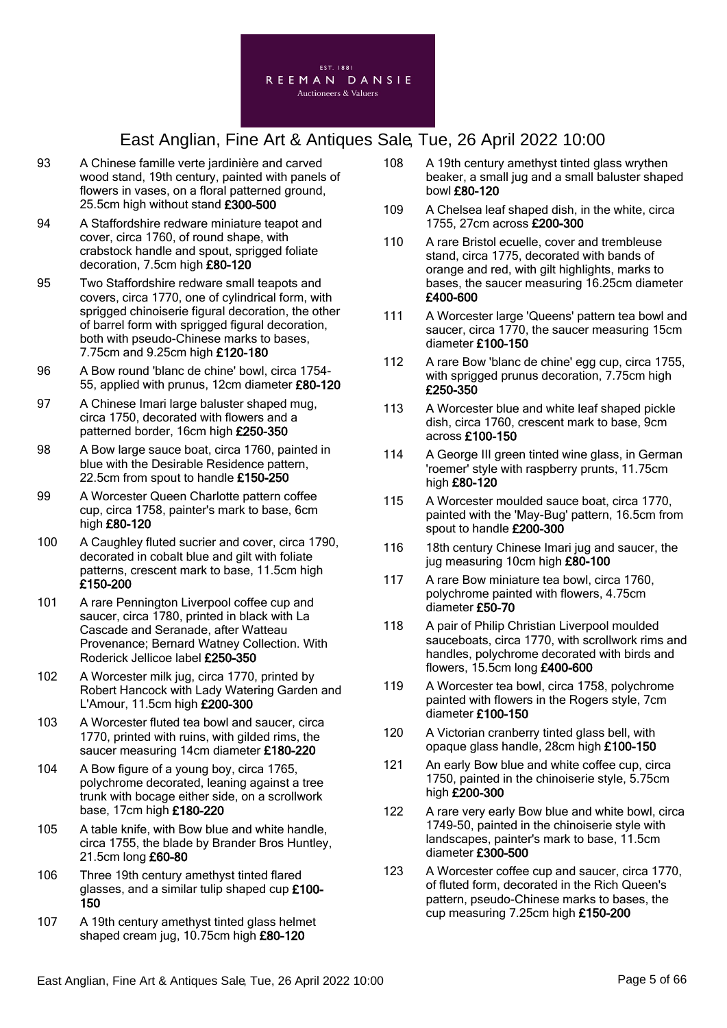93 A Chinese famille verte jardinière and carved wood stand, 19th century, painted with panels of flowers in vases, on a floral patterned ground, 25.5cm high without stand **£300-500**

94 A Staffordshire redware miniature teapot and cover, circa 1760, of round shape, with crabstock handle and spout, sprigged foliate decoration, 7.5cm high **£80-120**

95 Two Staffordshire redware small teapots and covers, circa 1770, one of cylindrical form, with sprigged chinoiserie figural decoration, the other of barrel form with sprigged figural decoration, both with pseudo-Chinese marks to bases, 7.75cm and 9.25cm high **£120-180**

96 A Bow round 'blanc de chine' bowl, circa 1754-55, applied with prunus, 12cm diameter **£80-120**

97 A Chinese Imari large baluster shaped mug, circa 1750, decorated with flowers and a patterned border, 16cm high **£250-350**

98 A Bow large sauce boat, circa 1760, painted in blue with the Desirable Residence pattern, 22.5cm from spout to handle **£150-250**

99 A Worcester Queen Charlotte pattern coffee cup, circa 1758, painter's mark to base, 6cm high **£80-120**

100 A Caughley fluted sucrier and cover, circa 1790, decorated in cobalt blue and gilt with foliate patterns, crescent mark to base, 11.5cm high **£150-200**

101 A rare Pennington Liverpool coffee cup and saucer, circa 1780, printed in black with La Cascade and Seranade, after Watteau Provenance; Bernard Watney Collection. With Roderick Jellicoe label **£250-350**

102 A Worcester milk jug, circa 1770, printed by Robert Hancock with Lady Watering Garden and L'Amour, 11.5cm high **£200-300**

103 A Worcester fluted tea bowl and saucer, circa 1770, printed with ruins, with gilded rims, the saucer measuring 14cm diameter **£180-220**

104 A Bow figure of a young boy, circa 1765, polychrome decorated, leaning against a tree trunk with bocage either side, on a scrollwork base, 17cm high **£180-220**

105 A table knife, with Bow blue and white handle, circa 1755, the blade by Brander Bros Huntley, 21.5cm long **£60-80**

106 Three 19th century amethyst tinted flared glasses, and a similar tulip shaped cup **£100-150**

107 A 19th century amethyst tinted glass helmet shaped cream jug, 10.75cm high **£80-120**

108 A 19th century amethyst tinted glass wrythen beaker, a small jug and a small baluster shaped bowl **£80-120**

109 A Chelsea leaf shaped dish, in the white, circa 1755, 27cm across **£200-300**

110 A rare Bristol ecuelle, cover and trembleuse stand, circa 1775, decorated with bands of orange and red, with gilt highlights, marks to bases, the saucer measuring 16.25cm diameter **£400-600**

111 A Worcester large 'Queens' pattern tea bowl and saucer, circa 1770, the saucer measuring 15cm diameter **£100-150**

112 A rare Bow 'blanc de chine' egg cup, circa 1755, with sprigged prunus decoration, 7.75cm high **£250-350**

113 A Worcester blue and white leaf shaped pickle dish, circa 1760, crescent mark to base, 9cm across **£100-150**

114 A George III green tinted wine glass, in German 'roemer' style with raspberry prunts, 11.75cm high **£80-120**

115 A Worcester moulded sauce boat, circa 1770, painted with the 'May-Bug' pattern, 16.5cm from spout to handle **£200-300**

116 18th century Chinese Imari jug and saucer, the jug measuring 10cm high **£80-100**

117 A rare Bow miniature tea bowl, circa 1760, polychrome painted with flowers, 4.75cm diameter **£50-70**

118 A pair of Philip Christian Liverpool moulded sauceboats, circa 1770, with scrollwork rims and handles, polychrome decorated with birds and flowers, 15.5cm long **£400-600**

119 A Worcester tea bowl, circa 1758, polychrome painted with flowers in the Rogers style, 7cm diameter **£100-150**

120 A Victorian cranberry tinted glass bell, with opaque glass handle, 28cm high **£100-150**

121 An early Bow blue and white coffee cup, circa 1750, painted in the chinoiserie style, 5.75cm high **£200-300**

122 A rare very early Bow blue and white bowl, circa 1749-50, painted in the chinoiserie style with landscapes, painter's mark to base, 11.5cm diameter **£300-500**

123 A Worcester coffee cup and saucer, circa 1770, of fluted form, decorated in the Rich Queen's pattern, pseudo-Chinese marks to bases, the cup measuring 7.25cm high **£150-200**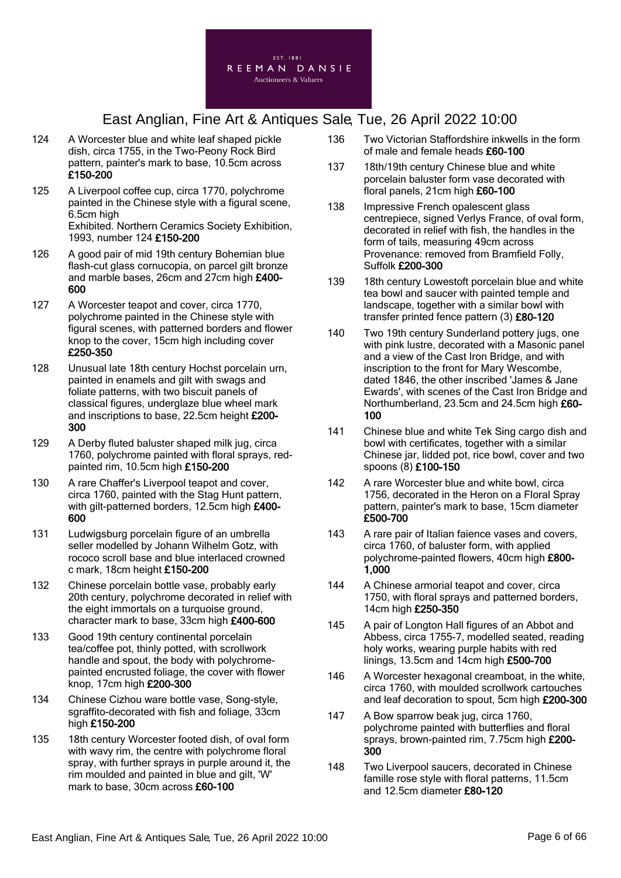124 A Worcester blue and white leaf shaped pickle dish, circa 1755, in the Two-Peony Rock Bird pattern, painter's mark to base, 10.5cm across **£150-200**

125 A Liverpool coffee cup, circa 1770, polychrome painted in the Chinese style with a figural scene, 6.5cm high
Exhibited. Northern Ceramics Society Exhibition, 1993, number 124 **£150-200**

126 A good pair of mid 19th century Bohemian blue flash-cut glass cornucopia, on parcel gilt bronze and marble bases, 26cm and 27cm high **£400-600**

127 A Worcester teapot and cover, circa 1770, polychrome painted in the Chinese style with figural scenes, with patterned borders and flower knop to the cover, 15cm high including cover **£250-350**

128 Unusual late 18th century Hochst porcelain urn, painted in enamels and gilt with swags and foliate patterns, with two biscuit panels of classical figures, underglaze blue wheel mark and inscriptions to base, 22.5cm height **£200-300**

129 A Derby fluted baluster shaped milk jug, circa 1760, polychrome painted with floral sprays, red-painted rim, 10.5cm high **£150-200**

130 A rare Chaffer's Liverpool teapot and cover, circa 1760, painted with the Stag Hunt pattern, with gilt-patterned borders, 12.5cm high **£400-600**

131 Ludwigsburg porcelain figure of an umbrella seller modelled by Johann Wilhelm Gotz, with rococo scroll base and blue interlaced crowned c mark, 18cm height **£150-200**

132 Chinese porcelain bottle vase, probably early 20th century, polychrome decorated in relief with the eight immortals on a turquoise ground, character mark to base, 33cm high **£400-600**

133 Good 19th century continental porcelain tea/coffee pot, thinly potted, with scrollwork handle and spout, the body with polychrome-painted encrusted foliage, the cover with flower knop, 17cm high **£200-300**

134 Chinese Cizhou ware bottle vase, Song-style, sgraffito-decorated with fish and foliage, 33cm high **£150-200**

135 18th century Worcester footed dish, of oval form with wavy rim, the centre with polychrome floral spray, with further sprays in purple around it, the rim moulded and painted in blue and gilt, 'W' mark to base, 30cm across **£60-100**

136 Two Victorian Staffordshire inkwells in the form of male and female heads **£60-100**

137 18th/19th century Chinese blue and white porcelain baluster form vase decorated with floral panels, 21cm high **£60-100**

138 Impressive French opalescent glass centrepiece, signed Verlys France, of oval form, decorated in relief with fish, the handles in the form of tails, measuring 49cm across
Provenance: removed from Bramfield Folly, Suffolk **£200-300**

139 18th century Lowestoft porcelain blue and white tea bowl and saucer with painted temple and landscape, together with a similar bowl with transfer printed fence pattern (3) **£80-120**

140 Two 19th century Sunderland pottery jugs, one with pink lustre, decorated with a Masonic panel and a view of the Cast Iron Bridge, and with inscription to the front for Mary Wescombe, dated 1846, the other inscribed 'James & Jane Ewards', with scenes of the Cast Iron Bridge and Northumberland, 23.5cm and 24.5cm high **£60-100**

141 Chinese blue and white Tek Sing cargo dish and bowl with certificates, together with a similar Chinese jar, lidded pot, rice bowl, cover and two spoons (8) **£100-150**

142 A rare Worcester blue and white bowl, circa 1756, decorated in the Heron on a Floral Spray pattern, painter's mark to base, 15cm diameter **£500-700**

143 A rare pair of Italian faience vases and covers, circa 1760, of baluster form, with applied polychrome-painted flowers, 40cm high **£800-1,000**

144 A Chinese armorial teapot and cover, circa 1750, with floral sprays and patterned borders, 14cm high **£250-350**

145 A pair of Longton Hall figures of an Abbot and Abbess, circa 1755-7, modelled seated, reading holy works, wearing purple habits with red linings, 13.5cm and 14cm high **£500-700**

146 A Worcester hexagonal creamboat, in the white, circa 1760, with moulded scrollwork cartouches and leaf decoration to spout, 5cm high **£200-300**

147 A Bow sparrow beak jug, circa 1760, polychrome painted with butterflies and floral sprays, brown-painted rim, 7.75cm high **£200-300**

148 Two Liverpool saucers, decorated in Chinese famille rose style with floral patterns, 11.5cm and 12.5cm diameter **£80-120**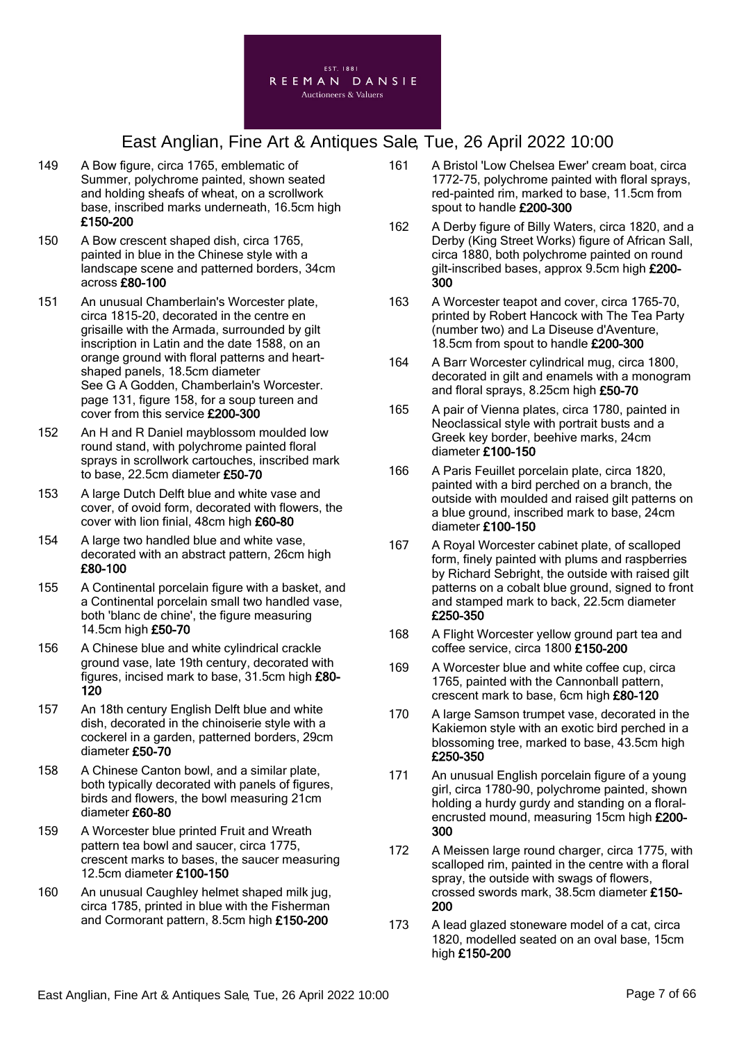149 A Bow figure, circa 1765, emblematic of Summer, polychrome painted, shown seated and holding sheafs of wheat, on a scrollwork base, inscribed marks underneath, 16.5cm high **£150-200**

150 A Bow crescent shaped dish, circa 1765, painted in blue in the Chinese style with a landscape scene and patterned borders, 34cm across **£80-100**

151 An unusual Chamberlain's Worcester plate, circa 1815-20, decorated in the centre en grisaille with the Armada, surrounded by gilt inscription in Latin and the date 1588, on an orange ground with floral patterns and heart-shaped panels, 18.5cm diameter
See G A Godden, Chamberlain's Worcester. page 131, figure 158, for a soup tureen and cover from this service **£200-300**

152 An H and R Daniel mayblossom moulded low round stand, with polychrome painted floral sprays in scrollwork cartouches, inscribed mark to base, 22.5cm diameter **£50-70**

153 A large Dutch Delft blue and white vase and cover, of ovoid form, decorated with flowers, the cover with lion finial, 48cm high **£60-80**

154 A large two handled blue and white vase, decorated with an abstract pattern, 26cm high **£80-100**

155 A Continental porcelain figure with a basket, and a Continental porcelain small two handled vase, both 'blanc de chine', the figure measuring 14.5cm high **£50-70**

156 A Chinese blue and white cylindrical crackle ground vase, late 19th century, decorated with figures, incised mark to base, 31.5cm high **£80-120**

157 An 18th century English Delft blue and white dish, decorated in the chinoiserie style with a cockerel in a garden, patterned borders, 29cm diameter **£50-70**

158 A Chinese Canton bowl, and a similar plate, both typically decorated with panels of figures, birds and flowers, the bowl measuring 21cm diameter **£60-80**

159 A Worcester blue printed Fruit and Wreath pattern tea bowl and saucer, circa 1775, crescent marks to bases, the saucer measuring 12.5cm diameter **£100-150**

160 An unusual Caughley helmet shaped milk jug, circa 1785, printed in blue with the Fisherman and Cormorant pattern, 8.5cm high **£150-200**

161 A Bristol 'Low Chelsea Ewer' cream boat, circa 1772-75, polychrome painted with floral sprays, red-painted rim, marked to base, 11.5cm from spout to handle **£200-300**

162 A Derby figure of Billy Waters, circa 1820, and a Derby (King Street Works) figure of African Sall, circa 1880, both polychrome painted on round gilt-inscribed bases, approx 9.5cm high **£200-300**

163 A Worcester teapot and cover, circa 1765-70, printed by Robert Hancock with The Tea Party (number two) and La Diseuse d'Aventure, 18.5cm from spout to handle **£200-300**

164 A Barr Worcester cylindrical mug, circa 1800, decorated in gilt and enamels with a monogram and floral sprays, 8.25cm high **£50-70**

165 A pair of Vienna plates, circa 1780, painted in Neoclassical style with portrait busts and a Greek key border, beehive marks, 24cm diameter **£100-150**

166 A Paris Feuillet porcelain plate, circa 1820, painted with a bird perched on a branch, the outside with moulded and raised gilt patterns on a blue ground, inscribed mark to base, 24cm diameter **£100-150**

167 A Royal Worcester cabinet plate, of scalloped form, finely painted with plums and raspberries by Richard Sebright, the outside with raised gilt patterns on a cobalt blue ground, signed to front and stamped mark to back, 22.5cm diameter **£250-350**

168 A Flight Worcester yellow ground part tea and coffee service, circa 1800 **£150-200**

169 A Worcester blue and white coffee cup, circa 1765, painted with the Cannonball pattern, crescent mark to base, 6cm high **£80-120**

170 A large Samson trumpet vase, decorated in the Kakiemon style with an exotic bird perched in a blossoming tree, marked to base, 43.5cm high **£250-350**

171 An unusual English porcelain figure of a young girl, circa 1780-90, polychrome painted, shown holding a hurdy gurdy and standing on a floral-encrusted mound, measuring 15cm high **£200-300**

172 A Meissen large round charger, circa 1775, with scalloped rim, painted in the centre with a floral spray, the outside with swags of flowers, crossed swords mark, 38.5cm diameter **£150-200**

173 A lead glazed stoneware model of a cat, circa 1820, modelled seated on an oval base, 15cm high **£150-200**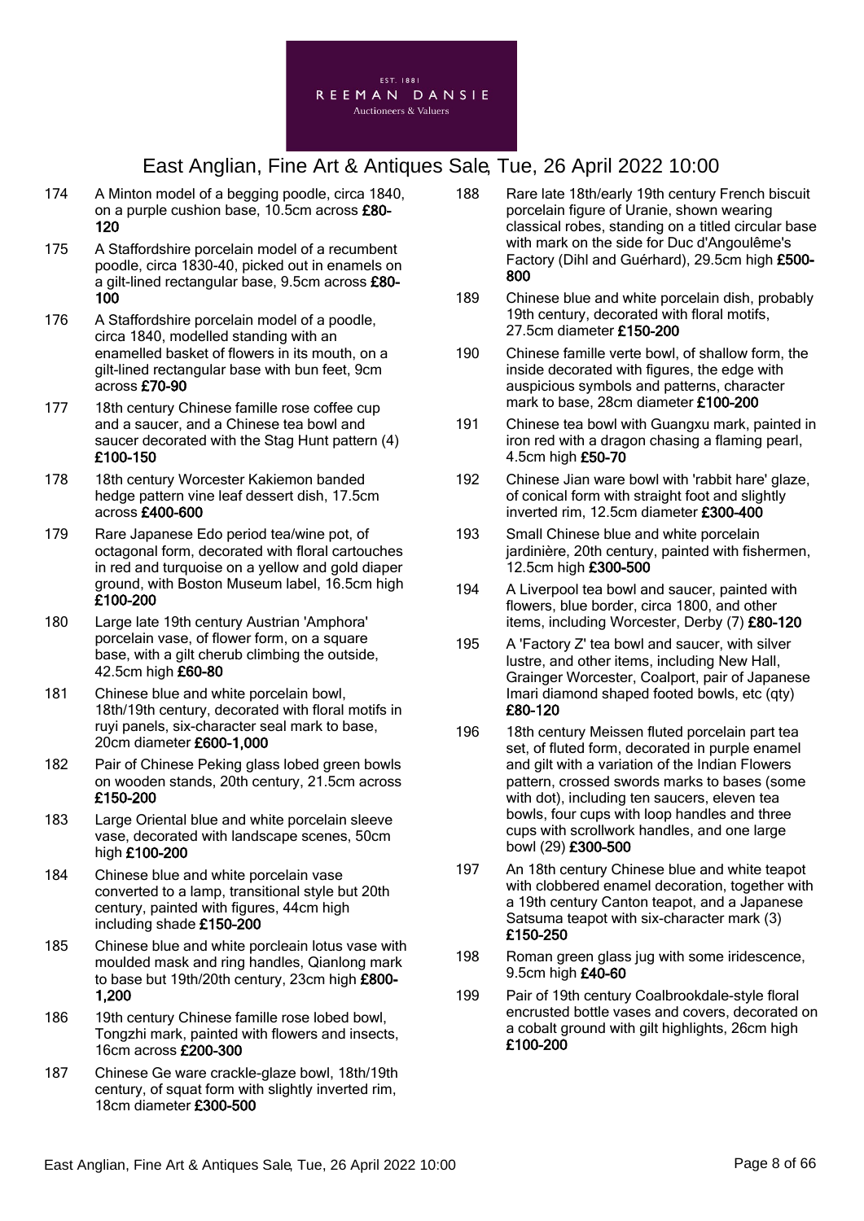174 A Minton model of a begging poodle, circa 1840, on a purple cushion base, 10.5cm across **£80-120**

175 A Staffordshire porcelain model of a recumbent poodle, circa 1830-40, picked out in enamels on a gilt-lined rectangular base, 9.5cm across **£80-100**

176 A Staffordshire porcelain model of a poodle, circa 1840, modelled standing with an enamelled basket of flowers in its mouth, on a gilt-lined rectangular base with bun feet, 9cm across **£70-90**

177 18th century Chinese famille rose coffee cup and a saucer, and a Chinese tea bowl and saucer decorated with the Stag Hunt pattern (4) **£100-150**

178 18th century Worcester Kakiemon banded hedge pattern vine leaf dessert dish, 17.5cm across **£400-600**

179 Rare Japanese Edo period tea/wine pot, of octagonal form, decorated with floral cartouches in red and turquoise on a yellow and gold diaper ground, with Boston Museum label, 16.5cm high **£100-200**

180 Large late 19th century Austrian 'Amphora' porcelain vase, of flower form, on a square base, with a gilt cherub climbing the outside, 42.5cm high **£60-80**

181 Chinese blue and white porcelain bowl, 18th/19th century, decorated with floral motifs in ruyi panels, six-character seal mark to base, 20cm diameter **£600-1,000**

182 Pair of Chinese Peking glass lobed green bowls on wooden stands, 20th century, 21.5cm across **£150-200**

183 Large Oriental blue and white porcelain sleeve vase, decorated with landscape scenes, 50cm high **£100-200**

184 Chinese blue and white porcelain vase converted to a lamp, transitional style but 20th century, painted with figures, 44cm high including shade **£150-200**

185 Chinese blue and white porcleain lotus vase with moulded mask and ring handles, Qianlong mark to base but 19th/20th century, 23cm high **£800-1,200**

186 19th century Chinese famille rose lobed bowl, Tongzhi mark, painted with flowers and insects, 16cm across **£200-300**

187 Chinese Ge ware crackle-glaze bowl, 18th/19th century, of squat form with slightly inverted rim, 18cm diameter **£300-500**

188 Rare late 18th/early 19th century French biscuit porcelain figure of Uranie, shown wearing classical robes, standing on a titled circular base with mark on the side for Duc d'Angoulême's Factory (Dihl and Guérhard), 29.5cm high **£500-800**

189 Chinese blue and white porcelain dish, probably 19th century, decorated with floral motifs, 27.5cm diameter **£150-200**

190 Chinese famille verte bowl, of shallow form, the inside decorated with figures, the edge with auspicious symbols and patterns, character mark to base, 28cm diameter **£100-200**

191 Chinese tea bowl with Guangxu mark, painted in iron red with a dragon chasing a flaming pearl, 4.5cm high **£50-70**

192 Chinese Jian ware bowl with 'rabbit hare' glaze, of conical form with straight foot and slightly inverted rim, 12.5cm diameter **£300-400**

193 Small Chinese blue and white porcelain jardinière, 20th century, painted with fishermen, 12.5cm high **£300-500**

194 A Liverpool tea bowl and saucer, painted with flowers, blue border, circa 1800, and other items, including Worcester, Derby (7) **£80-120**

195 A 'Factory Z' tea bowl and saucer, with silver lustre, and other items, including New Hall, Grainger Worcester, Coalport, pair of Japanese Imari diamond shaped footed bowls, etc (qty) **£80-120**

196 18th century Meissen fluted porcelain part tea set, of fluted form, decorated in purple enamel and gilt with a variation of the Indian Flowers pattern, crossed swords marks to bases (some with dot), including ten saucers, eleven tea bowls, four cups with loop handles and three cups with scrollwork handles, and one large bowl (29) **£300-500**

197 An 18th century Chinese blue and white teapot with clobbered enamel decoration, together with a 19th century Canton teapot, and a Japanese Satsuma teapot with six-character mark (3) **£150-250**

198 Roman green glass jug with some iridescence, 9.5cm high **£40-60**

199 Pair of 19th century Coalbrookdale-style floral encrusted bottle vases and covers, decorated on a cobalt ground with gilt highlights, 26cm high **£100-200**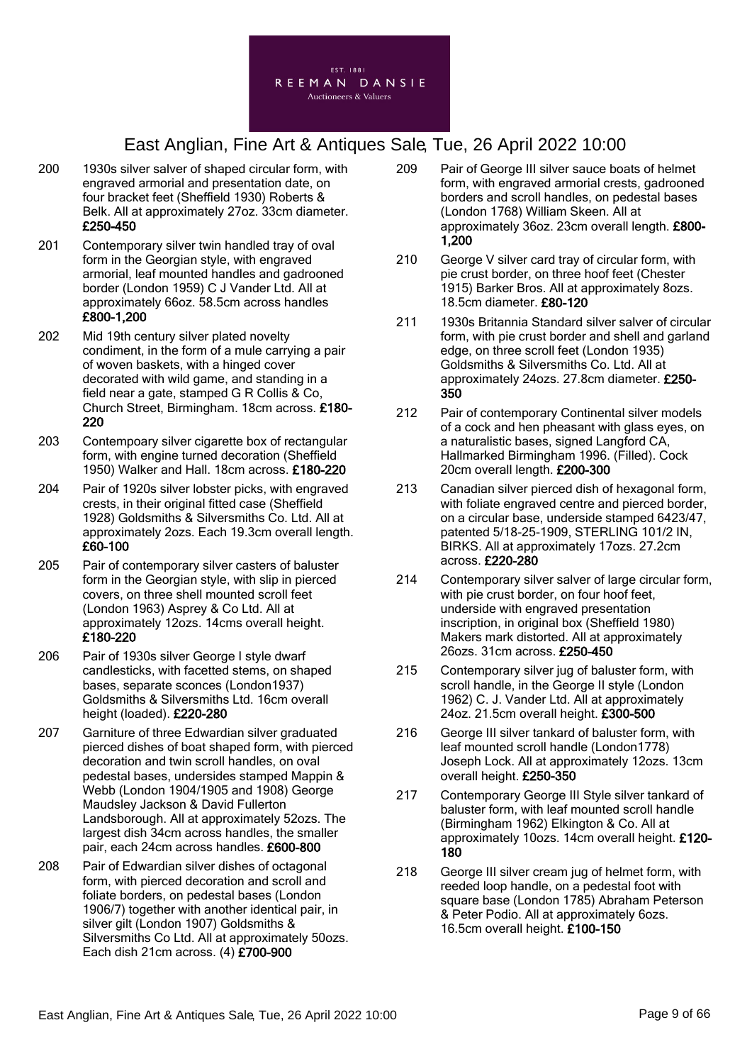200 1930s silver salver of shaped circular form, with engraved armorial and presentation date, on four bracket feet (Sheffield 1930) Roberts & Belk. All at approximately 27oz. 33cm diameter. **£250-450**

201 Contemporary silver twin handled tray of oval form in the Georgian style, with engraved armorial, leaf mounted handles and gadrooned border (London 1959) C J Vander Ltd. All at approximately 66oz. 58.5cm across handles **£800-1,200**

202 Mid 19th century silver plated novelty condiment, in the form of a mule carrying a pair of woven baskets, with a hinged cover decorated with wild game, and standing in a field near a gate, stamped G R Collis & Co, Church Street, Birmingham. 18cm across. **£180-220**

203 Contempoary silver cigarette box of rectangular form, with engine turned decoration (Sheffield 1950) Walker and Hall. 18cm across. **£180-220**

204 Pair of 1920s silver lobster picks, with engraved crests, in their original fitted case (Sheffield 1928) Goldsmiths & Silversmiths Co. Ltd. All at approximately 2ozs. Each 19.3cm overall length. **£60-100**

205 Pair of contemporary silver casters of baluster form in the Georgian style, with slip in pierced covers, on three shell mounted scroll feet (London 1963) Asprey & Co Ltd. All at approximately 12ozs. 14cms overall height. **£180-220**

206 Pair of 1930s silver George I style dwarf candlesticks, with facetted stems, on shaped bases, separate sconces (London1937) Goldsmiths & Silversmiths Ltd. 16cm overall height (loaded). **£220-280**

207 Garniture of three Edwardian silver graduated pierced dishes of boat shaped form, with pierced decoration and twin scroll handles, on oval pedestal bases, undersides stamped Mappin & Webb (London 1904/1905 and 1908) George Maudsley Jackson & David Fullerton Landsborough. All at approximately 52ozs. The largest dish 34cm across handles, the smaller pair, each 24cm across handles. **£600-800**

208 Pair of Edwardian silver dishes of octagonal form, with pierced decoration and scroll and foliate borders, on pedestal bases (London 1906/7) together with another identical pair, in silver gilt (London 1907) Goldsmiths & Silversmiths Co Ltd. All at approximately 50ozs. Each dish 21cm across. (4) **£700-900**

209 Pair of George III silver sauce boats of helmet form, with engraved armorial crests, gadrooned borders and scroll handles, on pedestal bases (London 1768) William Skeen. All at approximately 36oz. 23cm overall length. **£800-1,200**

210 George V silver card tray of circular form, with pie crust border, on three hoof feet (Chester 1915) Barker Bros. All at approximately 8ozs. 18.5cm diameter. **£80-120**

211 1930s Britannia Standard silver salver of circular form, with pie crust border and shell and garland edge, on three scroll feet (London 1935) Goldsmiths & Silversmiths Co. Ltd. All at approximately 24ozs. 27.8cm diameter. **£250-350**

212 Pair of contemporary Continental silver models of a cock and hen pheasant with glass eyes, on a naturalistic bases, signed Langford CA, Hallmarked Birmingham 1996. (Filled). Cock 20cm overall length. **£200-300**

213 Canadian silver pierced dish of hexagonal form, with foliate engraved centre and pierced border, on a circular base, underside stamped 6423/47, patented 5/18-25-1909, STERLING 101/2 IN, BIRKS. All at approximately 17ozs. 27.2cm across. **£220-280**

214 Contemporary silver salver of large circular form, with pie crust border, on four hoof feet, underside with engraved presentation inscription, in original box (Sheffield 1980) Makers mark distorted. All at approximately 26ozs. 31cm across. **£250-450**

215 Contemporary silver jug of baluster form, with scroll handle, in the George II style (London 1962) C. J. Vander Ltd. All at approximately 24oz. 21.5cm overall height. **£300-500**

216 George III silver tankard of baluster form, with leaf mounted scroll handle (London1778) Joseph Lock. All at approximately 12ozs. 13cm overall height. **£250-350**

217 Contemporary George III Style silver tankard of baluster form, with leaf mounted scroll handle (Birmingham 1962) Elkington & Co. All at approximately 10ozs. 14cm overall height. **£120-180**

218 George III silver cream jug of helmet form, with reeded loop handle, on a pedestal foot with square base (London 1785) Abraham Peterson & Peter Podio. All at approximately 6ozs. 16.5cm overall height. **£100-150**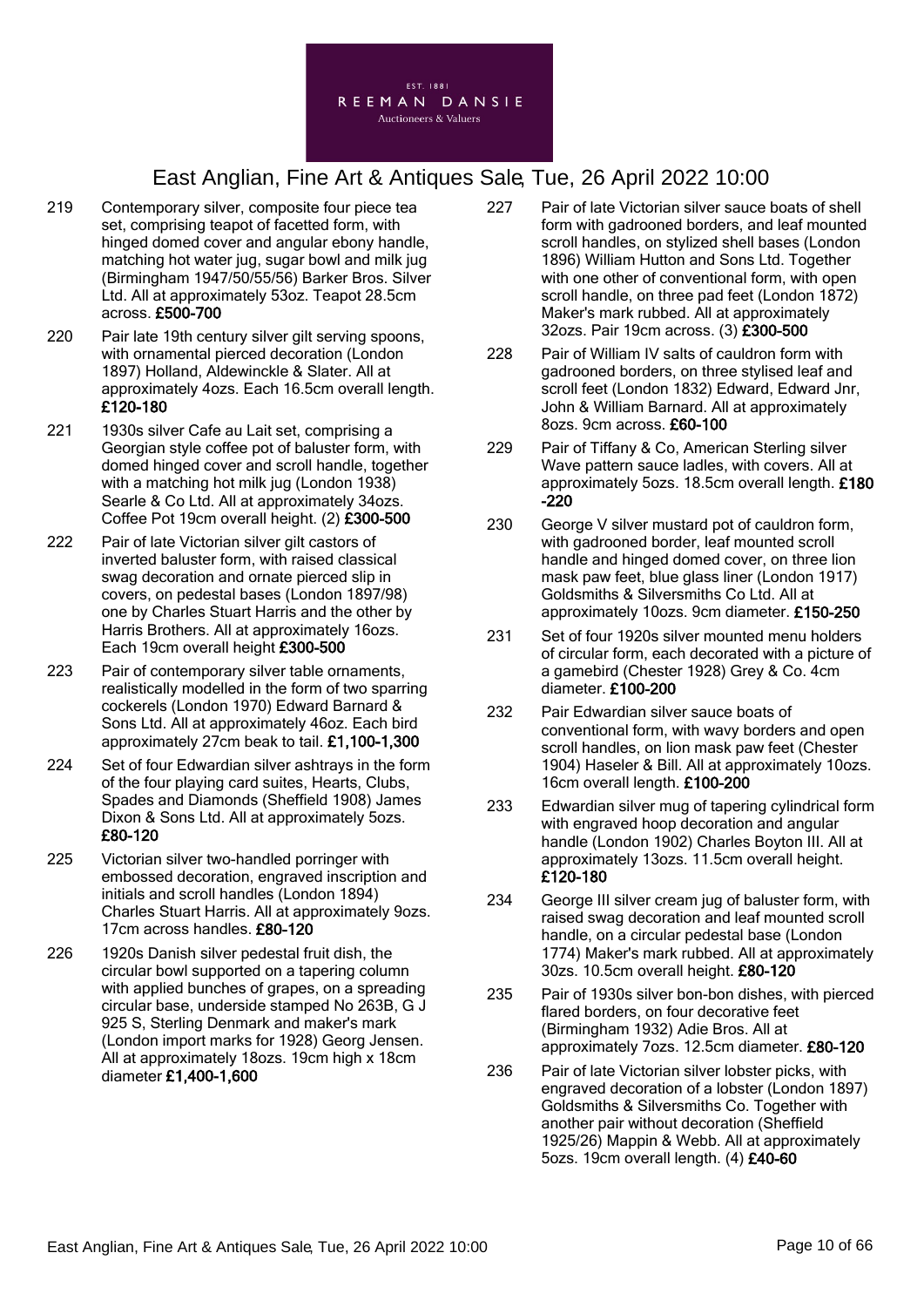EST. 1881
REEMAN DANSIE
Auctioneers & Valuers

# East Anglian, Fine Art & Antiques Sale, Tue, 26 April 2022 10:00

219 Contemporary silver, composite four piece tea set, comprising teapot of facetted form, with hinged domed cover and angular ebony handle, matching hot water jug, sugar bowl and milk jug (Birmingham 1947/50/55/56) Barker Bros. Silver Ltd. All at approximately 53oz. Teapot 28.5cm across. **£500-700**

220 Pair late 19th century silver gilt serving spoons, with ornamental pierced decoration (London 1897) Holland, Aldewinckle & Slater. All at approximately 4ozs. Each 16.5cm overall length. **£120-180**

221 1930s silver Cafe au Lait set, comprising a Georgian style coffee pot of baluster form, with domed hinged cover and scroll handle, together with a matching hot milk jug (London 1938) Searle & Co Ltd. All at approximately 34ozs. Coffee Pot 19cm overall height. (2) **£300-500**

222 Pair of late Victorian silver gilt castors of inverted baluster form, with raised classical swag decoration and ornate pierced slip in covers, on pedestal bases (London 1897/98) one by Charles Stuart Harris and the other by Harris Brothers. All at approximately 16ozs. Each 19cm overall height **£300-500**

223 Pair of contemporary silver table ornaments, realistically modelled in the form of two sparring cockerels (London 1970) Edward Barnard & Sons Ltd. All at approximately 46oz. Each bird approximately 27cm beak to tail. **£1,100-1,300**

224 Set of four Edwardian silver ashtrays in the form of the four playing card suites, Hearts, Clubs, Spades and Diamonds (Sheffield 1908) James Dixon & Sons Ltd. All at approximately 5ozs. **£80-120**

225 Victorian silver two-handled porringer with embossed decoration, engraved inscription and initials and scroll handles (London 1894) Charles Stuart Harris. All at approximately 9ozs. 17cm across handles. **£80-120**

226 1920s Danish silver pedestal fruit dish, the circular bowl supported on a tapering column with applied bunches of grapes, on a spreading circular base, underside stamped No 263B, G J 925 S, Sterling Denmark and maker's mark (London import marks for 1928) Georg Jensen. All at approximately 18ozs. 19cm high x 18cm diameter **£1,400-1,600**

227 Pair of late Victorian silver sauce boats of shell form with gadrooned borders, and leaf mounted scroll handles, on stylized shell bases (London 1896) William Hutton and Sons Ltd. Together with one other of conventional form, with open scroll handle, on three pad feet (London 1872) Maker's mark rubbed. All at approximately 32ozs. Pair 19cm across. (3) **£300-500**

228 Pair of William IV salts of cauldron form with gadrooned borders, on three stylised leaf and scroll feet (London 1832) Edward, Edward Jnr, John & William Barnard. All at approximately 8ozs. 9cm across. **£60-100**

229 Pair of Tiffany & Co, American Sterling silver Wave pattern sauce ladles, with covers. All at approximately 5ozs. 18.5cm overall length. **£180-220**

230 George V silver mustard pot of cauldron form, with gadrooned border, leaf mounted scroll handle and hinged domed cover, on three lion mask paw feet, blue glass liner (London 1917) Goldsmiths & Silversmiths Co Ltd. All at approximately 10ozs. 9cm diameter. **£150-250**

231 Set of four 1920s silver mounted menu holders of circular form, each decorated with a picture of a gamebird (Chester 1928) Grey & Co. 4cm diameter. **£100-200**

232 Pair Edwardian silver sauce boats of conventional form, with wavy borders and open scroll handles, on lion mask paw feet (Chester 1904) Haseler & Bill. All at approximately 10ozs. 16cm overall length. **£100-200**

233 Edwardian silver mug of tapering cylindrical form with engraved hoop decoration and angular handle (London 1902) Charles Boyton III. All at approximately 13ozs. 11.5cm overall height. **£120-180**

234 George III silver cream jug of baluster form, with raised swag decoration and leaf mounted scroll handle, on a circular pedestal base (London 1774) Maker's mark rubbed. All at approximately 3ozs. 10.5cm overall height. **£80-120**

235 Pair of 1930s silver bon-bon dishes, with pierced flared borders, on four decorative feet (Birmingham 1932) Adie Bros. All at approximately 7ozs. 12.5cm diameter. **£80-120**

236 Pair of late Victorian silver lobster picks, with engraved decoration of a lobster (London 1897) Goldsmiths & Silversmiths Co. Together with another pair without decoration (Sheffield 1925/26) Mappin & Webb. All at approximately 5ozs. 19cm overall length. (4) **£40-60**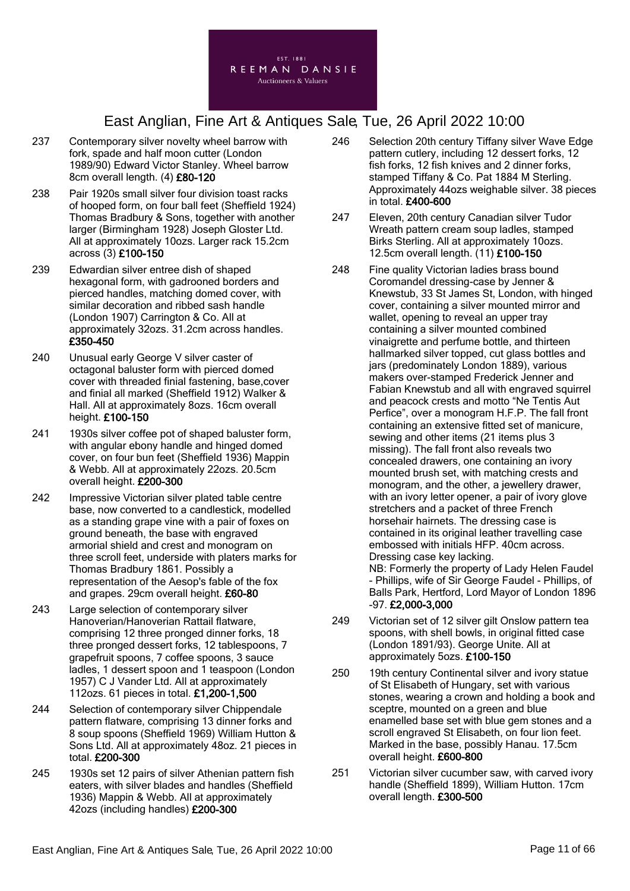237 Contemporary silver novelty wheel barrow with fork, spade and half moon cutter (London 1989/90) Edward Victor Stanley. Wheel barrow 8cm overall length. (4) **£80-120**

238 Pair 1920s small silver four division toast racks of hooped form, on four ball feet (Sheffield 1924) Thomas Bradbury & Sons, together with another larger (Birmingham 1928) Joseph Gloster Ltd. All at approximately 10ozs. Larger rack 15.2cm across (3) **£100-150**

239 Edwardian silver entree dish of shaped hexagonal form, with gadrooned borders and pierced handles, matching domed cover, with similar decoration and ribbed sash handle (London 1907) Carrington & Co. All at approximately 32ozs. 31.2cm across handles. **£350-450**

240 Unusual early George V silver caster of octagonal baluster form with pierced domed cover with threaded finial fastening, base,cover and finial all marked (Sheffield 1912) Walker & Hall. All at approximately 8ozs. 16cm overall height. **£100-150**

241 1930s silver coffee pot of shaped baluster form, with angular ebony handle and hinged domed cover, on four bun feet (Sheffield 1936) Mappin & Webb. All at approximately 22ozs. 20.5cm overall height. **£200-300**

242 Impressive Victorian silver plated table centre base, now converted to a candlestick, modelled as a standing grape vine with a pair of foxes on ground beneath, the base with engraved armorial shield and crest and monogram on three scroll feet, underside with platers marks for Thomas Bradbury 1861. Possibly a representation of the Aesop's fable of the fox and grapes. 29cm overall height. **£60-80**

243 Large selection of contemporary silver Hanoverian/Hanoverian Rattail flatware, comprising 12 three pronged dinner forks, 18 three pronged dessert forks, 12 tablespoons, 7 grapefruit spoons, 7 coffee spoons, 3 sauce ladles, 1 dessert spoon and 1 teaspoon (London 1957) C J Vander Ltd. All at approximately 112ozs. 61 pieces in total. **£1,200-1,500**

244 Selection of contemporary silver Chippendale pattern flatware, comprising 13 dinner forks and 8 soup spoons (Sheffield 1969) William Hutton & Sons Ltd. All at approximately 48oz. 21 pieces in total. **£200-300**

245 1930s set 12 pairs of silver Athenian pattern fish eaters, with silver blades and handles (Sheffield 1936) Mappin & Webb. All at approximately 42ozs (including handles) **£200-300**

246 Selection 20th century Tiffany silver Wave Edge pattern cutlery, including 12 dessert forks, 12 fish forks, 12 fish knives and 2 dinner forks, stamped Tiffany & Co. Pat 1884 M Sterling. Approximately 44ozs weighable silver. 38 pieces in total. **£400-600**

247 Eleven, 20th century Canadian silver Tudor Wreath pattern cream soup ladles, stamped Birks Sterling. All at approximately 10ozs. 12.5cm overall length. (11) **£100-150**

248 Fine quality Victorian ladies brass bound Coromandel dressing-case by Jenner & Knewstub, 33 St James St, London, with hinged cover, containing a silver mounted mirror and wallet, opening to reveal an upper tray containing a silver mounted combined vinaigrette and perfume bottle, and thirteen hallmarked silver topped, cut glass bottles and jars (predominately London 1889), various makers over-stamped Frederick Jenner and Fabian Knewstub and all with engraved squirrel and peacock crests and motto "Ne Tentis Aut Perfice", over a monogram H.F.P. The fall front containing an extensive fitted set of manicure, sewing and other items (21 items plus 3 missing). The fall front also reveals two concealed drawers, one containing an ivory mounted brush set, with matching crests and monogram, and the other, a jewellery drawer, with an ivory letter opener, a pair of ivory glove stretchers and a packet of three French horsehair hairnets. The dressing case is contained in its original leather travelling case embossed with initials HFP. 40cm across. Dressing case key lacking.
NB: Formerly the property of Lady Helen Faudel - Phillips, wife of Sir George Faudel - Phillips, of Balls Park, Hertford, Lord Mayor of London 1896 -97. **£2,000-3,000**

249 Victorian set of 12 silver gilt Onslow pattern tea spoons, with shell bowls, in original fitted case (London 1891/93). George Unite. All at approximately 5ozs. **£100-150**

250 19th century Continental silver and ivory statue of St Elisabeth of Hungary, set with various stones, wearing a crown and holding a book and sceptre, mounted on a green and blue enamelled base set with blue gem stones and a scroll engraved St Elisabeth, on four lion feet. Marked in the base, possibly Hanau. 17.5cm overall height. **£600-800**

251 Victorian silver cucumber saw, with carved ivory handle (Sheffield 1899), William Hutton. 17cm overall length. **£300-500**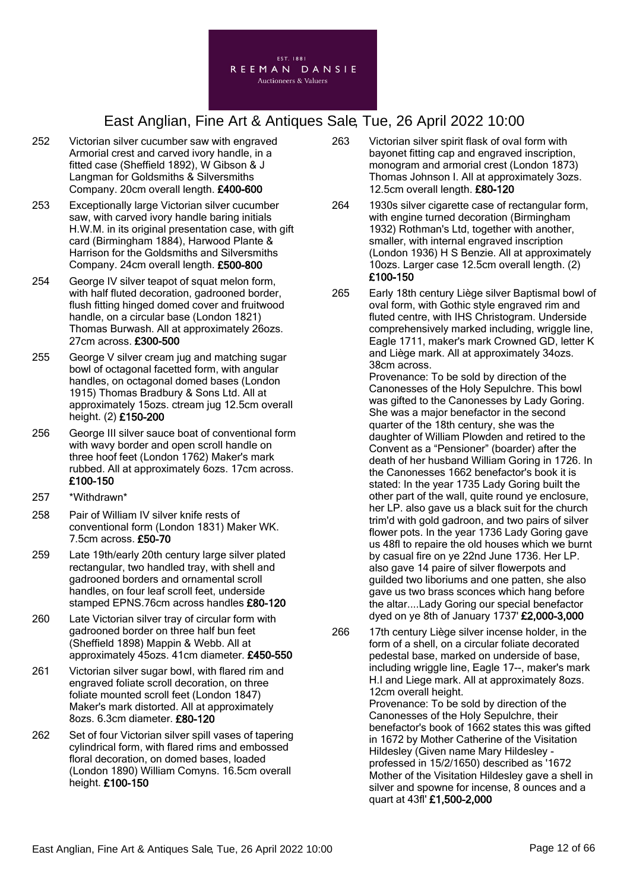EST. 1881
REEMAN DANSIE
Auctioneers & Valuers

# East Anglian, Fine Art & Antiques Sale, Tue, 26 April 2022 10:00

252 Victorian silver cucumber saw with engraved Armorial crest and carved ivory handle, in a fitted case (Sheffield 1892), W Gibson & J Langman for Goldsmiths & Silversmiths Company. 20cm overall length. **£400-600**

253 Exceptionally large Victorian silver cucumber saw, with carved ivory handle baring initials H.W.M. in its original presentation case, with gift card (Birmingham 1884), Harwood Plante & Harrison for the Goldsmiths and Silversmiths Company. 24cm overall length. **£500-800**

254 George IV silver teapot of squat melon form, with half fluted decoration, gadrooned border, flush fitting hinged domed cover and fruitwood handle, on a circular base (London 1821) Thomas Burwash. All at approximately 26ozs. 27cm across. **£300-500**

255 George V silver cream jug and matching sugar bowl of octagonal facetted form, with angular handles, on octagonal domed bases (London 1915) Thomas Bradbury & Sons Ltd. All at approximately 15ozs. ctream jug 12.5cm overall height. (2) **£150-200**

256 George III silver sauce boat of conventional form with wavy border and open scroll handle on three hoof feet (London 1762) Maker's mark rubbed. All at approximately 6ozs. 17cm across. **£100-150**

257 *Withdrawn*

258 Pair of William IV silver knife rests of conventional form (London 1831) Maker WK. 7.5cm across. **£50-70**

259 Late 19th/early 20th century large silver plated rectangular, two handled tray, with shell and gadrooned borders and ornamental scroll handles, on four leaf scroll feet, underside stamped EPNS.76cm across handles **£80-120**

260 Late Victorian silver tray of circular form with gadrooned border on three half bun feet (Sheffield 1898) Mappin & Webb. All at approximately 45ozs. 41cm diameter. **£450-550**

261 Victorian silver sugar bowl, with flared rim and engraved foliate scroll decoration, on three foliate mounted scroll feet (London 1847) Maker's mark distorted. All at approximately 8ozs. 6.3cm diameter. **£80-120**

262 Set of four Victorian silver spill vases of tapering cylindrical form, with flared rims and embossed floral decoration, on domed bases, loaded (London 1890) William Comyns. 16.5cm overall height. **£100-150**

263 Victorian silver spirit flask of oval form with bayonet fitting cap and engraved inscription, monogram and armorial crest (London 1873) Thomas Johnson I. All at approximately 3ozs. 12.5cm overall length. **£80-120**

264 1930s silver cigarette case of rectangular form, with engine turned decoration (Birmingham 1932) Rothman's Ltd, together with another, smaller, with internal engraved inscription (London 1936) H S Benzie. All at approximately 10ozs. Larger case 12.5cm overall length. (2) **£100-150**

265 Early 18th century Liège silver Baptismal bowl of oval form, with Gothic style engraved rim and fluted centre, with IHS Christogram. Underside comprehensively marked including, wriggle line, Eagle 1711, maker's mark Crowned GD, letter K and Liège mark. All at approximately 34ozs. 38cm across.
Provenance: To be sold by direction of the Canonesses of the Holy Sepulchre. This bowl was gifted to the Canonesses by Lady Goring. She was a major benefactor in the second quarter of the 18th century, she was the daughter of William Plowden and retired to the Convent as a "Pensioner" (boarder) after the death of her husband William Goring in 1726. In the Canonesses 1662 benefactor's book it is stated: In the year 1735 Lady Goring built the other part of the wall, quite round ye enclosure, her LP. also gave us a black suit for the church trim'd with gold gadroon, and two pairs of silver flower pots. In the year 1736 Lady Goring gave us 48fl to repaire the old houses which we burnt by casual fire on ye 22nd June 1736. Her LP. also gave 14 paire of silver flowerpots and guilded two liboriums and one patten, she also gave us two brass sconces which hang before the altar....Lady Goring our special benefactor dyed on ye 8th of January 1737' **£2,000-3,000**

266 17th century Liège silver incense holder, in the form of a shell, on a circular foliate decorated pedestal base, marked on underside of base, including wriggle line, Eagle 17--, maker's mark H.I and Liege mark. All at approximately 8ozs. 12cm overall height.
Provenance: To be sold by direction of the Canonesses of the Holy Sepulchre, their benefactor's book of 1662 states this was gifted in 1672 by Mother Catherine of the Visitation Hildesley (Given name Mary Hildesley - professed in 15/2/1650) described as '1672 Mother of the Visitation Hildesley gave a shell in silver and spowne for incense, 8 ounces and a quart at 43fl' **£1,500-2,000**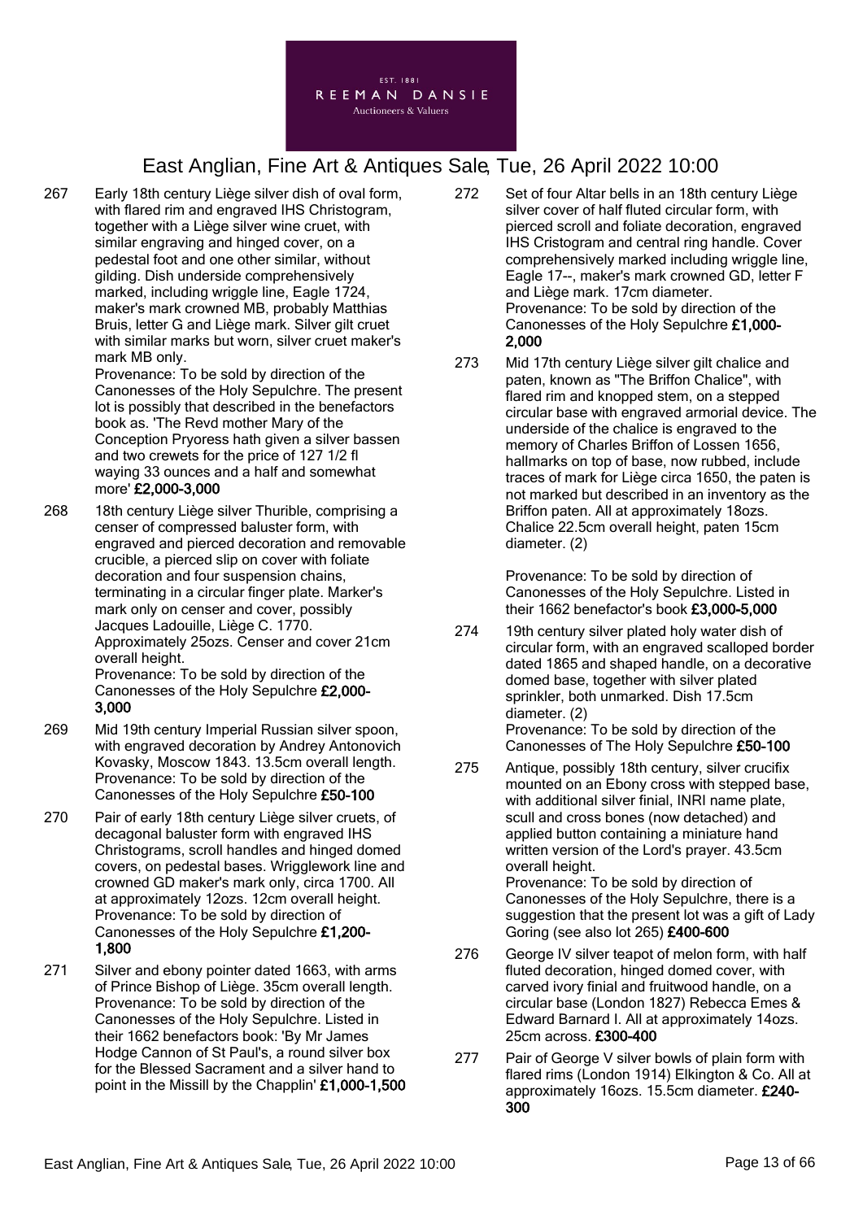267 Early 18th century Liège silver dish of oval form, with flared rim and engraved IHS Christogram, together with a Liège silver wine cruet, with similar engraving and hinged cover, on a pedestal foot and one other similar, without gilding. Dish underside comprehensively marked, including wriggle line, Eagle 1724, maker's mark crowned MB, probably Matthias Bruis, letter G and Liège mark. Silver gilt cruet with similar marks but worn, silver cruet maker's mark MB only.
Provenance: To be sold by direction of the Canonesses of the Holy Sepulchre. The present lot is possibly that described in the benefactors book as. 'The Revd mother Mary of the Conception Pryoress hath given a silver bassen and two crewets for the price of 127 1/2 fl waying 33 ounces and a half and somewhat more' **£2,000-3,000**

268 18th century Liège silver Thurible, comprising a censer of compressed baluster form, with engraved and pierced decoration and removable crucible, a pierced slip on cover with foliate decoration and four suspension chains, terminating in a circular finger plate. Marker's mark only on censer and cover, possibly Jacques Ladouille, Liège C. 1770. Approximately 25ozs. Censer and cover 21cm overall height.
Provenance: To be sold by direction of the Canonesses of the Holy Sepulchre **£2,000-3,000**

269 Mid 19th century Imperial Russian silver spoon, with engraved decoration by Andrey Antonovich Kovasky, Moscow 1843. 13.5cm overall length.
Provenance: To be sold by direction of the Canonesses of the Holy Sepulchre **£50-100**

270 Pair of early 18th century Liège silver cruets, of decagonal baluster form with engraved IHS Christograms, scroll handles and hinged domed covers, on pedestal bases. Wrigglework line and crowned GD maker's mark only, circa 1700. All at approximately 12ozs. 12cm overall height.
Provenance: To be sold by direction of Canonesses of the Holy Sepulchre **£1,200-1,800**

271 Silver and ebony pointer dated 1663, with arms of Prince Bishop of Liège. 35cm overall length.
Provenance: To be sold by direction of the Canonesses of the Holy Sepulchre. Listed in their 1662 benefactors book: 'By Mr James Hodge Cannon of St Paul's, a round silver box for the Blessed Sacrament and a silver hand to point in the Missill by the Chapplin' **£1,000-1,500**

272 Set of four Altar bells in an 18th century Liège silver cover of half fluted circular form, with pierced scroll and foliate decoration, engraved IHS Cristogram and central ring handle. Cover comprehensively marked including wriggle line, Eagle 17--, maker's mark crowned GD, letter F and Liège mark. 17cm diameter.
Provenance: To be sold by direction of the Canonesses of the Holy Sepulchre **£1,000-2,000**

273 Mid 17th century Liège silver gilt chalice and paten, known as "The Briffon Chalice", with flared rim and knopped stem, on a stepped circular base with engraved armorial device. The underside of the chalice is engraved to the memory of Charles Briffon of Lossen 1656, hallmarks on top of base, now rubbed, include traces of mark for Liège circa 1650, the paten is not marked but described in an inventory as the Briffon paten. All at approximately 18ozs. Chalice 22.5cm overall height, paten 15cm diameter. (2)

Provenance: To be sold by direction of Canonesses of the Holy Sepulchre. Listed in their 1662 benefactor's book **£3,000-5,000**

274 19th century silver plated holy water dish of circular form, with an engraved scalloped border dated 1865 and shaped handle, on a decorative domed base, together with silver plated sprinkler, both unmarked. Dish 17.5cm diameter. (2)
Provenance: To be sold by direction of the Canonesses of The Holy Sepulchre **£50-100**

275 Antique, possibly 18th century, silver crucifix mounted on an Ebony cross with stepped base, with additional silver finial, INRI name plate, scull and cross bones (now detached) and applied button containing a miniature hand written version of the Lord's prayer. 43.5cm overall height.
Provenance: To be sold by direction of Canonesses of the Holy Sepulchre, there is a suggestion that the present lot was a gift of Lady Goring (see also lot 265) **£400-600**

276 George IV silver teapot of melon form, with half fluted decoration, hinged domed cover, with carved ivory finial and fruitwood handle, on a circular base (London 1827) Rebecca Emes & Edward Barnard I. All at approximately 14ozs. 25cm across. **£300-400**

277 Pair of George V silver bowls of plain form with flared rims (London 1914) Elkington & Co. All at approximately 16ozs. 15.5cm diameter. **£240-300**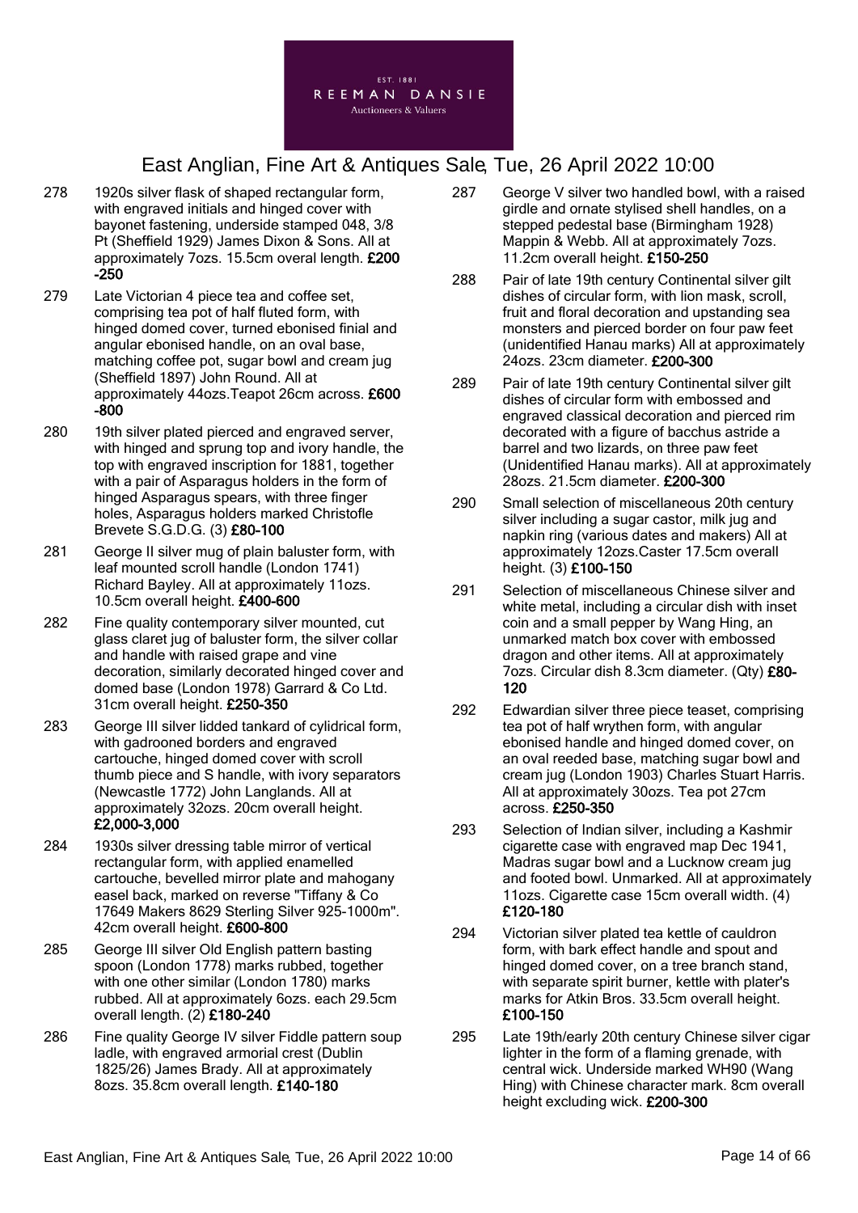278 1920s silver flask of shaped rectangular form, with engraved initials and hinged cover with bayonet fastening, underside stamped 048, 3/8 Pt (Sheffield 1929) James Dixon & Sons. All at approximately 7ozs. 15.5cm overal length. **£200-250**

279 Late Victorian 4 piece tea and coffee set, comprising tea pot of half fluted form, with hinged domed cover, turned ebonised finial and angular ebonised handle, on an oval base, matching coffee pot, sugar bowl and cream jug (Sheffield 1897) John Round. All at approximately 44ozs.Teapot 26cm across. **£600-800**

280 19th silver plated pierced and engraved server, with hinged and sprung top and ivory handle, the top with engraved inscription for 1881, together with a pair of Asparagus holders in the form of hinged Asparagus spears, with three finger holes, Asparagus holders marked Christofle Brevete S.G.D.G. (3) **£80-100**

281 George II silver mug of plain baluster form, with leaf mounted scroll handle (London 1741) Richard Bayley. All at approximately 11ozs. 10.5cm overall height. **£400-600**

282 Fine quality contemporary silver mounted, cut glass claret jug of baluster form, the silver collar and handle with raised grape and vine decoration, similarly decorated hinged cover and domed base (London 1978) Garrard & Co Ltd. 31cm overall height. **£250-350**

283 George III silver lidded tankard of cylidrical form, with gadrooned borders and engraved cartouche, hinged domed cover with scroll thumb piece and S handle, with ivory separators (Newcastle 1772) John Langlands. All at approximately 32ozs. 20cm overall height. **£2,000-3,000**

284 1930s silver dressing table mirror of vertical rectangular form, with applied enamelled cartouche, bevelled mirror plate and mahogany easel back, marked on reverse "Tiffany & Co 17649 Makers 8629 Sterling Silver 925-1000m". 42cm overall height. **£600-800**

285 George III silver Old English pattern basting spoon (London 1778) marks rubbed, together with one other similar (London 1780) marks rubbed. All at approximately 6ozs. each 29.5cm overall length. (2) **£180-240**

286 Fine quality George IV silver Fiddle pattern soup ladle, with engraved armorial crest (Dublin 1825/26) James Brady. All at approximately 8ozs. 35.8cm overall length. **£140-180**

287 George V silver two handled bowl, with a raised girdle and ornate stylised shell handles, on a stepped pedestal base (Birmingham 1928) Mappin & Webb. All at approximately 7ozs. 11.2cm overall height. **£150-250**

288 Pair of late 19th century Continental silver gilt dishes of circular form, with lion mask, scroll, fruit and floral decoration and upstanding sea monsters and pierced border on four paw feet (unidentified Hanau marks) All at approximately 24ozs. 23cm diameter. **£200-300**

289 Pair of late 19th century Continental silver gilt dishes of circular form with embossed and engraved classical decoration and pierced rim decorated with a figure of bacchus astride a barrel and two lizards, on three paw feet (Unidentified Hanau marks). All at approximately 28ozs. 21.5cm diameter. **£200-300**

290 Small selection of miscellaneous 20th century silver including a sugar castor, milk jug and napkin ring (various dates and makers) All at approximately 12ozs.Caster 17.5cm overall height. (3) **£100-150**

291 Selection of miscellaneous Chinese silver and white metal, including a circular dish with inset coin and a small pepper by Wang Hing, an unmarked match box cover with embossed dragon and other items. All at approximately 7ozs. Circular dish 8.3cm diameter. (Qty) **£80-120**

292 Edwardian silver three piece teaset, comprising tea pot of half wrythen form, with angular ebonised handle and hinged domed cover, on an oval reeded base, matching sugar bowl and cream jug (London 1903) Charles Stuart Harris. All at approximately 30ozs. Tea pot 27cm across. **£250-350**

293 Selection of Indian silver, including a Kashmir cigarette case with engraved map Dec 1941, Madras sugar bowl and a Lucknow cream jug and footed bowl. Unmarked. All at approximately 11ozs. Cigarette case 15cm overall width. (4) **£120-180**

294 Victorian silver plated tea kettle of cauldron form, with bark effect handle and spout and hinged domed cover, on a tree branch stand, with separate spirit burner, kettle with plater's marks for Atkin Bros. 33.5cm overall height. **£100-150**

295 Late 19th/early 20th century Chinese silver cigar lighter in the form of a flaming grenade, with central wick. Underside marked WH90 (Wang Hing) with Chinese character mark. 8cm overall height excluding wick. **£200-300**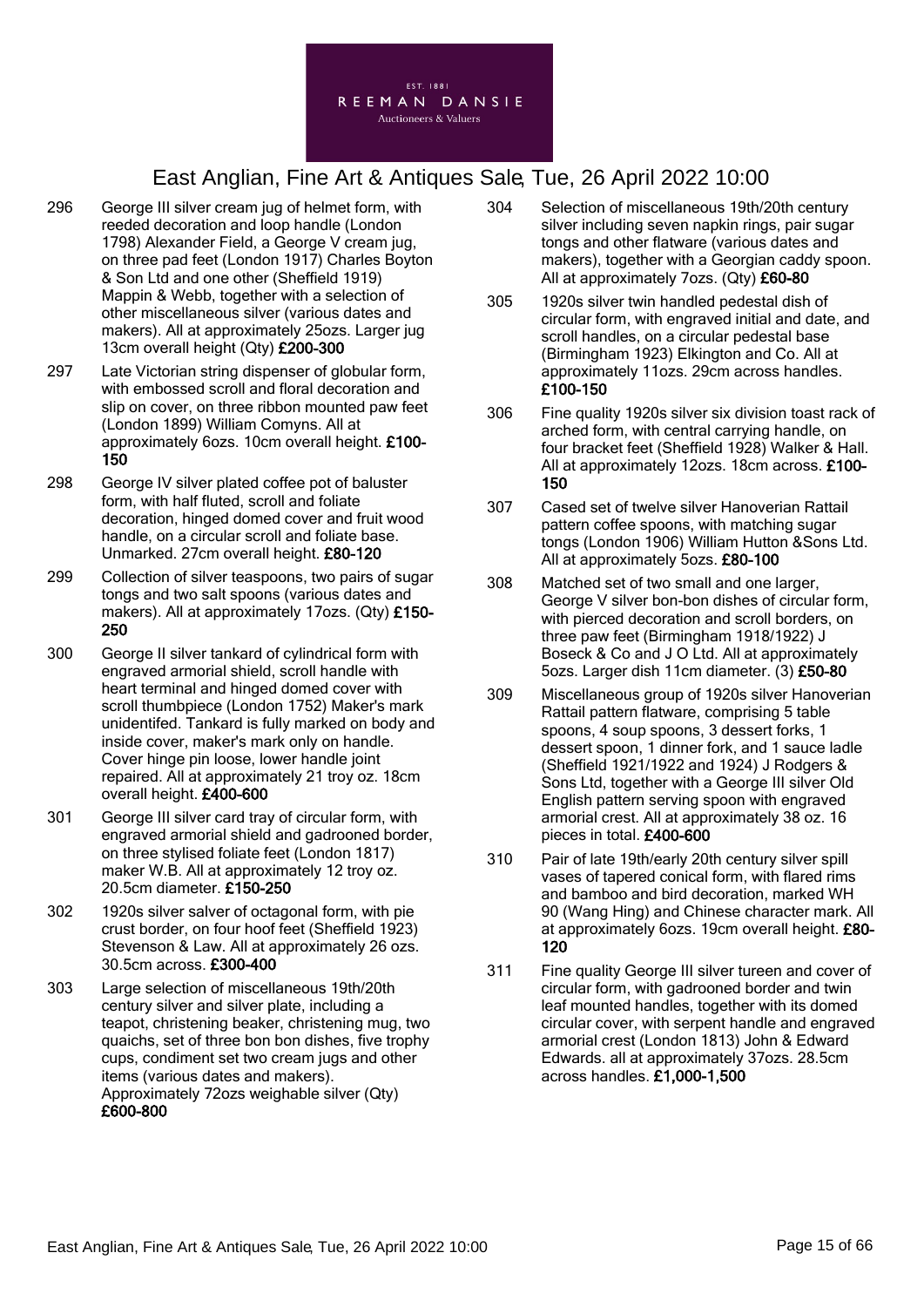296 George III silver cream jug of helmet form, with reeded decoration and loop handle (London 1798) Alexander Field, a George V cream jug, on three pad feet (London 1917) Charles Boyton & Son Ltd and one other (Sheffield 1919) Mappin & Webb, together with a selection of other miscellaneous silver (various dates and makers). All at approximately 25ozs. Larger jug 13cm overall height (Qty) **£200-300**

297 Late Victorian string dispenser of globular form, with embossed scroll and floral decoration and slip on cover, on three ribbon mounted paw feet (London 1899) William Comyns. All at approximately 6ozs. 10cm overall height. **£100-150**

298 George IV silver plated coffee pot of baluster form, with half fluted, scroll and foliate decoration, hinged domed cover and fruit wood handle, on a circular scroll and foliate base. Unmarked. 27cm overall height. **£80-120**

299 Collection of silver teaspoons, two pairs of sugar tongs and two salt spoons (various dates and makers). All at approximately 17ozs. (Qty) **£150-250**

300 George II silver tankard of cylindrical form with engraved armorial shield, scroll handle with heart terminal and hinged domed cover with scroll thumbpiece (London 1752) Maker's mark unidentifed. Tankard is fully marked on body and inside cover, maker's mark only on handle. Cover hinge pin loose, lower handle joint repaired. All at approximately 21 troy oz. 18cm overall height. **£400-600**

301 George III silver card tray of circular form, with engraved armorial shield and gadrooned border, on three stylised foliate feet (London 1817) maker W.B. All at approximately 12 troy oz. 20.5cm diameter. **£150-250**

302 1920s silver salver of octagonal form, with pie crust border, on four hoof feet (Sheffield 1923) Stevenson & Law. All at approximately 26 ozs. 30.5cm across. **£300-400**

303 Large selection of miscellaneous 19th/20th century silver and silver plate, including a teapot, christening beaker, christening mug, two quaichs, set of three bon bon dishes, five trophy cups, condiment set two cream jugs and other items (various dates and makers). Approximately 72ozs weighable silver (Qty) **£600-800**

304 Selection of miscellaneous 19th/20th century silver including seven napkin rings, pair sugar tongs and other flatware (various dates and makers), together with a Georgian caddy spoon. All at approximately 7ozs. (Qty) **£60-80**

305 1920s silver twin handled pedestal dish of circular form, with engraved initial and date, and scroll handles, on a circular pedestal base (Birmingham 1923) Elkington and Co. All at approximately 11ozs. 29cm across handles. **£100-150**

306 Fine quality 1920s silver six division toast rack of arched form, with central carrying handle, on four bracket feet (Sheffield 1928) Walker & Hall. All at approximately 12ozs. 18cm across. **£100-150**

307 Cased set of twelve silver Hanoverian Rattail pattern coffee spoons, with matching sugar tongs (London 1906) William Hutton &Sons Ltd. All at approximately 5ozs. **£80-100**

308 Matched set of two small and one larger, George V silver bon-bon dishes of circular form, with pierced decoration and scroll borders, on three paw feet (Birmingham 1918/1922) J Boseck & Co and J O Ltd. All at approximately 5ozs. Larger dish 11cm diameter. (3) **£50-80**

309 Miscellaneous group of 1920s silver Hanoverian Rattail pattern flatware, comprising 5 table spoons, 4 soup spoons, 3 dessert forks, 1 dessert spoon, 1 dinner fork, and 1 sauce ladle (Sheffield 1921/1922 and 1924) J Rodgers & Sons Ltd, together with a George III silver Old English pattern serving spoon with engraved armorial crest. All at approximately 38 oz. 16 pieces in total. **£400-600**

310 Pair of late 19th/early 20th century silver spill vases of tapered conical form, with flared rims and bamboo and bird decoration, marked WH 90 (Wang Hing) and Chinese character mark. All at approximately 6ozs. 19cm overall height. **£80-120**

311 Fine quality George III silver tureen and cover of circular form, with gadrooned border and twin leaf mounted handles, together with its domed circular cover, with serpent handle and engraved armorial crest (London 1813) John & Edward Edwards. all at approximately 37ozs. 28.5cm across handles. **£1,000-1,500**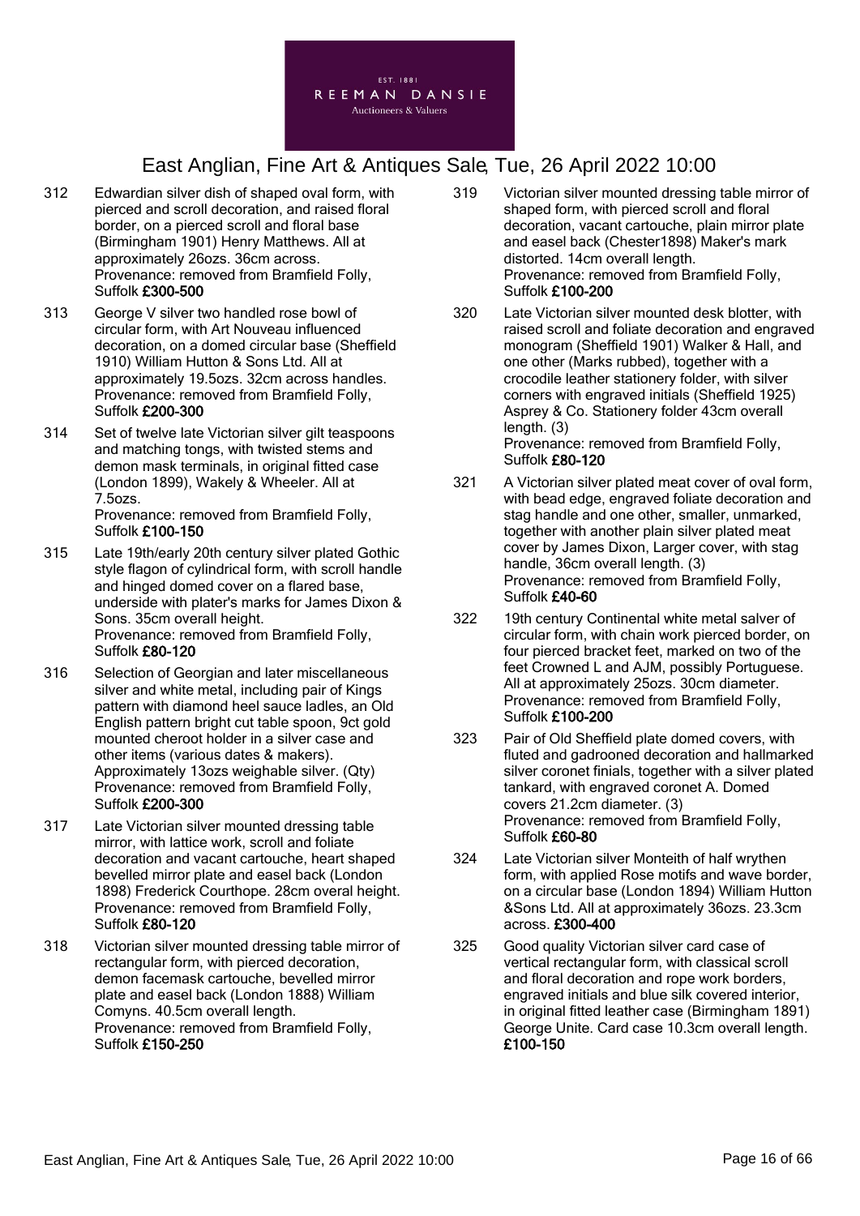312 Edwardian silver dish of shaped oval form, with pierced and scroll decoration, and raised floral border, on a pierced scroll and floral base (Birmingham 1901) Henry Matthews. All at approximately 26ozs. 36cm across.
Provenance: removed from Bramfield Folly, Suffolk **£300-500**

313 George V silver two handled rose bowl of circular form, with Art Nouveau influenced decoration, on a domed circular base (Sheffield 1910) William Hutton & Sons Ltd. All at approximately 19.5ozs. 32cm across handles.
Provenance: removed from Bramfield Folly, Suffolk **£200-300**

314 Set of twelve late Victorian silver gilt teaspoons and matching tongs, with twisted stems and demon mask terminals, in original fitted case (London 1899), Wakely & Wheeler. All at 7.5ozs.
Provenance: removed from Bramfield Folly, Suffolk **£100-150**

315 Late 19th/early 20th century silver plated Gothic style flagon of cylindrical form, with scroll handle and hinged domed cover on a flared base, underside with plater's marks for James Dixon & Sons. 35cm overall height.
Provenance: removed from Bramfield Folly, Suffolk **£80-120**

316 Selection of Georgian and later miscellaneous silver and white metal, including pair of Kings pattern with diamond heel sauce ladles, an Old English pattern bright cut table spoon, 9ct gold mounted cheroot holder in a silver case and other items (various dates & makers). Approximately 13ozs weighable silver. (Qty)
Provenance: removed from Bramfield Folly, Suffolk **£200-300**

317 Late Victorian silver mounted dressing table mirror, with lattice work, scroll and foliate decoration and vacant cartouche, heart shaped bevelled mirror plate and easel back (London 1898) Frederick Courthope. 28cm overal height.
Provenance: removed from Bramfield Folly, Suffolk **£80-120**

318 Victorian silver mounted dressing table mirror of rectangular form, with pierced decoration, demon facemask cartouche, bevelled mirror plate and easel back (London 1888) William Comyns. 40.5cm overall length.
Provenance: removed from Bramfield Folly, Suffolk **£150-250**

319 Victorian silver mounted dressing table mirror of shaped form, with pierced scroll and floral decoration, vacant cartouche, plain mirror plate and easel back (Chester1898) Maker's mark distorted. 14cm overall length.
Provenance: removed from Bramfield Folly, Suffolk **£100-200**

320 Late Victorian silver mounted desk blotter, with raised scroll and foliate decoration and engraved monogram (Sheffield 1901) Walker & Hall, and one other (Marks rubbed), together with a crocodile leather stationery folder, with silver corners with engraved initials (Sheffield 1925) Asprey & Co. Stationery folder 43cm overall length. (3)
Provenance: removed from Bramfield Folly, Suffolk **£80-120**

321 A Victorian silver plated meat cover of oval form, with bead edge, engraved foliate decoration and stag handle and one other, smaller, unmarked, together with another plain silver plated meat cover by James Dixon, Larger cover, with stag handle, 36cm overall length. (3)
Provenance: removed from Bramfield Folly, Suffolk **£40-60**

322 19th century Continental white metal salver of circular form, with chain work pierced border, on four pierced bracket feet, marked on two of the feet Crowned L and AJM, possibly Portuguese. All at approximately 25ozs. 30cm diameter.
Provenance: removed from Bramfield Folly, Suffolk **£100-200**

323 Pair of Old Sheffield plate domed covers, with fluted and gadrooned decoration and hallmarked silver coronet finials, together with a silver plated tankard, with engraved coronet A. Domed covers 21.2cm diameter. (3)
Provenance: removed from Bramfield Folly, Suffolk **£60-80**

324 Late Victorian silver Monteith of half wrythen form, with applied Rose motifs and wave border, on a circular base (London 1894) William Hutton &Sons Ltd. All at approximately 36ozs. 23.3cm across. **£300-400**

325 Good quality Victorian silver card case of vertical rectangular form, with classical scroll and floral decoration and rope work borders, engraved initials and blue silk covered interior, in original fitted leather case (Birmingham 1891) George Unite. Card case 10.3cm overall length. **£100-150**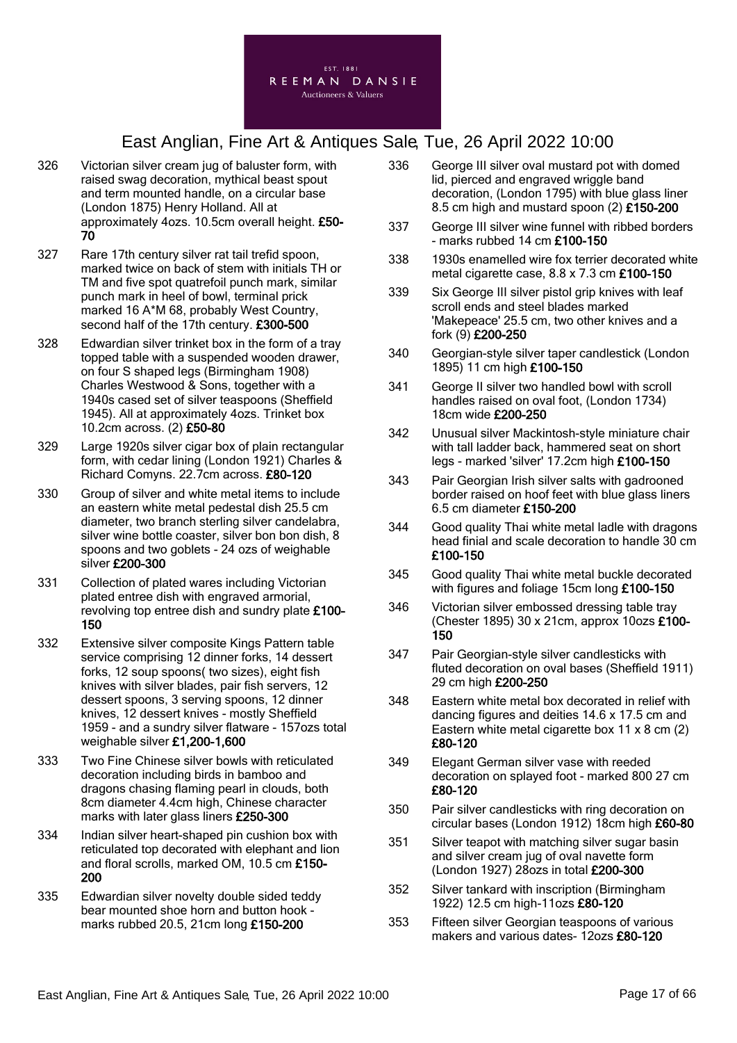# East Anglian, Fine Art & Antiques Sale, Tue, 26 April 2022 10:00

326 Victorian silver cream jug of baluster form, with raised swag decoration, mythical beast spout and term mounted handle, on a circular base (London 1875) Henry Holland. All at approximately 4ozs. 10.5cm overall height. **£50-70**

327 Rare 17th century silver rat tail trefid spoon, marked twice on back of stem with initials TH or TM and five spot quatrefoil punch mark, similar punch mark in heel of bowl, terminal prick marked 16 A*M 68, probably West Country, second half of the 17th century. **£300-500**

328 Edwardian silver trinket box in the form of a tray topped table with a suspended wooden drawer, on four S shaped legs (Birmingham 1908) Charles Westwood & Sons, together with a 1940s cased set of silver teaspoons (Sheffield 1945). All at approximately 4ozs. Trinket box 10.2cm across. (2) **£50-80**

329 Large 1920s silver cigar box of plain rectangular form, with cedar lining (London 1921) Charles & Richard Comyns. 22.7cm across. **£80-120**

330 Group of silver and white metal items to include an eastern white metal pedestal dish 25.5 cm diameter, two branch sterling silver candelabra, silver wine bottle coaster, silver bon bon dish, 8 spoons and two goblets - 24 ozs of weighable silver **£200-300**

331 Collection of plated wares including Victorian plated entree dish with engraved armorial, revolving top entree dish and sundry plate **£100-150**

332 Extensive silver composite Kings Pattern table service comprising 12 dinner forks, 14 dessert forks, 12 soup spoons( two sizes), eight fish knives with silver blades, pair fish servers, 12 dessert spoons, 3 serving spoons, 12 dinner knives, 12 dessert knives - mostly Sheffield 1959 - and a sundry silver flatware - 157ozs total weighable silver **£1,200-1,600**

333 Two Fine Chinese silver bowls with reticulated decoration including birds in bamboo and dragons chasing flaming pearl in clouds, both 8cm diameter 4.4cm high, Chinese character marks with later glass liners **£250-300**

334 Indian silver heart-shaped pin cushion box with reticulated top decorated with elephant and lion and floral scrolls, marked OM, 10.5 cm **£150-200**

335 Edwardian silver novelty double sided teddy bear mounted shoe horn and button hook - marks rubbed 20.5, 21cm long **£150-200**

336 George III silver oval mustard pot with domed lid, pierced and engraved wriggle band decoration, (London 1795) with blue glass liner 8.5 cm high and mustard spoon (2) **£150-200**

337 George III silver wine funnel with ribbed borders - marks rubbed 14 cm **£100-150**

338 1930s enamelled wire fox terrier decorated white metal cigarette case, 8.8 x 7.3 cm **£100-150**

339 Six George III silver pistol grip knives with leaf scroll ends and steel blades marked 'Makepeace' 25.5 cm, two other knives and a fork (9) **£200-250**

340 Georgian-style silver taper candlestick (London 1895) 11 cm high **£100-150**

341 George II silver two handled bowl with scroll handles raised on oval foot, (London 1734) 18cm wide **£200-250**

342 Unusual silver Mackintosh-style miniature chair with tall ladder back, hammered seat on short legs - marked 'silver' 17.2cm high **£100-150**

343 Pair Georgian Irish silver salts with gadrooned border raised on hoof feet with blue glass liners 6.5 cm diameter **£150-200**

344 Good quality Thai white metal ladle with dragons head finial and scale decoration to handle 30 cm **£100-150**

345 Good quality Thai white metal buckle decorated with figures and foliage 15cm long **£100-150**

346 Victorian silver embossed dressing table tray (Chester 1895) 30 x 21cm, approx 10ozs **£100-150**

347 Pair Georgian-style silver candlesticks with fluted decoration on oval bases (Sheffield 1911) 29 cm high **£200-250**

348 Eastern white metal box decorated in relief with dancing figures and deities 14.6 x 17.5 cm and Eastern white metal cigarette box 11 x 8 cm (2) **£80-120**

349 Elegant German silver vase with reeded decoration on splayed foot - marked 800 27 cm **£80-120**

350 Pair silver candlesticks with ring decoration on circular bases (London 1912) 18cm high **£60-80**

351 Silver teapot with matching silver sugar basin and silver cream jug of oval navette form (London 1927) 28ozs in total **£200-300**

352 Silver tankard with inscription (Birmingham 1922) 12.5 cm high-11ozs **£80-120**

353 Fifteen silver Georgian teaspoons of various makers and various dates- 12ozs **£80-120**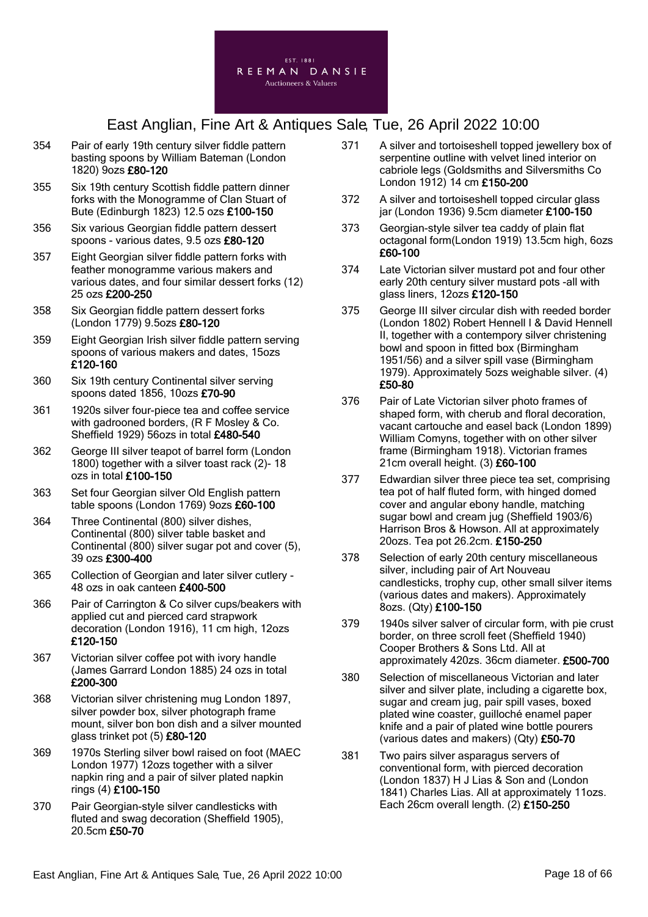354 Pair of early 19th century silver fiddle pattern basting spoons by William Bateman (London 1820) 9ozs **£80-120**

355 Six 19th century Scottish fiddle pattern dinner forks with the Monogramme of Clan Stuart of Bute (Edinburgh 1823) 12.5 ozs **£100-150**

356 Six various Georgian fiddle pattern dessert spoons - various dates, 9.5 ozs **£80-120**

357 Eight Georgian silver fiddle pattern forks with feather monogramme various makers and various dates, and four similar dessert forks (12) 25 ozs **£200-250**

358 Six Georgian fiddle pattern dessert forks (London 1779) 9.5ozs **£80-120**

359 Eight Georgian Irish silver fiddle pattern serving spoons of various makers and dates, 15ozs **£120-160**

360 Six 19th century Continental silver serving spoons dated 1856, 10ozs **£70-90**

361 1920s silver four-piece tea and coffee service with gadrooned borders, (R F Mosley & Co. Sheffield 1929) 56ozs in total **£480-540**

362 George III silver teapot of barrel form (London 1800) together with a silver toast rack (2)- 18 ozs in total **£100-150**

363 Set four Georgian silver Old English pattern table spoons (London 1769) 9ozs **£60-100**

364 Three Continental (800) silver dishes, Continental (800) silver table basket and Continental (800) silver sugar pot and cover (5), 39 ozs **£300-400**

365 Collection of Georgian and later silver cutlery - 48 ozs in oak canteen **£400-500**

366 Pair of Carrington & Co silver cups/beakers with applied cut and pierced card strapwork decoration (London 1916), 11 cm high, 12ozs **£120-150**

367 Victorian silver coffee pot with ivory handle (James Garrard London 1885) 24 ozs in total **£200-300**

368 Victorian silver christening mug London 1897, silver powder box, silver photograph frame mount, silver bon bon dish and a silver mounted glass trinket pot (5) **£80-120**

369 1970s Sterling silver bowl raised on foot (MAEC London 1977) 12ozs together with a silver napkin ring and a pair of silver plated napkin rings (4) **£100-150**

370 Pair Georgian-style silver candlesticks with fluted and swag decoration (Sheffield 1905), 20.5cm **£50-70**

371 A silver and tortoiseshell topped jewellery box of serpentine outline with velvet lined interior on cabriole legs (Goldsmiths and Silversmiths Co London 1912) 14 cm **£150-200**

372 A silver and tortoiseshell topped circular glass jar (London 1936) 9.5cm diameter **£100-150**

373 Georgian-style silver tea caddy of plain flat octagonal form(London 1919) 13.5cm high, 6ozs **£60-100**

374 Late Victorian silver mustard pot and four other early 20th century silver mustard pots -all with glass liners, 12ozs **£120-150**

375 George III silver circular dish with reeded border (London 1802) Robert Hennell I & David Hennell II, together with a contempory silver christening bowl and spoon in fitted box (Birmingham 1951/56) and a silver spill vase (Birmingham 1979). Approximately 5ozs weighable silver. (4) **£50-80**

376 Pair of Late Victorian silver photo frames of shaped form, with cherub and floral decoration, vacant cartouche and easel back (London 1899) William Comyns, together with on other silver frame (Birmingham 1918). Victorian frames 21cm overall height. (3) **£60-100**

377 Edwardian silver three piece tea set, comprising tea pot of half fluted form, with hinged domed cover and angular ebony handle, matching sugar bowl and cream jug (Sheffield 1903/6) Harrison Bros & Howson. All at approximately 20ozs. Tea pot 26.2cm. **£150-250**

378 Selection of early 20th century miscellaneous silver, including pair of Art Nouveau candlesticks, trophy cup, other small silver items (various dates and makers). Approximately 8ozs. (Qty) **£100-150**

379 1940s silver salver of circular form, with pie crust border, on three scroll feet (Sheffield 1940) Cooper Brothers & Sons Ltd. All at approximately 42Ozs. 36cm diameter. **£500-700**

380 Selection of miscellaneous Victorian and later silver and silver plate, including a cigarette box, sugar and cream jug, pair spill vases, boxed plated wine coaster, guilloché enamel paper knife and a pair of plated wine bottle pourers (various dates and makers) (Qty) **£50-70**

381 Two pairs silver asparagus servers of conventional form, with pierced decoration (London 1837) H J Lias & Son and (London 1841) Charles Lias. All at approximately 11ozs. Each 26cm overall length. (2) **£150-250**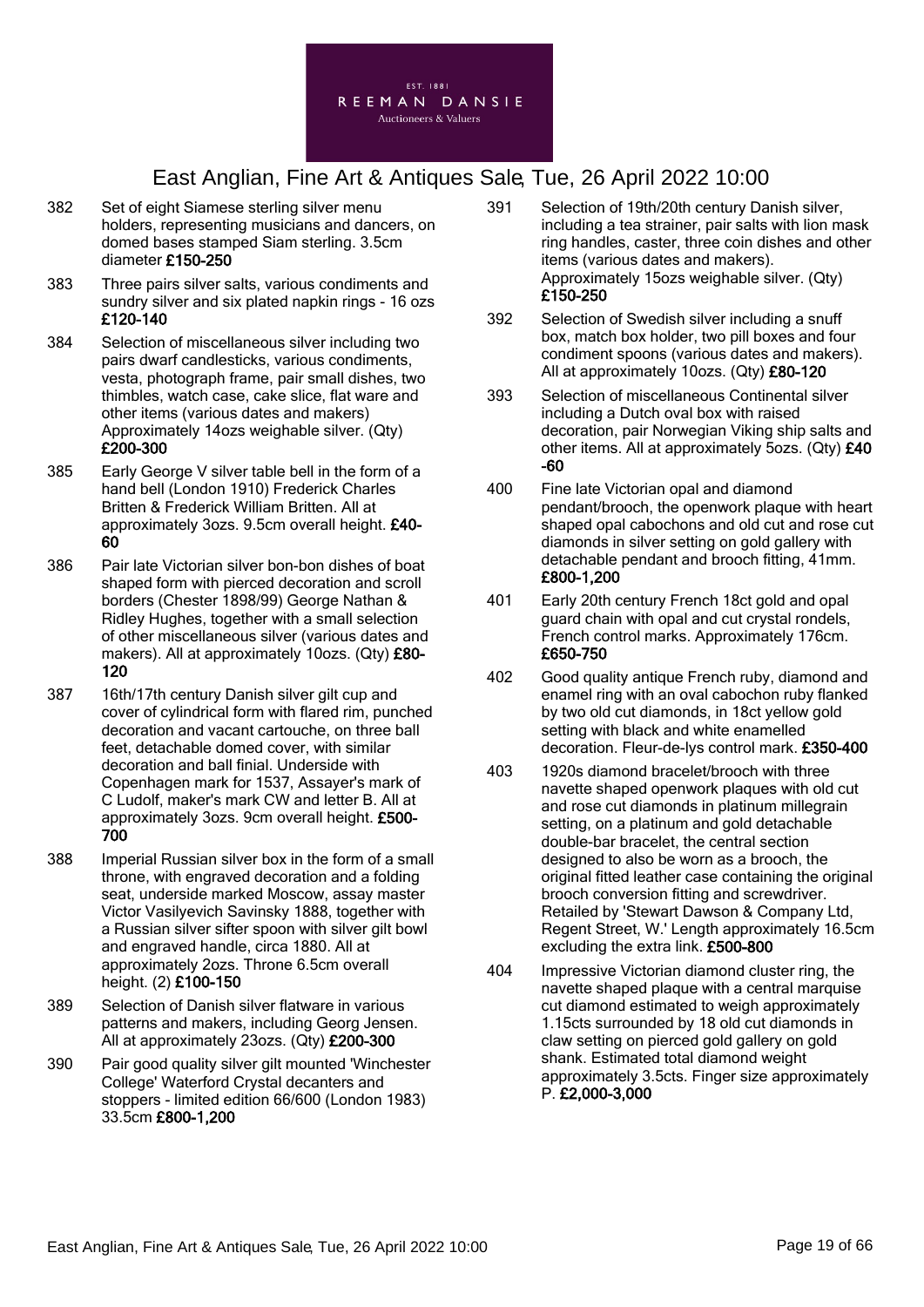EST. 1881
REEMAN DANSIE
Auctioneers & Valuers

# East Anglian, Fine Art & Antiques Sale, Tue, 26 April 2022 10:00

382 Set of eight Siamese sterling silver menu holders, representing musicians and dancers, on domed bases stamped Siam sterling. 3.5cm diameter **£150-250**

383 Three pairs silver salts, various condiments and sundry silver and six plated napkin rings - 16 ozs **£120-140**

384 Selection of miscellaneous silver including two pairs dwarf candlesticks, various condiments, vesta, photograph frame, pair small dishes, two thimbles, watch case, cake slice, flat ware and other items (various dates and makers) Approximately 14ozs weighable silver. (Qty) **£200-300**

385 Early George V silver table bell in the form of a hand bell (London 1910) Frederick Charles Britten & Frederick William Britten. All at approximately 3ozs. 9.5cm overall height. **£40-60**

386 Pair late Victorian silver bon-bon dishes of boat shaped form with pierced decoration and scroll borders (Chester 1898/99) George Nathan & Ridley Hughes, together with a small selection of other miscellaneous silver (various dates and makers). All at approximately 10ozs. (Qty) **£80-120**

387 16th/17th century Danish silver gilt cup and cover of cylindrical form with flared rim, punched decoration and vacant cartouche, on three ball feet, detachable domed cover, with similar decoration and ball finial. Underside with Copenhagen mark for 1537, Assayer's mark of C Ludolf, maker's mark CW and letter B. All at approximately 3ozs. 9cm overall height. **£500-700**

388 Imperial Russian silver box in the form of a small throne, with engraved decoration and a folding seat, underside marked Moscow, assay master Victor Vasilyevich Savinsky 1888, together with a Russian silver sifter spoon with silver gilt bowl and engraved handle, circa 1880. All at approximately 2ozs. Throne 6.5cm overall height. (2) **£100-150**

389 Selection of Danish silver flatware in various patterns and makers, including Georg Jensen. All at approximately 23ozs. (Qty) **£200-300**

390 Pair good quality silver gilt mounted 'Winchester College' Waterford Crystal decanters and stoppers - limited edition 66/600 (London 1983) 33.5cm **£800-1,200**

391 Selection of 19th/20th century Danish silver, including a tea strainer, pair salts with lion mask ring handles, caster, three coin dishes and other items (various dates and makers). Approximately 15ozs weighable silver. (Qty) **£150-250**

392 Selection of Swedish silver including a snuff box, match box holder, two pill boxes and four condiment spoons (various dates and makers). All at approximately 10ozs. (Qty) **£80-120**

393 Selection of miscellaneous Continental silver including a Dutch oval box with raised decoration, pair Norwegian Viking ship salts and other items. All at approximately 5ozs. (Qty) **£40-60**

400 Fine late Victorian opal and diamond pendant/brooch, the openwork plaque with heart shaped opal cabochons and old cut and rose cut diamonds in silver setting on gold gallery with detachable pendant and brooch fitting, 41mm. **£800-1,200**

401 Early 20th century French 18ct gold and opal guard chain with opal and cut crystal rondels, French control marks. Approximately 176cm. **£650-750**

402 Good quality antique French ruby, diamond and enamel ring with an oval cabochon ruby flanked by two old cut diamonds, in 18ct yellow gold setting with black and white enamelled decoration. Fleur-de-lys control mark. **£350-400**

403 1920s diamond bracelet/brooch with three navette shaped openwork plaques with old cut and rose cut diamonds in platinum millegrain setting, on a platinum and gold detachable double-bar bracelet, the central section designed to also be worn as a brooch, the original fitted leather case containing the original brooch conversion fitting and screwdriver. Retailed by 'Stewart Dawson & Company Ltd, Regent Street, W.' Length approximately 16.5cm excluding the extra link. **£500-800**

404 Impressive Victorian diamond cluster ring, the navette shaped plaque with a central marquise cut diamond estimated to weigh approximately 1.15cts surrounded by 18 old cut diamonds in claw setting on pierced gold gallery on gold shank. Estimated total diamond weight approximately 3.5cts. Finger size approximately P. **£2,000-3,000**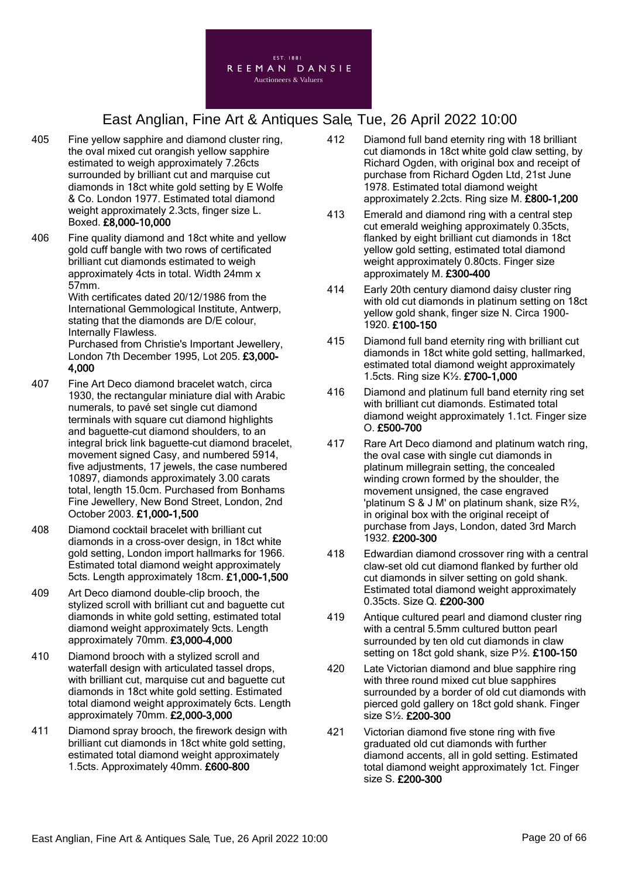EST. 1881
REEMAN DANSIE
Auctioneers & Valuers

# East Anglian, Fine Art & Antiques Sale, Tue, 26 April 2022 10:00

405 Fine yellow sapphire and diamond cluster ring, the oval mixed cut orangish yellow sapphire estimated to weigh approximately 7.26cts surrounded by brilliant cut and marquise cut diamonds in 18ct white gold setting by E Wolfe & Co. London 1977. Estimated total diamond weight approximately 2.3cts, finger size L. Boxed. **£8,000-10,000**

406 Fine quality diamond and 18ct white and yellow gold cuff bangle with two rows of certificated brilliant cut diamonds estimated to weigh approximately 4cts in total. Width 24mm x 57mm.
With certificates dated 20/12/1986 from the International Gemmological Institute, Antwerp, stating that the diamonds are D/E colour, Internally Flawless.
Purchased from Christie's Important Jewellery, London 7th December 1995, Lot 205. **£3,000-4,000**

407 Fine Art Deco diamond bracelet watch, circa 1930, the rectangular miniature dial with Arabic numerals, to pavé set single cut diamond terminals with square cut diamond highlights and baguette-cut diamond shoulders, to an integral brick link baguette-cut diamond bracelet, movement signed Casy, and numbered 5914, five adjustments, 17 jewels, the case numbered 10897, diamonds approximately 3.00 carats total, length 15.0cm. Purchased from Bonhams Fine Jewellery, New Bond Street, London, 2nd October 2003. **£1,000-1,500**

408 Diamond cocktail bracelet with brilliant cut diamonds in a cross-over design, in 18ct white gold setting, London import hallmarks for 1966. Estimated total diamond weight approximately 5cts. Length approximately 18cm. **£1,000-1,500**

409 Art Deco diamond double-clip brooch, the stylized scroll with brilliant cut and baguette cut diamonds in white gold setting, estimated total diamond weight approximately 9cts. Length approximately 70mm. **£3,000-4,000**

410 Diamond brooch with a stylized scroll and waterfall design with articulated tassel drops, with brilliant cut, marquise cut and baguette cut diamonds in 18ct white gold setting. Estimated total diamond weight approximately 6cts. Length approximately 70mm. **£2,000-3,000**

411 Diamond spray brooch, the firework design with brilliant cut diamonds in 18ct white gold setting, estimated total diamond weight approximately 1.5cts. Approximately 40mm. **£600-800**

412 Diamond full band eternity ring with 18 brilliant cut diamonds in 18ct white gold claw setting, by Richard Ogden, with original box and receipt of purchase from Richard Ogden Ltd, 21st June 1978. Estimated total diamond weight approximately 2.2cts. Ring size M. **£800-1,200**

413 Emerald and diamond ring with a central step cut emerald weighing approximately 0.35cts, flanked by eight brilliant cut diamonds in 18ct yellow gold setting, estimated total diamond weight approximately 0.80cts. Finger size approximately M. **£300-400**

414 Early 20th century diamond daisy cluster ring with old cut diamonds in platinum setting on 18ct yellow gold shank, finger size N. Circa 1900-1920. **£100-150**

415 Diamond full band eternity ring with brilliant cut diamonds in 18ct white gold setting, hallmarked, estimated total diamond weight approximately 1.5cts. Ring size K½. **£700-1,000**

416 Diamond and platinum full band eternity ring set with brilliant cut diamonds. Estimated total diamond weight approximately 1.1ct. Finger size O. **£500-700**

417 Rare Art Deco diamond and platinum watch ring, the oval case with single cut diamonds in platinum millegrain setting, the concealed winding crown formed by the shoulder, the movement unsigned, the case engraved 'platinum S & J M' on platinum shank, size R½, in original box with the original receipt of purchase from Jays, London, dated 3rd March 1932. **£200-300**

418 Edwardian diamond crossover ring with a central claw-set old cut diamond flanked by further old cut diamonds in silver setting on gold shank. Estimated total diamond weight approximately 0.35cts. Size Q. **£200-300**

419 Antique cultured pearl and diamond cluster ring with a central 5.5mm cultured button pearl surrounded by ten old cut diamonds in claw setting on 18ct gold shank, size P½. **£100-150**

420 Late Victorian diamond and blue sapphire ring with three round mixed cut blue sapphires surrounded by a border of old cut diamonds with pierced gold gallery on 18ct gold shank. Finger size S½. **£200-300**

421 Victorian diamond five stone ring with five graduated old cut diamonds with further diamond accents, all in gold setting. Estimated total diamond weight approximately 1ct. Finger size S. **£200-300**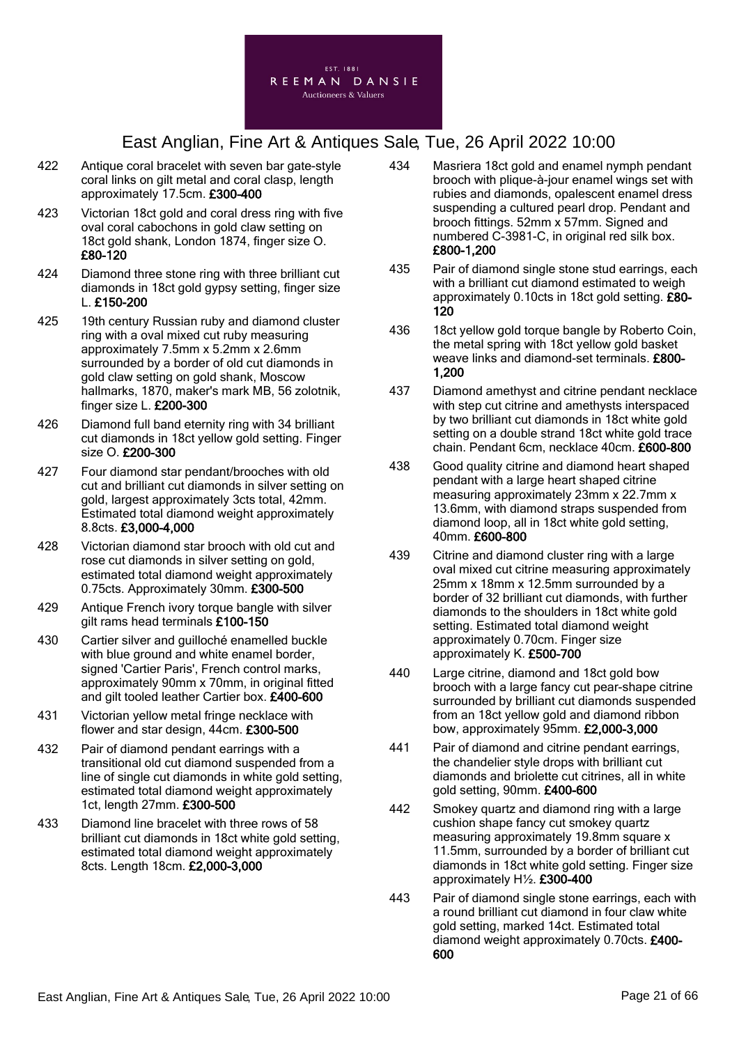EST. 1881
REEMAN DANSIE
Auctioneers & Valuers

# East Anglian, Fine Art & Antiques Sale, Tue, 26 April 2022 10:00

422 Antique coral bracelet with seven bar gate-style coral links on gilt metal and coral clasp, length approximately 17.5cm. **£300-400**

423 Victorian 18ct gold and coral dress ring with five oval coral cabochons in gold claw setting on 18ct gold shank, London 1874, finger size O. **£80-120**

424 Diamond three stone ring with three brilliant cut diamonds in 18ct gold gypsy setting, finger size L. **£150-200**

425 19th century Russian ruby and diamond cluster ring with a oval mixed cut ruby measuring approximately 7.5mm x 5.2mm x 2.6mm surrounded by a border of old cut diamonds in gold claw setting on gold shank, Moscow hallmarks, 1870, maker's mark MB, 56 zolotnik, finger size L. **£200-300**

426 Diamond full band eternity ring with 34 brilliant cut diamonds in 18ct yellow gold setting. Finger size O. **£200-300**

427 Four diamond star pendant/brooches with old cut and brilliant cut diamonds in silver setting on gold, largest approximately 3cts total, 42mm. Estimated total diamond weight approximately 8.8cts. **£3,000-4,000**

428 Victorian diamond star brooch with old cut and rose cut diamonds in silver setting on gold, estimated total diamond weight approximately 0.75cts. Approximately 30mm. **£300-500**

429 Antique French ivory torque bangle with silver gilt rams head terminals **£100-150**

430 Cartier silver and guilloché enamelled buckle with blue ground and white enamel border, signed 'Cartier Paris', French control marks, approximately 90mm x 70mm, in original fitted and gilt tooled leather Cartier box. **£400-600**

431 Victorian yellow metal fringe necklace with flower and star design, 44cm. **£300-500**

432 Pair of diamond pendant earrings with a transitional old cut diamond suspended from a line of single cut diamonds in white gold setting, estimated total diamond weight approximately 1ct, length 27mm. **£300-500**

433 Diamond line bracelet with three rows of 58 brilliant cut diamonds in 18ct white gold setting, estimated total diamond weight approximately 8cts. Length 18cm. **£2,000-3,000**

434 Masriera 18ct gold and enamel nymph pendant brooch with plique-à-jour enamel wings set with rubies and diamonds, opalescent enamel dress suspending a cultured pearl drop. Pendant and brooch fittings. 52mm x 57mm. Signed and numbered C-3981-C, in original red silk box. **£800-1,200**

435 Pair of diamond single stone stud earrings, each with a brilliant cut diamond estimated to weigh approximately 0.10cts in 18ct gold setting. **£80-120**

436 18ct yellow gold torque bangle by Roberto Coin, the metal spring with 18ct yellow gold basket weave links and diamond-set terminals. **£800-1,200**

437 Diamond amethyst and citrine pendant necklace with step cut citrine and amethysts interspaced by two brilliant cut diamonds in 18ct white gold setting on a double strand 18ct white gold trace chain. Pendant 6cm, necklace 40cm. **£600-800**

438 Good quality citrine and diamond heart shaped pendant with a large heart shaped citrine measuring approximately 23mm x 22.7mm x 13.6mm, with diamond straps suspended from diamond loop, all in 18ct white gold setting, 40mm. **£600-800**

439 Citrine and diamond cluster ring with a large oval mixed cut citrine measuring approximately 25mm x 18mm x 12.5mm surrounded by a border of 32 brilliant cut diamonds, with further diamonds to the shoulders in 18ct white gold setting. Estimated total diamond weight approximately 0.70cm. Finger size approximately K. **£500-700**

440 Large citrine, diamond and 18ct gold bow brooch with a large fancy cut pear-shape citrine surrounded by brilliant cut diamonds suspended from an 18ct yellow gold and diamond ribbon bow, approximately 95mm. **£2,000-3,000**

441 Pair of diamond and citrine pendant earrings, the chandelier style drops with brilliant cut diamonds and briolette cut citrines, all in white gold setting, 90mm. **£400-600**

442 Smokey quartz and diamond ring with a large cushion shape fancy cut smokey quartz measuring approximately 19.8mm square x 11.5mm, surrounded by a border of brilliant cut diamonds in 18ct white gold setting. Finger size approximately H½. **£300-400**

443 Pair of diamond single stone earrings, each with a round brilliant cut diamond in four claw white gold setting, marked 14ct. Estimated total diamond weight approximately 0.70cts. **£400-600**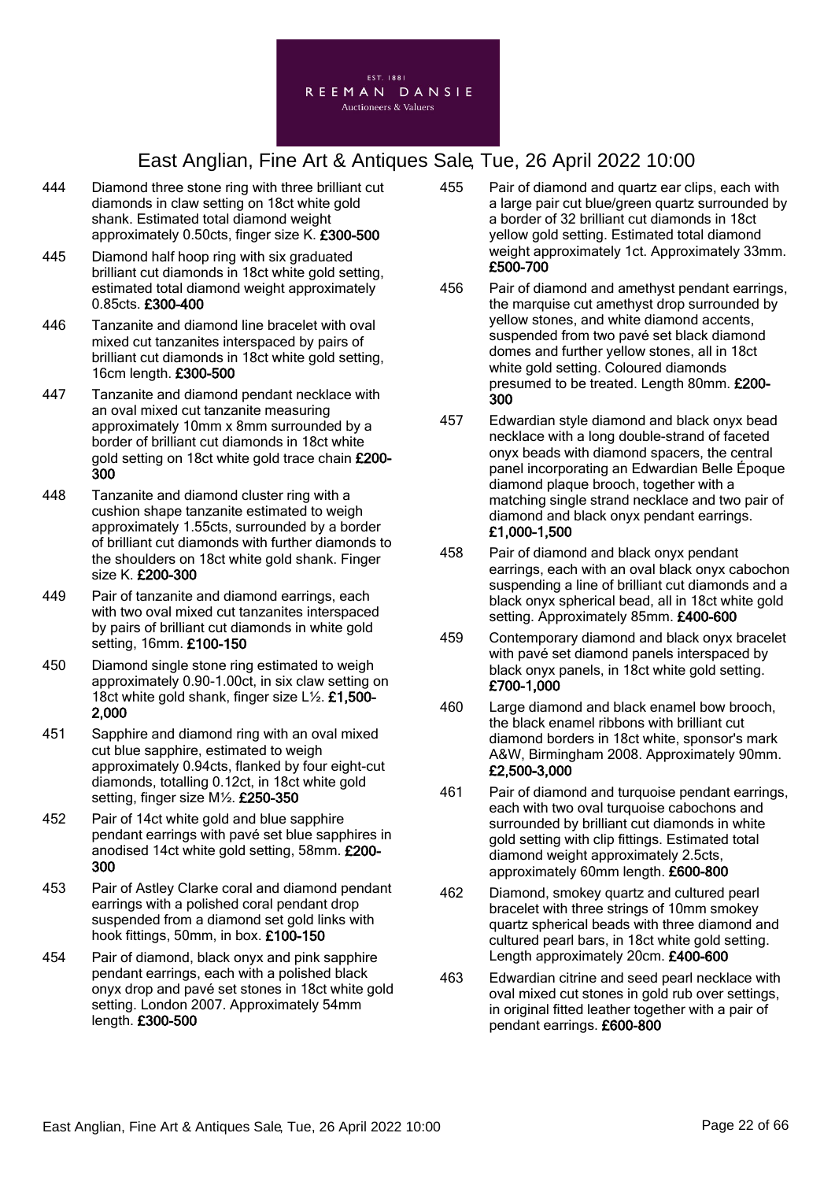444 Diamond three stone ring with three brilliant cut diamonds in claw setting on 18ct white gold shank. Estimated total diamond weight approximately 0.50cts, finger size K. **£300-500**

445 Diamond half hoop ring with six graduated brilliant cut diamonds in 18ct white gold setting, estimated total diamond weight approximately 0.85cts. **£300-400**

446 Tanzanite and diamond line bracelet with oval mixed cut tanzanites interspaced by pairs of brilliant cut diamonds in 18ct white gold setting, 16cm length. **£300-500**

447 Tanzanite and diamond pendant necklace with an oval mixed cut tanzanite measuring approximately 10mm x 8mm surrounded by a border of brilliant cut diamonds in 18ct white gold setting on 18ct white gold trace chain **£200-300**

448 Tanzanite and diamond cluster ring with a cushion shape tanzanite estimated to weigh approximately 1.55cts, surrounded by a border of brilliant cut diamonds with further diamonds to the shoulders on 18ct white gold shank. Finger size K. **£200-300**

449 Pair of tanzanite and diamond earrings, each with two oval mixed cut tanzanites interspaced by pairs of brilliant cut diamonds in white gold setting, 16mm. **£100-150**

450 Diamond single stone ring estimated to weigh approximately 0.90-1.00ct, in six claw setting on 18ct white gold shank, finger size L½. **£1,500-2,000**

451 Sapphire and diamond ring with an oval mixed cut blue sapphire, estimated to weigh approximately 0.94cts, flanked by four eight-cut diamonds, totalling 0.12ct, in 18ct white gold setting, finger size M½. **£250-350**

452 Pair of 14ct white gold and blue sapphire pendant earrings with pavé set blue sapphires in anodised 14ct white gold setting, 58mm. **£200-300**

453 Pair of Astley Clarke coral and diamond pendant earrings with a polished coral pendant drop suspended from a diamond set gold links with hook fittings, 50mm, in box. **£100-150**

454 Pair of diamond, black onyx and pink sapphire pendant earrings, each with a polished black onyx drop and pavé set stones in 18ct white gold setting. London 2007. Approximately 54mm length. **£300-500**

455 Pair of diamond and quartz ear clips, each with a large pair cut blue/green quartz surrounded by a border of 32 brilliant cut diamonds in 18ct yellow gold setting. Estimated total diamond weight approximately 1ct. Approximately 33mm. **£500-700**

456 Pair of diamond and amethyst pendant earrings, the marquise cut amethyst drop surrounded by yellow stones, and white diamond accents, suspended from two pavé set black diamond domes and further yellow stones, all in 18ct white gold setting. Coloured diamonds presumed to be treated. Length 80mm. **£200-300**

457 Edwardian style diamond and black onyx bead necklace with a long double-strand of faceted onyx beads with diamond spacers, the central panel incorporating an Edwardian Belle Époque diamond plaque brooch, together with a matching single strand necklace and two pair of diamond and black onyx pendant earrings. **£1,000-1,500**

458 Pair of diamond and black onyx pendant earrings, each with an oval black onyx cabochon suspending a line of brilliant cut diamonds and a black onyx spherical bead, all in 18ct white gold setting. Approximately 85mm. **£400-600**

459 Contemporary diamond and black onyx bracelet with pavé set diamond panels interspaced by black onyx panels, in 18ct white gold setting. **£700-1,000**

460 Large diamond and black enamel bow brooch, the black enamel ribbons with brilliant cut diamond borders in 18ct white, sponsor's mark A&W, Birmingham 2008. Approximately 90mm. **£2,500-3,000**

461 Pair of diamond and turquoise pendant earrings, each with two oval turquoise cabochons and surrounded by brilliant cut diamonds in white gold setting with clip fittings. Estimated total diamond weight approximately 2.5cts, approximately 60mm length. **£600-800**

462 Diamond, smokey quartz and cultured pearl bracelet with three strings of 10mm smokey quartz spherical beads with three diamond and cultured pearl bars, in 18ct white gold setting. Length approximately 20cm. **£400-600**

463 Edwardian citrine and seed pearl necklace with oval mixed cut stones in gold rub over settings, in original fitted leather together with a pair of pendant earrings. **£600-800**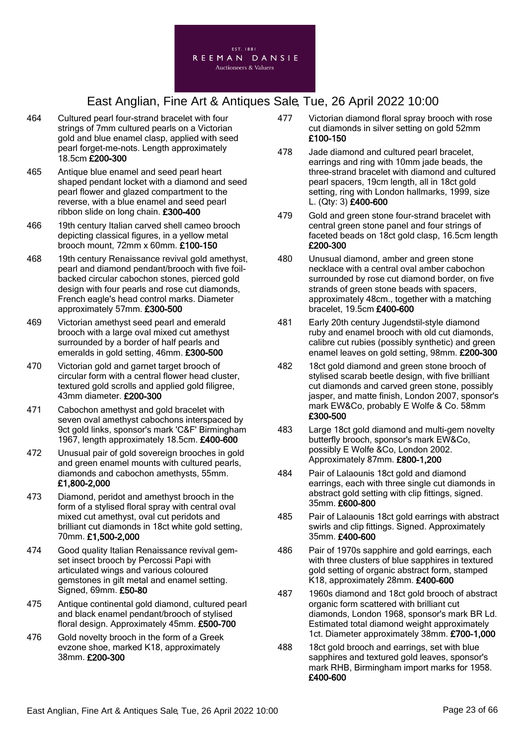464 Cultured pearl four-strand bracelet with four strings of 7mm cultured pearls on a Victorian gold and blue enamel clasp, applied with seed pearl forget-me-nots. Length approximately 18.5cm **£200-300**

465 Antique blue enamel and seed pearl heart shaped pendant locket with a diamond and seed pearl flower and glazed compartment to the reverse, with a blue enamel and seed pearl ribbon slide on long chain. **£300-400**

466 19th century Italian carved shell cameo brooch depicting classical figures, in a yellow metal brooch mount, 72mm x 60mm. **£100-150**

468 19th century Renaissance revival gold amethyst, pearl and diamond pendant/brooch with five foil-backed circular cabochon stones, pierced gold design with four pearls and rose cut diamonds, French eagle's head control marks. Diameter approximately 57mm. **£300-500**

469 Victorian amethyst seed pearl and emerald brooch with a large oval mixed cut amethyst surrounded by a border of half pearls and emeralds in gold setting, 46mm. **£300-500**

470 Victorian gold and garnet target brooch of circular form with a central flower head cluster, textured gold scrolls and applied gold filigree, 43mm diameter. **£200-300**

471 Cabochon amethyst and gold bracelet with seven oval amethyst cabochons interspaced by 9ct gold links, sponsor's mark 'C&F' Birmingham 1967, length approximately 18.5cm. **£400-600**

472 Unusual pair of gold sovereign brooches in gold and green enamel mounts with cultured pearls, diamonds and cabochon amethysts, 55mm. **£1,800-2,000**

473 Diamond, peridot and amethyst brooch in the form of a stylised floral spray with central oval mixed cut amethyst, oval cut peridots and brilliant cut diamonds in 18ct white gold setting, 70mm. **£1,500-2,000**

474 Good quality Italian Renaissance revival gem-set insect brooch by Percossi Papi with articulated wings and various coloured gemstones in gilt metal and enamel setting. Signed, 69mm. **£50-80**

475 Antique continental gold diamond, cultured pearl and black enamel pendant/brooch of stylised floral design. Approximately 45mm. **£500-700**

476 Gold novelty brooch in the form of a Greek evzone shoe, marked K18, approximately 38mm. **£200-300**

477 Victorian diamond floral spray brooch with rose cut diamonds in silver setting on gold 52mm **£100-150**

478 Jade diamond and cultured pearl bracelet, earrings and ring with 10mm jade beads, the three-strand bracelet with diamond and cultured pearl spacers, 19cm length, all in 18ct gold setting, ring with London hallmarks, 1999, size L. (Qty: 3) **£400-600**

479 Gold and green stone four-strand bracelet with central green stone panel and four strings of faceted beads on 18ct gold clasp, 16.5cm length **£200-300**

480 Unusual diamond, amber and green stone necklace with a central oval amber cabochon surrounded by rose cut diamond border, on five strands of green stone beads with spacers, approximately 48cm., together with a matching bracelet, 19.5cm **£400-600**

481 Early 20th century Jugendstil-style diamond ruby and enamel brooch with old cut diamonds, calibre cut rubies (possibly synthetic) and green enamel leaves on gold setting, 98mm. **£200-300**

482 18ct gold diamond and green stone brooch of stylised scarab beetle design, with five brilliant cut diamonds and carved green stone, possibly jasper, and matte finish, London 2007, sponsor's mark EW&Co, probably E Wolfe & Co. 58mm **£300-500**

483 Large 18ct gold diamond and multi-gem novelty butterfly brooch, sponsor's mark EW&Co, possibly E Wolfe &Co, London 2002. Approximately 87mm. **£800-1,200**

484 Pair of Lalaounis 18ct gold and diamond earrings, each with three single cut diamonds in abstract gold setting with clip fittings, signed. 35mm. **£600-800**

485 Pair of Lalaounis 18ct gold earrings with abstract swirls and clip fittings. Signed. Approximately 35mm. **£400-600**

486 Pair of 1970s sapphire and gold earrings, each with three clusters of blue sapphires in textured gold setting of organic abstract form, stamped K18, approximately 28mm. **£400-600**

487 1960s diamond and 18ct gold brooch of abstract organic form scattered with brilliant cut diamonds, London 1968, sponsor's mark BR Ld. Estimated total diamond weight approximately 1ct. Diameter approximately 38mm. **£700-1,000**

488 18ct gold brooch and earrings, set with blue sapphires and textured gold leaves, sponsor's mark RHB, Birmingham import marks for 1958. **£400-600**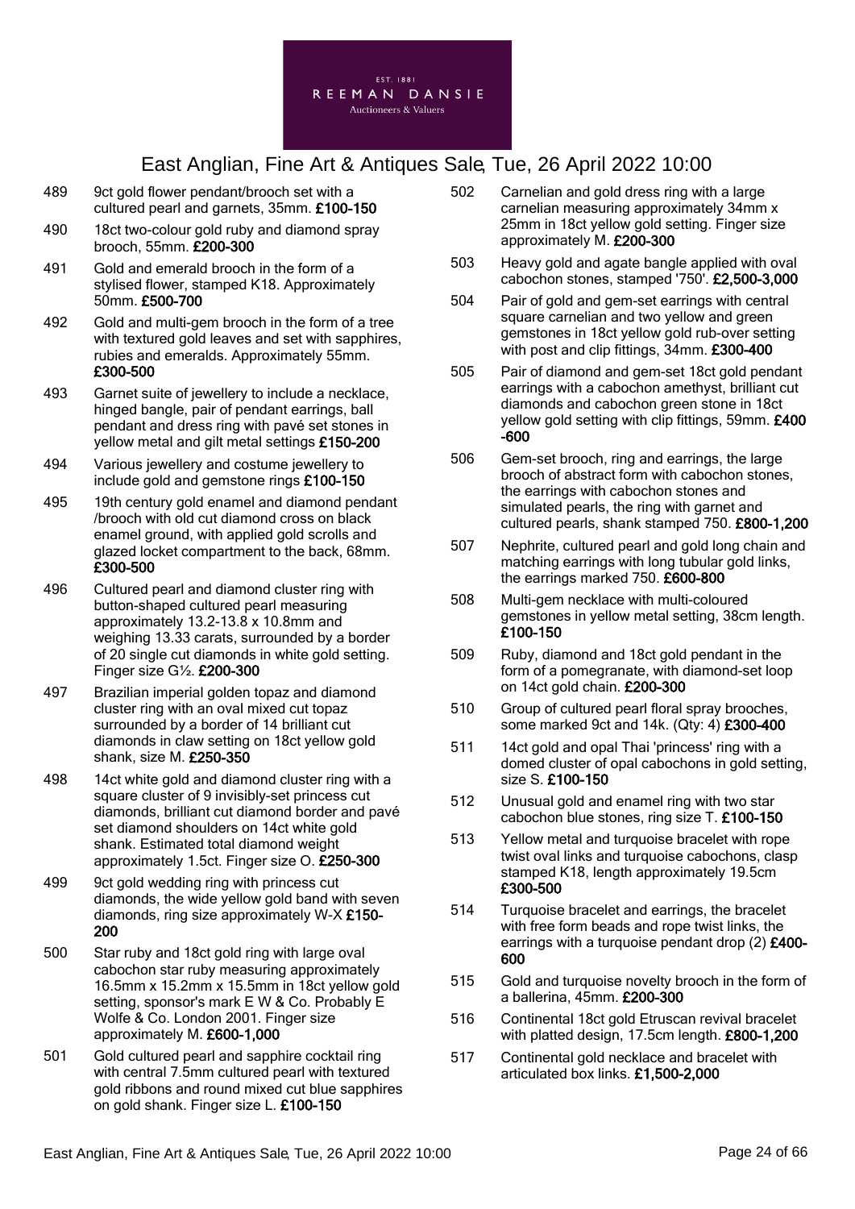489 9ct gold flower pendant/brooch set with a cultured pearl and garnets, 35mm. **£100-150**

490 18ct two-colour gold ruby and diamond spray brooch, 55mm. **£200-300**

491 Gold and emerald brooch in the form of a stylised flower, stamped K18. Approximately 50mm. **£500-700**

492 Gold and multi-gem brooch in the form of a tree with textured gold leaves and set with sapphires, rubies and emeralds. Approximately 55mm. **£300-500**

493 Garnet suite of jewellery to include a necklace, hinged bangle, pair of pendant earrings, ball pendant and dress ring with pavé set stones in yellow metal and gilt metal settings **£150-200**

494 Various jewellery and costume jewellery to include gold and gemstone rings **£100-150**

495 19th century gold enamel and diamond pendant /brooch with old cut diamond cross on black enamel ground, with applied gold scrolls and glazed locket compartment to the back, 68mm. **£300-500**

496 Cultured pearl and diamond cluster ring with button-shaped cultured pearl measuring approximately 13.2-13.8 x 10.8mm and weighing 13.33 carats, surrounded by a border of 20 single cut diamonds in white gold setting. Finger size G½. **£200-300**

497 Brazilian imperial golden topaz and diamond cluster ring with an oval mixed cut topaz surrounded by a border of 14 brilliant cut diamonds in claw setting on 18ct yellow gold shank, size M. **£250-350**

498 14ct white gold and diamond cluster ring with a square cluster of 9 invisibly-set princess cut diamonds, brilliant cut diamond border and pavé set diamond shoulders on 14ct white gold shank. Estimated total diamond weight approximately 1.5ct. Finger size O. **£250-300**

499 9ct gold wedding ring with princess cut diamonds, the wide yellow gold band with seven diamonds, ring size approximately W-X **£150-200**

500 Star ruby and 18ct gold ring with large oval cabochon star ruby measuring approximately 16.5mm x 15.2mm x 15.5mm in 18ct yellow gold setting, sponsor's mark E W & Co. Probably E Wolfe & Co. London 2001. Finger size approximately M. **£600-1,000**

501 Gold cultured pearl and sapphire cocktail ring with central 7.5mm cultured pearl with textured gold ribbons and round mixed cut blue sapphires on gold shank. Finger size L. **£100-150**

502 Carnelian and gold dress ring with a large carnelian measuring approximately 34mm x 25mm in 18ct yellow gold setting. Finger size approximately M. **£200-300**

503 Heavy gold and agate bangle applied with oval cabochon stones, stamped '750'. **£2,500-3,000**

504 Pair of gold and gem-set earrings with central square carnelian and two yellow and green gemstones in 18ct yellow gold rub-over setting with post and clip fittings, 34mm. **£300-400**

505 Pair of diamond and gem-set 18ct gold pendant earrings with a cabochon amethyst, brilliant cut diamonds and cabochon green stone in 18ct yellow gold setting with clip fittings, 59mm. **£400-600**

506 Gem-set brooch, ring and earrings, the large brooch of abstract form with cabochon stones, the earrings with cabochon stones and simulated pearls, the ring with garnet and cultured pearls, shank stamped 750. **£800-1,200**

507 Nephrite, cultured pearl and gold long chain and matching earrings with long tubular gold links, the earrings marked 750. **£600-800**

508 Multi-gem necklace with multi-coloured gemstones in yellow metal setting, 38cm length. **£100-150**

509 Ruby, diamond and 18ct gold pendant in the form of a pomegranate, with diamond-set loop on 14ct gold chain. **£200-300**

510 Group of cultured pearl floral spray brooches, some marked 9ct and 14k. (Qty: 4) **£300-400**

511 14ct gold and opal Thai 'princess' ring with a domed cluster of opal cabochons in gold setting, size S. **£100-150**

512 Unusual gold and enamel ring with two star cabochon blue stones, ring size T. **£100-150**

513 Yellow metal and turquoise bracelet with rope twist oval links and turquoise cabochons, clasp stamped K18, length approximately 19.5cm **£300-500**

514 Turquoise bracelet and earrings, the bracelet with free form beads and rope twist links, the earrings with a turquoise pendant drop (2) **£400-600**

515 Gold and turquoise novelty brooch in the form of a ballerina, 45mm. **£200-300**

516 Continental 18ct gold Etruscan revival bracelet with platted design, 17.5cm length. **£800-1,200**

517 Continental gold necklace and bracelet with articulated box links. **£1,500-2,000**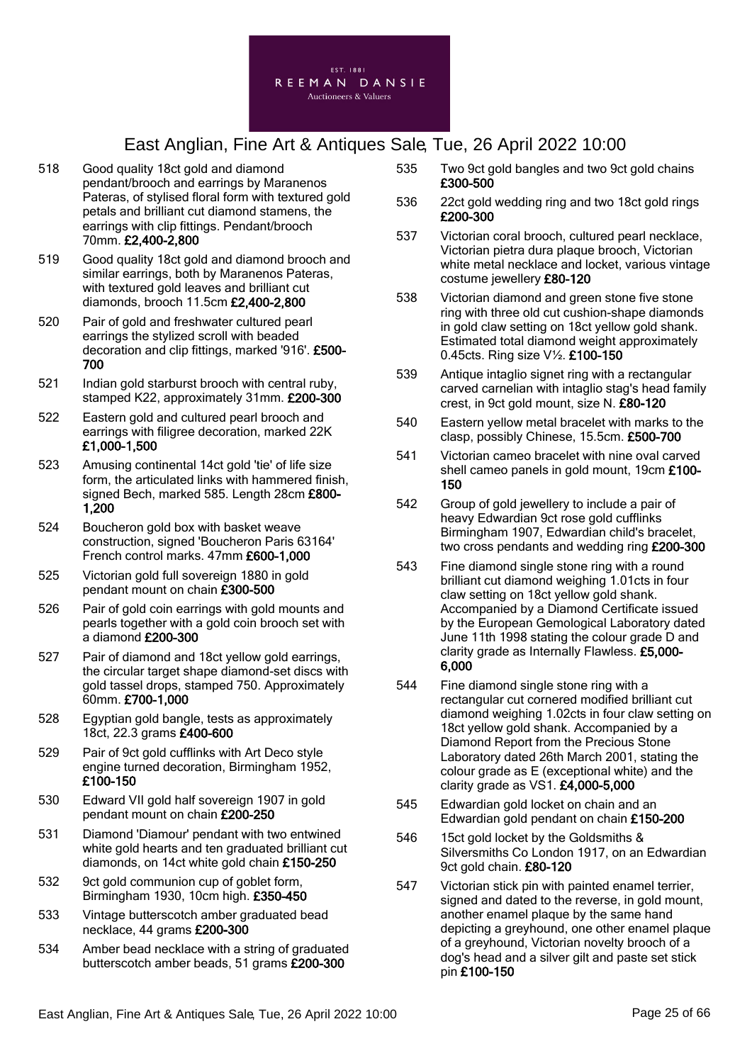518 Good quality 18ct gold and diamond pendant/brooch and earrings by Maranenos Pateras, of stylised floral form with textured gold petals and brilliant cut diamond stamens, the earrings with clip fittings. Pendant/brooch 70mm. **£2,400-2,800**

519 Good quality 18ct gold and diamond brooch and similar earrings, both by Maranenos Pateras, with textured gold leaves and brilliant cut diamonds, brooch 11.5cm **£2,400-2,800**

520 Pair of gold and freshwater cultured pearl earrings the stylized scroll with beaded decoration and clip fittings, marked '916'. **£500-700**

521 Indian gold starburst brooch with central ruby, stamped K22, approximately 31mm. **£200-300**

522 Eastern gold and cultured pearl brooch and earrings with filigree decoration, marked 22K **£1,000-1,500**

523 Amusing continental 14ct gold 'tie' of life size form, the articulated links with hammered finish, signed Bech, marked 585. Length 28cm **£800-1,200**

524 Boucheron gold box with basket weave construction, signed 'Boucheron Paris 63164' French control marks. 47mm **£600-1,000**

525 Victorian gold full sovereign 1880 in gold pendant mount on chain **£300-500**

526 Pair of gold coin earrings with gold mounts and pearls together with a gold coin brooch set with a diamond **£200-300**

527 Pair of diamond and 18ct yellow gold earrings, the circular target shape diamond-set discs with gold tassel drops, stamped 750. Approximately 60mm. **£700-1,000**

528 Egyptian gold bangle, tests as approximately 18ct, 22.3 grams **£400-600**

529 Pair of 9ct gold cufflinks with Art Deco style engine turned decoration, Birmingham 1952, **£100-150**

530 Edward VII gold half sovereign 1907 in gold pendant mount on chain **£200-250**

531 Diamond 'Diamour' pendant with two entwined white gold hearts and ten graduated brilliant cut diamonds, on 14ct white gold chain **£150-250**

532 9ct gold communion cup of goblet form, Birmingham 1930, 10cm high. **£350-450**

533 Vintage butterscotch amber graduated bead necklace, 44 grams **£200-300**

534 Amber bead necklace with a string of graduated butterscotch amber beads, 51 grams **£200-300**

535 Two 9ct gold bangles and two 9ct gold chains **£300-500**

536 22ct gold wedding ring and two 18ct gold rings **£200-300**

537 Victorian coral brooch, cultured pearl necklace, Victorian pietra dura plaque brooch, Victorian white metal necklace and locket, various vintage costume jewellery **£80-120**

538 Victorian diamond and green stone five stone ring with three old cut cushion-shape diamonds in gold claw setting on 18ct yellow gold shank. Estimated total diamond weight approximately 0.45cts. Ring size V½. **£100-150**

539 Antique intaglio signet ring with a rectangular carved carnelian with intaglio stag's head family crest, in 9ct gold mount, size N. **£80-120**

540 Eastern yellow metal bracelet with marks to the clasp, possibly Chinese, 15.5cm. **£500-700**

541 Victorian cameo bracelet with nine oval carved shell cameo panels in gold mount, 19cm **£100-150**

542 Group of gold jewellery to include a pair of heavy Edwardian 9ct rose gold cufflinks Birmingham 1907, Edwardian child's bracelet, two cross pendants and wedding ring **£200-300**

543 Fine diamond single stone ring with a round brilliant cut diamond weighing 1.01cts in four claw setting on 18ct yellow gold shank. Accompanied by a Diamond Certificate issued by the European Gemological Laboratory dated June 11th 1998 stating the colour grade D and clarity grade as Internally Flawless. **£5,000-6,000**

544 Fine diamond single stone ring with a rectangular cut cornered modified brilliant cut diamond weighing 1.02cts in four claw setting on 18ct yellow gold shank. Accompanied by a Diamond Report from the Precious Stone Laboratory dated 26th March 2001, stating the colour grade as E (exceptional white) and the clarity grade as VS1. **£4,000-5,000**

545 Edwardian gold locket on chain and an Edwardian gold pendant on chain **£150-200**

546 15ct gold locket by the Goldsmiths & Silversmiths Co London 1917, on an Edwardian 9ct gold chain. **£80-120**

547 Victorian stick pin with painted enamel terrier, signed and dated to the reverse, in gold mount, another enamel plaque by the same hand depicting a greyhound, one other enamel plaque of a greyhound, Victorian novelty brooch of a dog's head and a silver gilt and paste set stick pin **£100-150**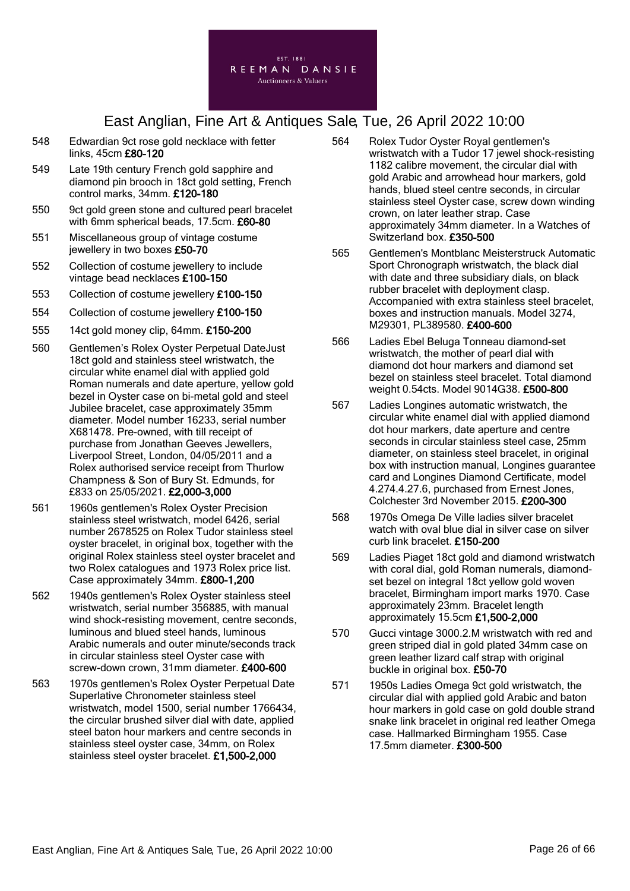548 Edwardian 9ct rose gold necklace with fetter links, 45cm **£80-120**

549 Late 19th century French gold sapphire and diamond pin brooch in 18ct gold setting, French control marks, 34mm. **£120-180**

550 9ct gold green stone and cultured pearl bracelet with 6mm spherical beads, 17.5cm. **£60-80**

551 Miscellaneous group of vintage costume jewellery in two boxes **£50-70**

552 Collection of costume jewellery to include vintage bead necklaces **£100-150**

553 Collection of costume jewellery **£100-150**

554 Collection of costume jewellery **£100-150**

555 14ct gold money clip, 64mm. **£150-200**

560 Gentlemen's Rolex Oyster Perpetual DateJust 18ct gold and stainless steel wristwatch, the circular white enamel dial with applied gold Roman numerals and date aperture, yellow gold bezel in Oyster case on bi-metal gold and steel Jubilee bracelet, case approximately 35mm diameter. Model number 16233, serial number X681478. Pre-owned, with till receipt of purchase from Jonathan Geeves Jewellers, Liverpool Street, London, 04/05/2011 and a Rolex authorised service receipt from Thurlow Champness & Son of Bury St. Edmunds, for £833 on 25/05/2021. **£2,000-3,000**

561 1960s gentlemen's Rolex Oyster Precision stainless steel wristwatch, model 6426, serial number 2678525 on Rolex Tudor stainless steel oyster bracelet, in original box, together with the original Rolex stainless steel oyster bracelet and two Rolex catalogues and 1973 Rolex price list. Case approximately 34mm. **£800-1,200**

562 1940s gentlemen's Rolex Oyster stainless steel wristwatch, serial number 356885, with manual wind shock-resisting movement, centre seconds, luminous and blued steel hands, luminous Arabic numerals and outer minute/seconds track in circular stainless steel Oyster case with screw-down crown, 31mm diameter. **£400-600**

563 1970s gentlemen's Rolex Oyster Perpetual Date Superlative Chronometer stainless steel wristwatch, model 1500, serial number 1766434, the circular brushed silver dial with date, applied steel baton hour markers and centre seconds in stainless steel oyster case, 34mm, on Rolex stainless steel oyster bracelet. **£1,500-2,000**

564 Rolex Tudor Oyster Royal gentlemen's wristwatch with a Tudor 17 jewel shock-resisting 1182 calibre movement, the circular dial with gold Arabic and arrowhead hour markers, gold hands, blued steel centre seconds, in circular stainless steel Oyster case, screw down winding crown, on later leather strap. Case approximately 34mm diameter. In a Watches of Switzerland box. **£350-500**

565 Gentlemen's Montblanc Meisterstruck Automatic Sport Chronograph wristwatch, the black dial with date and three subsidiary dials, on black rubber bracelet with deployment clasp. Accompanied with extra stainless steel bracelet, boxes and instruction manuals. Model 3274, M29301, PL389580. **£400-600**

566 Ladies Ebel Beluga Tonneau diamond-set wristwatch, the mother of pearl dial with diamond dot hour markers and diamond set bezel on stainless steel bracelet. Total diamond weight 0.54cts. Model 9014G38. **£500-800**

567 Ladies Longines automatic wristwatch, the circular white enamel dial with applied diamond dot hour markers, date aperture and centre seconds in circular stainless steel case, 25mm diameter, on stainless steel bracelet, in original box with instruction manual, Longines guarantee card and Longines Diamond Certificate, model 4.274.4.27.6, purchased from Ernest Jones, Colchester 3rd November 2015. **£200-300**

568 1970s Omega De Ville ladies silver bracelet watch with oval blue dial in silver case on silver curb link bracelet. **£150-200**

569 Ladies Piaget 18ct gold and diamond wristwatch with coral dial, gold Roman numerals, diamond-set bezel on integral 18ct yellow gold woven bracelet, Birmingham import marks 1970. Case approximately 23mm. Bracelet length approximately 15.5cm **£1,500-2,000**

570 Gucci vintage 3000.2.M wristwatch with red and green striped dial in gold plated 34mm case on green leather lizard calf strap with original buckle in original box. **£50-70**

571 1950s Ladies Omega 9ct gold wristwatch, the circular dial with applied gold Arabic and baton hour markers in gold case on gold double strand snake link bracelet in original red leather Omega case. Hallmarked Birmingham 1955. Case 17.5mm diameter. **£300-500**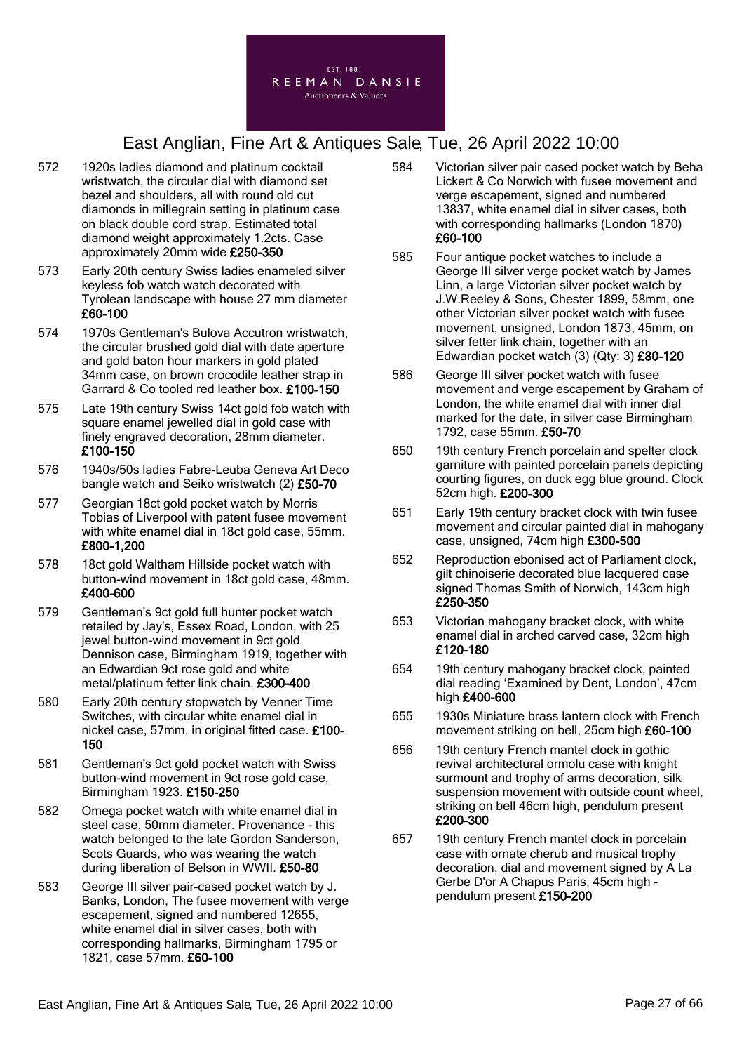# East Anglian, Fine Art & Antiques Sale, Tue, 26 April 2022 10:00

572 1920s ladies diamond and platinum cocktail wristwatch, the circular dial with diamond set bezel and shoulders, all with round old cut diamonds in millegrain setting in platinum case on black double cord strap. Estimated total diamond weight approximately 1.2cts. Case approximately 20mm wide **£250-350**

573 Early 20th century Swiss ladies enameled silver keyless fob watch watch decorated with Tyrolean landscape with house 27 mm diameter **£60-100**

574 1970s Gentleman's Bulova Accutron wristwatch, the circular brushed gold dial with date aperture and gold baton hour markers in gold plated 34mm case, on brown crocodile leather strap in Garrard & Co tooled red leather box. **£100-150**

575 Late 19th century Swiss 14ct gold fob watch with square enamel jewelled dial in gold case with finely engraved decoration, 28mm diameter. **£100-150**

576 1940s/50s ladies Fabre-Leuba Geneva Art Deco bangle watch and Seiko wristwatch (2) **£50-70**

577 Georgian 18ct gold pocket watch by Morris Tobias of Liverpool with patent fusee movement with white enamel dial in 18ct gold case, 55mm. **£800-1,200**

578 18ct gold Waltham Hillside pocket watch with button-wind movement in 18ct gold case, 48mm. **£400-600**

579 Gentleman's 9ct gold full hunter pocket watch retailed by Jay's, Essex Road, London, with 25 jewel button-wind movement in 9ct gold Dennison case, Birmingham 1919, together with an Edwardian 9ct rose gold and white metal/platinum fetter link chain. **£300-400**

580 Early 20th century stopwatch by Venner Time Switches, with circular white enamel dial in nickel case, 57mm, in original fitted case. **£100-150**

581 Gentleman's 9ct gold pocket watch with Swiss button-wind movement in 9ct rose gold case, Birmingham 1923. **£150-250**

582 Omega pocket watch with white enamel dial in steel case, 50mm diameter. Provenance - this watch belonged to the late Gordon Sanderson, Scots Guards, who was wearing the watch during liberation of Belson in WWII. **£50-80**

583 George III silver pair-cased pocket watch by J. Banks, London, The fusee movement with verge escapement, signed and numbered 12655, white enamel dial in silver cases, both with corresponding hallmarks, Birmingham 1795 or 1821, case 57mm. **£60-100**

584 Victorian silver pair cased pocket watch by Beha Lickert & Co Norwich with fusee movement and verge escapement, signed and numbered 13837, white enamel dial in silver cases, both with corresponding hallmarks (London 1870) **£60-100**

585 Four antique pocket watches to include a George III silver verge pocket watch by James Linn, a large Victorian silver pocket watch by J.W.Reeley & Sons, Chester 1899, 58mm, one other Victorian silver pocket watch with fusee movement, unsigned, London 1873, 45mm, on silver fetter link chain, together with an Edwardian pocket watch (3) (Qty: 3) **£80-120**

586 George III silver pocket watch with fusee movement and verge escapement by Graham of London, the white enamel dial with inner dial marked for the date, in silver case Birmingham 1792, case 55mm. **£50-70**

650 19th century French porcelain and spelter clock garniture with painted porcelain panels depicting courting figures, on duck egg blue ground. Clock 52cm high. **£200-300**

651 Early 19th century bracket clock with twin fusee movement and circular painted dial in mahogany case, unsigned, 74cm high **£300-500**

652 Reproduction ebonised act of Parliament clock, gilt chinoiserie decorated blue lacquered case signed Thomas Smith of Norwich, 143cm high **£250-350**

653 Victorian mahogany bracket clock, with white enamel dial in arched carved case, 32cm high **£120-180**

654 19th century mahogany bracket clock, painted dial reading 'Examined by Dent, London', 47cm high **£400-600**

655 1930s Miniature brass lantern clock with French movement striking on bell, 25cm high **£60-100**

656 19th century French mantel clock in gothic revival architectural ormolu case with knight surmount and trophy of arms decoration, silk suspension movement with outside count wheel, striking on bell 46cm high, pendulum present **£200-300**

657 19th century French mantel clock in porcelain case with ornate cherub and musical trophy decoration, dial and movement signed by A La Gerbe D'or A Chapus Paris, 45cm high - pendulum present **£150-200**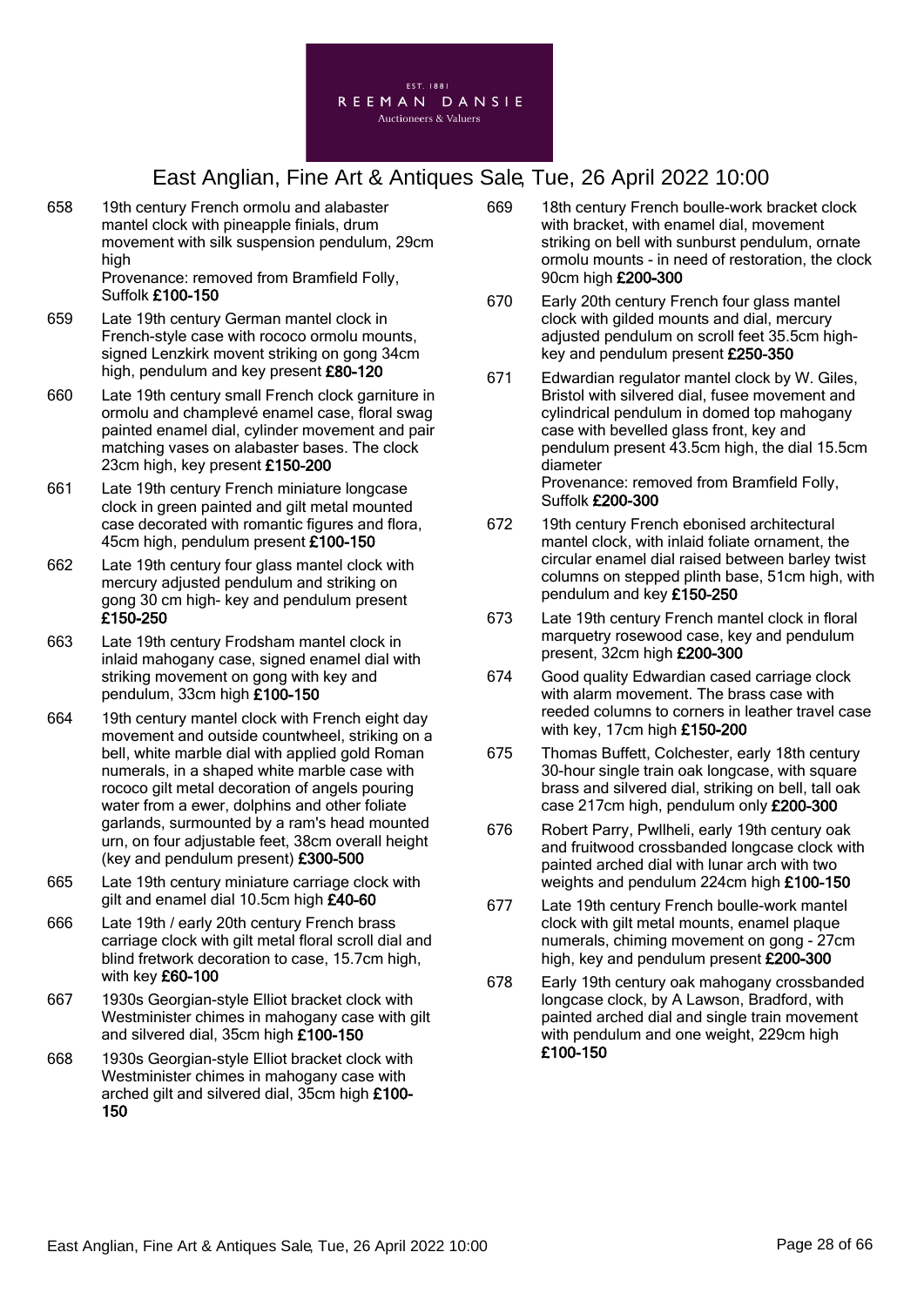# East Anglian, Fine Art & Antiques Sale, Tue, 26 April 2022 10:00

658 19th century French ormolu and alabaster mantel clock with pineapple finials, drum movement with silk suspension pendulum, 29cm high
Provenance: removed from Bramfield Folly, Suffolk **£100-150**

659 Late 19th century German mantel clock in French-style case with rococo ormolu mounts, signed Lenzkirk movent striking on gong 34cm high, pendulum and key present **£80-120**

660 Late 19th century small French clock garniture in ormolu and champlevé enamel case, floral swag painted enamel dial, cylinder movement and pair matching vases on alabaster bases. The clock 23cm high, key present **£150-200**

661 Late 19th century French miniature longcase clock in green painted and gilt metal mounted case decorated with romantic figures and flora, 45cm high, pendulum present **£100-150**

662 Late 19th century four glass mantel clock with mercury adjusted pendulum and striking on gong 30 cm high- key and pendulum present **£150-250**

663 Late 19th century Frodsham mantel clock in inlaid mahogany case, signed enamel dial with striking movement on gong with key and pendulum, 33cm high **£100-150**

664 19th century mantel clock with French eight day movement and outside countwheel, striking on a bell, white marble dial with applied gold Roman numerals, in a shaped white marble case with rococo gilt metal decoration of angels pouring water from a ewer, dolphins and other foliate garlands, surmounted by a ram's head mounted urn, on four adjustable feet, 38cm overall height (key and pendulum present) **£300-500**

665 Late 19th century miniature carriage clock with gilt and enamel dial 10.5cm high **£40-60**

666 Late 19th / early 20th century French brass carriage clock with gilt metal floral scroll dial and blind fretwork decoration to case, 15.7cm high, with key **£60-100**

667 1930s Georgian-style Elliot bracket clock with Westminister chimes in mahogany case with gilt and silvered dial, 35cm high **£100-150**

668 1930s Georgian-style Elliot bracket clock with Westminister chimes in mahogany case with arched gilt and silvered dial, 35cm high **£100-150**

669 18th century French boulle-work bracket clock with bracket, with enamel dial, movement striking on bell with sunburst pendulum, ornate ormolu mounts - in need of restoration, the clock 90cm high **£200-300**

670 Early 20th century French four glass mantel clock with gilded mounts and dial, mercury adjusted pendulum on scroll feet 35.5cm high- key and pendulum present **£250-350**

671 Edwardian regulator mantel clock by W. Giles, Bristol with silvered dial, fusee movement and cylindrical pendulum in domed top mahogany case with bevelled glass front, key and pendulum present 43.5cm high, the dial 15.5cm diameter
Provenance: removed from Bramfield Folly, Suffolk **£200-300**

672 19th century French ebonised architectural mantel clock, with inlaid foliate ornament, the circular enamel dial raised between barley twist columns on stepped plinth base, 51cm high, with pendulum and key **£150-250**

673 Late 19th century French mantel clock in floral marquetry rosewood case, key and pendulum present, 32cm high **£200-300**

674 Good quality Edwardian cased carriage clock with alarm movement. The brass case with reeded columns to corners in leather travel case with key, 17cm high **£150-200**

675 Thomas Buffett, Colchester, early 18th century 30-hour single train oak longcase, with square brass and silvered dial, striking on bell, tall oak case 217cm high, pendulum only **£200-300**

676 Robert Parry, Pwllheli, early 19th century oak and fruitwood crossbanded longcase clock with painted arched dial with lunar arch with two weights and pendulum 224cm high **£100-150**

677 Late 19th century French boulle-work mantel clock with gilt metal mounts, enamel plaque numerals, chiming movement on gong - 27cm high, key and pendulum present **£200-300**

678 Early 19th century oak mahogany crossbanded longcase clock, by A Lawson, Bradford, with painted arched dial and single train movement with pendulum and one weight, 229cm high **£100-150**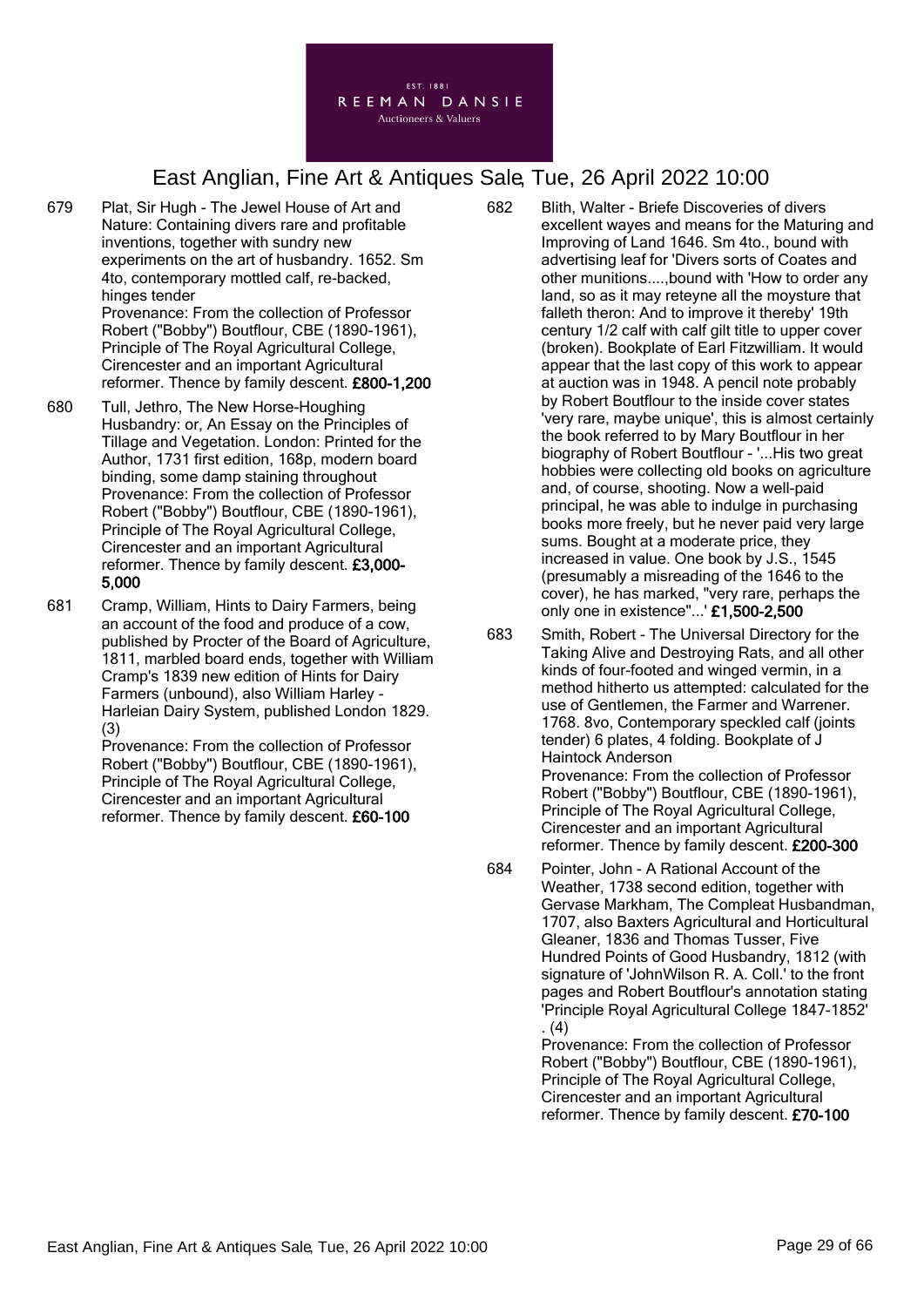679 Plat, Sir Hugh - The Jewel House of Art and Nature: Containing divers rare and profitable inventions, together with sundry new experiments on the art of husbandry. 1652. Sm 4to, contemporary mottled calf, re-backed, hinges tender
Provenance: From the collection of Professor Robert ("Bobby") Boutflour, CBE (1890-1961), Principle of The Royal Agricultural College, Cirencester and an important Agricultural reformer. Thence by family descent. **£800-1,200**

680 Tull, Jethro, The New Horse-Houghing Husbandry: or, An Essay on the Principles of Tillage and Vegetation. London: Printed for the Author, 1731 first edition, 168p, modern board binding, some damp staining throughout
Provenance: From the collection of Professor Robert ("Bobby") Boutflour, CBE (1890-1961), Principle of The Royal Agricultural College, Cirencester and an important Agricultural reformer. Thence by family descent. **£3,000-5,000**

681 Cramp, William, Hints to Dairy Farmers, being an account of the food and produce of a cow, published by Procter of the Board of Agriculture, 1811, marbled board ends, together with William Cramp's 1839 new edition of Hints for Dairy Farmers (unbound), also William Harley - Harleian Dairy System, published London 1829. (3)
Provenance: From the collection of Professor Robert ("Bobby") Boutflour, CBE (1890-1961), Principle of The Royal Agricultural College, Cirencester and an important Agricultural reformer. Thence by family descent. **£60-100**

682 Blith, Walter - Briefe Discoveries of divers excellent wayes and means for the Maturing and Improving of Land 1646. Sm 4to., bound with advertising leaf for 'Divers sorts of Coates and other munitions....,bound with 'How to order any land, so as it may reteyne all the moysture that falleth theron: And to improve it thereby' 19th century 1/2 calf with calf gilt title to upper cover (broken). Bookplate of Earl Fitzwilliam. It would appear that the last copy of this work to appear at auction was in 1948. A pencil note probably by Robert Boutflour to the inside cover states 'very rare, maybe unique', this is almost certainly the book referred to by Mary Boutflour in her biography of Robert Boutflour - '...His two great hobbies were collecting old books on agriculture and, of course, shooting. Now a well-paid principal, he was able to indulge in purchasing books more freely, but he never paid very large sums. Bought at a moderate price, they increased in value. One book by J.S., 1545 (presumably a misreading of the 1646 to the cover), he has marked, "very rare, perhaps the only one in existence"...' **£1,500-2,500**

683 Smith, Robert - The Universal Directory for the Taking Alive and Destroying Rats, and all other kinds of four-footed and winged vermin, in a method hitherto us attempted: calculated for the use of Gentlemen, the Farmer and Warrener. 1768. 8vo, Contemporary speckled calf (joints tender) 6 plates, 4 folding. Bookplate of J Haintock Anderson
Provenance: From the collection of Professor Robert ("Bobby") Boutflour, CBE (1890-1961), Principle of The Royal Agricultural College, Cirencester and an important Agricultural reformer. Thence by family descent. **£200-300**

684 Pointer, John - A Rational Account of the Weather, 1738 second edition, together with Gervase Markham, The Compleat Husbandman, 1707, also Baxters Agricultural and Horticultural Gleaner, 1836 and Thomas Tusser, Five Hundred Points of Good Husbandry, 1812 (with signature of 'JohnWilson R. A. Coll.' to the front pages and Robert Boutflour's annotation stating 'Principle Royal Agricultural College 1847-1852' . (4)
Provenance: From the collection of Professor Robert ("Bobby") Boutflour, CBE (1890-1961), Principle of The Royal Agricultural College, Cirencester and an important Agricultural reformer. Thence by family descent. **£70-100**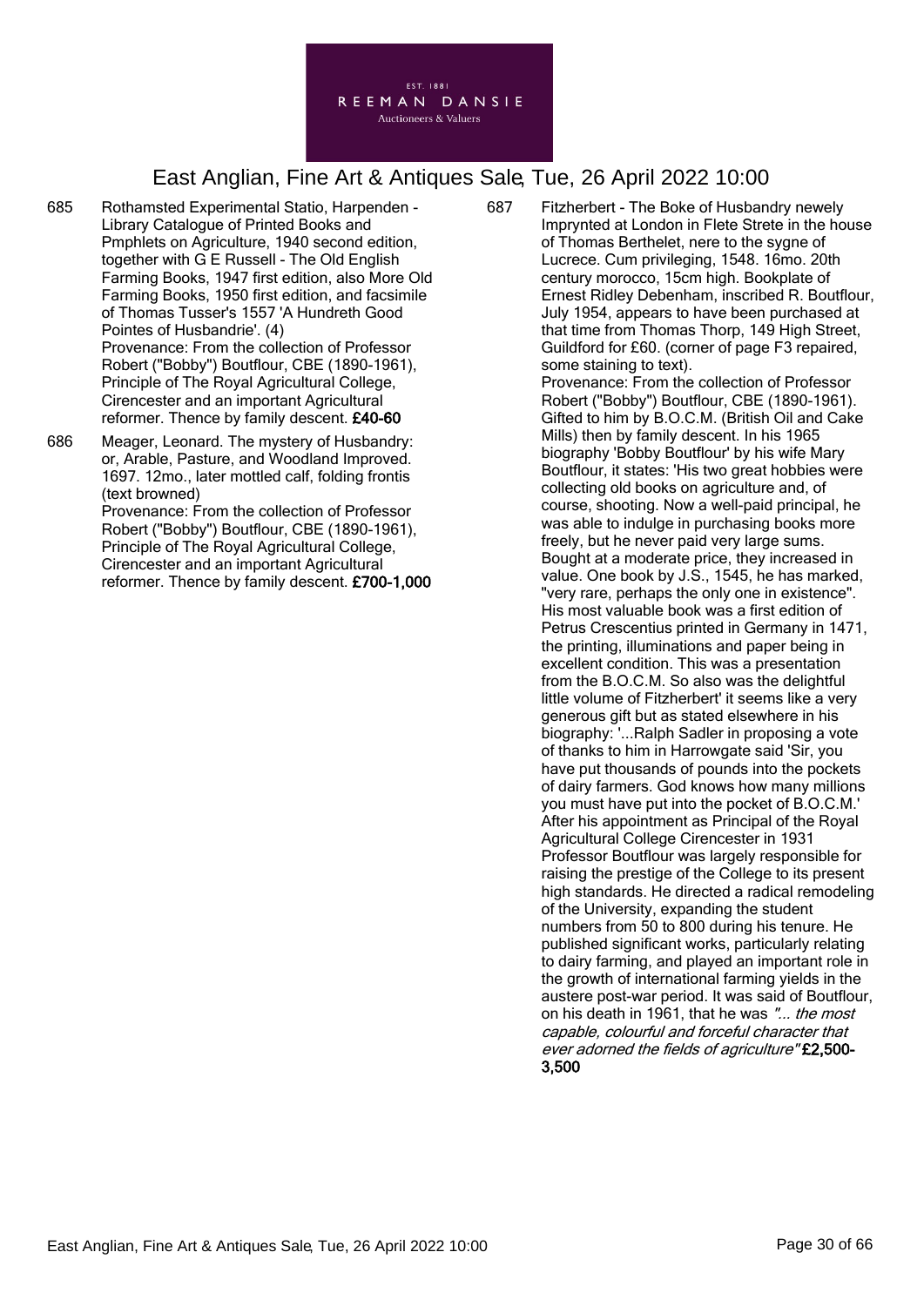685 Rothamsted Experimental Statio, Harpenden - Library Catalogue of Printed Books and Pmphlets on Agriculture, 1940 second edition, together with G E Russell - The Old English Farming Books, 1947 first edition, also More Old Farming Books, 1950 first edition, and facsimile of Thomas Tusser's 1557 'A Hundreth Good Pointes of Husbandrie'. (4)
Provenance: From the collection of Professor Robert ("Bobby") Boutflour, CBE (1890-1961), Principle of The Royal Agricultural College, Cirencester and an important Agricultural reformer. Thence by family descent. **£40-60**

686 Meager, Leonard. The mystery of Husbandry: or, Arable, Pasture, and Woodland Improved. 1697. 12mo., later mottled calf, folding frontis (text browned)
Provenance: From the collection of Professor Robert ("Bobby") Boutflour, CBE (1890-1961), Principle of The Royal Agricultural College, Cirencester and an important Agricultural reformer. Thence by family descent. **£700-1,000**

687 Fitzherbert - The Boke of Husbandry newely Imprynted at London in Flete Strete in the house of Thomas Berthelet, nere to the sygne of Lucrece. Cum privileging, 1548. 16mo. 20th century morocco, 15cm high. Bookplate of Ernest Ridley Debenham, inscribed R. Boutflour, July 1954, appears to have been purchased at that time from Thomas Thorp, 149 High Street, Guildford for £60. (corner of page F3 repaired, some staining to text).
Provenance: From the collection of Professor Robert ("Bobby") Boutflour, CBE (1890-1961). Gifted to him by B.O.C.M. (British Oil and Cake Mills) then by family descent. In his 1965 biography 'Bobby Boutflour' by his wife Mary Boutflour, it states: 'His two great hobbies were collecting old books on agriculture and, of course, shooting. Now a well-paid principal, he was able to indulge in purchasing books more freely, but he never paid very large sums. Bought at a moderate price, they increased in value. One book by J.S., 1545, he has marked, "very rare, perhaps the only one in existence". His most valuable book was a first edition of Petrus Crescentius printed in Germany in 1471, the printing, illuminations and paper being in excellent condition. This was a presentation from the B.O.C.M. So also was the delightful little volume of Fitzherbert' it seems like a very generous gift but as stated elsewhere in his biography: '...Ralph Sadler in proposing a vote of thanks to him in Harrowgate said 'Sir, you have put thousands of pounds into the pockets of dairy farmers. God knows how many millions you must have put into the pocket of B.O.C.M.' After his appointment as Principal of the Royal Agricultural College Cirencester in 1931 Professor Boutflour was largely responsible for raising the prestige of the College to its present high standards. He directed a radical remodeling of the University, expanding the student numbers from 50 to 800 during his tenure. He published significant works, particularly relating to dairy farming, and played an important role in the growth of international farming yields in the austere post-war period. It was said of Boutflour, on his death in 1961, that he was *"... the most capable, colourful and forceful character that ever adorned the fields of agriculture"* **£2,500-3,500**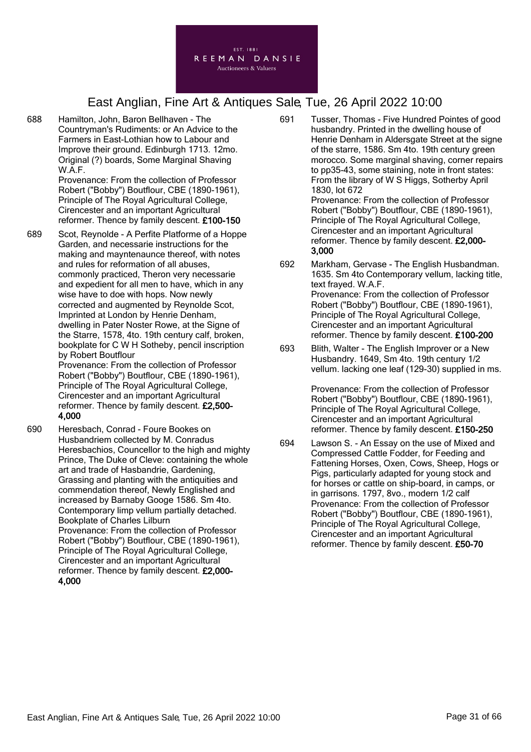688 Hamilton, John, Baron Bellhaven - The Countryman's Rudiments: or An Advice to the Farmers in East-Lothian how to Labour and Improve their ground. Edinburgh 1713. 12mo. Original (?) boards, Some Marginal Shaving W.A.F.
Provenance: From the collection of Professor Robert ("Bobby") Boutflour, CBE (1890-1961), Principle of The Royal Agricultural College, Cirencester and an important Agricultural reformer. Thence by family descent. **£100-150**

689 Scot, Reynolde - A Perfite Platforme of a Hoppe Garden, and necessarie instructions for the making and mayntenaunce thereof, with notes and rules for reformation of all abuses, commonly practiced, Theron very necessarie and expedient for all men to have, which in any wise have to doe with hops. Now newly corrected and augmented by Reynolde Scot, Imprinted at London by Henrie Denham, dwelling in Pater Noster Rowe, at the Signe of the Starre, 1578, 4to. 19th century calf, broken, bookplate for C W H Sotheby, pencil inscription by Robert Boutflour
Provenance: From the collection of Professor Robert ("Bobby") Boutflour, CBE (1890-1961), Principle of The Royal Agricultural College, Cirencester and an important Agricultural reformer. Thence by family descent. **£2,500-4,000**

690 Heresbach, Conrad - Foure Bookes on Husbandriem collected by M. Conradus Heresbachios, Councellor to the high and mighty Prince, The Duke of Cleve: containing the whole art and trade of Hasbandrie, Gardening, Grassing and planting with the antiquities and commendation thereof, Newly Englished and increased by Barnaby Googe 1586. Sm 4to. Contemporary limp vellum partially detached. Bookplate of Charles Lilburn
Provenance: From the collection of Professor Robert ("Bobby") Boutflour, CBE (1890-1961), Principle of The Royal Agricultural College, Cirencester and an important Agricultural reformer. Thence by family descent. **£2,000-4,000**

691 Tusser, Thomas - Five Hundred Pointes of good husbandry. Printed in the dwelling house of Henrie Denham in Aldersgate Street at the signe of the starre, 1586. Sm 4to. 19th century green morocco. Some marginal shaving, corner repairs to pp35-43, some staining, note in front states: From the library of W S Higgs, Sotherby April 1830, lot 672
Provenance: From the collection of Professor Robert ("Bobby") Boutflour, CBE (1890-1961), Principle of The Royal Agricultural College, Cirencester and an important Agricultural reformer. Thence by family descent. **£2,000-3,000**

692 Markham, Gervase - The English Husbandman. 1635. Sm 4to Contemporary vellum, lacking title, text frayed. W.A.F.
Provenance: From the collection of Professor Robert ("Bobby") Boutflour, CBE (1890-1961), Principle of The Royal Agricultural College, Cirencester and an important Agricultural reformer. Thence by family descent. **£100-200**

693 Blith, Walter - The English Improver or a New Husbandry. 1649, Sm 4to. 19th century 1/2 vellum. lacking one leaf (129-30) supplied in ms.

Provenance: From the collection of Professor Robert ("Bobby") Boutflour, CBE (1890-1961), Principle of The Royal Agricultural College, Cirencester and an important Agricultural reformer. Thence by family descent. **£150-250**

694 Lawson S. - An Essay on the use of Mixed and Compressed Cattle Fodder, for Feeding and Fattening Horses, Oxen, Cows, Sheep, Hogs or Pigs, particularly adapted for young stock and for horses or cattle on ship-board, in camps, or in garrisons. 1797, 8vo., modern 1/2 calf
Provenance: From the collection of Professor Robert ("Bobby") Boutflour, CBE (1890-1961), Principle of The Royal Agricultural College, Cirencester and an important Agricultural reformer. Thence by family descent. **£50-70**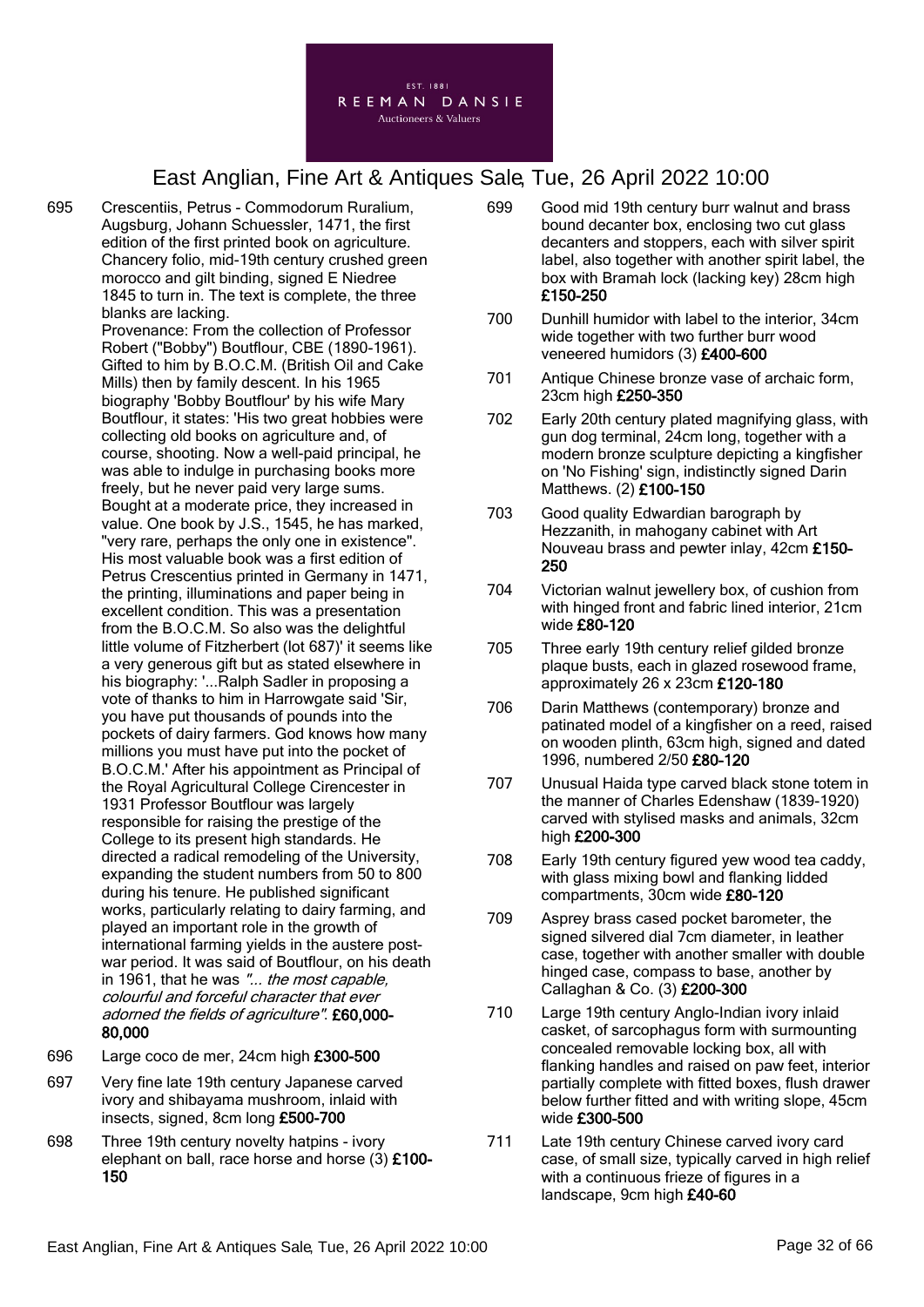695 Crescentiis, Petrus - Commodorum Ruralium, Augsburg, Johann Schuessler, 1471, the first edition of the first printed book on agriculture. Chancery folio, mid-19th century crushed green morocco and gilt binding, signed E Niedree 1845 to turn in. The text is complete, the three blanks are lacking.
Provenance: From the collection of Professor Robert ("Bobby") Boutflour, CBE (1890-1961). Gifted to him by B.O.C.M. (British Oil and Cake Mills) then by family descent. In his 1965 biography 'Bobby Boutflour' by his wife Mary Boutflour, it states: 'His two great hobbies were collecting old books on agriculture and, of course, shooting. Now a well-paid principal, he was able to indulge in purchasing books more freely, but he never paid very large sums. Bought at a moderate price, they increased in value. One book by J.S., 1545, he has marked, "very rare, perhaps the only one in existence". His most valuable book was a first edition of Petrus Crescentius printed in Germany in 1471, the printing, illuminations and paper being in excellent condition. This was a presentation from the B.O.C.M. So also was the delightful little volume of Fitzherbert (lot 687)' it seems like a very generous gift but as stated elsewhere in his biography: '...Ralph Sadler in proposing a vote of thanks to him in Harrowgate said 'Sir, you have put thousands of pounds into the pockets of dairy farmers. God knows how many millions you must have put into the pocket of B.O.C.M.' After his appointment as Principal of the Royal Agricultural College Cirencester in 1931 Professor Boutflour was largely responsible for raising the prestige of the College to its present high standards. He directed a radical remodeling of the University, expanding the student numbers from 50 to 800 during his tenure. He published significant works, particularly relating to dairy farming, and played an important role in the growth of international farming yields in the austere post-war period. It was said of Boutflour, on his death in 1961, that he was *"... the most capable, colourful and forceful character that ever adorned the fields of agriculture"*. **£60,000-80,000**

696 Large coco de mer, 24cm high **£300-500**

697 Very fine late 19th century Japanese carved ivory and shibayama mushroom, inlaid with insects, signed, 8cm long **£500-700**

698 Three 19th century novelty hatpins - ivory elephant on ball, race horse and horse (3) **£100-150**

699 Good mid 19th century burr walnut and brass bound decanter box, enclosing two cut glass decanters and stoppers, each with silver spirit label, also together with another spirit label, the box with Bramah lock (lacking key) 28cm high **£150-250**

700 Dunhill humidor with label to the interior, 34cm wide together with two further burr wood veneered humidors (3) **£400-600**

701 Antique Chinese bronze vase of archaic form, 23cm high **£250-350**

702 Early 20th century plated magnifying glass, with gun dog terminal, 24cm long, together with a modern bronze sculpture depicting a kingfisher on 'No Fishing' sign, indistinctly signed Darin Matthews. (2) **£100-150**

703 Good quality Edwardian barograph by Hezzanith, in mahogany cabinet with Art Nouveau brass and pewter inlay, 42cm **£150-250**

704 Victorian walnut jewellery box, of cushion from with hinged front and fabric lined interior, 21cm wide **£80-120**

705 Three early 19th century relief gilded bronze plaque busts, each in glazed rosewood frame, approximately 26 x 23cm **£120-180**

706 Darin Matthews (contemporary) bronze and patinated model of a kingfisher on a reed, raised on wooden plinth, 63cm high, signed and dated 1996, numbered 2/50 **£80-120**

707 Unusual Haida type carved black stone totem in the manner of Charles Edenshaw (1839-1920) carved with stylised masks and animals, 32cm high **£200-300**

708 Early 19th century figured yew wood tea caddy, with glass mixing bowl and flanking lidded compartments, 30cm wide **£80-120**

709 Asprey brass cased pocket barometer, the signed silvered dial 7cm diameter, in leather case, together with another smaller with double hinged case, compass to base, another by Callaghan & Co. (3) **£200-300**

710 Large 19th century Anglo-Indian ivory inlaid casket, of sarcophagus form with surmounting concealed removable locking box, all with flanking handles and raised on paw feet, interior partially complete with fitted boxes, flush drawer below further fitted and with writing slope, 45cm wide **£300-500**

711 Late 19th century Chinese carved ivory card case, of small size, typically carved in high relief with a continuous frieze of figures in a landscape, 9cm high **£40-60**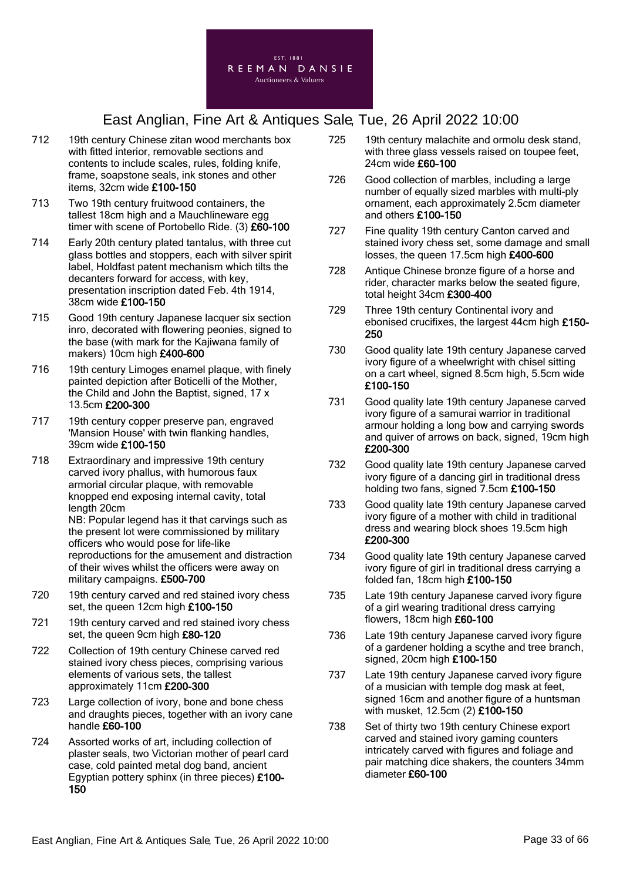712 19th century Chinese zitan wood merchants box with fitted interior, removable sections and contents to include scales, rules, folding knife, frame, soapstone seals, ink stones and other items, 32cm wide **£100-150**

713 Two 19th century fruitwood containers, the tallest 18cm high and a Mauchlineware egg timer with scene of Portobello Ride. (3) **£60-100**

714 Early 20th century plated tantalus, with three cut glass bottles and stoppers, each with silver spirit label, Holdfast patent mechanism which tilts the decanters forward for access, with key, presentation inscription dated Feb. 4th 1914, 38cm wide **£100-150**

715 Good 19th century Japanese lacquer six section inro, decorated with flowering peonies, signed to the base (with mark for the Kajiwana family of makers) 10cm high **£400-600**

716 19th century Limoges enamel plaque, with finely painted depiction after Boticelli of the Mother, the Child and John the Baptist, signed, 17 x 13.5cm **£200-300**

717 19th century copper preserve pan, engraved 'Mansion House' with twin flanking handles, 39cm wide **£100-150**

718 Extraordinary and impressive 19th century carved ivory phallus, with humorous faux armorial circular plaque, with removable knopped end exposing internal cavity, total length 20cm
NB: Popular legend has it that carvings such as the present lot were commissioned by military officers who would pose for life-like reproductions for the amusement and distraction of their wives whilst the officers were away on military campaigns. **£500-700**

720 19th century carved and red stained ivory chess set, the queen 12cm high **£100-150**

721 19th century carved and red stained ivory chess set, the queen 9cm high **£80-120**

722 Collection of 19th century Chinese carved red stained ivory chess pieces, comprising various elements of various sets, the tallest approximately 11cm **£200-300**

723 Large collection of ivory, bone and bone chess and draughts pieces, together with an ivory cane handle **£60-100**

724 Assorted works of art, including collection of plaster seals, two Victorian mother of pearl card case, cold painted metal dog band, ancient Egyptian pottery sphinx (in three pieces) **£100-150**

725 19th century malachite and ormolu desk stand, with three glass vessels raised on toupee feet, 24cm wide **£60-100**

726 Good collection of marbles, including a large number of equally sized marbles with multi-ply ornament, each approximately 2.5cm diameter and others **£100-150**

727 Fine quality 19th century Canton carved and stained ivory chess set, some damage and small losses, the queen 17.5cm high **£400-600**

728 Antique Chinese bronze figure of a horse and rider, character marks below the seated figure, total height 34cm **£300-400**

729 Three 19th century Continental ivory and ebonised crucifixes, the largest 44cm high **£150-250**

730 Good quality late 19th century Japanese carved ivory figure of a wheelwright with chisel sitting on a cart wheel, signed 8.5cm high, 5.5cm wide **£100-150**

731 Good quality late 19th century Japanese carved ivory figure of a samurai warrior in traditional armour holding a long bow and carrying swords and quiver of arrows on back, signed, 19cm high **£200-300**

732 Good quality late 19th century Japanese carved ivory figure of a dancing girl in traditional dress holding two fans, signed 7.5cm **£100-150**

733 Good quality late 19th century Japanese carved ivory figure of a mother with child in traditional dress and wearing block shoes 19.5cm high **£200-300**

734 Good quality late 19th century Japanese carved ivory figure of girl in traditional dress carrying a folded fan, 18cm high **£100-150**

735 Late 19th century Japanese carved ivory figure of a girl wearing traditional dress carrying flowers, 18cm high **£60-100**

736 Late 19th century Japanese carved ivory figure of a gardener holding a scythe and tree branch, signed, 20cm high **£100-150**

737 Late 19th century Japanese carved ivory figure of a musician with temple dog mask at feet, signed 16cm and another figure of a huntsman with musket, 12.5cm (2) **£100-150**

738 Set of thirty two 19th century Chinese export carved and stained ivory gaming counters intricately carved with figures and foliage and pair matching dice shakers, the counters 34mm diameter **£60-100**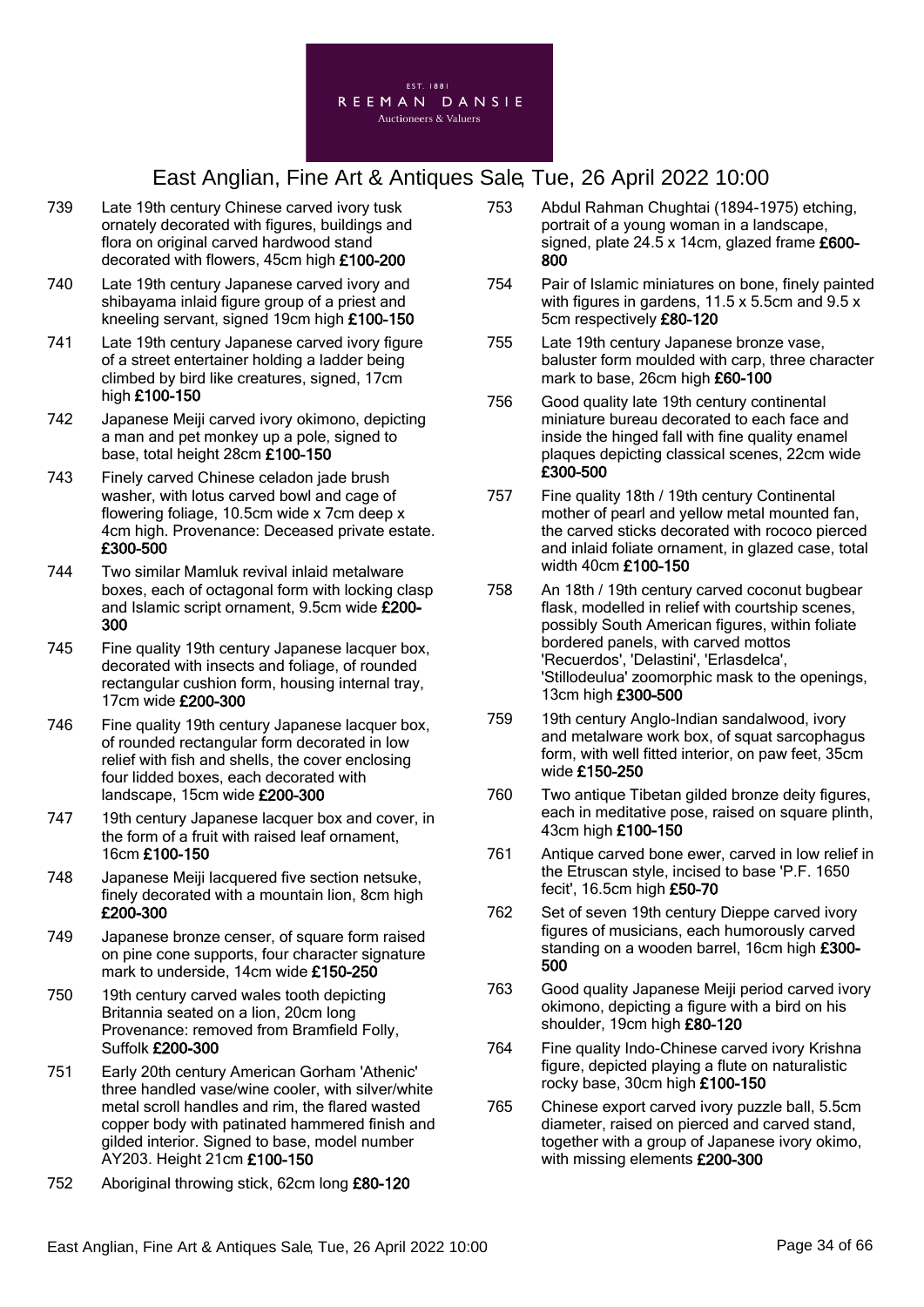739 Late 19th century Chinese carved ivory tusk ornately decorated with figures, buildings and flora on original carved hardwood stand decorated with flowers, 45cm high **£100-200**

740 Late 19th century Japanese carved ivory and shibayama inlaid figure group of a priest and kneeling servant, signed 19cm high **£100-150**

741 Late 19th century Japanese carved ivory figure of a street entertainer holding a ladder being climbed by bird like creatures, signed, 17cm high **£100-150**

742 Japanese Meiji carved ivory okimono, depicting a man and pet monkey up a pole, signed to base, total height 28cm **£100-150**

743 Finely carved Chinese celadon jade brush washer, with lotus carved bowl and cage of flowering foliage, 10.5cm wide x 7cm deep x 4cm high. Provenance: Deceased private estate. **£300-500**

744 Two similar Mamluk revival inlaid metalware boxes, each of octagonal form with locking clasp and Islamic script ornament, 9.5cm wide **£200-300**

745 Fine quality 19th century Japanese lacquer box, decorated with insects and foliage, of rounded rectangular cushion form, housing internal tray, 17cm wide **£200-300**

746 Fine quality 19th century Japanese lacquer box, of rounded rectangular form decorated in low relief with fish and shells, the cover enclosing four lidded boxes, each decorated with landscape, 15cm wide **£200-300**

747 19th century Japanese lacquer box and cover, in the form of a fruit with raised leaf ornament, 16cm **£100-150**

748 Japanese Meiji lacquered five section netsuke, finely decorated with a mountain lion, 8cm high **£200-300**

749 Japanese bronze censer, of square form raised on pine cone supports, four character signature mark to underside, 14cm wide **£150-250**

750 19th century carved wales tooth depicting Britannia seated on a lion, 20cm long Provenance: removed from Bramfield Folly, Suffolk **£200-300**

751 Early 20th century American Gorham 'Athenic' three handled vase/wine cooler, with silver/white metal scroll handles and rim, the flared wasted copper body with patinated hammered finish and gilded interior. Signed to base, model number AY203. Height 21cm **£100-150**

752 Aboriginal throwing stick, 62cm long **£80-120**

753 Abdul Rahman Chughtai (1894-1975) etching, portrait of a young woman in a landscape, signed, plate 24.5 x 14cm, glazed frame **£600-800**

754 Pair of Islamic miniatures on bone, finely painted with figures in gardens, 11.5 x 5.5cm and 9.5 x 5cm respectively **£80-120**

755 Late 19th century Japanese bronze vase, baluster form moulded with carp, three character mark to base, 26cm high **£60-100**

756 Good quality late 19th century continental miniature bureau decorated to each face and inside the hinged fall with fine quality enamel plaques depicting classical scenes, 22cm wide **£300-500**

757 Fine quality 18th / 19th century Continental mother of pearl and yellow metal mounted fan, the carved sticks decorated with rococo pierced and inlaid foliate ornament, in glazed case, total width 40cm **£100-150**

758 An 18th / 19th century carved coconut bugbear flask, modelled in relief with courtship scenes, possibly South American figures, within foliate bordered panels, with carved mottos 'Recuerdos', 'Delastini', 'Erlasdelca', 'Stillodeulua' zoomorphic mask to the openings, 13cm high **£300-500**

759 19th century Anglo-Indian sandalwood, ivory and metalware work box, of squat sarcophagus form, with well fitted interior, on paw feet, 35cm wide **£150-250**

760 Two antique Tibetan gilded bronze deity figures, each in meditative pose, raised on square plinth, 43cm high **£100-150**

761 Antique carved bone ewer, carved in low relief in the Etruscan style, incised to base 'P.F. 1650 fecit', 16.5cm high **£50-70**

762 Set of seven 19th century Dieppe carved ivory figures of musicians, each humorously carved standing on a wooden barrel, 16cm high **£300-500**

763 Good quality Japanese Meiji period carved ivory okimono, depicting a figure with a bird on his shoulder, 19cm high **£80-120**

764 Fine quality Indo-Chinese carved ivory Krishna figure, depicted playing a flute on naturalistic rocky base, 30cm high **£100-150**

765 Chinese export carved ivory puzzle ball, 5.5cm diameter, raised on pierced and carved stand, together with a group of Japanese ivory okimo, with missing elements **£200-300**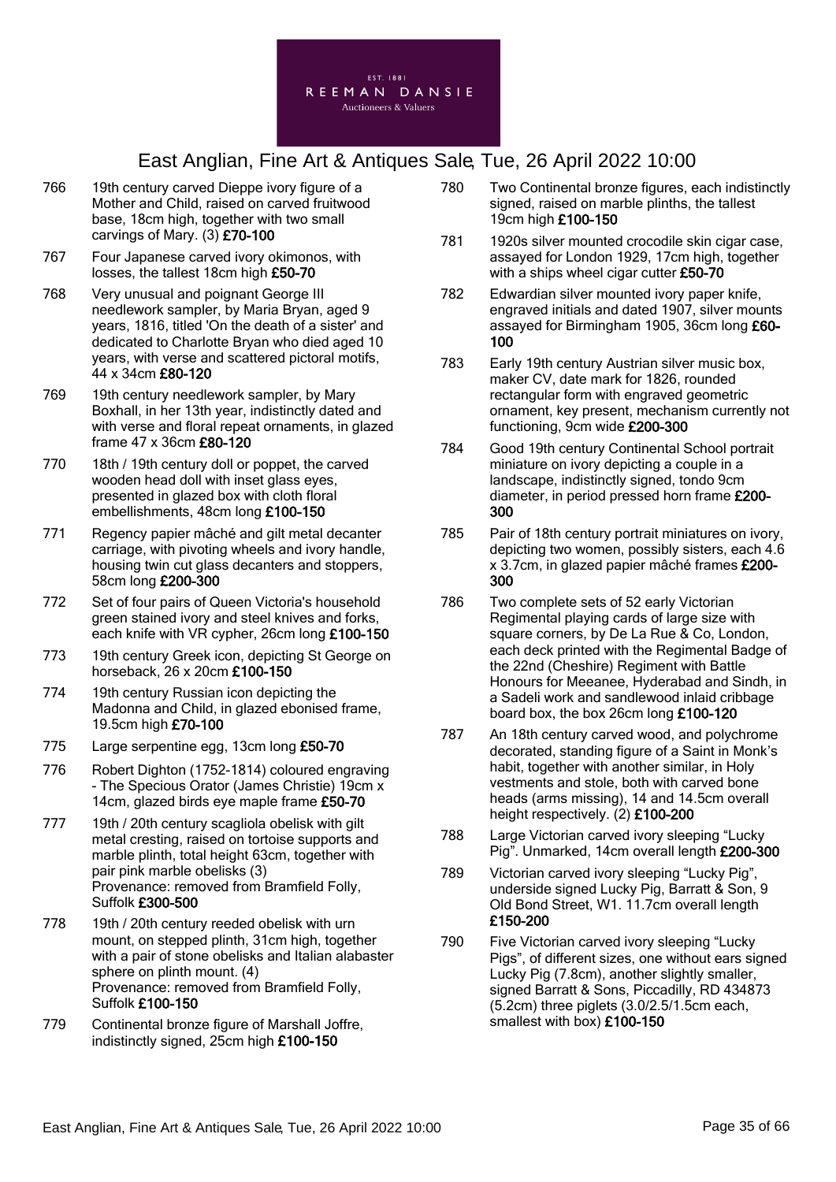766 19th century carved Dieppe ivory figure of a Mother and Child, raised on carved fruitwood base, 18cm high, together with two small carvings of Mary. (3) **£70-100**

767 Four Japanese carved ivory okimonos, with losses, the tallest 18cm high **£50-70**

768 Very unusual and poignant George III needlework sampler, by Maria Bryan, aged 9 years, 1816, titled 'On the death of a sister' and dedicated to Charlotte Bryan who died aged 10 years, with verse and scattered pictoral motifs, 44 x 34cm **£80-120**

769 19th century needlework sampler, by Mary Boxhall, in her 13th year, indistinctly dated and with verse and floral repeat ornaments, in glazed frame 47 x 36cm **£80-120**

770 18th / 19th century doll or poppet, the carved wooden head doll with inset glass eyes, presented in glazed box with cloth floral embellishments, 48cm long **£100-150**

771 Regency papier mâché and gilt metal decanter carriage, with pivoting wheels and ivory handle, housing twin cut glass decanters and stoppers, 58cm long **£200-300**

772 Set of four pairs of Queen Victoria's household green stained ivory and steel knives and forks, each knife with VR cypher, 26cm long **£100-150**

773 19th century Greek icon, depicting St George on horseback, 26 x 20cm **£100-150**

774 19th century Russian icon depicting the Madonna and Child, in glazed ebonised frame, 19.5cm high **£70-100**

775 Large serpentine egg, 13cm long **£50-70**

776 Robert Dighton (1752-1814) coloured engraving - The Specious Orator (James Christie) 19cm x 14cm, glazed birds eye maple frame **£50-70**

777 19th / 20th century scagliola obelisk with gilt metal cresting, raised on tortoise supports and marble plinth, total height 63cm, together with pair pink marble obelisks (3)
Provenance: removed from Bramfield Folly, Suffolk **£300-500**

778 19th / 20th century reeded obelisk with urn mount, on stepped plinth, 31cm high, together with a pair of stone obelisks and Italian alabaster sphere on plinth mount. (4)
Provenance: removed from Bramfield Folly, Suffolk **£100-150**

779 Continental bronze figure of Marshall Joffre, indistinctly signed, 25cm high **£100-150**

780 Two Continental bronze figures, each indistinctly signed, raised on marble plinths, the tallest 19cm high **£100-150**

781 1920s silver mounted crocodile skin cigar case, assayed for London 1929, 17cm high, together with a ships wheel cigar cutter **£50-70**

782 Edwardian silver mounted ivory paper knife, engraved initials and dated 1907, silver mounts assayed for Birmingham 1905, 36cm long **£60-100**

783 Early 19th century Austrian silver music box, maker CV, date mark for 1826, rounded rectangular form with engraved geometric ornament, key present, mechanism currently not functioning, 9cm wide **£200-300**

784 Good 19th century Continental School portrait miniature on ivory depicting a couple in a landscape, indistinctly signed, tondo 9cm diameter, in period pressed horn frame **£200-300**

785 Pair of 18th century portrait miniatures on ivory, depicting two women, possibly sisters, each 4.6 x 3.7cm, in glazed papier mâché frames **£200-300**

786 Two complete sets of 52 early Victorian Regimental playing cards of large size with square corners, by De La Rue & Co, London, each deck printed with the Regimental Badge of the 22nd (Cheshire) Regiment with Battle Honours for Meeanee, Hyderabad and Sindh, in a Sadeli work and sandlewood inlaid cribbage board box, the box 26cm long **£100-120**

787 An 18th century carved wood, and polychrome decorated, standing figure of a Saint in Monk's habit, together with another similar, in Holy vestments and stole, both with carved bone heads (arms missing), 14 and 14.5cm overall height respectively. (2) **£100-200**

788 Large Victorian carved ivory sleeping "Lucky Pig". Unmarked, 14cm overall length **£200-300**

789 Victorian carved ivory sleeping "Lucky Pig", underside signed Lucky Pig, Barratt & Son, 9 Old Bond Street, W1. 11.7cm overall length **£150-200**

790 Five Victorian carved ivory sleeping "Lucky Pigs", of different sizes, one without ears signed Lucky Pig (7.8cm), another slightly smaller, signed Barratt & Sons, Piccadilly, RD 434873 (5.2cm) three piglets (3.0/2.5/1.5cm each, smallest with box) **£100-150**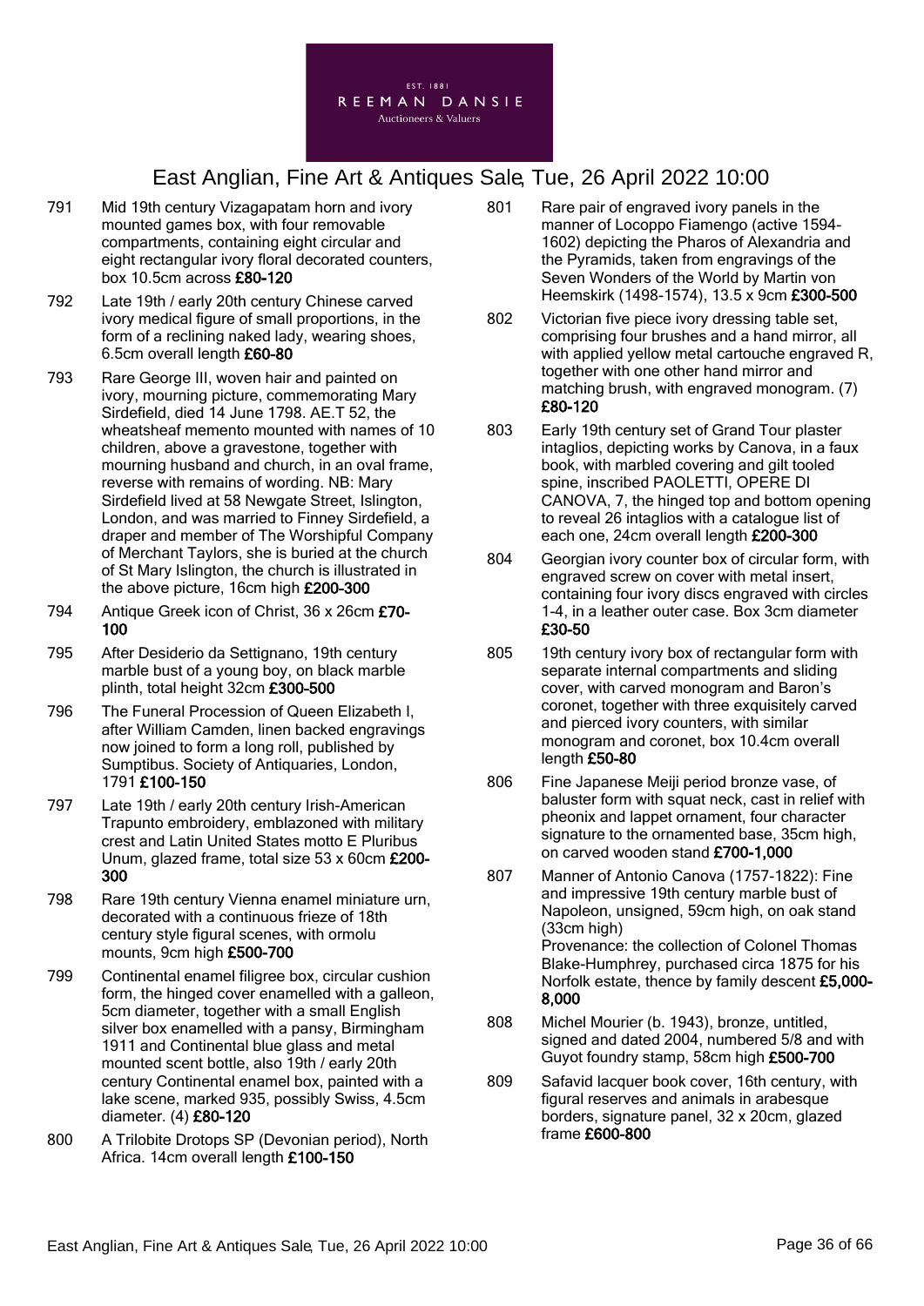791 Mid 19th century Vizagapatam horn and ivory mounted games box, with four removable compartments, containing eight circular and eight rectangular ivory floral decorated counters, box 10.5cm across **£80-120**

792 Late 19th / early 20th century Chinese carved ivory medical figure of small proportions, in the form of a reclining naked lady, wearing shoes, 6.5cm overall length **£60-80**

793 Rare George III, woven hair and painted on ivory, mourning picture, commemorating Mary Sirdefield, died 14 June 1798. AE.T 52, the wheatsheaf memento mounted with names of 10 children, above a gravestone, together with mourning husband and church, in an oval frame, reverse with remains of wording. NB: Mary Sirdefield lived at 58 Newgate Street, Islington, London, and was married to Finney Sirdefield, a draper and member of The Worshipful Company of Merchant Taylors, she is buried at the church of St Mary Islington, the church is illustrated in the above picture, 16cm high **£200-300**

794 Antique Greek icon of Christ, 36 x 26cm **£70-100**

795 After Desiderio da Settignano, 19th century marble bust of a young boy, on black marble plinth, total height 32cm **£300-500**

796 The Funeral Procession of Queen Elizabeth I, after William Camden, linen backed engravings now joined to form a long roll, published by Sumptibus. Society of Antiquaries, London, 1791 **£100-150**

797 Late 19th / early 20th century Irish-American Trapunto embroidery, emblazoned with military crest and Latin United States motto E Pluribus Unum, glazed frame, total size 53 x 60cm **£200-300**

798 Rare 19th century Vienna enamel miniature urn, decorated with a continuous frieze of 18th century style figural scenes, with ormolu mounts, 9cm high **£500-700**

799 Continental enamel filigree box, circular cushion form, the hinged cover enamelled with a galleon, 5cm diameter, together with a small English silver box enamelled with a pansy, Birmingham 1911 and Continental blue glass and metal mounted scent bottle, also 19th / early 20th century Continental enamel box, painted with a lake scene, marked 935, possibly Swiss, 4.5cm diameter. (4) **£80-120**

800 A Trilobite Drotops SP (Devonian period), North Africa. 14cm overall length **£100-150**

801 Rare pair of engraved ivory panels in the manner of Locoppo Fiamengo (active 1594-1602) depicting the Pharos of Alexandria and the Pyramids, taken from engravings of the Seven Wonders of the World by Martin von Heemskirk (1498-1574), 13.5 x 9cm **£300-500**

802 Victorian five piece ivory dressing table set, comprising four brushes and a hand mirror, all with applied yellow metal cartouche engraved R, together with one other hand mirror and matching brush, with engraved monogram. (7) **£80-120**

803 Early 19th century set of Grand Tour plaster intaglios, depicting works by Canova, in a faux book, with marbled covering and gilt tooled spine, inscribed PAOLETTI, OPERE DI CANOVA, 7, the hinged top and bottom opening to reveal 26 intaglios with a catalogue list of each one, 24cm overall length **£200-300**

804 Georgian ivory counter box of circular form, with engraved screw on cover with metal insert, containing four ivory discs engraved with circles 1-4, in a leather outer case. Box 3cm diameter **£30-50**

805 19th century ivory box of rectangular form with separate internal compartments and sliding cover, with carved monogram and Baron's coronet, together with three exquisitely carved and pierced ivory counters, with similar monogram and coronet, box 10.4cm overall length **£50-80**

806 Fine Japanese Meiji period bronze vase, of baluster form with squat neck, cast in relief with pheonix and lappet ornament, four character signature to the ornamented base, 35cm high, on carved wooden stand **£700-1,000**

807 Manner of Antonio Canova (1757-1822): Fine and impressive 19th century marble bust of Napoleon, unsigned, 59cm high, on oak stand (33cm high)
Provenance: the collection of Colonel Thomas Blake-Humphrey, purchased circa 1875 for his Norfolk estate, thence by family descent **£5,000-8,000**

808 Michel Mourier (b. 1943), bronze, untitled, signed and dated 2004, numbered 5/8 and with Guyot foundry stamp, 58cm high **£500-700**

809 Safavid lacquer book cover, 16th century, with figural reserves and animals in arabesque borders, signature panel, 32 x 20cm, glazed frame **£600-800**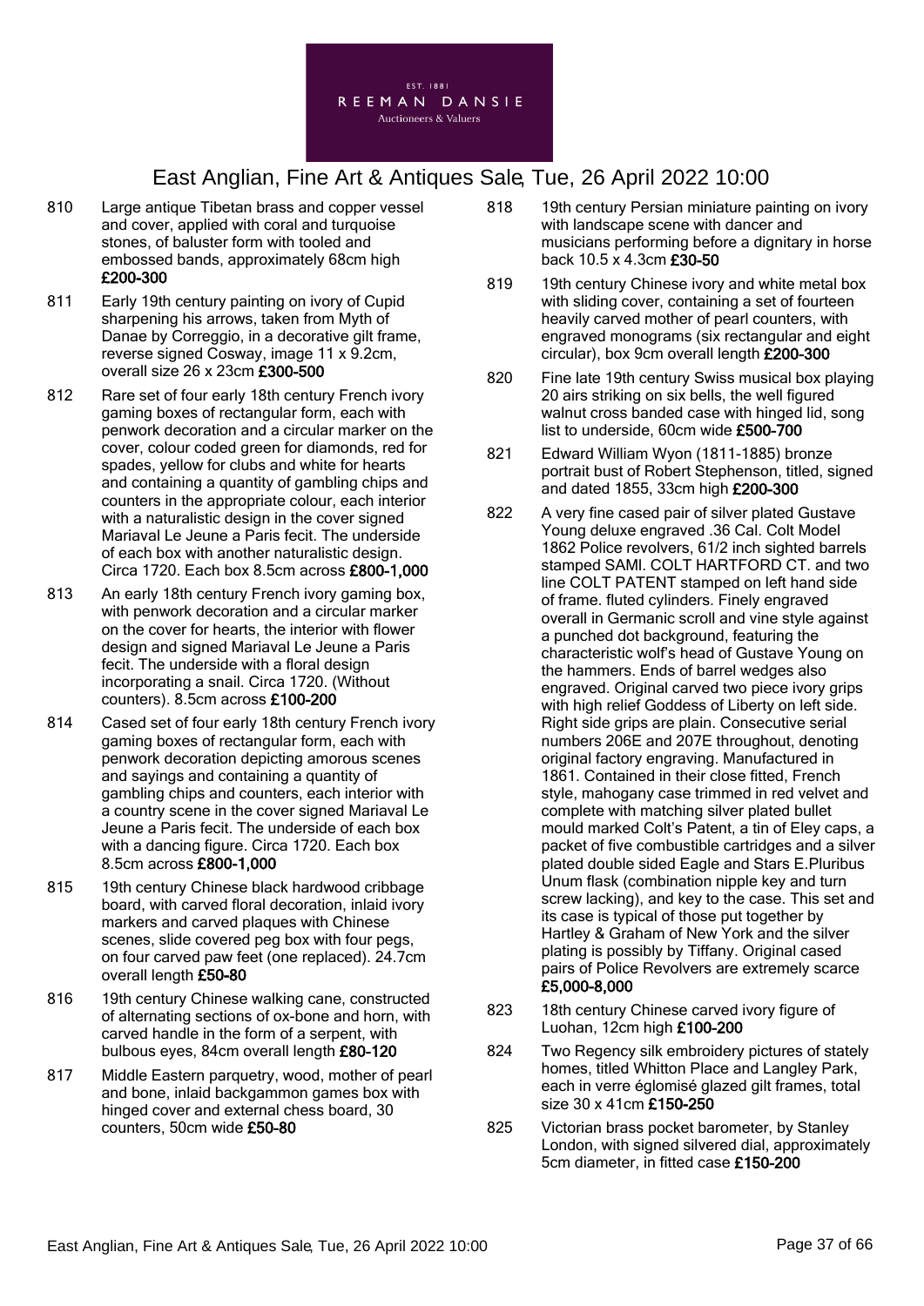# East Anglian, Fine Art & Antiques Sale, Tue, 26 April 2022 10:00

810 Large antique Tibetan brass and copper vessel and cover, applied with coral and turquoise stones, of baluster form with tooled and embossed bands, approximately 68cm high **£200-300**

811 Early 19th century painting on ivory of Cupid sharpening his arrows, taken from Myth of Danae by Correggio, in a decorative gilt frame, reverse signed Cosway, image 11 x 9.2cm, overall size 26 x 23cm **£300-500**

812 Rare set of four early 18th century French ivory gaming boxes of rectangular form, each with penwork decoration and a circular marker on the cover, colour coded green for diamonds, red for spades, yellow for clubs and white for hearts and containing a quantity of gambling chips and counters in the appropriate colour, each interior with a naturalistic design in the cover signed Marivaal Le Jeune a Paris fecit. The underside of each box with another naturalistic design. Circa 1720. Each box 8.5cm across **£800-1,000**

813 An early 18th century French ivory gaming box, with penwork decoration and a circular marker on the cover for hearts, the interior with flower design and signed Mariaval Le Jeune a Paris fecit. The underside with a floral design incorporating a snail. Circa 1720. (Without counters). 8.5cm across **£100-200**

814 Cased set of four early 18th century French ivory gaming boxes of rectangular form, each with penwork decoration depicting amorous scenes and sayings and containing a quantity of gambling chips and counters, each interior with a country scene in the cover signed Mariaval Le Jeune a Paris fecit. The underside of each box with a dancing figure. Circa 1720. Each box 8.5cm across **£800-1,000**

815 19th century Chinese black hardwood cribbage board, with carved floral decoration, inlaid ivory markers and carved plaques with Chinese scenes, slide covered peg box with four pegs, on four carved paw feet (one replaced). 24.7cm overall length **£50-80**

816 19th century Chinese walking cane, constructed of alternating sections of ox-bone and horn, with carved handle in the form of a serpent, with bulbous eyes, 84cm overall length **£80-120**

817 Middle Eastern parquetry, wood, mother of pearl and bone, inlaid backgammon games box with hinged cover and external chess board, 30 counters, 50cm wide **£50-80**

818 19th century Persian miniature painting on ivory with landscape scene with dancer and musicians performing before a dignitary in horse back 10.5 x 4.3cm **£30-50**

819 19th century Chinese ivory and white metal box with sliding cover, containing a set of fourteen heavily carved mother of pearl counters, with engraved monograms (six rectangular and eight circular), box 9cm overall length **£200-300**

820 Fine late 19th century Swiss musical box playing 20 airs striking on six bells, the well figured walnut cross banded case with hinged lid, song list to underside, 60cm wide **£500-700**

821 Edward William Wyon (1811-1885) bronze portrait bust of Robert Stephenson, titled, signed and dated 1855, 33cm high **£200-300**

822 A very fine cased pair of silver plated Gustave Young deluxe engraved .36 Cal. Colt Model 1862 Police revolvers, 61/2 inch sighted barrels stamped SAMl. COLT HARTFORD CT. and two line COLT PATENT stamped on left hand side of frame. fluted cylinders. Finely engraved overall in Germanic scroll and vine style against a punched dot background, featuring the characteristic wolf's head of Gustave Young on the hammers. Ends of barrel wedges also engraved. Original carved two piece ivory grips with high relief Goddess of Liberty on left side. Right side grips are plain. Consecutive serial numbers 206E and 207E throughout, denoting original factory engraving. Manufactured in 1861. Contained in their close fitted, French style, mahogany case trimmed in red velvet and complete with matching silver plated bullet mould marked Colt's Patent, a tin of Eley caps, a packet of five combustible cartridges and a silver plated double sided Eagle and Stars E.Pluribus Unum flask (combination nipple key and turn screw lacking), and key to the case. This set and its case is typical of those put together by Hartley & Graham of New York and the silver plating is possibly by Tiffany. Original cased pairs of Police Revolvers are extremely scarce **£5,000-8,000**

823 18th century Chinese carved ivory figure of Luohan, 12cm high **£100-200**

824 Two Regency silk embroidery pictures of stately homes, titled Whitton Place and Langley Park, each in verre églomisé glazed gilt frames, total size 30 x 41cm **£150-250**

825 Victorian brass pocket barometer, by Stanley London, with signed silvered dial, approximately 5cm diameter, in fitted case **£150-200**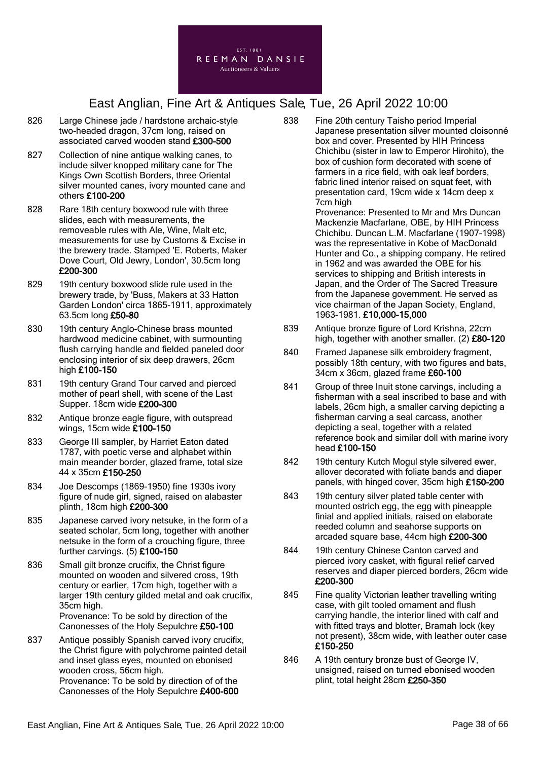# East Anglian, Fine Art & Antiques Sale, Tue, 26 April 2022 10:00

826 Large Chinese jade / hardstone archaic-style two-headed dragon, 37cm long, raised on associated carved wooden stand **£300-500**

827 Collection of nine antique walking canes, to include silver knopped military cane for The Kings Own Scottish Borders, three Oriental silver mounted canes, ivory mounted cane and others **£100-200**

828 Rare 18th century boxwood rule with three slides, each with measurements, the removeable rules with Ale, Wine, Malt etc, measurements for use by Customs & Excise in the brewery trade. Stamped 'E. Roberts, Maker Dove Court, Old Jewry, London', 30.5cm long **£200-300**

829 19th century boxwood slide rule used in the brewery trade, by 'Buss, Makers at 33 Hatton Garden London' circa 1865-1911, approximately 63.5cm long **£50-80**

830 19th century Anglo-Chinese brass mounted hardwood medicine cabinet, with surmounting flush carrying handle and fielded paneled door enclosing interior of six deep drawers, 26cm high **£100-150**

831 19th century Grand Tour carved and pierced mother of pearl shell, with scene of the Last Supper. 18cm wide **£200-300**

832 Antique bronze eagle figure, with outspread wings, 15cm wide **£100-150**

833 George III sampler, by Harriet Eaton dated 1787, with poetic verse and alphabet within main meander border, glazed frame, total size 44 x 35cm **£150-250**

834 Joe Descomps (1869-1950) fine 1930s ivory figure of nude girl, signed, raised on alabaster plinth, 18cm high **£200-300**

835 Japanese carved ivory netsuke, in the form of a seated scholar, 5cm long, together with another netsuke in the form of a crouching figure, three further carvings. (5) **£100-150**

836 Small gilt bronze crucifix, the Christ figure mounted on wooden and silvered cross, 19th century or earlier, 17cm high, together with a larger 19th century gilded metal and oak crucifix, 35cm high.
Provenance: To be sold by direction of the Canonesses of the Holy Sepulchre **£50-100**

837 Antique possibly Spanish carved ivory crucifix, the Christ figure with polychrome painted detail and inset glass eyes, mounted on ebonised wooden cross, 56cm high.
Provenance: To be sold by direction of of the Canonesses of the Holy Sepulchre **£400-600**

838 Fine 20th century Taisho period Imperial Japanese presentation silver mounted cloisonné box and cover. Presented by HIH Princess Chichibu (sister in law to Emperor Hirohito), the box of cushion form decorated with scene of farmers in a rice field, with oak leaf borders, fabric lined interior raised on squat feet, with presentation card, 19cm wide x 14cm deep x 7cm high
Provenance: Presented to Mr and Mrs Duncan Mackenzie Macfarlane, OBE, by HIH Princess Chichibu. Duncan L.M. Macfarlane (1907-1998) was the representative in Kobe of MacDonald Hunter and Co., a shipping company. He retired in 1962 and was awarded the OBE for his services to shipping and British interests in Japan, and the Order of The Sacred Treasure from the Japanese government. He served as vice chairman of the Japan Society, England, 1963-1981. **£10,000-15,000**

839 Antique bronze figure of Lord Krishna, 22cm high, together with another smaller. (2) **£80-120**

840 Framed Japanese silk embroidery fragment, possibly 18th century, with two figures and bats, 34cm x 36cm, glazed frame **£60-100**

841 Group of three Inuit stone carvings, including a fisherman with a seal inscribed to base and with labels, 26cm high, a smaller carving depicting a fisherman carving a seal carcass, another depicting a seal, together with a related reference book and similar doll with marine ivory head **£100-150**

842 19th century Kutch Mogul style silvered ewer, allover decorated with foliate bands and diaper panels, with hinged cover, 35cm high **£150-200**

843 19th century silver plated table center with mounted ostrich egg, the egg with pineapple finial and applied initials, raised on elaborate reeded column and seahorse supports on arcaded square base, 44cm high **£200-300**

844 19th century Chinese Canton carved and pierced ivory casket, with figural relief carved reserves and diaper pierced borders, 26cm wide **£200-300**

845 Fine quality Victorian leather travelling writing case, with gilt tooled ornament and flush carrying handle, the interior lined with calf and with fitted trays and blotter, Bramah lock (key not present), 38cm wide, with leather outer case **£150-250**

846 A 19th century bronze bust of George IV, unsigned, raised on turned ebonised wooden plint, total height 28cm **£250-350**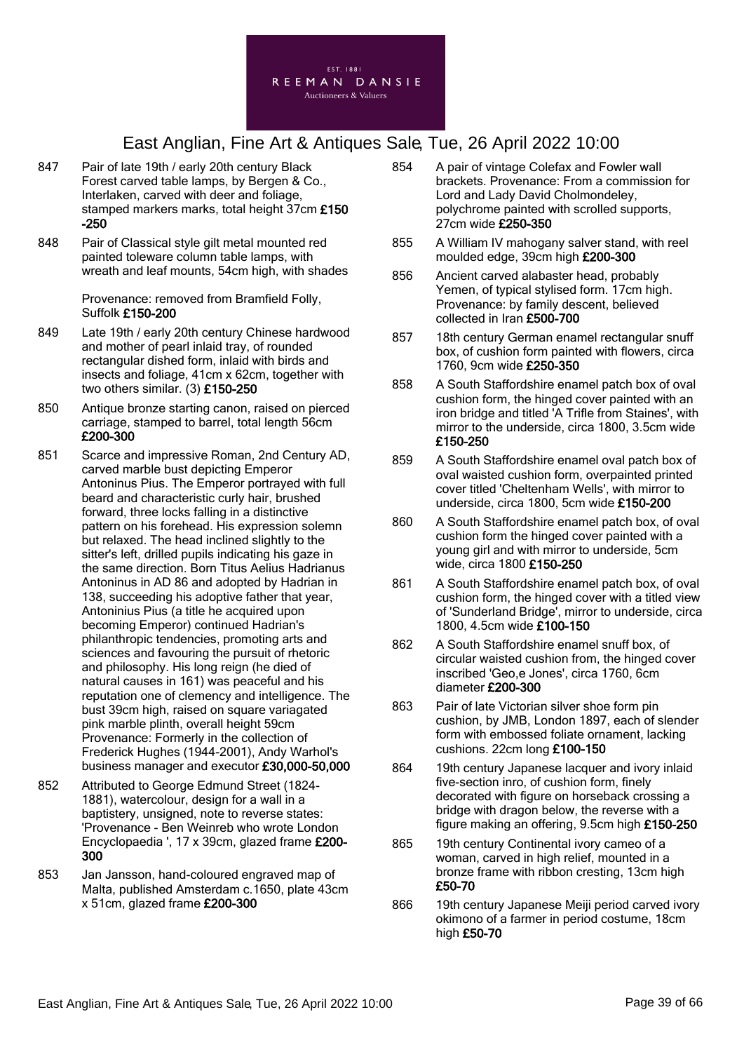# East Anglian, Fine Art & Antiques Sale, Tue, 26 April 2022 10:00

847 Pair of late 19th / early 20th century Black Forest carved table lamps, by Bergen & Co., Interlaken, carved with deer and foliage, stamped markers marks, total height 37cm **£150-250**

848 Pair of Classical style gilt metal mounted red painted toleware column table lamps, with wreath and leaf mounts, 54cm high, with shades

Provenance: removed from Bramfield Folly, Suffolk **£150-200**

849 Late 19th / early 20th century Chinese hardwood and mother of pearl inlaid tray, of rounded rectangular dished form, inlaid with birds and insects and foliage, 41cm x 62cm, together with two others similar. (3) **£150-250**

850 Antique bronze starting canon, raised on pierced carriage, stamped to barrel, total length 56cm **£200-300**

851 Scarce and impressive Roman, 2nd Century AD, carved marble bust depicting Emperor Antoninus Pius. The Emperor portrayed with full beard and characteristic curly hair, brushed forward, three locks falling in a distinctive pattern on his forehead. His expression solemn but relaxed. The head inclined slightly to the sitter's left, drilled pupils indicating his gaze in the same direction. Born Titus Aelius Hadrianus Antoninus in AD 86 and adopted by Hadrian in 138, succeeding his adoptive father that year, Antoninius Pius (a title he acquired upon becoming Emperor) continued Hadrian's philanthropic tendencies, promoting arts and sciences and favouring the pursuit of rhetoric and philosophy. His long reign (he died of natural causes in 161) was peaceful and his reputation one of clemency and intelligence. The bust 39cm high, raised on square variagated pink marble plinth, overall height 59cm Provenance: Formerly in the collection of Frederick Hughes (1944-2001), Andy Warhol's business manager and executor **£30,000-50,000**

852 Attributed to George Edmund Street (1824-1881), watercolour, design for a wall in a baptistery, unsigned, note to reverse states: 'Provenance - Ben Weinreb who wrote London Encyclopaedia ', 17 x 39cm, glazed frame **£200-300**

853 Jan Jansson, hand-coloured engraved map of Malta, published Amsterdam c.1650, plate 43cm x 51cm, glazed frame **£200-300**

854 A pair of vintage Colefax and Fowler wall brackets. Provenance: From a commission for Lord and Lady David Cholmondeley, polychrome painted with scrolled supports, 27cm wide **£250-350**

855 A William IV mahogany salver stand, with reel moulded edge, 39cm high **£200-300**

856 Ancient carved alabaster head, probably Yemen, of typical stylised form. 17cm high. Provenance: by family descent, believed collected in Iran **£500-700**

857 18th century German enamel rectangular snuff box, of cushion form painted with flowers, circa 1760, 9cm wide **£250-350**

858 A South Staffordshire enamel patch box of oval cushion form, the hinged cover painted with an iron bridge and titled 'A Trifle from Staines', with mirror to the underside, circa 1800, 3.5cm wide **£150-250**

859 A South Staffordshire enamel oval patch box of oval waisted cushion form, overpainted printed cover titled 'Cheltenham Wells', with mirror to underside, circa 1800, 5cm wide **£150-200**

860 A South Staffordshire enamel patch box, of oval cushion form the hinged cover painted with a young girl and with mirror to underside, 5cm wide, circa 1800 **£150-250**

861 A South Staffordshire enamel patch box, of oval cushion form, the hinged cover with a titled view of 'Sunderland Bridge', mirror to underside, circa 1800, 4.5cm wide **£100-150**

862 A South Staffordshire enamel snuff box, of circular waisted cushion from, the hinged cover inscribed 'Geo,e Jones', circa 1760, 6cm diameter **£200-300**

863 Pair of late Victorian silver shoe form pin cushion, by JMB, London 1897, each of slender form with embossed foliate ornament, lacking cushions. 22cm long **£100-150**

864 19th century Japanese lacquer and ivory inlaid five-section inro, of cushion form, finely decorated with figure on horseback crossing a bridge with dragon below, the reverse with a figure making an offering, 9.5cm high **£150-250**

865 19th century Continental ivory cameo of a woman, carved in high relief, mounted in a bronze frame with ribbon cresting, 13cm high **£50-70**

866 19th century Japanese Meiji period carved ivory okimono of a farmer in period costume, 18cm high **£50-70**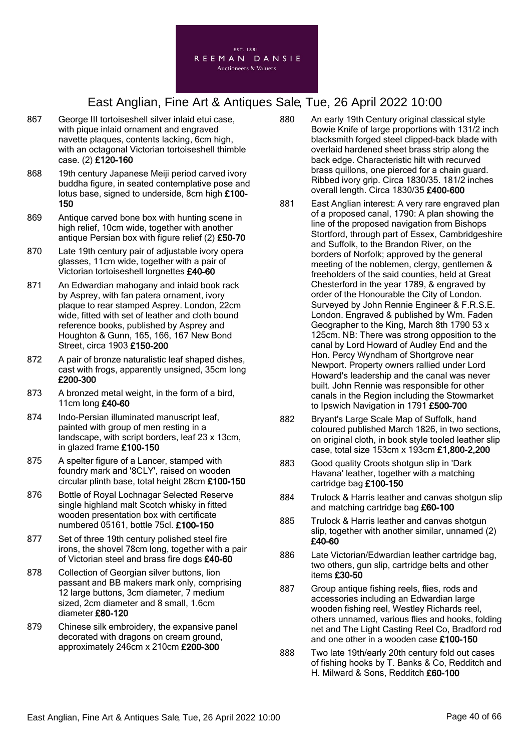867 George III tortoiseshell silver inlaid etui case, with pique inlaid ornament and engraved navette plaques, contents lacking, 6cm high, with an octagonal Victorian tortoiseshell thimble case. (2) **£120-160**

868 19th century Japanese Meiji period carved ivory buddha figure, in seated contemplative pose and lotus base, signed to underside, 8cm high **£100-150**

869 Antique carved bone box with hunting scene in high relief, 10cm wide, together with another antique Persian box with figure relief (2) **£50-70**

870 Late 19th century pair of adjustable ivory opera glasses, 11cm wide, together with a pair of Victorian tortoiseshell lorgnettes **£40-60**

871 An Edwardian mahogany and inlaid book rack by Asprey, with fan patera ornament, ivory plaque to rear stamped Asprey. London, 22cm wide, fitted with set of leather and cloth bound reference books, published by Asprey and Houghton & Gunn, 165, 166, 167 New Bond Street, circa 1903 **£150-200**

872 A pair of bronze naturalistic leaf shaped dishes, cast with frogs, apparently unsigned, 35cm long **£200-300**

873 A bronzed metal weight, in the form of a bird, 11cm long **£40-60**

874 Indo-Persian illuminated manuscript leaf, painted with group of men resting in a landscape, with script borders, leaf 23 x 13cm, in glazed frame **£100-150**

875 A spelter figure of a Lancer, stamped with foundry mark and '8CLY', raised on wooden circular plinth base, total height 28cm **£100-150**

876 Bottle of Royal Lochnagar Selected Reserve single highland malt Scotch whisky in fitted wooden presentation box with certificate numbered 05161, bottle 75cl. **£100-150**

877 Set of three 19th century polished steel fire irons, the shovel 78cm long, together with a pair of Victorian steel and brass fire dogs **£40-60**

878 Collection of Georgian silver buttons, lion passant and BB makers mark only, comprising 12 large buttons, 3cm diameter, 7 medium sized, 2cm diameter and 8 small, 1.6cm diameter **£80-120**

879 Chinese silk embroidery, the expansive panel decorated with dragons on cream ground, approximately 246cm x 210cm **£200-300**

880 An early 19th Century original classical style Bowie Knife of large proportions with 131/2 inch blacksmith forged steel clipped-back blade with overlaid hardened sheet brass strip along the back edge. Characteristic hilt with recurved brass quillons, one pierced for a chain guard. Ribbed ivory grip. Circa 1830/35. 181/2 inches overall length. Circa 1830/35 **£400-600**

881 East Anglian interest: A very rare engraved plan of a proposed canal, 1790: A plan showing the line of the proposed navigation from Bishops Stortford, through part of Essex, Cambridgeshire and Suffolk, to the Brandon River, on the borders of Norfolk; approved by the general meeting of the noblemen, clergy, gentlemen & freeholders of the said counties, held at Great Chesterford in the year 1789, & engraved by order of the Honourable the City of London. Surveyed by John Rennie Engineer & F.R.S.E. London. Engraved & published by Wm. Faden Geographer to the King, March 8th 1790 53 x 125cm. NB: There was strong opposition to the canal by Lord Howard of Audley End and the Hon. Percy Wyndham of Shortgrove near Newport. Property owners rallied under Lord Howard's leadership and the canal was never built. John Rennie was responsible for other canals in the Region including the Stowmarket to Ipswich Navigation in 1791 **£500-700**

882 Bryant's Large Scale Map of Suffolk, hand coloured published March 1826, in two sections, on original cloth, in book style tooled leather slip case, total size 153cm x 193cm **£1,800-2,200**

883 Good quality Croots shotgun slip in 'Dark Havana' leather, together with a matching cartridge bag **£100-150**

884 Trulock & Harris leather and canvas shotgun slip and matching cartridge bag **£60-100**

885 Trulock & Harris leather and canvas shotgun slip, together with another similar, unnamed (2) **£40-60**

886 Late Victorian/Edwardian leather cartridge bag, two others, gun slip, cartridge belts and other items **£30-50**

887 Group antique fishing reels, flies, rods and accessories including an Edwardian large wooden fishing reel, Westley Richards reel, others unnamed, various flies and hooks, folding net and The Light Casting Reel Co, Bradford rod and one other in a wooden case **£100-150**

888 Two late 19th/early 20th century fold out cases of fishing hooks by T. Banks & Co, Redditch and H. Milward & Sons, Redditch **£60-100**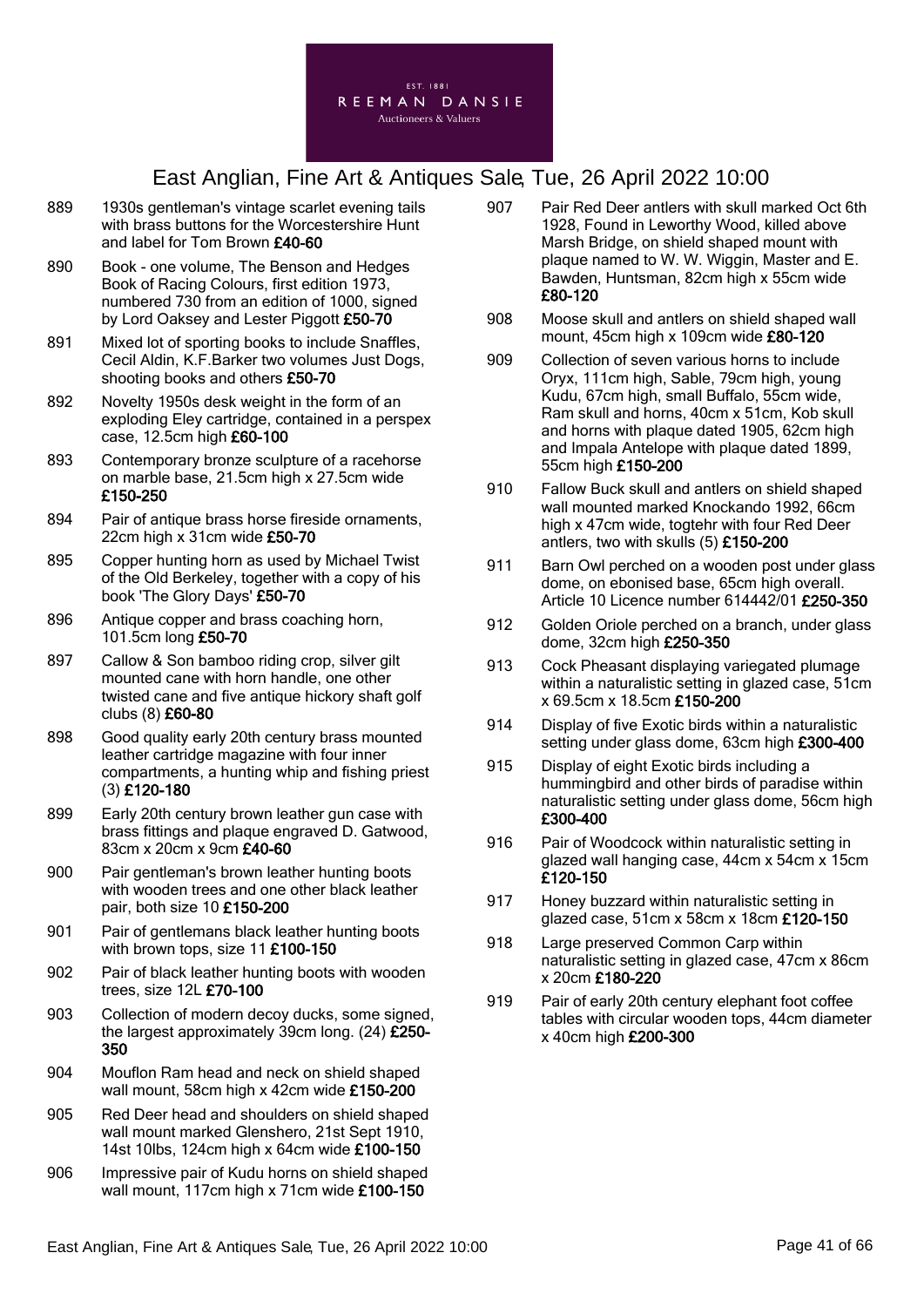# East Anglian, Fine Art & Antiques Sale, Tue, 26 April 2022 10:00

889 1930s gentleman's vintage scarlet evening tails with brass buttons for the Worcestershire Hunt and label for Tom Brown **£40-60**

890 Book - one volume, The Benson and Hedges Book of Racing Colours, first edition 1973, numbered 730 from an edition of 1000, signed by Lord Oaksey and Lester Piggott **£50-70**

891 Mixed lot of sporting books to include Snaffles, Cecil Aldin, K.F.Barker two volumes Just Dogs, shooting books and others **£50-70**

892 Novelty 1950s desk weight in the form of an exploding Eley cartridge, contained in a perspex case, 12.5cm high **£60-100**

893 Contemporary bronze sculpture of a racehorse on marble base, 21.5cm high x 27.5cm wide **£150-250**

894 Pair of antique brass horse fireside ornaments, 22cm high x 31cm wide **£50-70**

895 Copper hunting horn as used by Michael Twist of the Old Berkeley, together with a copy of his book 'The Glory Days' **£50-70**

896 Antique copper and brass coaching horn, 101.5cm long **£50-70**

897 Callow & Son bamboo riding crop, silver gilt mounted cane with horn handle, one other twisted cane and five antique hickory shaft golf clubs (8) **£60-80**

898 Good quality early 20th century brass mounted leather cartridge magazine with four inner compartments, a hunting whip and fishing priest (3) **£120-180**

899 Early 20th century brown leather gun case with brass fittings and plaque engraved D. Gatwood, 83cm x 20cm x 9cm **£40-60**

900 Pair gentleman's brown leather hunting boots with wooden trees and one other black leather pair, both size 10 **£150-200**

901 Pair of gentlemans black leather hunting boots with brown tops, size 11 **£100-150**

902 Pair of black leather hunting boots with wooden trees, size 12L **£70-100**

903 Collection of modern decoy ducks, some signed, the largest approximately 39cm long. (24) **£250-350**

904 Mouflon Ram head and neck on shield shaped wall mount, 58cm high x 42cm wide **£150-200**

905 Red Deer head and shoulders on shield shaped wall mount marked Glenshero, 21st Sept 1910, 14st 10lbs, 124cm high x 64cm wide **£100-150**

906 Impressive pair of Kudu horns on shield shaped wall mount, 117cm high x 71cm wide **£100-150**

907 Pair Red Deer antlers with skull marked Oct 6th 1928, Found in Leworthy Wood, killed above Marsh Bridge, on shield shaped mount with plaque named to W. W. Wiggin, Master and E. Bawden, Huntsman, 82cm high x 55cm wide **£80-120**

908 Moose skull and antlers on shield shaped wall mount, 45cm high x 109cm wide **£80-120**

909 Collection of seven various horns to include Oryx, 111cm high, Sable, 79cm high, young Kudu, 67cm high, small Buffalo, 55cm wide, Ram skull and horns, 40cm x 51cm, Kob skull and horns with plaque dated 1905, 62cm high and Impala Antelope with plaque dated 1899, 55cm high **£150-200**

910 Fallow Buck skull and antlers on shield shaped wall mounted marked Knockando 1992, 66cm high x 47cm wide, togtehr with four Red Deer antlers, two with skulls (5) **£150-200**

911 Barn Owl perched on a wooden post under glass dome, on ebonised base, 65cm high overall. Article 10 Licence number 614442/01 **£250-350**

912 Golden Oriole perched on a branch, under glass dome, 32cm high **£250-350**

913 Cock Pheasant displaying variegated plumage within a naturalistic setting in glazed case, 51cm x 69.5cm x 18.5cm **£150-200**

914 Display of five Exotic birds within a naturalistic setting under glass dome, 63cm high **£300-400**

915 Display of eight Exotic birds including a hummingbird and other birds of paradise within naturalistic setting under glass dome, 56cm high **£300-400**

916 Pair of Woodcock within naturalistic setting in glazed wall hanging case, 44cm x 54cm x 15cm **£120-150**

917 Honey buzzard within naturalistic setting in glazed case, 51cm x 58cm x 18cm **£120-150**

918 Large preserved Common Carp within naturalistic setting in glazed case, 47cm x 86cm x 20cm **£180-220**

919 Pair of early 20th century elephant foot coffee tables with circular wooden tops, 44cm diameter x 40cm high **£200-300**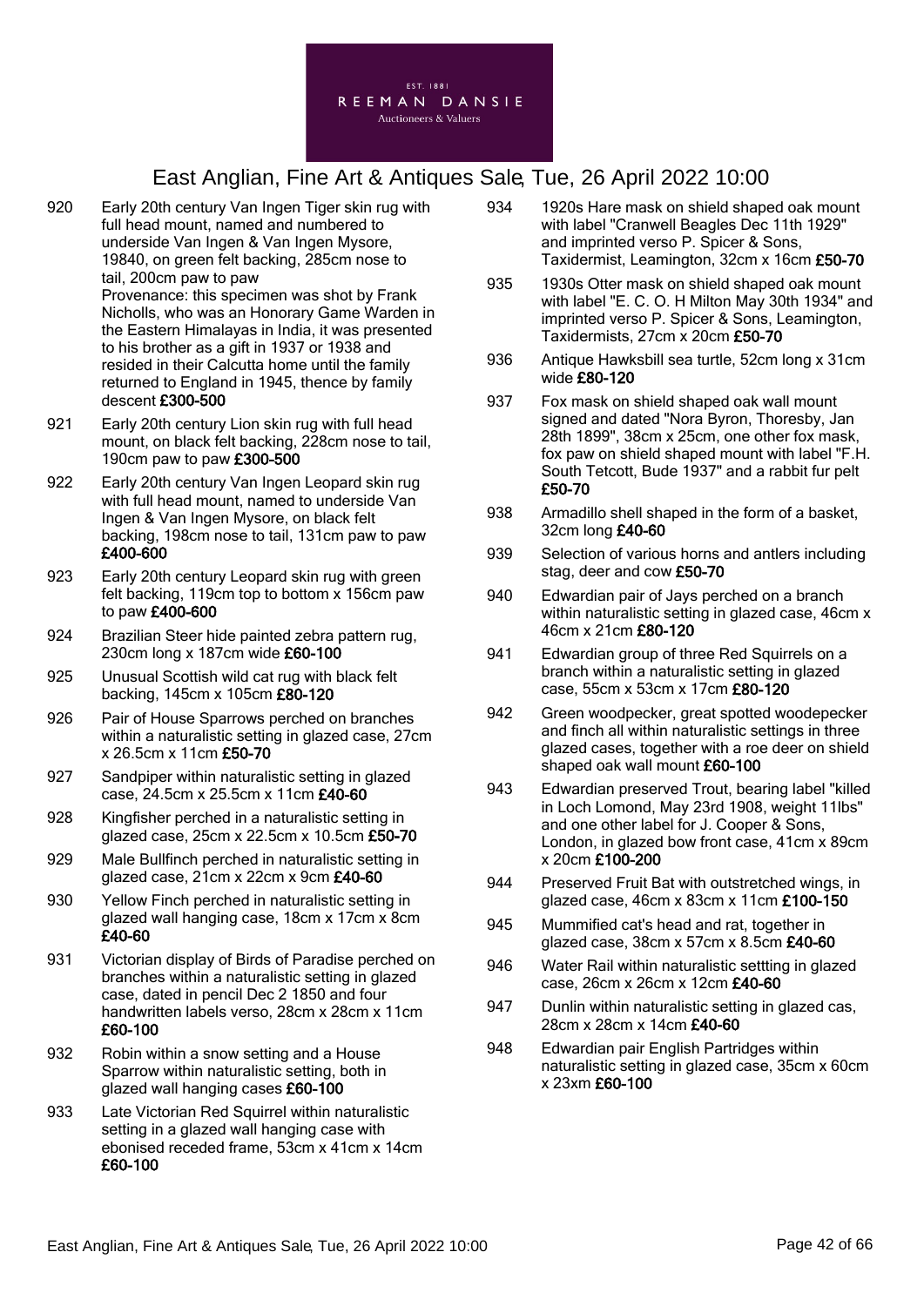# East Anglian, Fine Art & Antiques Sale, Tue, 26 April 2022 10:00

920 Early 20th century Van Ingen Tiger skin rug with full head mount, named and numbered to underside Van Ingen & Van Ingen Mysore, 19840, on green felt backing, 285cm nose to tail, 200cm paw to paw
Provenance: this specimen was shot by Frank Nicholls, who was an Honorary Game Warden in the Eastern Himalayas in India, it was presented to his brother as a gift in 1937 or 1938 and resided in their Calcutta home until the family returned to England in 1945, thence by family descent **£300-500**

921 Early 20th century Lion skin rug with full head mount, on black felt backing, 228cm nose to tail, 190cm paw to paw **£300-500**

922 Early 20th century Van Ingen Leopard skin rug with full head mount, named to underside Van Ingen & Van Ingen Mysore, on black felt backing, 198cm nose to tail, 131cm paw to paw **£400-600**

923 Early 20th century Leopard skin rug with green felt backing, 119cm top to bottom x 156cm paw to paw **£400-600**

924 Brazilian Steer hide painted zebra pattern rug, 230cm long x 187cm wide **£60-100**

925 Unusual Scottish wild cat rug with black felt backing, 145cm x 105cm **£80-120**

926 Pair of House Sparrows perched on branches within a naturalistic setting in glazed case, 27cm x 26.5cm x 11cm **£50-70**

927 Sandpiper within naturalistic setting in glazed case, 24.5cm x 25.5cm x 11cm **£40-60**

928 Kingfisher perched in a naturalistic setting in glazed case, 25cm x 22.5cm x 10.5cm **£50-70**

929 Male Bullfinch perched in naturalistic setting in glazed case, 21cm x 22cm x 9cm **£40-60**

930 Yellow Finch perched in naturalistic setting in glazed wall hanging case, 18cm x 17cm x 8cm **£40-60**

931 Victorian display of Birds of Paradise perched on branches within a naturalistic setting in glazed case, dated in pencil Dec 2 1850 and four handwritten labels verso, 28cm x 28cm x 11cm **£60-100**

932 Robin within a snow setting and a House Sparrow within naturalistic setting, both in glazed wall hanging cases **£60-100**

933 Late Victorian Red Squirrel within naturalistic setting in a glazed wall hanging case with ebonised receded frame, 53cm x 41cm x 14cm **£60-100**

934 1920s Hare mask on shield shaped oak mount with label "Cranwell Beagles Dec 11th 1929" and imprinted verso P. Spicer & Sons, Taxidermist, Leamington, 32cm x 16cm **£50-70**

935 1930s Otter mask on shield shaped oak mount with label "E. C. O. H Milton May 30th 1934" and imprinted verso P. Spicer & Sons, Leamington, Taxidermists, 27cm x 20cm **£50-70**

936 Antique Hawksbill sea turtle, 52cm long x 31cm wide **£80-120**

937 Fox mask on shield shaped oak wall mount signed and dated "Nora Byron, Thoresby, Jan 28th 1899", 38cm x 25cm, one other fox mask, fox paw on shield shaped mount with label "F.H. South Tetcott, Bude 1937" and a rabbit fur pelt **£50-70**

938 Armadillo shell shaped in the form of a basket, 32cm long **£40-60**

939 Selection of various horns and antlers including stag, deer and cow **£50-70**

940 Edwardian pair of Jays perched on a branch within naturalistic setting in glazed case, 46cm x 46cm x 21cm **£80-120**

941 Edwardian group of three Red Squirrels on a branch within a naturalistic setting in glazed case, 55cm x 53cm x 17cm **£80-120**

942 Green woodpecker, great spotted woodepecker and finch all within naturalistic settings in three glazed cases, together with a roe deer on shield shaped oak wall mount **£60-100**

943 Edwardian preserved Trout, bearing label "killed in Loch Lomond, May 23rd 1908, weight 11lbs" and one other label for J. Cooper & Sons, London, in glazed bow front case, 41cm x 89cm x 20cm **£100-200**

944 Preserved Fruit Bat with outstretched wings, in glazed case, 46cm x 83cm x 11cm **£100-150**

945 Mummified cat's head and rat, together in glazed case, 38cm x 57cm x 8.5cm **£40-60**

946 Water Rail within naturalistic settting in glazed case, 26cm x 26cm x 12cm **£40-60**

947 Dunlin within naturalistic setting in glazed cas, 28cm x 28cm x 14cm **£40-60**

948 Edwardian pair English Partridges within naturalistic setting in glazed case, 35cm x 60cm x 23xm **£60-100**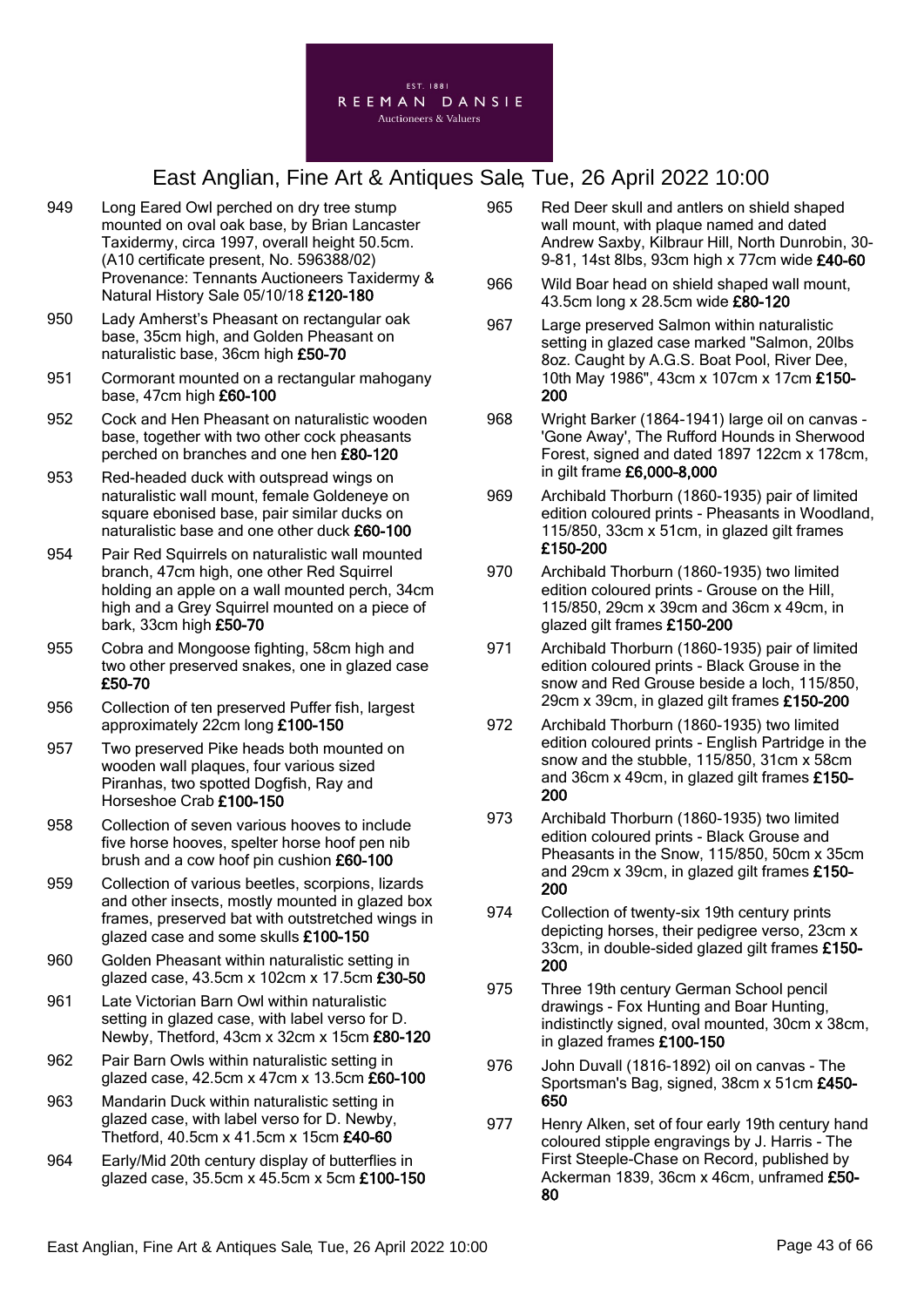949 Long Eared Owl perched on dry tree stump mounted on oval oak base, by Brian Lancaster Taxidermy, circa 1997, overall height 50.5cm. (A10 certificate present, No. 596388/02) Provenance: Tennants Auctioneers Taxidermy & Natural History Sale 05/10/18 **£120-180**

950 Lady Amherst's Pheasant on rectangular oak base, 35cm high, and Golden Pheasant on naturalistic base, 36cm high **£50-70**

951 Cormorant mounted on a rectangular mahogany base, 47cm high **£60-100**

952 Cock and Hen Pheasant on naturalistic wooden base, together with two other cock pheasants perched on branches and one hen **£80-120**

953 Red-headed duck with outspread wings on naturalistic wall mount, female Goldeneye on square ebonised base, pair similar ducks on naturalistic base and one other duck **£60-100**

954 Pair Red Squirrels on naturalistic wall mounted branch, 47cm high, one other Red Squirrel holding an apple on a wall mounted perch, 34cm high and a Grey Squirrel mounted on a piece of bark, 33cm high **£50-70**

955 Cobra and Mongoose fighting, 58cm high and two other preserved snakes, one in glazed case **£50-70**

956 Collection of ten preserved Puffer fish, largest approximately 22cm long **£100-150**

957 Two preserved Pike heads both mounted on wooden wall plaques, four various sized Piranhas, two spotted Dogfish, Ray and Horseshoe Crab **£100-150**

958 Collection of seven various hooves to include five horse hooves, spelter horse hoof pen nib brush and a cow hoof pin cushion **£60-100**

959 Collection of various beetles, scorpions, lizards and other insects, mostly mounted in glazed box frames, preserved bat with outstretched wings in glazed case and some skulls **£100-150**

960 Golden Pheasant within naturalistic setting in glazed case, 43.5cm x 102cm x 17.5cm **£30-50**

961 Late Victorian Barn Owl within naturalistic setting in glazed case, with label verso for D. Newby, Thetford, 43cm x 32cm x 15cm **£80-120**

962 Pair Barn Owls within naturalistic setting in glazed case, 42.5cm x 47cm x 13.5cm **£60-100**

963 Mandarin Duck within naturalistic setting in glazed case, with label verso for D. Newby, Thetford, 40.5cm x 41.5cm x 15cm **£40-60**

964 Early/Mid 20th century display of butterflies in glazed case, 35.5cm x 45.5cm x 5cm **£100-150**

965 Red Deer skull and antlers on shield shaped wall mount, with plaque named and dated Andrew Saxby, Kilbraur Hill, North Dunrobin, 30-9-81, 14st 8lbs, 93cm high x 77cm wide **£40-60**

966 Wild Boar head on shield shaped wall mount, 43.5cm long x 28.5cm wide **£80-120**

967 Large preserved Salmon within naturalistic setting in glazed case marked "Salmon, 20lbs 8oz. Caught by A.G.S. Boat Pool, River Dee, 10th May 1986", 43cm x 107cm x 17cm **£150-200**

968 Wright Barker (1864-1941) large oil on canvas - 'Gone Away', The Rufford Hounds in Sherwood Forest, signed and dated 1897 122cm x 178cm, in gilt frame **£6,000-8,000**

969 Archibald Thorburn (1860-1935) pair of limited edition coloured prints - Pheasants in Woodland, 115/850, 33cm x 51cm, in glazed gilt frames **£150-200**

970 Archibald Thorburn (1860-1935) two limited edition coloured prints - Grouse on the Hill, 115/850, 29cm x 39cm and 36cm x 49cm, in glazed gilt frames **£150-200**

971 Archibald Thorburn (1860-1935) pair of limited edition coloured prints - Black Grouse in the snow and Red Grouse beside a loch, 115/850, 29cm x 39cm, in glazed gilt frames **£150-200**

972 Archibald Thorburn (1860-1935) two limited edition coloured prints - English Partridge in the snow and the stubble, 115/850, 31cm x 58cm and 36cm x 49cm, in glazed gilt frames **£150-200**

973 Archibald Thorburn (1860-1935) two limited edition coloured prints - Black Grouse and Pheasants in the Snow, 115/850, 50cm x 35cm and 29cm x 39cm, in glazed gilt frames **£150-200**

974 Collection of twenty-six 19th century prints depicting horses, their pedigree verso, 23cm x 33cm, in double-sided glazed gilt frames **£150-200**

975 Three 19th century German School pencil drawings - Fox Hunting and Boar Hunting, indistinctly signed, oval mounted, 30cm x 38cm, in glazed frames **£100-150**

976 John Duvall (1816-1892) oil on canvas - The Sportsman's Bag, signed, 38cm x 51cm **£450-650**

977 Henry Alken, set of four early 19th century hand coloured stipple engravings by J. Harris - The First Steeple-Chase on Record, published by Ackerman 1839, 36cm x 46cm, unframed **£50-80**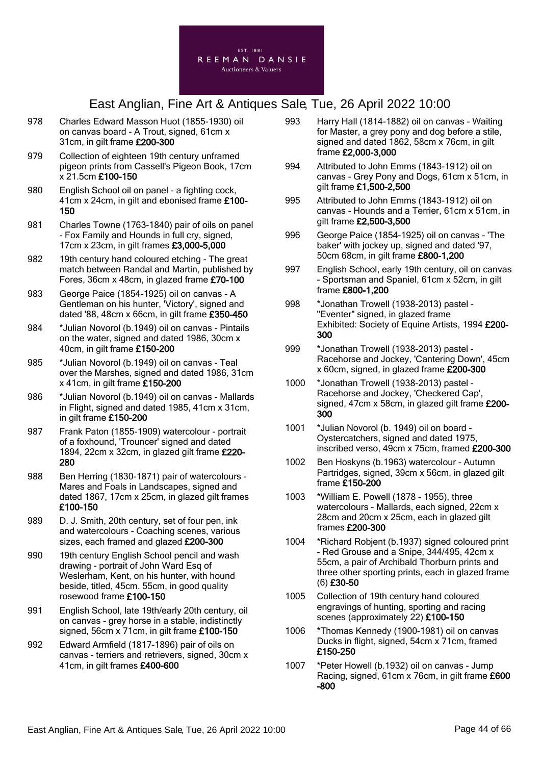978 Charles Edward Masson Huot (1855-1930) oil on canvas board - A Trout, signed, 61cm x 31cm, in gilt frame **£200-300**

979 Collection of eighteen 19th century unframed pigeon prints from Cassell's Pigeon Book, 17cm x 21.5cm **£100-150**

980 English School oil on panel - a fighting cock, 41cm x 24cm, in gilt and ebonised frame **£100-150**

981 Charles Towne (1763-1840) pair of oils on panel - Fox Family and Hounds in full cry, signed, 17cm x 23cm, in gilt frames **£3,000-5,000**

982 19th century hand coloured etching - The great match between Randal and Martin, published by Fores, 36cm x 48cm, in glazed frame **£70-100**

983 George Paice (1854-1925) oil on canvas - A Gentleman on his hunter, 'Victory', signed and dated '88, 48cm x 66cm, in gilt frame **£350-450**

984 *Julian Novorol (b.1949) oil on canvas - Pintails on the water, signed and dated 1986, 30cm x 40cm, in gilt frame **£150-200**

985 *Julian Novorol (b.1949) oil on canvas - Teal over the Marshes, signed and dated 1986, 31cm x 41cm, in gilt frame **£150-200**

986 *Julian Novorol (b.1949) oil on canvas - Mallards in Flight, signed and dated 1985, 41cm x 31cm, in gilt frame **£150-200**

987 Frank Paton (1855-1909) watercolour - portrait of a foxhound, 'Trouncer' signed and dated 1894, 22cm x 32cm, in glazed gilt frame **£220-280**

988 Ben Herring (1830-1871) pair of watercolours - Mares and Foals in Landscapes, signed and dated 1867, 17cm x 25cm, in glazed gilt frames **£100-150**

989 D. J. Smith, 20th century, set of four pen, ink and watercolours - Coaching scenes, various sizes, each framed and glazed **£200-300**

990 19th century English School pencil and wash drawing - portrait of John Ward Esq of Weslerham, Kent, on his hunter, with hound beside, titled, 45cm. 55cm, in good quality rosewood frame **£100-150**

991 English School, late 19th/early 20th century, oil on canvas - grey horse in a stable, indistinctly signed, 56cm x 71cm, in gilt frame **£100-150**

992 Edward Armfield (1817-1896) pair of oils on canvas - terriers and retrievers, signed, 30cm x 41cm, in gilt frames **£400-600**

993 Harry Hall (1814-1882) oil on canvas - Waiting for Master, a grey pony and dog before a stile, signed and dated 1862, 58cm x 76cm, in gilt frame **£2,000-3,000**

994 Attributed to John Emms (1843-1912) oil on canvas - Grey Pony and Dogs, 61cm x 51cm, in gilt frame **£1,500-2,500**

995 Attributed to John Emms (1843-1912) oil on canvas - Hounds and a Terrier, 61cm x 51cm, in gilt frame **£2,500-3,500**

996 George Paice (1854-1925) oil on canvas - 'The baker' with jockey up, signed and dated '97, 50cm 68cm, in gilt frame **£800-1,200**

997 English School, early 19th century, oil on canvas - Sportsman and Spaniel, 61cm x 52cm, in gilt frame **£800-1,200**

998 *Jonathan Trowell (1938-2013) pastel - "Eventer" signed, in glazed frame
Exhibited: Society of Equine Artists, 1994 **£200-300**

999 *Jonathan Trowell (1938-2013) pastel - Racehorse and Jockey, 'Cantering Down', 45cm x 60cm, signed, in glazed frame **£200-300**

1000 *Jonathan Trowell (1938-2013) pastel - Racehorse and Jockey, 'Checkered Cap', signed, 47cm x 58cm, in glazed gilt frame **£200-300**

1001 *Julian Novorol (b. 1949) oil on board - Oystercatchers, signed and dated 1975, inscribed verso, 49cm x 75cm, framed **£200-300**

1002 Ben Hoskyns (b.1963) watercolour - Autumn Partridges, signed, 39cm x 56cm, in glazed gilt frame **£150-200**

1003 *William E. Powell (1878 - 1955), three watercolours - Mallards, each signed, 22cm x 28cm and 20cm x 25cm, each in glazed gilt frames **£200-300**

1004 *Richard Robjent (b.1937) signed coloured print - Red Grouse and a Snipe, 344/495, 42cm x 55cm, a pair of Archibald Thorburn prints and three other sporting prints, each in glazed frame (6) **£30-50**

1005 Collection of 19th century hand coloured engravings of hunting, sporting and racing scenes (approximately 22) **£100-150**

1006 *Thomas Kennedy (1900-1981) oil on canvas Ducks in flight, signed, 54cm x 71cm, framed **£150-250**

1007 *Peter Howell (b.1932) oil on canvas - Jump Racing, signed, 61cm x 76cm, in gilt frame **£600-800**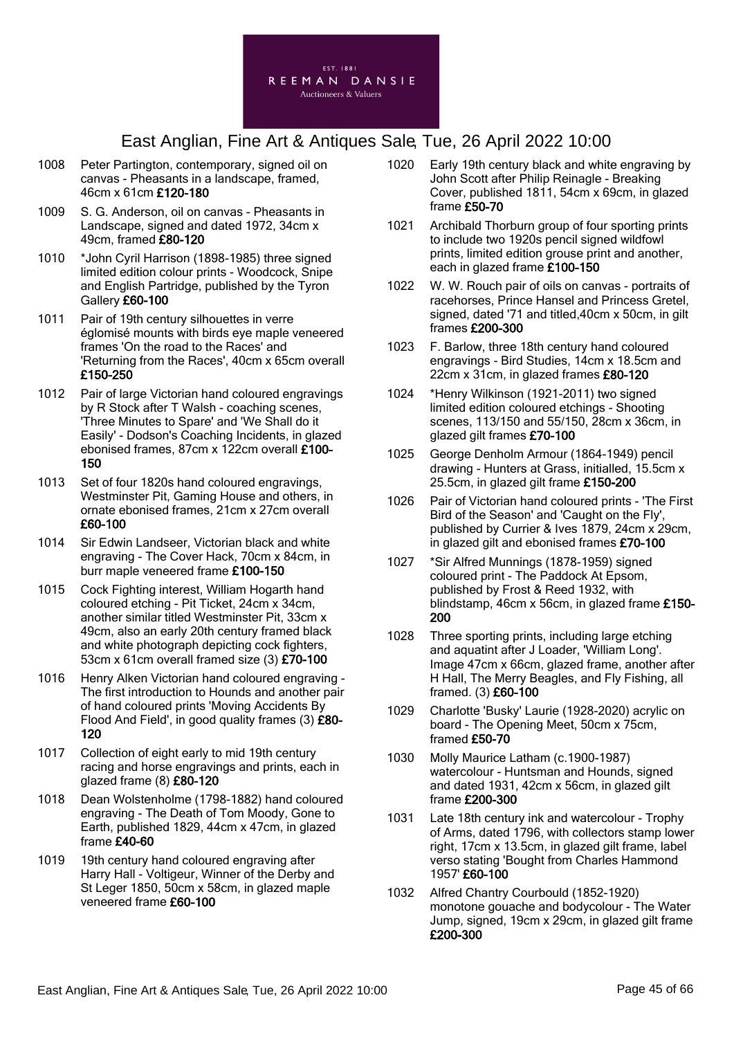# East Anglian, Fine Art & Antiques Sale, Tue, 26 April 2022 10:00

1008 Peter Partington, contemporary, signed oil on canvas - Pheasants in a landscape, framed, 46cm x 61cm **£120-180**

1009 S. G. Anderson, oil on canvas - Pheasants in Landscape, signed and dated 1972, 34cm x 49cm, framed **£80-120**

1010 *John Cyril Harrison (1898-1985) three signed limited edition colour prints - Woodcock, Snipe and English Partridge, published by the Tyron Gallery **£60-100**

1011 Pair of 19th century silhouettes in verre églomisé mounts with birds eye maple veneered frames 'On the road to the Races' and 'Returning from the Races', 40cm x 65cm overall **£150-250**

1012 Pair of large Victorian hand coloured engravings by R Stock after T Walsh - coaching scenes, 'Three Minutes to Spare' and 'We Shall do it Easily' - Dodson's Coaching Incidents, in glazed ebonised frames, 87cm x 122cm overall **£100-150**

1013 Set of four 1820s hand coloured engravings, Westminster Pit, Gaming House and others, in ornate ebonised frames, 21cm x 27cm overall **£60-100**

1014 Sir Edwin Landseer, Victorian black and white engraving - The Cover Hack, 70cm x 84cm, in burr maple veneered frame **£100-150**

1015 Cock Fighting interest, William Hogarth hand coloured etching - Pit Ticket, 24cm x 34cm, another similar titled Westminster Pit, 33cm x 49cm, also an early 20th century framed black and white photograph depicting cock fighters, 53cm x 61cm overall framed size (3) **£70-100**

1016 Henry Alken Victorian hand coloured engraving - The first introduction to Hounds and another pair of hand coloured prints 'Moving Accidents By Flood And Field', in good quality frames (3) **£80-120**

1017 Collection of eight early to mid 19th century racing and horse engravings and prints, each in glazed frame (8) **£80-120**

1018 Dean Wolstenholme (1798-1882) hand coloured engraving - The Death of Tom Moody, Gone to Earth, published 1829, 44cm x 47cm, in glazed frame **£40-60**

1019 19th century hand coloured engraving after Harry Hall - Voltigeur, Winner of the Derby and St Leger 1850, 50cm x 58cm, in glazed maple veneered frame **£60-100**

1020 Early 19th century black and white engraving by John Scott after Philip Reinagle - Breaking Cover, published 1811, 54cm x 69cm, in glazed frame **£50-70**

1021 Archibald Thorburn group of four sporting prints to include two 1920s pencil signed wildfowl prints, limited edition grouse print and another, each in glazed frame **£100-150**

1022 W. W. Rouch pair of oils on canvas - portraits of racehorses, Prince Hansel and Princess Gretel, signed, dated '71 and titled,40cm x 50cm, in gilt frames **£200-300**

1023 F. Barlow, three 18th century hand coloured engravings - Bird Studies, 14cm x 18.5cm and 22cm x 31cm, in glazed frames **£80-120**

1024 *Henry Wilkinson (1921-2011) two signed limited edition coloured etchings - Shooting scenes, 113/150 and 55/150, 28cm x 36cm, in glazed gilt frames **£70-100**

1025 George Denholm Armour (1864-1949) pencil drawing - Hunters at Grass, initialled, 15.5cm x 25.5cm, in glazed gilt frame **£150-200**

1026 Pair of Victorian hand coloured prints - 'The First Bird of the Season' and 'Caught on the Fly', published by Currier & Ives 1879, 24cm x 29cm, in glazed gilt and ebonised frames **£70-100**

1027 *Sir Alfred Munnings (1878-1959) signed coloured print - The Paddock At Epsom, published by Frost & Reed 1932, with blindstamp, 46cm x 56cm, in glazed frame **£150-200**

1028 Three sporting prints, including large etching and aquatint after J Loader, 'William Long'. Image 47cm x 66cm, glazed frame, another after H Hall, The Merry Beagles, and Fly Fishing, all framed. (3) **£60-100**

1029 Charlotte 'Busky' Laurie (1928-2020) acrylic on board - The Opening Meet, 50cm x 75cm, framed **£50-70**

1030 Molly Maurice Latham (c.1900-1987) watercolour - Huntsman and Hounds, signed and dated 1931, 42cm x 56cm, in glazed gilt frame **£200-300**

1031 Late 18th century ink and watercolour - Trophy of Arms, dated 1796, with collectors stamp lower right, 17cm x 13.5cm, in glazed gilt frame, label verso stating 'Bought from Charles Hammond 1957' **£60-100**

1032 Alfred Chantry Courbould (1852-1920) monotone gouache and bodycolour - The Water Jump, signed, 19cm x 29cm, in glazed gilt frame **£200-300**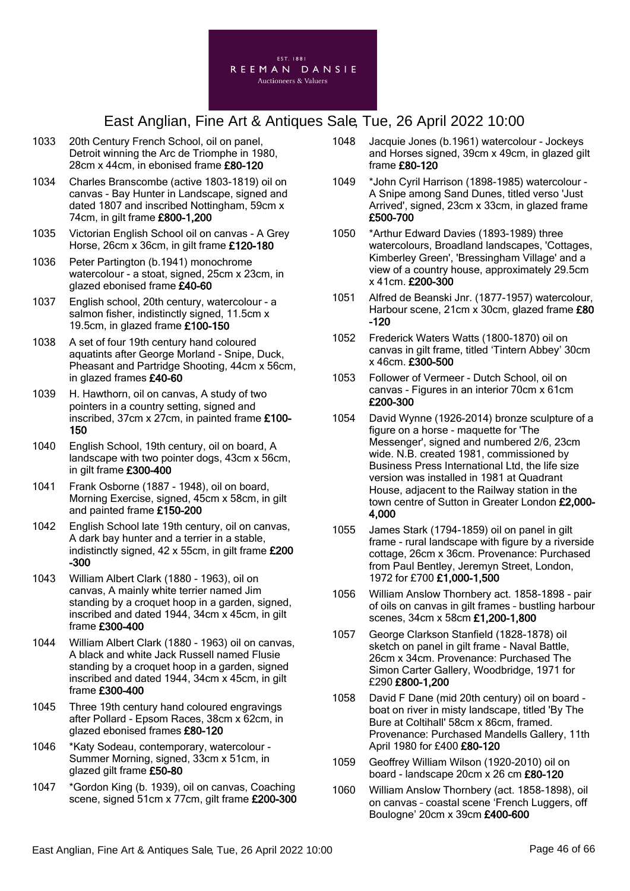1033 20th Century French School, oil on panel, Detroit winning the Arc de Triomphe in 1980, 28cm x 44cm, in ebonised frame **£80-120**

1034 Charles Branscombe (active 1803-1819) oil on canvas - Bay Hunter in Landscape, signed and dated 1807 and inscribed Nottingham, 59cm x 74cm, in gilt frame **£800-1,200**

1035 Victorian English School oil on canvas - A Grey Horse, 26cm x 36cm, in gilt frame **£120-180**

1036 Peter Partington (b.1941) monochrome watercolour - a stoat, signed, 25cm x 23cm, in glazed ebonised frame **£40-60**

1037 English school, 20th century, watercolour - a salmon fisher, indistinctly signed, 11.5cm x 19.5cm, in glazed frame **£100-150**

1038 A set of four 19th century hand coloured aquatints after George Morland - Snipe, Duck, Pheasant and Partridge Shooting, 44cm x 56cm, in glazed frames **£40-60**

1039 H. Hawthorn, oil on canvas, A study of two pointers in a country setting, signed and inscribed, 37cm x 27cm, in painted frame **£100-150**

1040 English School, 19th century, oil on board, A landscape with two pointer dogs, 43cm x 56cm, in gilt frame **£300-400**

1041 Frank Osborne (1887 - 1948), oil on board, Morning Exercise, signed, 45cm x 58cm, in gilt and painted frame **£150-200**

1042 English School late 19th century, oil on canvas, A dark bay hunter and a terrier in a stable, indistinctly signed, 42 x 55cm, in gilt frame **£200-300**

1043 William Albert Clark (1880 - 1963), oil on canvas, A mainly white terrier named Jim standing by a croquet hoop in a garden, signed, inscribed and dated 1944, 34cm x 45cm, in gilt frame **£300-400**

1044 William Albert Clark (1880 - 1963) oil on canvas, A black and white Jack Russell named Flusie standing by a croquet hoop in a garden, signed inscribed and dated 1944, 34cm x 45cm, in gilt frame **£300-400**

1045 Three 19th century hand coloured engravings after Pollard - Epsom Races, 38cm x 62cm, in glazed ebonised frames **£80-120**

1046 *Katy Sodeau, contemporary, watercolour - Summer Morning, signed, 33cm x 51cm, in glazed gilt frame **£50-80**

1047 *Gordon King (b. 1939), oil on canvas, Coaching scene, signed 51cm x 77cm, gilt frame **£200-300**

1048 Jacquie Jones (b.1961) watercolour - Jockeys and Horses signed, 39cm x 49cm, in glazed gilt frame **£80-120**

1049 *John Cyril Harrison (1898-1985) watercolour - A Snipe among Sand Dunes, titled verso 'Just Arrived', signed, 23cm x 33cm, in glazed frame **£500-700**

1050 *Arthur Edward Davies (1893-1989) three watercolours, Broadland landscapes, 'Cottages, Kimberley Green', 'Bressingham Village' and a view of a country house, approximately 29.5cm x 41cm. **£200-300**

1051 Alfred de Beanski Jnr. (1877-1957) watercolour, Harbour scene, 21cm x 30cm, glazed frame **£80-120**

1052 Frederick Waters Watts (1800-1870) oil on canvas in gilt frame, titled 'Tintern Abbey' 30cm x 46cm. **£300-500**

1053 Follower of Vermeer - Dutch School, oil on canvas - Figures in an interior 70cm x 61cm **£200-300**

1054 David Wynne (1926-2014) bronze sculpture of a figure on a horse - maquette for 'The Messenger', signed and numbered 2/6, 23cm wide. N.B. created 1981, commissioned by Business Press International Ltd, the life size version was installed in 1981 at Quadrant House, adjacent to the Railway station in the town centre of Sutton in Greater London **£2,000-4,000**

1055 James Stark (1794-1859) oil on panel in gilt frame - rural landscape with figure by a riverside cottage, 26cm x 36cm. Provenance: Purchased from Paul Bentley, Jeremyn Street, London, 1972 for £700 **£1,000-1,500**

1056 William Anslow Thornbery act. 1858-1898 - pair of oils on canvas in gilt frames – bustling harbour scenes, 34cm x 58cm **£1,200-1,800**

1057 George Clarkson Stanfield (1828-1878) oil sketch on panel in gilt frame - Naval Battle, 26cm x 34cm. Provenance: Purchased The Simon Carter Gallery, Woodbridge, 1971 for £290 **£800-1,200**

1058 David F Dane (mid 20th century) oil on board - boat on river in misty landscape, titled 'By The Bure at Coltihall' 58cm x 86cm, framed. Provenance: Purchased Mandells Gallery, 11th April 1980 for £400 **£80-120**

1059 Geoffrey William Wilson (1920-2010) oil on board - landscape 20cm x 26 cm **£80-120**

1060 William Anslow Thornbery (act. 1858-1898), oil on canvas – coastal scene 'French Luggers, off Boulogne' 20cm x 39cm **£400-600**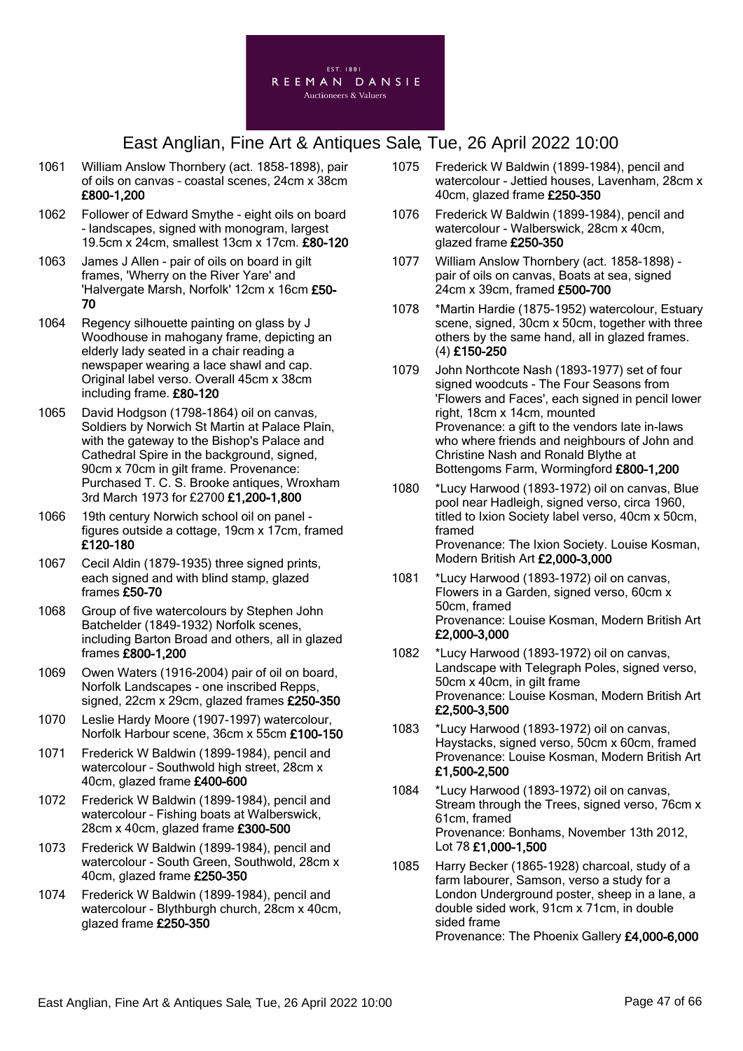EST. 1881
REEMAN DANSIE
Auctioneers & Valuers

# East Anglian, Fine Art & Antiques Sale, Tue, 26 April 2022 10:00

1061 William Anslow Thornbery (act. 1858-1898), pair of oils on canvas – coastal scenes, 24cm x 38cm **£800-1,200**

1062 Follower of Edward Smythe - eight oils on board - landscapes, signed with monogram, largest 19.5cm x 24cm, smallest 13cm x 17cm. **£80-120**

1063 James J Allen - pair of oils on board in gilt frames, 'Wherry on the River Yare' and 'Halvergate Marsh, Norfolk' 12cm x 16cm **£50-70**

1064 Regency silhouette painting on glass by J Woodhouse in mahogany frame, depicting an elderly lady seated in a chair reading a newspaper wearing a lace shawl and cap. Original label verso. Overall 45cm x 38cm including frame. **£80-120**

1065 David Hodgson (1798-1864) oil on canvas, Soldiers by Norwich St Martin at Palace Plain, with the gateway to the Bishop's Palace and Cathedral Spire in the background, signed, 90cm x 70cm in gilt frame. Provenance: Purchased T. C. S. Brooke antiques, Wroxham 3rd March 1973 for £2700 **£1,200-1,800**

1066 19th century Norwich school oil on panel - figures outside a cottage, 19cm x 17cm, framed **£120-180**

1067 Cecil Aldin (1879-1935) three signed prints, each signed and with blind stamp, glazed frames **£50-70**

1068 Group of five watercolours by Stephen John Batchelder (1849-1932) Norfolk scenes, including Barton Broad and others, all in glazed frames **£800-1,200**

1069 Owen Waters (1916-2004) pair of oil on board, Norfolk Landscapes - one inscribed Repps, signed, 22cm x 29cm, glazed frames **£250-350**

1070 Leslie Hardy Moore (1907-1997) watercolour, Norfolk Harbour scene, 36cm x 55cm **£100-150**

1071 Frederick W Baldwin (1899-1984), pencil and watercolour – Southwold high street, 28cm x 40cm, glazed frame **£400-600**

1072 Frederick W Baldwin (1899-1984), pencil and watercolour – Fishing boats at Walberswick, 28cm x 40cm, glazed frame **£300-500**

1073 Frederick W Baldwin (1899-1984), pencil and watercolour - South Green, Southwold, 28cm x 40cm, glazed frame **£250-350**

1074 Frederick W Baldwin (1899-1984), pencil and watercolour - Blythburgh church, 28cm x 40cm, glazed frame **£250-350**

1075 Frederick W Baldwin (1899-1984), pencil and watercolour - Jettied houses, Lavenham, 28cm x 40cm, glazed frame **£250-350**

1076 Frederick W Baldwin (1899-1984), pencil and watercolour - Walberswick, 28cm x 40cm, glazed frame **£250-350**

1077 William Anslow Thornbery (act. 1858-1898) - pair of oils on canvas, Boats at sea, signed 24cm x 39cm, framed **£500-700**

1078 *Martin Hardie (1875-1952) watercolour, Estuary scene, signed, 30cm x 50cm, together with three others by the same hand, all in glazed frames. (4) **£150-250**

1079 John Northcote Nash (1893-1977) set of four signed woodcuts - The Four Seasons from 'Flowers and Faces', each signed in pencil lower right, 18cm x 14cm, mounted
Provenance: a gift to the vendors late in-laws who where friends and neighbours of John and Christine Nash and Ronald Blythe at Bottengoms Farm, Wormingford **£800-1,200**

1080 *Lucy Harwood (1893-1972) oil on canvas, Blue pool near Hadleigh, signed verso, circa 1960, titled to Ixion Society label verso, 40cm x 50cm, framed
Provenance: The Ixion Society. Louise Kosman, Modern British Art **£2,000-3,000**

1081 *Lucy Harwood (1893-1972) oil on canvas, Flowers in a Garden, signed verso, 60cm x 50cm, framed
Provenance: Louise Kosman, Modern British Art **£2,000-3,000**

1082 *Lucy Harwood (1893-1972) oil on canvas, Landscape with Telegraph Poles, signed verso, 50cm x 40cm, in gilt frame
Provenance: Louise Kosman, Modern British Art **£2,500-3,500**

1083 *Lucy Harwood (1893-1972) oil on canvas, Haystacks, signed verso, 50cm x 60cm, framed
Provenance: Louise Kosman, Modern British Art **£1,500-2,500**

1084 *Lucy Harwood (1893-1972) oil on canvas, Stream through the Trees, signed verso, 76cm x 61cm, framed
Provenance: Bonhams, November 13th 2012, Lot 78 **£1,000-1,500**

1085 Harry Becker (1865-1928) charcoal, study of a farm labourer, Samson, verso a study for a London Underground poster, sheep in a lane, a double sided work, 91cm x 71cm, in double sided frame
Provenance: The Phoenix Gallery **£4,000-6,000**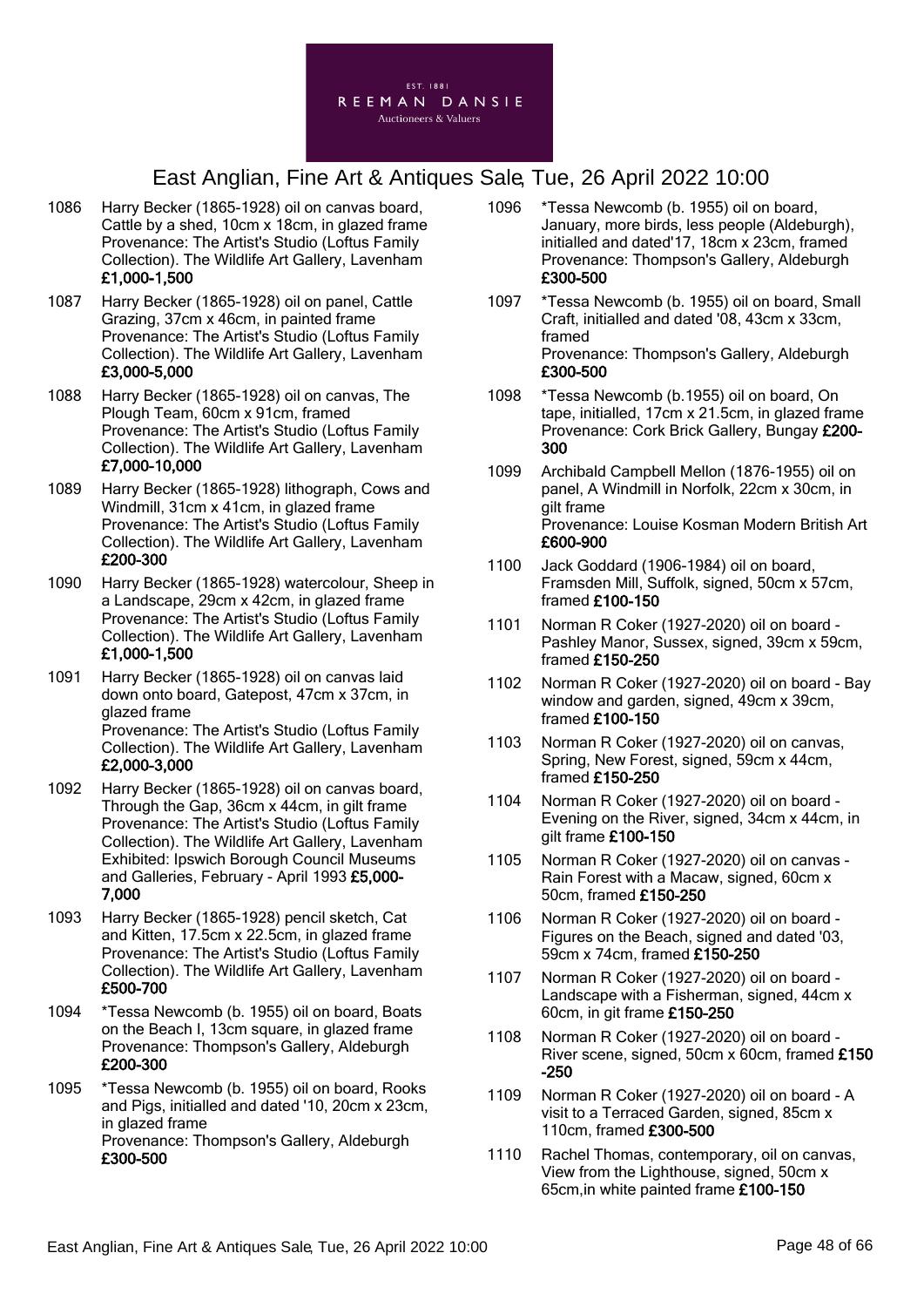# East Anglian, Fine Art & Antiques Sale, Tue, 26 April 2022 10:00

1086 Harry Becker (1865-1928) oil on canvas board, Cattle by a shed, 10cm x 18cm, in glazed frame
Provenance: The Artist's Studio (Loftus Family Collection). The Wildlife Art Gallery, Lavenham **£1,000-1,500**

1087 Harry Becker (1865-1928) oil on panel, Cattle Grazing, 37cm x 46cm, in painted frame
Provenance: The Artist's Studio (Loftus Family Collection). The Wildlife Art Gallery, Lavenham **£3,000-5,000**

1088 Harry Becker (1865-1928) oil on canvas, The Plough Team, 60cm x 91cm, framed
Provenance: The Artist's Studio (Loftus Family Collection). The Wildlife Art Gallery, Lavenham **£7,000-10,000**

1089 Harry Becker (1865-1928) lithograph, Cows and Windmill, 31cm x 41cm, in glazed frame
Provenance: The Artist's Studio (Loftus Family Collection). The Wildlife Art Gallery, Lavenham **£200-300**

1090 Harry Becker (1865-1928) watercolour, Sheep in a Landscape, 29cm x 42cm, in glazed frame
Provenance: The Artist's Studio (Loftus Family Collection). The Wildlife Art Gallery, Lavenham **£1,000-1,500**

1091 Harry Becker (1865-1928) oil on canvas laid down onto board, Gatepost, 47cm x 37cm, in glazed frame
Provenance: The Artist's Studio (Loftus Family Collection). The Wildlife Art Gallery, Lavenham **£2,000-3,000**

1092 Harry Becker (1865-1928) oil on canvas board, Through the Gap, 36cm x 44cm, in gilt frame
Provenance: The Artist's Studio (Loftus Family Collection). The Wildlife Art Gallery, Lavenham
Exhibited: Ipswich Borough Council Museums and Galleries, February - April 1993 **£5,000-7,000**

1093 Harry Becker (1865-1928) pencil sketch, Cat and Kitten, 17.5cm x 22.5cm, in glazed frame
Provenance: The Artist's Studio (Loftus Family Collection). The Wildlife Art Gallery, Lavenham **£500-700**

1094 *Tessa Newcomb (b. 1955) oil on board, Boats on the Beach I, 13cm square, in glazed frame
Provenance: Thompson's Gallery, Aldeburgh **£200-300**

1095 *Tessa Newcomb (b. 1955) oil on board, Rooks and Pigs, initialled and dated '10, 20cm x 23cm, in glazed frame
Provenance: Thompson's Gallery, Aldeburgh **£300-500**

1096 *Tessa Newcomb (b. 1955) oil on board, January, more birds, less people (Aldeburgh), initialled and dated'17, 18cm x 23cm, framed
Provenance: Thompson's Gallery, Aldeburgh **£300-500**

1097 *Tessa Newcomb (b. 1955) oil on board, Small Craft, initialled and dated '08, 43cm x 33cm, framed
Provenance: Thompson's Gallery, Aldeburgh **£300-500**

1098 *Tessa Newcomb (b.1955) oil on board, On tape, initialled, 17cm x 21.5cm, in glazed frame
Provenance: Cork Brick Gallery, Bungay **£200-300**

1099 Archibald Campbell Mellon (1876-1955) oil on panel, A Windmill in Norfolk, 22cm x 30cm, in gilt frame
Provenance: Louise Kosman Modern British Art **£600-900**

1100 Jack Goddard (1906-1984) oil on board, Framsden Mill, Suffolk, signed, 50cm x 57cm, framed **£100-150**

1101 Norman R Coker (1927-2020) oil on board - Pashley Manor, Sussex, signed, 39cm x 59cm, framed **£150-250**

1102 Norman R Coker (1927-2020) oil on board - Bay window and garden, signed, 49cm x 39cm, framed **£100-150**

1103 Norman R Coker (1927-2020) oil on canvas, Spring, New Forest, signed, 59cm x 44cm, framed **£150-250**

1104 Norman R Coker (1927-2020) oil on board - Evening on the River, signed, 34cm x 44cm, in gilt frame **£100-150**

1105 Norman R Coker (1927-2020) oil on canvas - Rain Forest with a Macaw, signed, 60cm x 50cm, framed **£150-250**

1106 Norman R Coker (1927-2020) oil on board - Figures on the Beach, signed and dated '03, 59cm x 74cm, framed **£150-250**

1107 Norman R Coker (1927-2020) oil on board - Landscape with a Fisherman, signed, 44cm x 60cm, in git frame **£150-250**

1108 Norman R Coker (1927-2020) oil on board - River scene, signed, 50cm x 60cm, framed **£150-250**

1109 Norman R Coker (1927-2020) oil on board - A visit to a Terraced Garden, signed, 85cm x 110cm, framed **£300-500**

1110 Rachel Thomas, contemporary, oil on canvas, View from the Lighthouse, signed, 50cm x 65cm,in white painted frame **£100-150**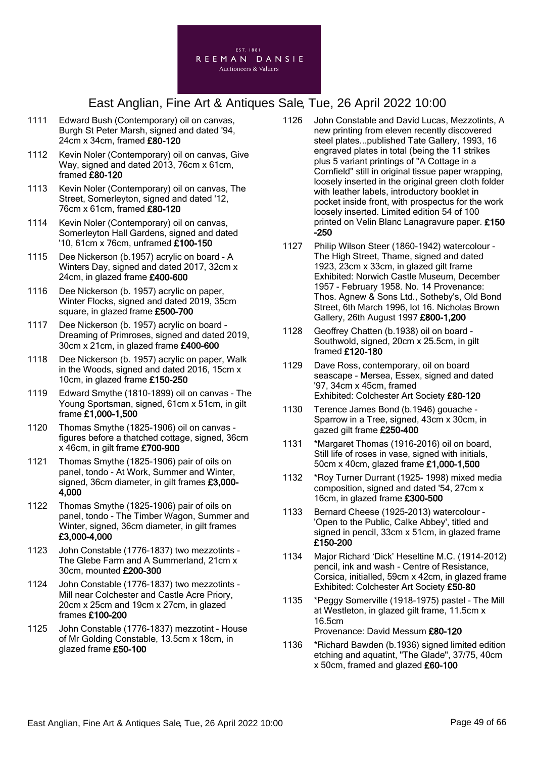1111 Edward Bush (Contemporary) oil on canvas, Burgh St Peter Marsh, signed and dated '94, 24cm x 34cm, framed **£80-120**

1112 Kevin Noler (Contemporary) oil on canvas, Give Way, signed and dated 2013, 76cm x 61cm, framed **£80-120**

1113 Kevin Noler (Contemporary) oil on canvas, The Street, Somerleyton, signed and dated '12, 76cm x 61cm, framed **£80-120**

1114 Kevin Noler (Contemporary) oil on canvas, Somerleyton Hall Gardens, signed and dated '10, 61cm x 76cm, unframed **£100-150**

1115 Dee Nickerson (b.1957) acrylic on board - A Winters Day, signed and dated 2017, 32cm x 24cm, in glazed frame **£400-600**

1116 Dee Nickerson (b. 1957) acrylic on paper, Winter Flocks, signed and dated 2019, 35cm square, in glazed frame **£500-700**

1117 Dee Nickerson (b. 1957) acrylic on board - Dreaming of Primroses, signed and dated 2019, 30cm x 21cm, in glazed frame **£400-600**

1118 Dee Nickerson (b. 1957) acrylic on paper, Walk in the Woods, signed and dated 2016, 15cm x 10cm, in glazed frame **£150-250**

1119 Edward Smythe (1810-1899) oil on canvas - The Young Sportsman, signed, 61cm x 51cm, in gilt frame **£1,000-1,500**

1120 Thomas Smythe (1825-1906) oil on canvas - figures before a thatched cottage, signed, 36cm x 46cm, in gilt frame **£700-900**

1121 Thomas Smythe (1825-1906) pair of oils on panel, tondo - At Work, Summer and Winter, signed, 36cm diameter, in gilt frames **£3,000-4,000**

1122 Thomas Smythe (1825-1906) pair of oils on panel, tondo - The Timber Wagon, Summer and Winter, signed, 36cm diameter, in gilt frames **£3,000-4,000**

1123 John Constable (1776-1837) two mezzotints - The Glebe Farm and A Summerland, 21cm x 30cm, mounted **£200-300**

1124 John Constable (1776-1837) two mezzotints - Mill near Colchester and Castle Acre Priory, 20cm x 25cm and 19cm x 27cm, in glazed frames **£100-200**

1125 John Constable (1776-1837) mezzotint - House of Mr Golding Constable, 13.5cm x 18cm, in glazed frame **£50-100**

1126 John Constable and David Lucas, Mezzotints, A new printing from eleven recently discovered steel plates...published Tate Gallery, 1993, 16 engraved plates in total (being the 11 strikes plus 5 variant printings of "A Cottage in a Cornfield" still in original tissue paper wrapping, loosely inserted in the original green cloth folder with leather labels, introductory booklet in pocket inside front, with prospectus for the work loosely inserted. Limited edition 54 of 100 printed on Velin Blanc Lanagravure paper. **£150-250**

1127 Philip Wilson Steer (1860-1942) watercolour - The High Street, Thame, signed and dated 1923, 23cm x 33cm, in glazed gilt frame
Exhibited: Norwich Castle Museum, December 1957 - February 1958. No. 14 Provenance: Thos. Agnew & Sons Ltd., Sotheby's, Old Bond Street, 6th March 1996, lot 16. Nicholas Brown Gallery, 26th August 1997 **£800-1,200**

1128 Geoffrey Chatten (b.1938) oil on board - Southwold, signed, 20cm x 25.5cm, in gilt framed **£120-180**

1129 Dave Ross, contemporary, oil on board seascape - Mersea, Essex, signed and dated '97, 34cm x 45cm, framed
Exhibited: Colchester Art Society **£80-120**

1130 Terence James Bond (b.1946) gouache - Sparrow in a Tree, signed, 43cm x 30cm, in gazed gilt frame **£250-400**

1131 *Margaret Thomas (1916-2016) oil on board, Still life of roses in vase, signed with initials, 50cm x 40cm, glazed frame **£1,000-1,500**

1132 *Roy Turner Durrant (1925- 1998) mixed media composition, signed and dated '54, 27cm x 16cm, in glazed frame **£300-500**

1133 Bernard Cheese (1925-2013) watercolour - 'Open to the Public, Calke Abbey', titled and signed in pencil, 33cm x 51cm, in glazed frame **£150-200**

1134 Major Richard 'Dick' Heseltine M.C. (1914-2012) pencil, ink and wash - Centre of Resistance, Corsica, initialled, 59cm x 42cm, in glazed frame
Exhibited: Colchester Art Society **£50-80**

1135 *Peggy Somerville (1918-1975) pastel - The Mill at Westleton, in glazed gilt frame, 11.5cm x 16.5cm
Provenance: David Messum **£80-120**

1136 *Richard Bawden (b.1936) signed limited edition etching and aquatint, "The Glade", 37/75, 40cm x 50cm, framed and glazed **£60-100**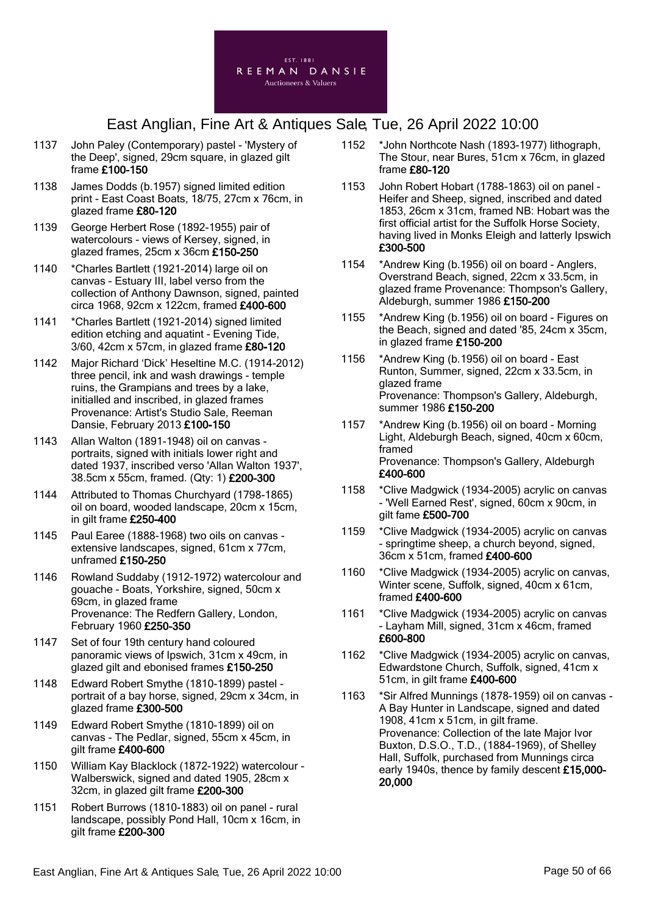# East Anglian, Fine Art & Antiques Sale, Tue, 26 April 2022 10:00

1137 John Paley (Contemporary) pastel - 'Mystery of the Deep', signed, 29cm square, in glazed gilt frame **£100-150**

1138 James Dodds (b.1957) signed limited edition print - East Coast Boats, 18/75, 27cm x 76cm, in glazed frame **£80-120**

1139 George Herbert Rose (1892-1955) pair of watercolours - views of Kersey, signed, in glazed frames, 25cm x 36cm **£150-250**

1140 *Charles Bartlett (1921-2014) large oil on canvas - Estuary III, label verso from the collection of Anthony Dawnson, signed, painted circa 1968, 92cm x 122cm, framed **£400-600**

1141 *Charles Bartlett (1921-2014) signed limited edition etching and aquatint - Evening Tide, 3/60, 42cm x 57cm, in glazed frame **£80-120**

1142 Major Richard 'Dick' Heseltine M.C. (1914-2012) three pencil, ink and wash drawings - temple ruins, the Grampians and trees by a lake, initialled and inscribed, in glazed frames Provenance: Artist's Studio Sale, Reeman Dansie, February 2013 **£100-150**

1143 Allan Walton (1891-1948) oil on canvas - portraits, signed with initials lower right and dated 1937, inscribed verso 'Allan Walton 1937', 38.5cm x 55cm, framed. (Qty: 1) **£200-300**

1144 Attributed to Thomas Churchyard (1798-1865) oil on board, wooded landscape, 20cm x 15cm, in gilt frame **£250-400**

1145 Paul Earee (1888-1968) two oils on canvas - extensive landscapes, signed, 61cm x 77cm, unframed **£150-250**

1146 Rowland Suddaby (1912-1972) watercolour and gouache - Boats, Yorkshire, signed, 50cm x 69cm, in glazed frame
Provenance: The Redfern Gallery, London, February 1960 **£250-350**

1147 Set of four 19th century hand coloured panoramic views of Ipswich, 31cm x 49cm, in glazed gilt and ebonised frames **£150-250**

1148 Edward Robert Smythe (1810-1899) pastel - portrait of a bay horse, signed, 29cm x 34cm, in glazed frame **£300-500**

1149 Edward Robert Smythe (1810-1899) oil on canvas - The Pedlar, signed, 55cm x 45cm, in gilt frame **£400-600**

1150 William Kay Blacklock (1872-1922) watercolour - Walberswick, signed and dated 1905, 28cm x 32cm, in glazed gilt frame **£200-300**

1151 Robert Burrows (1810-1883) oil on panel - rural landscape, possibly Pond Hall, 10cm x 16cm, in gilt frame **£200-300**

1152 *John Northcote Nash (1893-1977) lithograph, The Stour, near Bures, 51cm x 76cm, in glazed frame **£80-120**

1153 John Robert Hobart (1788-1863) oil on panel - Heifer and Sheep, signed, inscribed and dated 1853, 26cm x 31cm, framed NB: Hobart was the first official artist for the Suffolk Horse Society, having lived in Monks Eleigh and latterly Ipswich **£300-500**

1154 *Andrew King (b.1956) oil on board - Anglers, Overstrand Beach, signed, 22cm x 33.5cm, in glazed frame Provenance: Thompson's Gallery, Aldeburgh, summer 1986 **£150-200**

1155 *Andrew King (b.1956) oil on board - Figures on the Beach, signed and dated '85, 24cm x 35cm, in glazed frame **£150-200**

1156 *Andrew King (b.1956) oil on board - East Runton, Summer, signed, 22cm x 33.5cm, in glazed frame
Provenance: Thompson's Gallery, Aldeburgh, summer 1986 **£150-200**

1157 *Andrew King (b.1956) oil on board - Morning Light, Aldeburgh Beach, signed, 40cm x 60cm, framed
Provenance: Thompson's Gallery, Aldeburgh **£400-600**

1158 *Clive Madgwick (1934-2005) acrylic on canvas - 'Well Earned Rest', signed, 60cm x 90cm, in gilt fame **£500-700**

1159 *Clive Madgwick (1934-2005) acrylic on canvas - springtime sheep, a church beyond, signed, 36cm x 51cm, framed **£400-600**

1160 *Clive Madgwick (1934-2005) acrylic on canvas, Winter scene, Suffolk, signed, 40cm x 61cm, framed **£400-600**

1161 *Clive Madgwick (1934-2005) acrylic on canvas - Layham Mill, signed, 31cm x 46cm, framed **£600-800**

1162 *Clive Madgwick (1934-2005) acrylic on canvas, Edwardstone Church, Suffolk, signed, 41cm x 51cm, in gilt frame **£400-600**

1163 *Sir Alfred Munnings (1878-1959) oil on canvas - A Bay Hunter in Landscape, signed and dated 1908, 41cm x 51cm, in gilt frame.
Provenance: Collection of the late Major Ivor Buxton, D.S.O., T.D., (1884-1969), of Shelley Hall, Suffolk, purchased from Munnings circa early 1940s, thence by family descent **£15,000-20,000**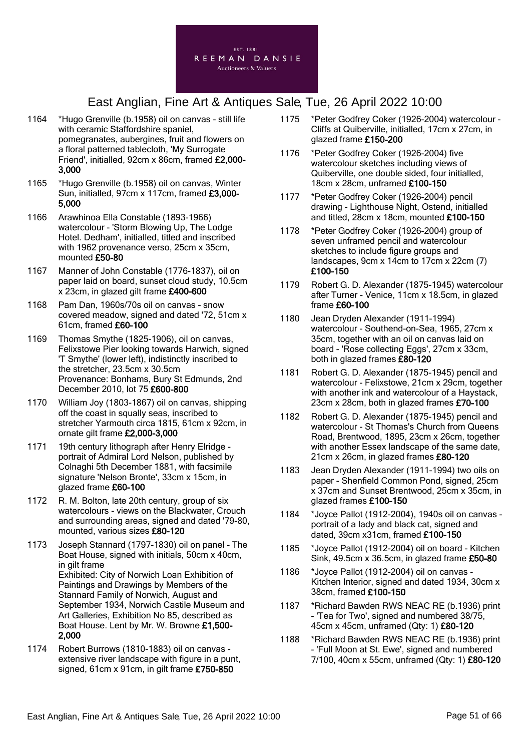1164 *Hugo Grenville (b.1958) oil on canvas - still life with ceramic Staffordshire spaniel, pomegranates, aubergines, fruit and flowers on a floral patterned tablecloth, 'My Surrogate Friend', initialled, 92cm x 86cm, framed **£2,000-3,000**

1165 *Hugo Grenville (b.1958) oil on canvas, Winter Sun, initialled, 97cm x 117cm, framed **£3,000-5,000**

1166 Arawhinoa Ella Constable (1893-1966) watercolour - 'Storm Blowing Up, The Lodge Hotel. Dedham', initialled, titled and inscribed with 1962 provenance verso, 25cm x 35cm, mounted **£50-80**

1167 Manner of John Constable (1776-1837), oil on paper laid on board, sunset cloud study, 10.5cm x 23cm, in glazed gilt frame **£400-600**

1168 Pam Dan, 1960s/70s oil on canvas - snow covered meadow, signed and dated '72, 51cm x 61cm, framed **£60-100**

1169 Thomas Smythe (1825-1906), oil on canvas, Felixstowe Pier looking towards Harwich, signed 'T Smythe' (lower left), indistinctly inscribed to the stretcher, 23.5cm x 30.5cm
Provenance: Bonhams, Bury St Edmunds, 2nd December 2010, lot 75 **£600-800**

1170 William Joy (1803-1867) oil on canvas, shipping off the coast in squally seas, inscribed to stretcher Yarmouth circa 1815, 61cm x 92cm, in ornate gilt frame **£2,000-3,000**

1171 19th century lithograph after Henry Elridge - portrait of Admiral Lord Nelson, published by Colnaghi 5th December 1881, with facsimile signature 'Nelson Bronte', 33cm x 15cm, in glazed frame **£60-100**

1172 R. M. Bolton, late 20th century, group of six watercolours - views on the Blackwater, Crouch and surrounding areas, signed and dated '79-80, mounted, various sizes **£80-120**

1173 Joseph Stannard (1797-1830) oil on panel - The Boat House, signed with initials, 50cm x 40cm, in gilt frame
Exhibited: City of Norwich Loan Exhibition of Paintings and Drawings by Members of the Stannard Family of Norwich, August and September 1934, Norwich Castile Museum and Art Galleries, Exhibition No 85, described as Boat House. Lent by Mr. W. Browne **£1,500-2,000**

1174 Robert Burrows (1810-1883) oil on canvas - extensive river landscape with figure in a punt, signed, 61cm x 91cm, in gilt frame **£750-850**

1175 *Peter Godfrey Coker (1926-2004) watercolour - Cliffs at Quiberville, initialled, 17cm x 27cm, in glazed frame **£150-200**

1176 *Peter Godfrey Coker (1926-2004) five watercolour sketches including views of Quiberville, one double sided, four initialled, 18cm x 28cm, unframed **£100-150**

1177 *Peter Godfrey Coker (1926-2004) pencil drawing - Lighthouse Night, Ostend, initialled and titled, 28cm x 18cm, mounted **£100-150**

1178 *Peter Godfrey Coker (1926-2004) group of seven unframed pencil and watercolour sketches to include figure groups and landscapes, 9cm x 14cm to 17cm x 22cm (7) **£100-150**

1179 Robert G. D. Alexander (1875-1945) watercolour after Turner - Venice, 11cm x 18.5cm, in glazed frame **£60-100**

1180 Jean Dryden Alexander (1911-1994) watercolour - Southend-on-Sea, 1965, 27cm x 35cm, together with an oil on canvas laid on board - 'Rose collecting Eggs', 27cm x 33cm, both in glazed frames **£80-120**

1181 Robert G. D. Alexander (1875-1945) pencil and watercolour - Felixstowe, 21cm x 29cm, together with another ink and watercolour of a Haystack, 23cm x 28cm, both in glazed frames **£70-100**

1182 Robert G. D. Alexander (1875-1945) pencil and watercolour - St Thomas's Church from Queens Road, Brentwood, 1895, 23cm x 26cm, together with another Essex landscape of the same date, 21cm x 26cm, in glazed frames **£80-120**

1183 Jean Dryden Alexander (1911-1994) two oils on paper - Shenfield Common Pond, signed, 25cm x 37cm and Sunset Brentwood, 25cm x 35cm, in glazed frames **£100-150**

1184 *Joyce Pallot (1912-2004), 1940s oil on canvas - portrait of a lady and black cat, signed and dated, 39cm x31cm, framed **£100-150**

1185 *Joyce Pallot (1912-2004) oil on board - Kitchen Sink, 49.5cm x 36.5cm, in glazed frame **£50-80**

1186 *Joyce Pallot (1912-2004) oil on canvas - Kitchen Interior, signed and dated 1934, 30cm x 38cm, framed **£100-150**

1187 *Richard Bawden RWS NEAC RE (b.1936) print - 'Tea for Two', signed and numbered 38/75, 45cm x 45cm, unframed (Qty: 1) **£80-120**

1188 *Richard Bawden RWS NEAC RE (b.1936) print - 'Full Moon at St. Ewe', signed and numbered 7/100, 40cm x 55cm, unframed (Qty: 1) **£80-120**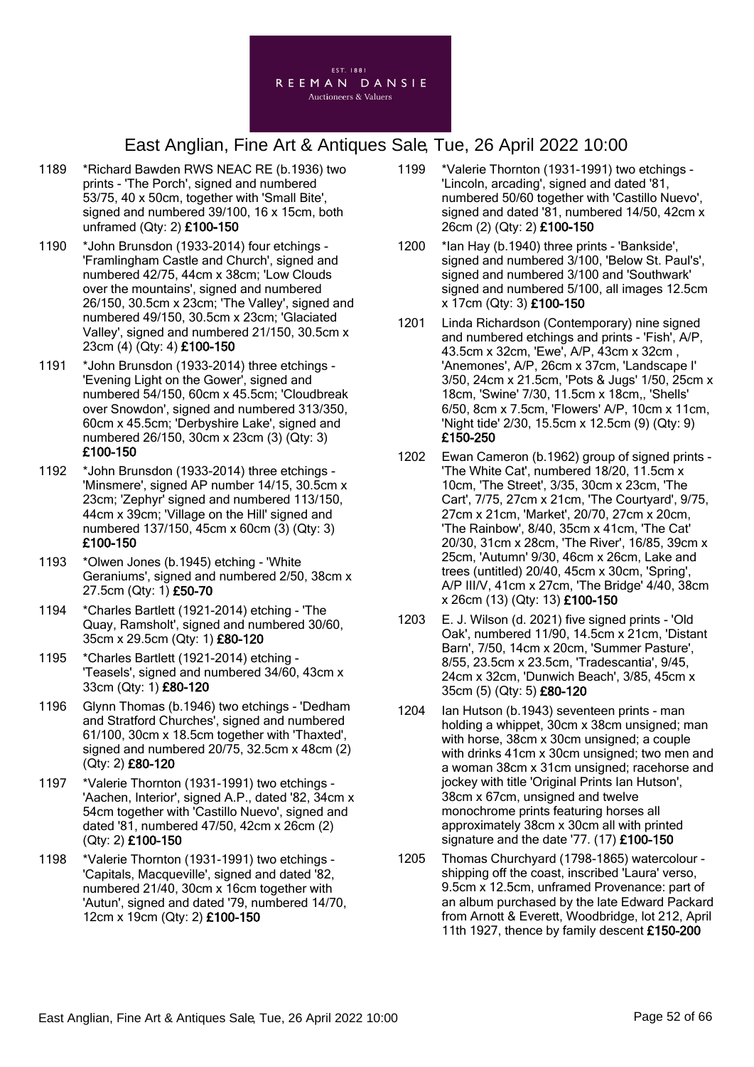# East Anglian, Fine Art & Antiques Sale, Tue, 26 April 2022 10:00

1189 *Richard Bawden RWS NEAC RE (b.1936) two prints - 'The Porch', signed and numbered 53/75, 40 x 50cm, together with 'Small Bite', signed and numbered 39/100, 16 x 15cm, both unframed (Qty: 2) **£100-150**

1190 *John Brunsdon (1933-2014) four etchings - 'Framlingham Castle and Church', signed and numbered 42/75, 44cm x 38cm; 'Low Clouds over the mountains', signed and numbered 26/150, 30.5cm x 23cm; 'The Valley', signed and numbered 49/150, 30.5cm x 23cm; 'Glaciated Valley', signed and numbered 21/150, 30.5cm x 23cm (4) (Qty: 4) **£100-150**

1191 *John Brunsdon (1933-2014) three etchings - 'Evening Light on the Gower', signed and numbered 54/150, 60cm x 45.5cm; 'Cloudbreak over Snowdon', signed and numbered 313/350, 60cm x 45.5cm; 'Derbyshire Lake', signed and numbered 26/150, 30cm x 23cm (3) (Qty: 3) **£100-150**

1192 *John Brunsdon (1933-2014) three etchings - 'Minsmere', signed AP number 14/15, 30.5cm x 23cm; 'Zephyr' signed and numbered 113/150, 44cm x 39cm; 'Village on the Hill' signed and numbered 137/150, 45cm x 60cm (3) (Qty: 3) **£100-150**

1193 *Olwen Jones (b.1945) etching - 'White Geraniums', signed and numbered 2/50, 38cm x 27.5cm (Qty: 1) **£50-70**

1194 *Charles Bartlett (1921-2014) etching - 'The Quay, Ramsholt', signed and numbered 30/60, 35cm x 29.5cm (Qty: 1) **£80-120**

1195 *Charles Bartlett (1921-2014) etching - 'Teasels', signed and numbered 34/60, 43cm x 33cm (Qty: 1) **£80-120**

1196 Glynn Thomas (b.1946) two etchings - 'Dedham and Stratford Churches', signed and numbered 61/100, 30cm x 18.5cm together with 'Thaxted', signed and numbered 20/75, 32.5cm x 48cm (2) (Qty: 2) **£80-120**

1197 *Valerie Thornton (1931-1991) two etchings - 'Aachen, Interior', signed A.P., dated '82, 34cm x 54cm together with 'Castillo Nuevo', signed and dated '81, numbered 47/50, 42cm x 26cm (2) (Qty: 2) **£100-150**

1198 *Valerie Thornton (1931-1991) two etchings - 'Capitals, Macqueville', signed and dated '82, numbered 21/40, 30cm x 16cm together with 'Autun', signed and dated '79, numbered 14/70, 12cm x 19cm (Qty: 2) **£100-150**

1199 *Valerie Thornton (1931-1991) two etchings - 'Lincoln, arcading', signed and dated '81, numbered 50/60 together with 'Castillo Nuevo', signed and dated '81, numbered 14/50, 42cm x 26cm (2) (Qty: 2) **£100-150**

1200 *Ian Hay (b.1940) three prints - 'Bankside', signed and numbered 3/100, 'Below St. Paul's', signed and numbered 3/100 and 'Southwark' signed and numbered 5/100, all images 12.5cm x 17cm (Qty: 3) **£100-150**

1201 Linda Richardson (Contemporary) nine signed and numbered etchings and prints - 'Fish', A/P, 43.5cm x 32cm, 'Ewe', A/P, 43cm x 32cm , 'Anemones', A/P, 26cm x 37cm, 'Landscape I' 3/50, 24cm x 21.5cm, 'Pots & Jugs' 1/50, 25cm x 18cm, 'Swine' 7/30, 11.5cm x 18cm,, 'Shells' 6/50, 8cm x 7.5cm, 'Flowers' A/P, 10cm x 11cm, 'Night tide' 2/30, 15.5cm x 12.5cm (9) (Qty: 9) **£150-250**

1202 Ewan Cameron (b.1962) group of signed prints - 'The White Cat', numbered 18/20, 11.5cm x 10cm, 'The Street', 3/35, 30cm x 23cm, 'The Cart', 7/75, 27cm x 21cm, 'The Courtyard', 9/75, 27cm x 21cm, 'Market', 20/70, 27cm x 20cm, 'The Rainbow', 8/40, 35cm x 41cm, 'The Cat' 20/30, 31cm x 28cm, 'The River', 16/85, 39cm x 25cm, 'Autumn' 9/30, 46cm x 26cm, Lake and trees (untitled) 20/40, 45cm x 30cm, 'Spring', A/P III/V, 41cm x 27cm, 'The Bridge' 4/40, 38cm x 26cm (13) (Qty: 13) **£100-150**

1203 E. J. Wilson (d. 2021) five signed prints - 'Old Oak', numbered 11/90, 14.5cm x 21cm, 'Distant Barn', 7/50, 14cm x 20cm, 'Summer Pasture', 8/55, 23.5cm x 23.5cm, 'Tradescantia', 9/45, 24cm x 32cm, 'Dunwich Beach', 3/85, 45cm x 35cm (5) (Qty: 5) **£80-120**

1204 Ian Hutson (b.1943) seventeen prints - man holding a whippet, 30cm x 38cm unsigned; man with horse, 38cm x 30cm unsigned; a couple with drinks 41cm x 30cm unsigned; two men and a woman 38cm x 31cm unsigned; racehorse and jockey with title 'Original Prints Ian Hutson', 38cm x 67cm, unsigned and twelve monochrome prints featuring horses all approximately 38cm x 30cm all with printed signature and the date '77. (17) **£100-150**

1205 Thomas Churchyard (1798-1865) watercolour - shipping off the coast, inscribed 'Laura' verso, 9.5cm x 12.5cm, unframed Provenance: part of an album purchased by the late Edward Packard from Arnott & Everett, Woodbridge, lot 212, April 11th 1927, thence by family descent **£150-200**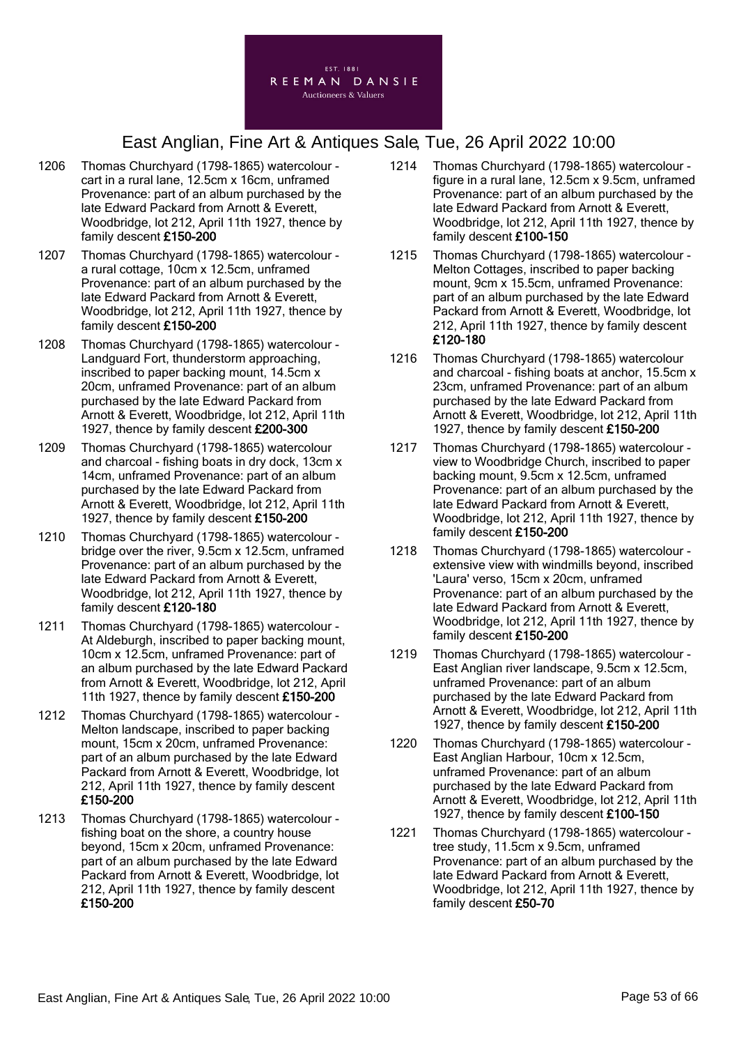EST. 1881
REEMAN DANSIE
Auctioneers & Valuers

# East Anglian, Fine Art & Antiques Sale, Tue, 26 April 2022 10:00

1206 Thomas Churchyard (1798-1865) watercolour - cart in a rural lane, 12.5cm x 16cm, unframed Provenance: part of an album purchased by the late Edward Packard from Arnott & Everett, Woodbridge, lot 212, April 11th 1927, thence by family descent **£150-200**

1207 Thomas Churchyard (1798-1865) watercolour - a rural cottage, 10cm x 12.5cm, unframed Provenance: part of an album purchased by the late Edward Packard from Arnott & Everett, Woodbridge, lot 212, April 11th 1927, thence by family descent **£150-200**

1208 Thomas Churchyard (1798-1865) watercolour - Landguard Fort, thunderstorm approaching, inscribed to paper backing mount, 14.5cm x 20cm, unframed Provenance: part of an album purchased by the late Edward Packard from Arnott & Everett, Woodbridge, lot 212, April 11th 1927, thence by family descent **£200-300**

1209 Thomas Churchyard (1798-1865) watercolour and charcoal - fishing boats in dry dock, 13cm x 14cm, unframed Provenance: part of an album purchased by the late Edward Packard from Arnott & Everett, Woodbridge, lot 212, April 11th 1927, thence by family descent **£150-200**

1210 Thomas Churchyard (1798-1865) watercolour - bridge over the river, 9.5cm x 12.5cm, unframed Provenance: part of an album purchased by the late Edward Packard from Arnott & Everett, Woodbridge, lot 212, April 11th 1927, thence by family descent **£120-180**

1211 Thomas Churchyard (1798-1865) watercolour - At Aldeburgh, inscribed to paper backing mount, 10cm x 12.5cm, unframed Provenance: part of an album purchased by the late Edward Packard from Arnott & Everett, Woodbridge, lot 212, April 11th 1927, thence by family descent **£150-200**

1212 Thomas Churchyard (1798-1865) watercolour - Melton landscape, inscribed to paper backing mount, 15cm x 20cm, unframed Provenance: part of an album purchased by the late Edward Packard from Arnott & Everett, Woodbridge, lot 212, April 11th 1927, thence by family descent **£150-200**

1213 Thomas Churchyard (1798-1865) watercolour - fishing boat on the shore, a country house beyond, 15cm x 20cm, unframed Provenance: part of an album purchased by the late Edward Packard from Arnott & Everett, Woodbridge, lot 212, April 11th 1927, thence by family descent **£150-200**

1214 Thomas Churchyard (1798-1865) watercolour - figure in a rural lane, 12.5cm x 9.5cm, unframed Provenance: part of an album purchased by the late Edward Packard from Arnott & Everett, Woodbridge, lot 212, April 11th 1927, thence by family descent **£100-150**

1215 Thomas Churchyard (1798-1865) watercolour - Melton Cottages, inscribed to paper backing mount, 9cm x 15.5cm, unframed Provenance: part of an album purchased by the late Edward Packard from Arnott & Everett, Woodbridge, lot 212, April 11th 1927, thence by family descent **£120-180**

1216 Thomas Churchyard (1798-1865) watercolour and charcoal - fishing boats at anchor, 15.5cm x 23cm, unframed Provenance: part of an album purchased by the late Edward Packard from Arnott & Everett, Woodbridge, lot 212, April 11th 1927, thence by family descent **£150-200**

1217 Thomas Churchyard (1798-1865) watercolour - view to Woodbridge Church, inscribed to paper backing mount, 9.5cm x 12.5cm, unframed Provenance: part of an album purchased by the late Edward Packard from Arnott & Everett, Woodbridge, lot 212, April 11th 1927, thence by family descent **£150-200**

1218 Thomas Churchyard (1798-1865) watercolour - extensive view with windmills beyond, inscribed 'Laura' verso, 15cm x 20cm, unframed Provenance: part of an album purchased by the late Edward Packard from Arnott & Everett, Woodbridge, lot 212, April 11th 1927, thence by family descent **£150-200**

1219 Thomas Churchyard (1798-1865) watercolour - East Anglian river landscape, 9.5cm x 12.5cm, unframed Provenance: part of an album purchased by the late Edward Packard from Arnott & Everett, Woodbridge, lot 212, April 11th 1927, thence by family descent **£150-200**

1220 Thomas Churchyard (1798-1865) watercolour - East Anglian Harbour, 10cm x 12.5cm, unframed Provenance: part of an album purchased by the late Edward Packard from Arnott & Everett, Woodbridge, lot 212, April 11th 1927, thence by family descent **£100-150**

1221 Thomas Churchyard (1798-1865) watercolour - tree study, 11.5cm x 9.5cm, unframed Provenance: part of an album purchased by the late Edward Packard from Arnott & Everett, Woodbridge, lot 212, April 11th 1927, thence by family descent **£50-70**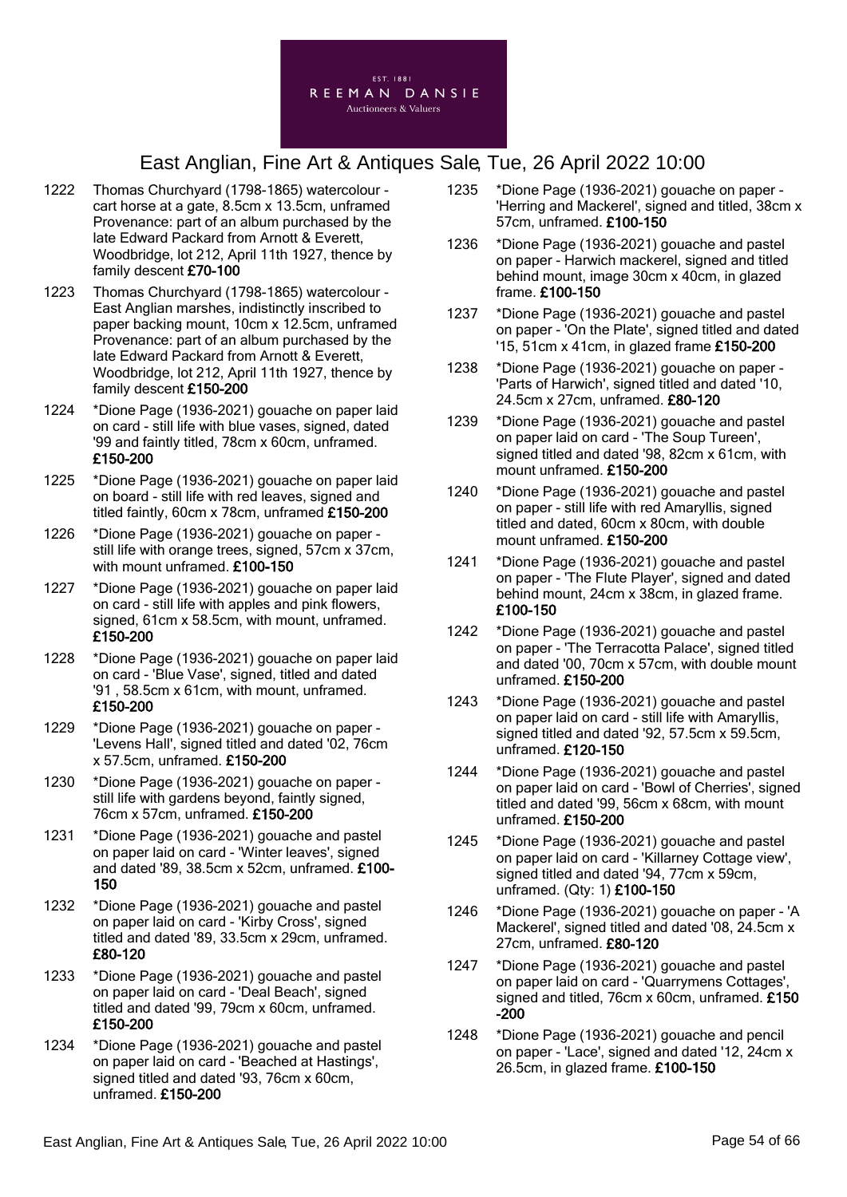EST. 1881
REEMAN DANSIE
Auctioneers & Valuers

# East Anglian, Fine Art & Antiques Sale, Tue, 26 April 2022 10:00

1222 Thomas Churchyard (1798-1865) watercolour - cart horse at a gate, 8.5cm x 13.5cm, unframed Provenance: part of an album purchased by the late Edward Packard from Arnott & Everett, Woodbridge, lot 212, April 11th 1927, thence by family descent **£70-100**

1223 Thomas Churchyard (1798-1865) watercolour - East Anglian marshes, indistinctly inscribed to paper backing mount, 10cm x 12.5cm, unframed Provenance: part of an album purchased by the late Edward Packard from Arnott & Everett, Woodbridge, lot 212, April 11th 1927, thence by family descent **£150-200**

1224 *Dione Page (1936-2021) gouache on paper laid on card - still life with blue vases, signed, dated '99 and faintly titled, 78cm x 60cm, unframed. **£150-200**

1225 *Dione Page (1936-2021) gouache on paper laid on board - still life with red leaves, signed and titled faintly, 60cm x 78cm, unframed **£150-200**

1226 *Dione Page (1936-2021) gouache on paper - still life with orange trees, signed, 57cm x 37cm, with mount unframed. **£100-150**

1227 *Dione Page (1936-2021) gouache on paper laid on card - still life with apples and pink flowers, signed, 61cm x 58.5cm, with mount, unframed. **£150-200**

1228 *Dione Page (1936-2021) gouache on paper laid on card - 'Blue Vase', signed, titled and dated '91 , 58.5cm x 61cm, with mount, unframed. **£150-200**

1229 *Dione Page (1936-2021) gouache on paper - 'Levens Hall', signed titled and dated '02, 76cm x 57.5cm, unframed. **£150-200**

1230 *Dione Page (1936-2021) gouache on paper - still life with gardens beyond, faintly signed, 76cm x 57cm, unframed. **£150-200**

1231 *Dione Page (1936-2021) gouache and pastel on paper laid on card - 'Winter leaves', signed and dated '89, 38.5cm x 52cm, unframed. **£100-150**

1232 *Dione Page (1936-2021) gouache and pastel on paper laid on card - 'Kirby Cross', signed titled and dated '89, 33.5cm x 29cm, unframed. **£80-120**

1233 *Dione Page (1936-2021) gouache and pastel on paper laid on card - 'Deal Beach', signed titled and dated '99, 79cm x 60cm, unframed. **£150-200**

1234 *Dione Page (1936-2021) gouache and pastel on paper laid on card - 'Beached at Hastings', signed titled and dated '93, 76cm x 60cm, unframed. **£150-200**

1235 *Dione Page (1936-2021) gouache on paper - 'Herring and Mackerel', signed and titled, 38cm x 57cm, unframed. **£100-150**

1236 *Dione Page (1936-2021) gouache and pastel on paper - Harwich mackerel, signed and titled behind mount, image 30cm x 40cm, in glazed frame. **£100-150**

1237 *Dione Page (1936-2021) gouache and pastel on paper - 'On the Plate', signed titled and dated '15, 51cm x 41cm, in glazed frame **£150-200**

1238 *Dione Page (1936-2021) gouache on paper - 'Parts of Harwich', signed titled and dated '10, 24.5cm x 27cm, unframed. **£80-120**

1239 *Dione Page (1936-2021) gouache and pastel on paper laid on card - 'The Soup Tureen', signed titled and dated '98, 82cm x 61cm, with mount unframed. **£150-200**

1240 *Dione Page (1936-2021) gouache and pastel on paper - still life with red Amaryllis, signed titled and dated, 60cm x 80cm, with double mount unframed. **£150-200**

1241 *Dione Page (1936-2021) gouache and pastel on paper - 'The Flute Player', signed and dated behind mount, 24cm x 38cm, in glazed frame. **£100-150**

1242 *Dione Page (1936-2021) gouache and pastel on paper - 'The Terracotta Palace', signed titled and dated '00, 70cm x 57cm, with double mount unframed. **£150-200**

1243 *Dione Page (1936-2021) gouache and pastel on paper laid on card - still life with Amaryllis, signed titled and dated '92, 57.5cm x 59.5cm, unframed. **£120-150**

1244 *Dione Page (1936-2021) gouache and pastel on paper laid on card - 'Bowl of Cherries', signed titled and dated '99, 56cm x 68cm, with mount unframed. **£150-200**

1245 *Dione Page (1936-2021) gouache and pastel on paper laid on card - 'Killarney Cottage view', signed titled and dated '94, 77cm x 59cm, unframed. (Qty: 1) **£100-150**

1246 *Dione Page (1936-2021) gouache on paper - 'A Mackerel', signed titled and dated '08, 24.5cm x 27cm, unframed. **£80-120**

1247 *Dione Page (1936-2021) gouache and pastel on paper laid on card - 'Quarrymens Cottages', signed and titled, 76cm x 60cm, unframed. **£150-200**

1248 *Dione Page (1936-2021) gouache and pencil on paper - 'Lace', signed and dated '12, 24cm x 26.5cm, in glazed frame. **£100-150**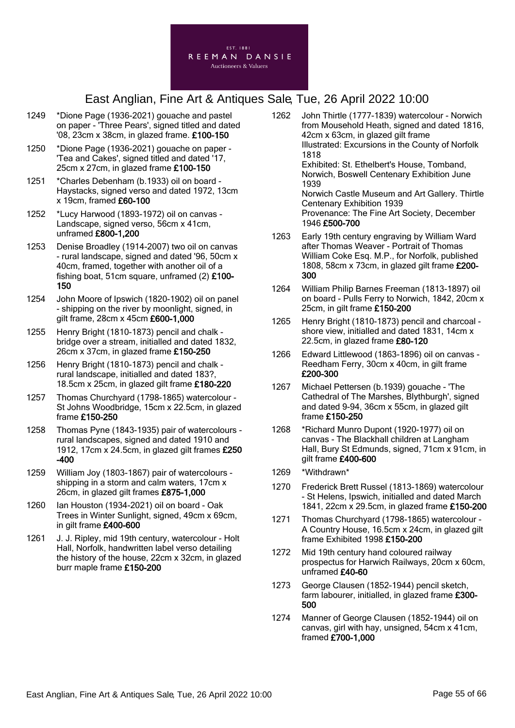EST. 1881
REEMAN DANSIE
Auctioneers & Valuers

# East Anglian, Fine Art & Antiques Sale, Tue, 26 April 2022 10:00

1249 *Dione Page (1936-2021) gouache and pastel on paper - 'Three Pears', signed titled and dated '08, 23cm x 38cm, in glazed frame. **£100-150**

1250 *Dione Page (1936-2021) gouache on paper - 'Tea and Cakes', signed titled and dated '17, 25cm x 27cm, in glazed frame **£100-150**

1251 *Charles Debenham (b.1933) oil on board - Haystacks, signed verso and dated 1972, 13cm x 19cm, framed **£60-100**

1252 *Lucy Harwood (1893-1972) oil on canvas - Landscape, signed verso, 56cm x 41cm, unframed **£800-1,200**

1253 Denise Broadley (1914-2007) two oil on canvas - rural landscape, signed and dated '96, 50cm x 40cm, framed, together with another oil of a fishing boat, 51cm square, unframed (2) **£100-150**

1254 John Moore of Ipswich (1820-1902) oil on panel - shipping on the river by moonlight, signed, in gilt frame, 28cm x 45cm **£600-1,000**

1255 Henry Bright (1810-1873) pencil and chalk - bridge over a stream, initialled and dated 1832, 26cm x 37cm, in glazed frame **£150-250**

1256 Henry Bright (1810-1873) pencil and chalk - rural landscape, initialled and dated 183?, 18.5cm x 25cm, in glazed gilt frame **£180-220**

1257 Thomas Churchyard (1798-1865) watercolour - St Johns Woodbridge, 15cm x 22.5cm, in glazed frame **£150-250**

1258 Thomas Pyne (1843-1935) pair of watercolours - rural landscapes, signed and dated 1910 and 1912, 17cm x 24.5cm, in glazed gilt frames **£250-400**

1259 William Joy (1803-1867) pair of watercolours - shipping in a storm and calm waters, 17cm x 26cm, in glazed gilt frames **£875-1,000**

1260 Ian Houston (1934-2021) oil on board - Oak Trees in Winter Sunlight, signed, 49cm x 69cm, in gilt frame **£400-600**

1261 J. J. Ripley, mid 19th century, watercolour - Holt Hall, Norfolk, handwritten label verso detailing the history of the house, 22cm x 32cm, in glazed burr maple frame **£150-200**

1262 John Thirtle (1777-1839) watercolour - Norwich from Mousehold Heath, signed and dated 1816, 42cm x 63cm, in glazed gilt frame
Illustrated: Excursions in the County of Norfolk 1818
Exhibited: St. Ethelbert's House, Tomband, Norwich, Boswell Centenary Exhibition June 1939
Norwich Castle Museum and Art Gallery. Thirtle Centenary Exhibition 1939
Provenance: The Fine Art Society, December 1946 **£500-700**

1263 Early 19th century engraving by William Ward after Thomas Weaver - Portrait of Thomas William Coke Esq. M.P., for Norfolk, published 1808, 58cm x 73cm, in glazed gilt frame **£200-300**

1264 William Philip Barnes Freeman (1813-1897) oil on board - Pulls Ferry to Norwich, 1842, 20cm x 25cm, in gilt frame **£150-200**

1265 Henry Bright (1810-1873) pencil and charcoal - shore view, initialled and dated 1831, 14cm x 22.5cm, in glazed frame **£80-120**

1266 Edward Littlewood (1863-1896) oil on canvas - Reedham Ferry, 30cm x 40cm, in gilt frame **£200-300**

1267 Michael Pettersen (b.1939) gouache - 'The Cathedral of The Marshes, Blythburgh', signed and dated 9-94, 36cm x 55cm, in glazed gilt frame **£150-250**

1268 *Richard Munro Dupont (1920-1977) oil on canvas - The Blackhall children at Langham Hall, Bury St Edmunds, signed, 71cm x 91cm, in gilt frame **£400-600**

1269 *Withdrawn*

1270 Frederick Brett Russel (1813-1869) watercolour - St Helens, Ipswich, initialled and dated March 1841, 22cm x 29.5cm, in glazed frame **£150-200**

1271 Thomas Churchyard (1798-1865) watercolour - A Country House, 16.5cm x 24cm, in glazed gilt frame Exhibited 1998 **£150-200**

1272 Mid 19th century hand coloured railway prospectus for Harwich Railways, 20cm x 60cm, unframed **£40-60**

1273 George Clausen (1852-1944) pencil sketch, farm labourer, initialled, in glazed frame **£300-500**

1274 Manner of George Clausen (1852-1944) oil on canvas, girl with hay, unsigned, 54cm x 41cm, framed **£700-1,000**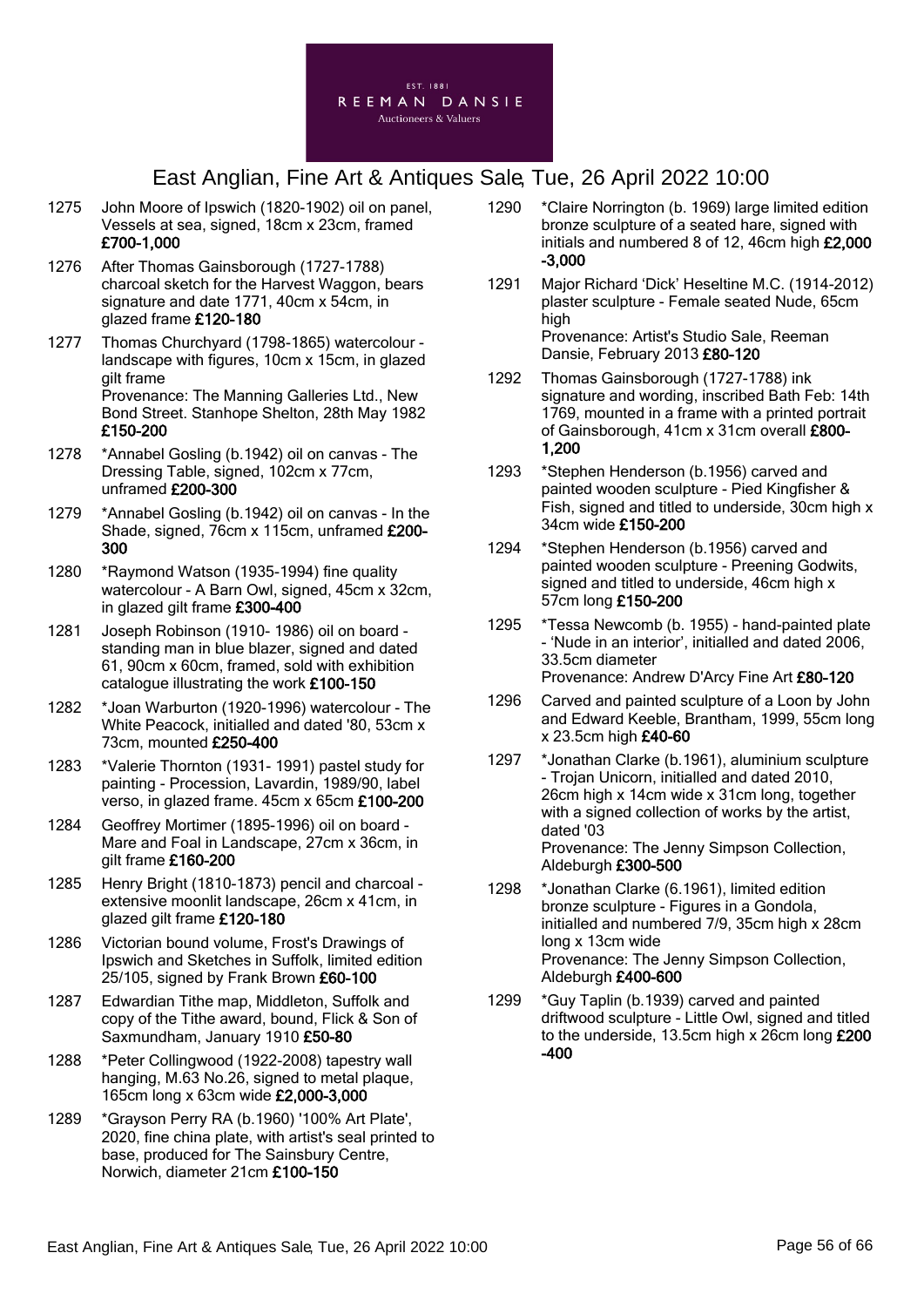# East Anglian, Fine Art & Antiques Sale, Tue, 26 April 2022 10:00

1275 John Moore of Ipswich (1820-1902) oil on panel, Vessels at sea, signed, 18cm x 23cm, framed **£700-1,000**

1276 After Thomas Gainsborough (1727-1788) charcoal sketch for the Harvest Waggon, bears signature and date 1771, 40cm x 54cm, in glazed frame **£120-180**

1277 Thomas Churchyard (1798-1865) watercolour - landscape with figures, 10cm x 15cm, in glazed gilt frame
Provenance: The Manning Galleries Ltd., New Bond Street. Stanhope Shelton, 28th May 1982 **£150-200**

1278 *Annabel Gosling (b.1942) oil on canvas - The Dressing Table, signed, 102cm x 77cm, unframed **£200-300**

1279 *Annabel Gosling (b.1942) oil on canvas - In the Shade, signed, 76cm x 115cm, unframed **£200-300**

1280 *Raymond Watson (1935-1994) fine quality watercolour - A Barn Owl, signed, 45cm x 32cm, in glazed gilt frame **£300-400**

1281 Joseph Robinson (1910- 1986) oil on board - standing man in blue blazer, signed and dated 61, 90cm x 60cm, framed, sold with exhibition catalogue illustrating the work **£100-150**

1282 *Joan Warburton (1920-1996) watercolour - The White Peacock, initialled and dated '80, 53cm x 73cm, mounted **£250-400**

1283 *Valerie Thornton (1931- 1991) pastel study for painting - Procession, Lavardin, 1989/90, label verso, in glazed frame. 45cm x 65cm **£100-200**

1284 Geoffrey Mortimer (1895-1996) oil on board - Mare and Foal in Landscape, 27cm x 36cm, in gilt frame **£160-200**

1285 Henry Bright (1810-1873) pencil and charcoal - extensive moonlit landscape, 26cm x 41cm, in glazed gilt frame **£120-180**

1286 Victorian bound volume, Frost's Drawings of Ipswich and Sketches in Suffolk, limited edition 25/105, signed by Frank Brown **£60-100**

1287 Edwardian Tithe map, Middleton, Suffolk and copy of the Tithe award, bound, Flick & Son of Saxmundham, January 1910 **£50-80**

1288 *Peter Collingwood (1922-2008) tapestry wall hanging, M.63 No.26, signed to metal plaque, 165cm long x 63cm wide **£2,000-3,000**

1289 *Grayson Perry RA (b.1960) '100% Art Plate', 2020, fine china plate, with artist's seal printed to base, produced for The Sainsbury Centre, Norwich, diameter 21cm **£100-150**

1290 *Claire Norrington (b. 1969) large limited edition bronze sculpture of a seated hare, signed with initials and numbered 8 of 12, 46cm high **£2,000-3,000**

1291 Major Richard 'Dick' Heseltine M.C. (1914-2012) plaster sculpture - Female seated Nude, 65cm high
Provenance: Artist's Studio Sale, Reeman Dansie, February 2013 **£80-120**

1292 Thomas Gainsborough (1727-1788) ink signature and wording, inscribed Bath Feb: 14th 1769, mounted in a frame with a printed portrait of Gainsborough, 41cm x 31cm overall **£800-1,200**

1293 *Stephen Henderson (b.1956) carved and painted wooden sculpture - Pied Kingfisher & Fish, signed and titled to underside, 30cm high x 34cm wide **£150-200**

1294 *Stephen Henderson (b.1956) carved and painted wooden sculpture - Preening Godwits, signed and titled to underside, 46cm high x 57cm long **£150-200**

1295 *Tessa Newcomb (b. 1955) - hand-painted plate - 'Nude in an interior', initialled and dated 2006, 33.5cm diameter
Provenance: Andrew D'Arcy Fine Art **£80-120**

1296 Carved and painted sculpture of a Loon by John and Edward Keeble, Brantham, 1999, 55cm long x 23.5cm high **£40-60**

1297 *Jonathan Clarke (b.1961), aluminium sculpture - Trojan Unicorn, initialled and dated 2010, 26cm high x 14cm wide x 31cm long, together with a signed collection of works by the artist, dated '03
Provenance: The Jenny Simpson Collection, Aldeburgh **£300-500**

1298 *Jonathan Clarke (6.1961), limited edition bronze sculpture - Figures in a Gondola, initialled and numbered 7/9, 35cm high x 28cm long x 13cm wide
Provenance: The Jenny Simpson Collection, Aldeburgh **£400-600**

1299 *Guy Taplin (b.1939) carved and painted driftwood sculpture - Little Owl, signed and titled to the underside, 13.5cm high x 26cm long **£200-400**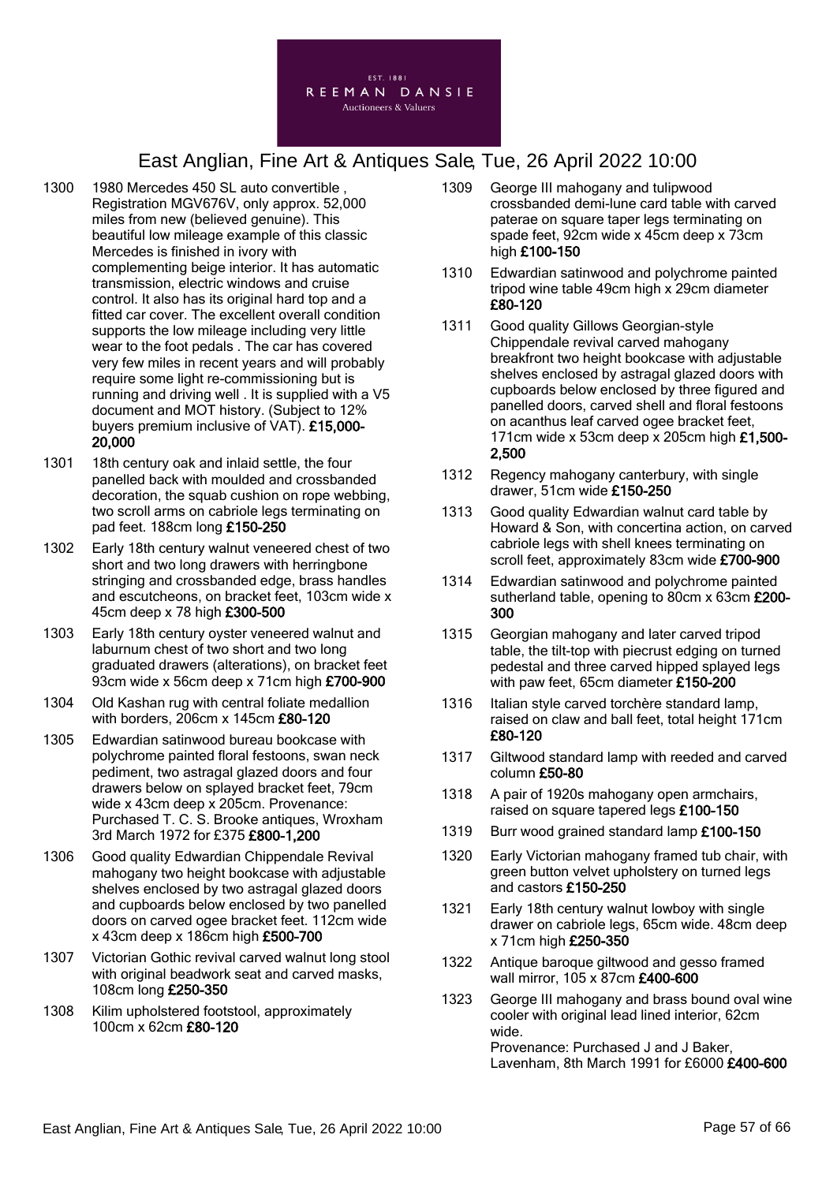# East Anglian, Fine Art & Antiques Sale, Tue, 26 April 2022 10:00

1300 1980 Mercedes 450 SL auto convertible , Registration MGV676V, only approx. 52,000 miles from new (believed genuine). This beautiful low mileage example of this classic Mercedes is finished in ivory with complementing beige interior. It has automatic transmission, electric windows and cruise control. It also has its original hard top and a fitted car cover. The excellent overall condition supports the low mileage including very little wear to the foot pedals . The car has covered very few miles in recent years and will probably require some light re-commissioning but is running and driving well . It is supplied with a V5 document and MOT history. (Subject to 12% buyers premium inclusive of VAT). **£15,000-20,000**

1301 18th century oak and inlaid settle, the four panelled back with moulded and crossbanded decoration, the squab cushion on rope webbing, two scroll arms on cabriole legs terminating on pad feet. 188cm long **£150-250**

1302 Early 18th century walnut veneered chest of two short and two long drawers with herringbone stringing and crossbanded edge, brass handles and escutcheons, on bracket feet, 103cm wide x 45cm deep x 78 high **£300-500**

1303 Early 18th century oyster veneered walnut and laburnum chest of two short and two long graduated drawers (alterations), on bracket feet 93cm wide x 56cm deep x 71cm high **£700-900**

1304 Old Kashan rug with central foliate medallion with borders, 206cm x 145cm **£80-120**

1305 Edwardian satinwood bureau bookcase with polychrome painted floral festoons, swan neck pediment, two astragal glazed doors and four drawers below on splayed bracket feet, 79cm wide x 43cm deep x 205cm. Provenance: Purchased T. C. S. Brooke antiques, Wroxham 3rd March 1972 for £375 **£800-1,200**

1306 Good quality Edwardian Chippendale Revival mahogany two height bookcase with adjustable shelves enclosed by two astragal glazed doors and cupboards below enclosed by two panelled doors on carved ogee bracket feet. 112cm wide x 43cm deep x 186cm high **£500-700**

1307 Victorian Gothic revival carved walnut long stool with original beadwork seat and carved masks, 108cm long **£250-350**

1308 Kilim upholstered footstool, approximately 100cm x 62cm **£80-120**

1309 George III mahogany and tulipwood crossbanded demi-lune card table with carved paterae on square taper legs terminating on spade feet, 92cm wide x 45cm deep x 73cm high **£100-150**

1310 Edwardian satinwood and polychrome painted tripod wine table 49cm high x 29cm diameter **£80-120**

1311 Good quality Gillows Georgian-style Chippendale revival carved mahogany breakfront two height bookcase with adjustable shelves enclosed by astragal glazed doors with cupboards below enclosed by three figured and panelled doors, carved shell and floral festoons on acanthus leaf carved ogee bracket feet, 171cm wide x 53cm deep x 205cm high **£1,500-2,500**

1312 Regency mahogany canterbury, with single drawer, 51cm wide **£150-250**

1313 Good quality Edwardian walnut card table by Howard & Son, with concertina action, on carved cabriole legs with shell knees terminating on scroll feet, approximately 83cm wide **£700-900**

1314 Edwardian satinwood and polychrome painted sutherland table, opening to 80cm x 63cm **£200-300**

1315 Georgian mahogany and later carved tripod table, the tilt-top with piecrust edging on turned pedestal and three carved hipped splayed legs with paw feet, 65cm diameter **£150-200**

1316 Italian style carved torchère standard lamp, raised on claw and ball feet, total height 171cm **£80-120**

1317 Giltwood standard lamp with reeded and carved column **£50-80**

1318 A pair of 1920s mahogany open armchairs, raised on square tapered legs **£100-150**

1319 Burr wood grained standard lamp **£100-150**

1320 Early Victorian mahogany framed tub chair, with green button velvet upholstery on turned legs and castors **£150-250**

1321 Early 18th century walnut lowboy with single drawer on cabriole legs, 65cm wide. 48cm deep x 71cm high **£250-350**

1322 Antique baroque giltwood and gesso framed wall mirror, 105 x 87cm **£400-600**

1323 George III mahogany and brass bound oval wine cooler with original lead lined interior, 62cm wide.
Provenance: Purchased J and J Baker, Lavenham, 8th March 1991 for £6000 **£400-600**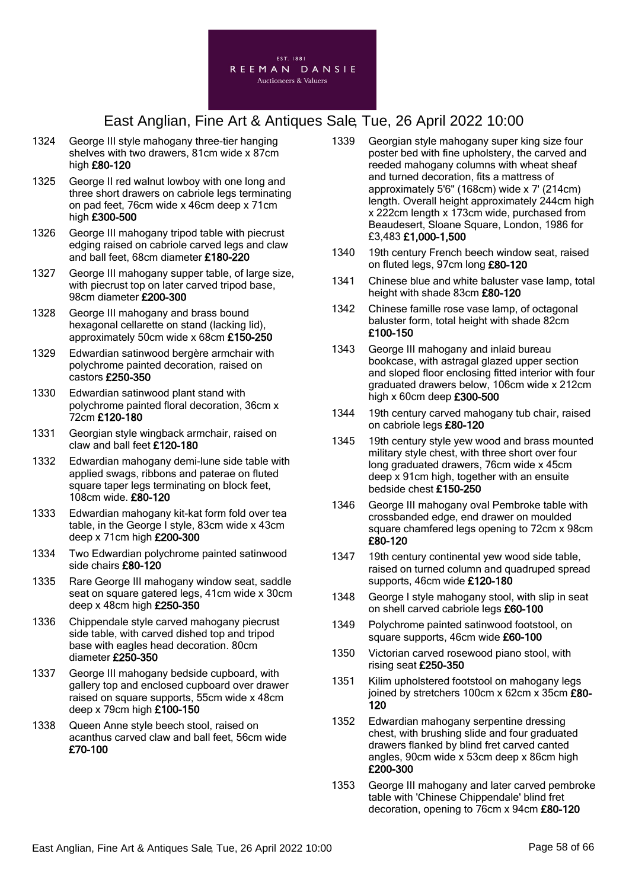1324 George III style mahogany three-tier hanging shelves with two drawers, 81cm wide x 87cm high **£80-120**

1325 George II red walnut lowboy with one long and three short drawers on cabriole legs terminating on pad feet, 76cm wide x 46cm deep x 71cm high **£300-500**

1326 George III mahogany tripod table with piecrust edging raised on cabriole carved legs and claw and ball feet, 68cm diameter **£180-220**

1327 George III mahogany supper table, of large size, with piecrust top on later carved tripod base, 98cm diameter **£200-300**

1328 George III mahogany and brass bound hexagonal cellarette on stand (lacking lid), approximately 50cm wide x 68cm **£150-250**

1329 Edwardian satinwood bergère armchair with polychrome painted decoration, raised on castors **£250-350**

1330 Edwardian satinwood plant stand with polychrome painted floral decoration, 36cm x 72cm **£120-180**

1331 Georgian style wingback armchair, raised on claw and ball feet **£120-180**

1332 Edwardian mahogany demi-lune side table with applied swags, ribbons and paterae on fluted square taper legs terminating on block feet, 108cm wide. **£80-120**

1333 Edwardian mahogany kit-kat form fold over tea table, in the George I style, 83cm wide x 43cm deep x 71cm high **£200-300**

1334 Two Edwardian polychrome painted satinwood side chairs **£80-120**

1335 Rare George III mahogany window seat, saddle seat on square gatered legs, 41cm wide x 30cm deep x 48cm high **£250-350**

1336 Chippendale style carved mahogany piecrust side table, with carved dished top and tripod base with eagles head decoration. 80cm diameter **£250-350**

1337 George III mahogany bedside cupboard, with gallery top and enclosed cupboard over drawer raised on square supports, 55cm wide x 48cm deep x 79cm high **£100-150**

1338 Queen Anne style beech stool, raised on acanthus carved claw and ball feet, 56cm wide **£70-100**

1339 Georgian style mahogany super king size four poster bed with fine upholstery, the carved and reeded mahogany columns with wheat sheaf and turned decoration, fits a mattress of approximately 5'6" (168cm) wide x 7' (214cm) length. Overall height approximately 244cm high x 222cm length x 173cm wide, purchased from Beaudesert, Sloane Square, London, 1986 for £3,483 **£1,000-1,500**

1340 19th century French beech window seat, raised on fluted legs, 97cm long **£80-120**

1341 Chinese blue and white baluster vase lamp, total height with shade 83cm **£80-120**

1342 Chinese famille rose vase lamp, of octagonal baluster form, total height with shade 82cm **£100-150**

1343 George III mahogany and inlaid bureau bookcase, with astragal glazed upper section and sloped floor enclosing fitted interior with four graduated drawers below, 106cm wide x 212cm high x 60cm deep **£300-500**

1344 19th century carved mahogany tub chair, raised on cabriole legs **£80-120**

1345 19th century style yew wood and brass mounted military style chest, with three short over four long graduated drawers, 76cm wide x 45cm deep x 91cm high, together with an ensuite bedside chest **£150-250**

1346 George III mahogany oval Pembroke table with crossbanded edge, end drawer on moulded square chamfered legs opening to 72cm x 98cm **£80-120**

1347 19th century continental yew wood side table, raised on turned column and quadruped spread supports, 46cm wide **£120-180**

1348 George I style mahogany stool, with slip in seat on shell carved cabriole legs **£60-100**

1349 Polychrome painted satinwood footstool, on square supports, 46cm wide **£60-100**

1350 Victorian carved rosewood piano stool, with rising seat **£250-350**

1351 Kilim upholstered footstool on mahogany legs joined by stretchers 100cm x 62cm x 35cm **£80-120**

1352 Edwardian mahogany serpentine dressing chest, with brushing slide and four graduated drawers flanked by blind fret carved canted angles, 90cm wide x 53cm deep x 86cm high **£200-300**

1353 George III mahogany and later carved pembroke table with 'Chinese Chippendale' blind fret decoration, opening to 76cm x 94cm **£80-120**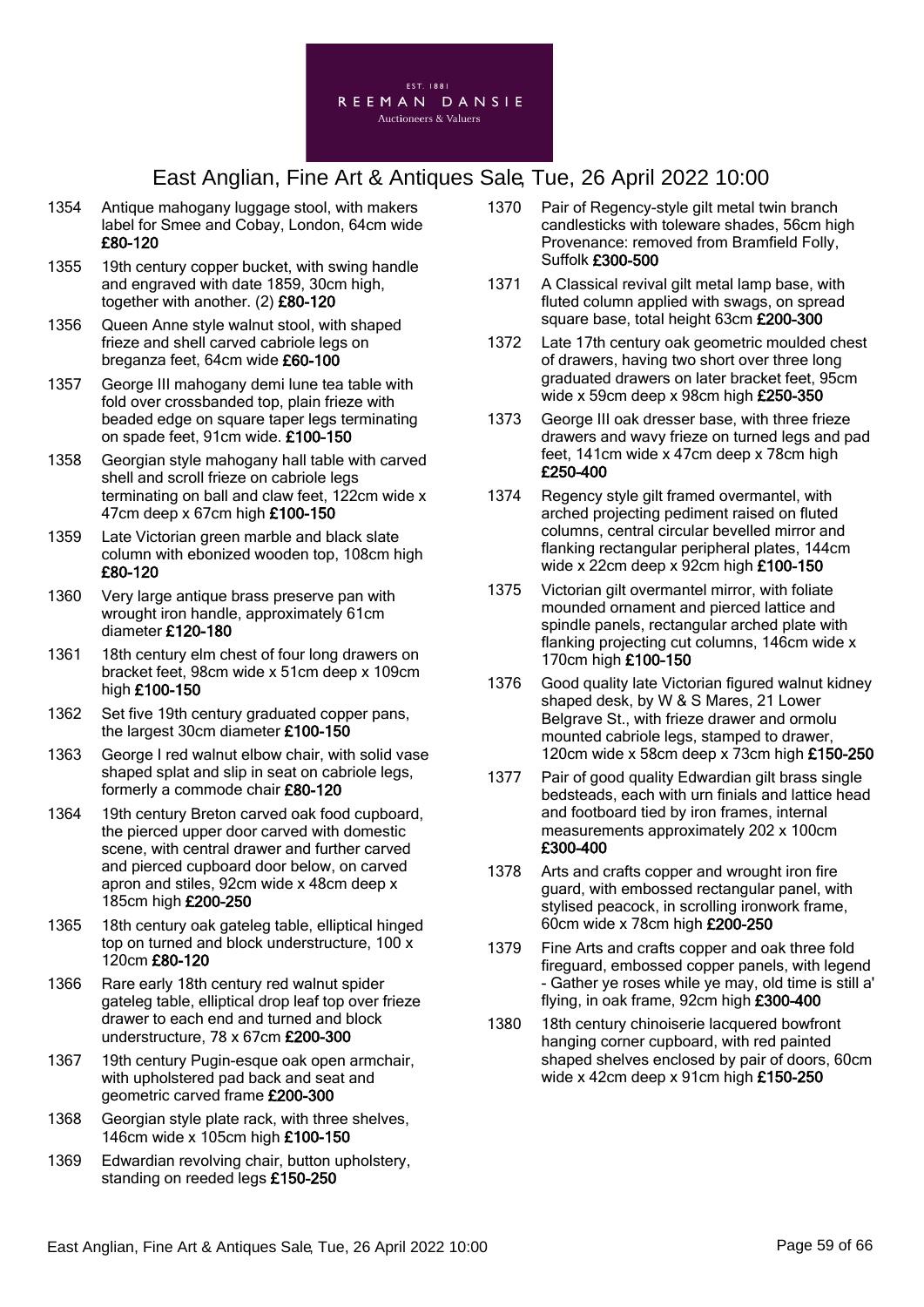EST. 1881
REEMAN DANSIE
Auctioneers & Valuers

# East Anglian, Fine Art & Antiques Sale, Tue, 26 April 2022 10:00

1354 Antique mahogany luggage stool, with makers label for Smee and Cobay, London, 64cm wide **£80-120**

1355 19th century copper bucket, with swing handle and engraved with date 1859, 30cm high, together with another. (2) **£80-120**

1356 Queen Anne style walnut stool, with shaped frieze and shell carved cabriole legs on breganza feet, 64cm wide **£60-100**

1357 George III mahogany demi lune tea table with fold over crossbanded top, plain frieze with beaded edge on square taper legs terminating on spade feet, 91cm wide. **£100-150**

1358 Georgian style mahogany hall table with carved shell and scroll frieze on cabriole legs terminating on ball and claw feet, 122cm wide x 47cm deep x 67cm high **£100-150**

1359 Late Victorian green marble and black slate column with ebonized wooden top, 108cm high **£80-120**

1360 Very large antique brass preserve pan with wrought iron handle, approximately 61cm diameter **£120-180**

1361 18th century elm chest of four long drawers on bracket feet, 98cm wide x 51cm deep x 109cm high **£100-150**

1362 Set five 19th century graduated copper pans, the largest 30cm diameter **£100-150**

1363 George I red walnut elbow chair, with solid vase shaped splat and slip in seat on cabriole legs, formerly a commode chair **£80-120**

1364 19th century Breton carved oak food cupboard, the pierced upper door carved with domestic scene, with central drawer and further carved and pierced cupboard door below, on carved apron and stiles, 92cm wide x 48cm deep x 185cm high **£200-250**

1365 18th century oak gateleg table, elliptical hinged top on turned and block understructure, 100 x 120cm **£80-120**

1366 Rare early 18th century red walnut spider gateleg table, elliptical drop leaf top over frieze drawer to each end and turned and block understructure, 78 x 67cm **£200-300**

1367 19th century Pugin-esque oak open armchair, with upholstered pad back and seat and geometric carved frame **£200-300**

1368 Georgian style plate rack, with three shelves, 146cm wide x 105cm high **£100-150**

1369 Edwardian revolving chair, button upholstery, standing on reeded legs **£150-250**

1370 Pair of Regency-style gilt metal twin branch candlesticks with toleware shades, 56cm high Provenance: removed from Bramfield Folly, Suffolk **£300-500**

1371 A Classical revival gilt metal lamp base, with fluted column applied with swags, on spread square base, total height 63cm **£200-300**

1372 Late 17th century oak geometric moulded chest of drawers, having two short over three long graduated drawers on later bracket feet, 95cm wide x 59cm deep x 98cm high **£250-350**

1373 George III oak dresser base, with three frieze drawers and wavy frieze on turned legs and pad feet, 141cm wide x 47cm deep x 78cm high **£250-400**

1374 Regency style gilt framed overmantel, with arched projecting pediment raised on fluted columns, central circular bevelled mirror and flanking rectangular peripheral plates, 144cm wide x 22cm deep x 92cm high **£100-150**

1375 Victorian gilt overmantel mirror, with foliate mounded ornament and pierced lattice and spindle panels, rectangular arched plate with flanking projecting cut columns, 146cm wide x 170cm high **£100-150**

1376 Good quality late Victorian figured walnut kidney shaped desk, by W & S Mares, 21 Lower Belgrave St., with frieze drawer and ormolu mounted cabriole legs, stamped to drawer, 120cm wide x 58cm deep x 73cm high **£150-250**

1377 Pair of good quality Edwardian gilt brass single bedsteads, each with urn finials and lattice head and footboard tied by iron frames, internal measurements approximately 202 x 100cm **£300-400**

1378 Arts and crafts copper and wrought iron fire guard, with embossed rectangular panel, with stylised peacock, in scrolling ironwork frame, 60cm wide x 78cm high **£200-250**

1379 Fine Arts and crafts copper and oak three fold fireguard, embossed copper panels, with legend - Gather ye roses while ye may, old time is still a' flying, in oak frame, 92cm high **£300-400**

1380 18th century chinoiserie lacquered bowfront hanging corner cupboard, with red painted shaped shelves enclosed by pair of doors, 60cm wide x 42cm deep x 91cm high **£150-250**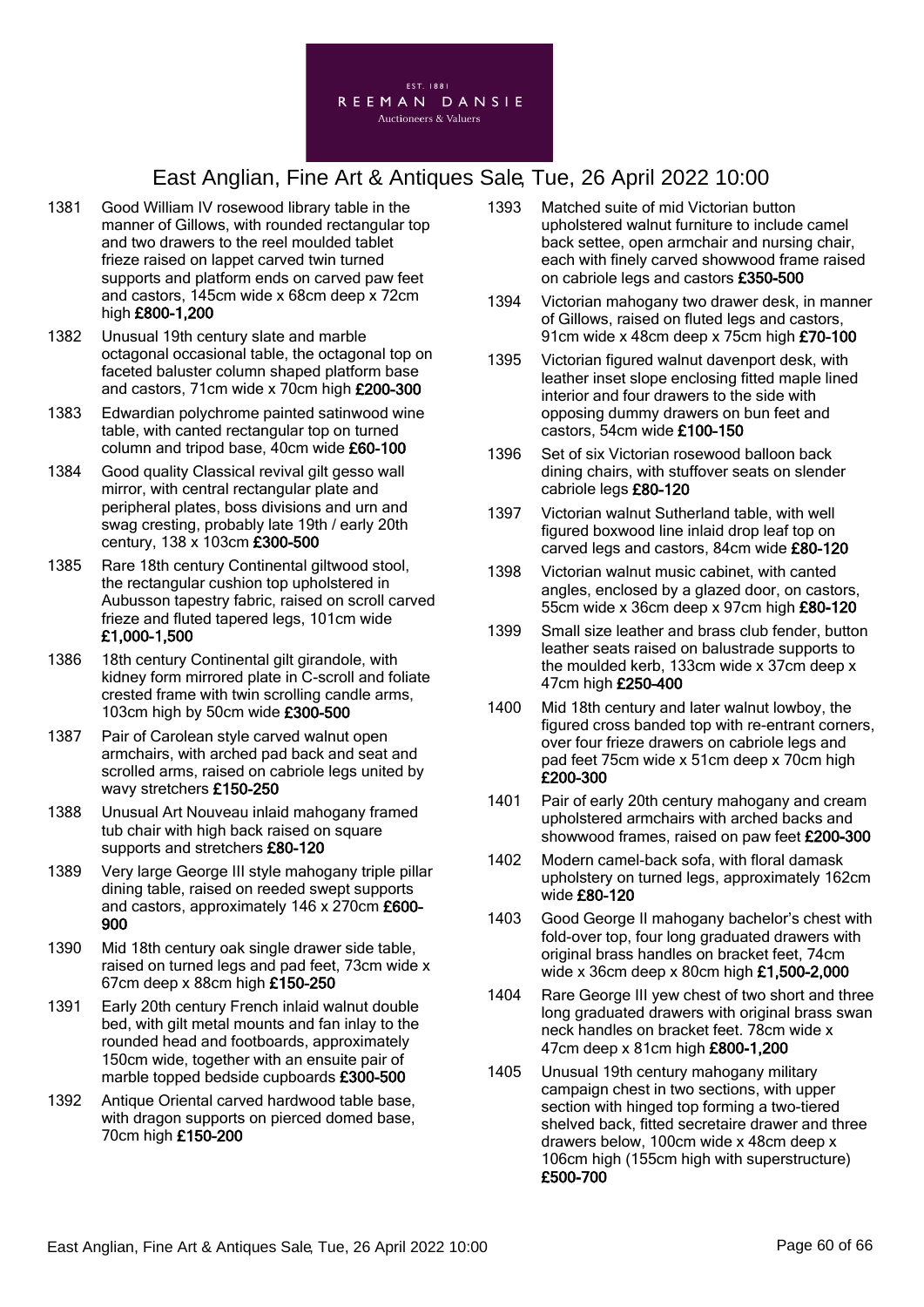1381 Good William IV rosewood library table in the manner of Gillows, with rounded rectangular top and two drawers to the reel moulded tablet frieze raised on lappet carved twin turned supports and platform ends on carved paw feet and castors, 145cm wide x 68cm deep x 72cm high **£800-1,200**

1382 Unusual 19th century slate and marble octagonal occasional table, the octagonal top on faceted baluster column shaped platform base and castors, 71cm wide x 70cm high **£200-300**

1383 Edwardian polychrome painted satinwood wine table, with canted rectangular top on turned column and tripod base, 40cm wide **£60-100**

1384 Good quality Classical revival gilt gesso wall mirror, with central rectangular plate and peripheral plates, boss divisions and urn and swag cresting, probably late 19th / early 20th century, 138 x 103cm **£300-500**

1385 Rare 18th century Continental giltwood stool, the rectangular cushion top upholstered in Aubusson tapestry fabric, raised on scroll carved frieze and fluted tapered legs, 101cm wide **£1,000-1,500**

1386 18th century Continental gilt girandole, with kidney form mirrored plate in C-scroll and foliate crested frame with twin scrolling candle arms, 103cm high by 50cm wide **£300-500**

1387 Pair of Carolean style carved walnut open armchairs, with arched pad back and seat and scrolled arms, raised on cabriole legs united by wavy stretchers **£150-250**

1388 Unusual Art Nouveau inlaid mahogany framed tub chair with high back raised on square supports and stretchers **£80-120**

1389 Very large George III style mahogany triple pillar dining table, raised on reeded swept supports and castors, approximately 146 x 270cm **£600-900**

1390 Mid 18th century oak single drawer side table, raised on turned legs and pad feet, 73cm wide x 67cm deep x 88cm high **£150-250**

1391 Early 20th century French inlaid walnut double bed, with gilt metal mounts and fan inlay to the rounded head and footboards, approximately 150cm wide, together with an ensuite pair of marble topped bedside cupboards **£300-500**

1392 Antique Oriental carved hardwood table base, with dragon supports on pierced domed base, 70cm high **£150-200**

1393 Matched suite of mid Victorian button upholstered walnut furniture to include camel back settee, open armchair and nursing chair, each with finely carved showwood frame raised on cabriole legs and castors **£350-500**

1394 Victorian mahogany two drawer desk, in manner of Gillows, raised on fluted legs and castors, 91cm wide x 48cm deep x 75cm high **£70-100**

1395 Victorian figured walnut davenport desk, with leather inset slope enclosing fitted maple lined interior and four drawers to the side with opposing dummy drawers on bun feet and castors, 54cm wide **£100-150**

1396 Set of six Victorian rosewood balloon back dining chairs, with stuffover seats on slender cabriole legs **£80-120**

1397 Victorian walnut Sutherland table, with well figured boxwood line inlaid drop leaf top on carved legs and castors, 84cm wide **£80-120**

1398 Victorian walnut music cabinet, with canted angles, enclosed by a glazed door, on castors, 55cm wide x 36cm deep x 97cm high **£80-120**

1399 Small size leather and brass club fender, button leather seats raised on balustrade supports to the moulded kerb, 133cm wide x 37cm deep x 47cm high **£250-400**

1400 Mid 18th century and later walnut lowboy, the figured cross banded top with re-entrant corners, over four frieze drawers on cabriole legs and pad feet 75cm wide x 51cm deep x 70cm high **£200-300**

1401 Pair of early 20th century mahogany and cream upholstered armchairs with arched backs and showwood frames, raised on paw feet **£200-300**

1402 Modern camel-back sofa, with floral damask upholstery on turned legs, approximately 162cm wide **£80-120**

1403 Good George II mahogany bachelor's chest with fold-over top, four long graduated drawers with original brass handles on bracket feet, 74cm wide x 36cm deep x 80cm high **£1,500-2,000**

1404 Rare George III yew chest of two short and three long graduated drawers with original brass swan neck handles on bracket feet. 78cm wide x 47cm deep x 81cm high **£800-1,200**

1405 Unusual 19th century mahogany military campaign chest in two sections, with upper section with hinged top forming a two-tiered shelved back, fitted secretaire drawer and three drawers below, 100cm wide x 48cm deep x 106cm high (155cm high with superstructure) **£500-700**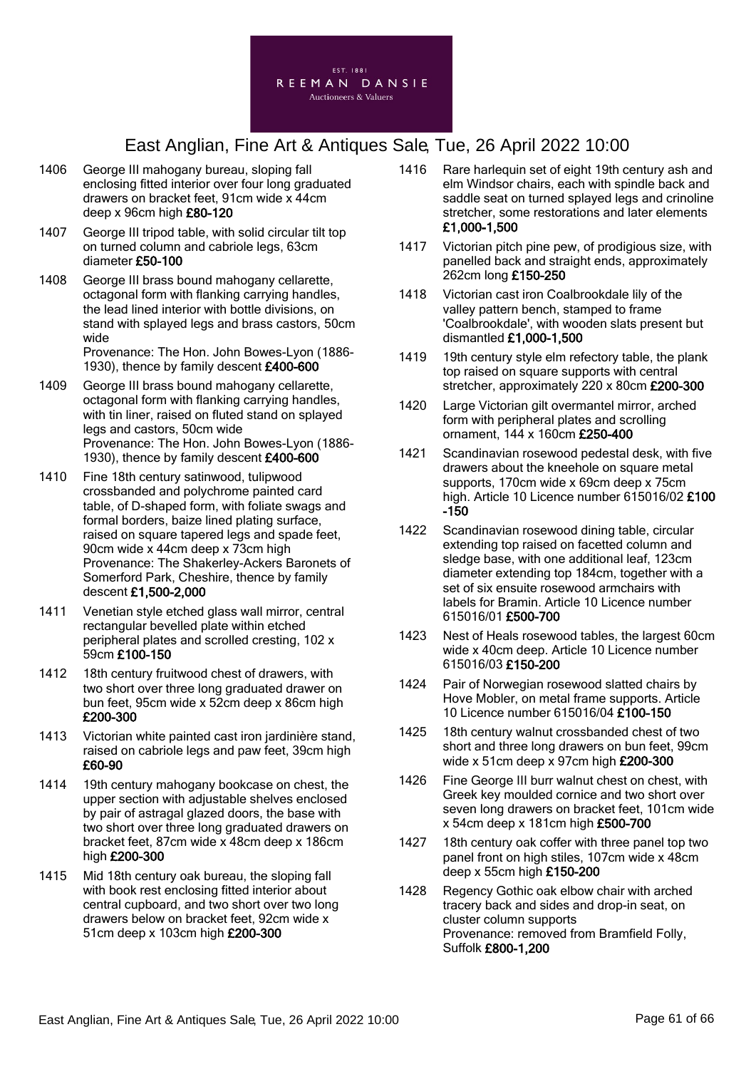1406 George III mahogany bureau, sloping fall enclosing fitted interior over four long graduated drawers on bracket feet, 91cm wide x 44cm deep x 96cm high **£80-120**

1407 George III tripod table, with solid circular tilt top on turned column and cabriole legs, 63cm diameter **£50-100**

1408 George III brass bound mahogany cellarette, octagonal form with flanking carrying handles, the lead lined interior with bottle divisions, on stand with splayed legs and brass castors, 50cm wide
Provenance: The Hon. John Bowes-Lyon (1886-1930), thence by family descent **£400-600**

1409 George III brass bound mahogany cellarette, octagonal form with flanking carrying handles, with tin liner, raised on fluted stand on splayed legs and castors, 50cm wide
Provenance: The Hon. John Bowes-Lyon (1886-1930), thence by family descent **£400-600**

1410 Fine 18th century satinwood, tulipwood crossbanded and polychrome painted card table, of D-shaped form, with foliate swags and formal borders, baize lined plating surface, raised on square tapered legs and spade feet, 90cm wide x 44cm deep x 73cm high
Provenance: The Shakerley-Ackers Baronets of Somerford Park, Cheshire, thence by family descent **£1,500-2,000**

1411 Venetian style etched glass wall mirror, central rectangular bevelled plate within etched peripheral plates and scrolled cresting, 102 x 59cm **£100-150**

1412 18th century fruitwood chest of drawers, with two short over three long graduated drawer on bun feet, 95cm wide x 52cm deep x 86cm high **£200-300**

1413 Victorian white painted cast iron jardinière stand, raised on cabriole legs and paw feet, 39cm high **£60-90**

1414 19th century mahogany bookcase on chest, the upper section with adjustable shelves enclosed by pair of astragal glazed doors, the base with two short over three long graduated drawers on bracket feet, 87cm wide x 48cm deep x 186cm high **£200-300**

1415 Mid 18th century oak bureau, the sloping fall with book rest enclosing fitted interior about central cupboard, and two short over two long drawers below on bracket feet, 92cm wide x 51cm deep x 103cm high **£200-300**

1416 Rare harlequin set of eight 19th century ash and elm Windsor chairs, each with spindle back and saddle seat on turned splayed legs and crinoline stretcher, some restorations and later elements **£1,000-1,500**

1417 Victorian pitch pine pew, of prodigious size, with panelled back and straight ends, approximately 262cm long **£150-250**

1418 Victorian cast iron Coalbrookdale lily of the valley pattern bench, stamped to frame 'Coalbrookdale', with wooden slats present but dismantled **£1,000-1,500**

1419 19th century style elm refectory table, the plank top raised on square supports with central stretcher, approximately 220 x 80cm **£200-300**

1420 Large Victorian gilt overmantel mirror, arched form with peripheral plates and scrolling ornament, 144 x 160cm **£250-400**

1421 Scandinavian rosewood pedestal desk, with five drawers about the kneehole on square metal supports, 170cm wide x 69cm deep x 75cm high. Article 10 Licence number 615016/02 **£100-150**

1422 Scandinavian rosewood dining table, circular extending top raised on facetted column and sledge base, with one additional leaf, 123cm diameter extending top 184cm, together with a set of six ensuite rosewood armchairs with labels for Bramin. Article 10 Licence number 615016/01 **£500-700**

1423 Nest of Heals rosewood tables, the largest 60cm wide x 40cm deep. Article 10 Licence number 615016/03 **£150-200**

1424 Pair of Norwegian rosewood slatted chairs by Hove Mobler, on metal frame supports. Article 10 Licence number 615016/04 **£100-150**

1425 18th century walnut crossbanded chest of two short and three long drawers on bun feet, 99cm wide x 51cm deep x 97cm high **£200-300**

1426 Fine George III burr walnut chest on chest, with Greek key moulded cornice and two short over seven long drawers on bracket feet, 101cm wide x 54cm deep x 181cm high **£500-700**

1427 18th century oak coffer with three panel top two panel front on high stiles, 107cm wide x 48cm deep x 55cm high **£150-200**

1428 Regency Gothic oak elbow chair with arched tracery back and sides and drop-in seat, on cluster column supports
Provenance: removed from Bramfield Folly, Suffolk **£800-1,200**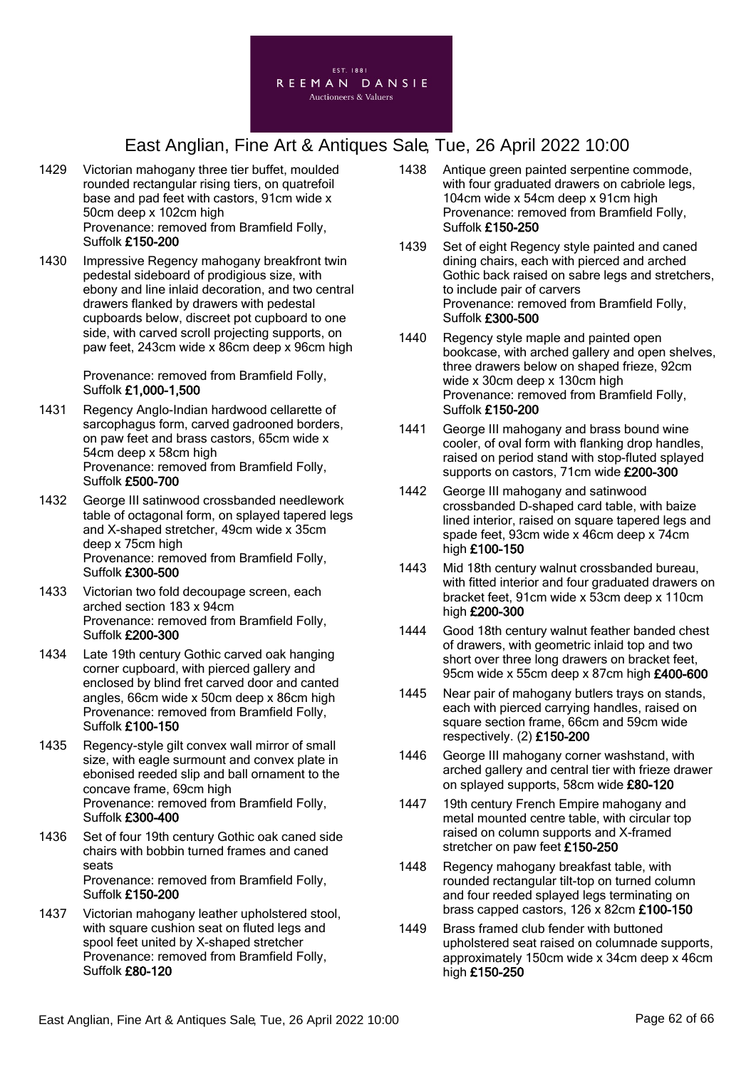# East Anglian, Fine Art & Antiques Sale, Tue, 26 April 2022 10:00

1429 Victorian mahogany three tier buffet, moulded rounded rectangular rising tiers, on quatrefoil base and pad feet with castors, 91cm wide x 50cm deep x 102cm high
Provenance: removed from Bramfield Folly, Suffolk **£150-200**

1430 Impressive Regency mahogany breakfront twin pedestal sideboard of prodigious size, with ebony and line inlaid decoration, and two central drawers flanked by drawers with pedestal cupboards below, discreet pot cupboard to one side, with carved scroll projecting supports, on paw feet, 243cm wide x 86cm deep x 96cm high

Provenance: removed from Bramfield Folly, Suffolk **£1,000-1,500**

1431 Regency Anglo-Indian hardwood cellarette of sarcophagus form, carved gadrooned borders, on paw feet and brass castors, 65cm wide x 54cm deep x 58cm high
Provenance: removed from Bramfield Folly, Suffolk **£500-700**

1432 George III satinwood crossbanded needlework table of octagonal form, on splayed tapered legs and X-shaped stretcher, 49cm wide x 35cm deep x 75cm high
Provenance: removed from Bramfield Folly, Suffolk **£300-500**

1433 Victorian two fold decoupage screen, each arched section 183 x 94cm
Provenance: removed from Bramfield Folly, Suffolk **£200-300**

1434 Late 19th century Gothic carved oak hanging corner cupboard, with pierced gallery and enclosed by blind fret carved door and canted angles, 66cm wide x 50cm deep x 86cm high
Provenance: removed from Bramfield Folly, Suffolk **£100-150**

1435 Regency-style gilt convex wall mirror of small size, with eagle surmount and convex plate in ebonised reeded slip and ball ornament to the concave frame, 69cm high
Provenance: removed from Bramfield Folly, Suffolk **£300-400**

1436 Set of four 19th century Gothic oak caned side chairs with bobbin turned frames and caned seats
Provenance: removed from Bramfield Folly, Suffolk **£150-200**

1437 Victorian mahogany leather upholstered stool, with square cushion seat on fluted legs and spool feet united by X-shaped stretcher
Provenance: removed from Bramfield Folly, Suffolk **£80-120**

1438 Antique green painted serpentine commode, with four graduated drawers on cabriole legs, 104cm wide x 54cm deep x 91cm high
Provenance: removed from Bramfield Folly, Suffolk **£150-250**

1439 Set of eight Regency style painted and caned dining chairs, each with pierced and arched Gothic back raised on sabre legs and stretchers, to include pair of carvers
Provenance: removed from Bramfield Folly, Suffolk **£300-500**

1440 Regency style maple and painted open bookcase, with arched gallery and open shelves, three drawers below on shaped frieze, 92cm wide x 30cm deep x 130cm high
Provenance: removed from Bramfield Folly, Suffolk **£150-200**

1441 George III mahogany and brass bound wine cooler, of oval form with flanking drop handles, raised on period stand with stop-fluted splayed supports on castors, 71cm wide **£200-300**

1442 George III mahogany and satinwood crossbanded D-shaped card table, with baize lined interior, raised on square tapered legs and spade feet, 93cm wide x 46cm deep x 74cm high **£100-150**

1443 Mid 18th century walnut crossbanded bureau, with fitted interior and four graduated drawers on bracket feet, 91cm wide x 53cm deep x 110cm high **£200-300**

1444 Good 18th century walnut feather banded chest of drawers, with geometric inlaid top and two short over three long drawers on bracket feet, 95cm wide x 55cm deep x 87cm high **£400-600**

1445 Near pair of mahogany butlers trays on stands, each with pierced carrying handles, raised on square section frame, 66cm and 59cm wide respectively. (2) **£150-200**

1446 George III mahogany corner washstand, with arched gallery and central tier with frieze drawer on splayed supports, 58cm wide **£80-120**

1447 19th century French Empire mahogany and metal mounted centre table, with circular top raised on column supports and X-framed stretcher on paw feet **£150-250**

1448 Regency mahogany breakfast table, with rounded rectangular tilt-top on turned column and four reeded splayed legs terminating on brass capped castors, 126 x 82cm **£100-150**

1449 Brass framed club fender with buttoned upholstered seat raised on columnade supports, approximately 150cm wide x 34cm deep x 46cm high **£150-250**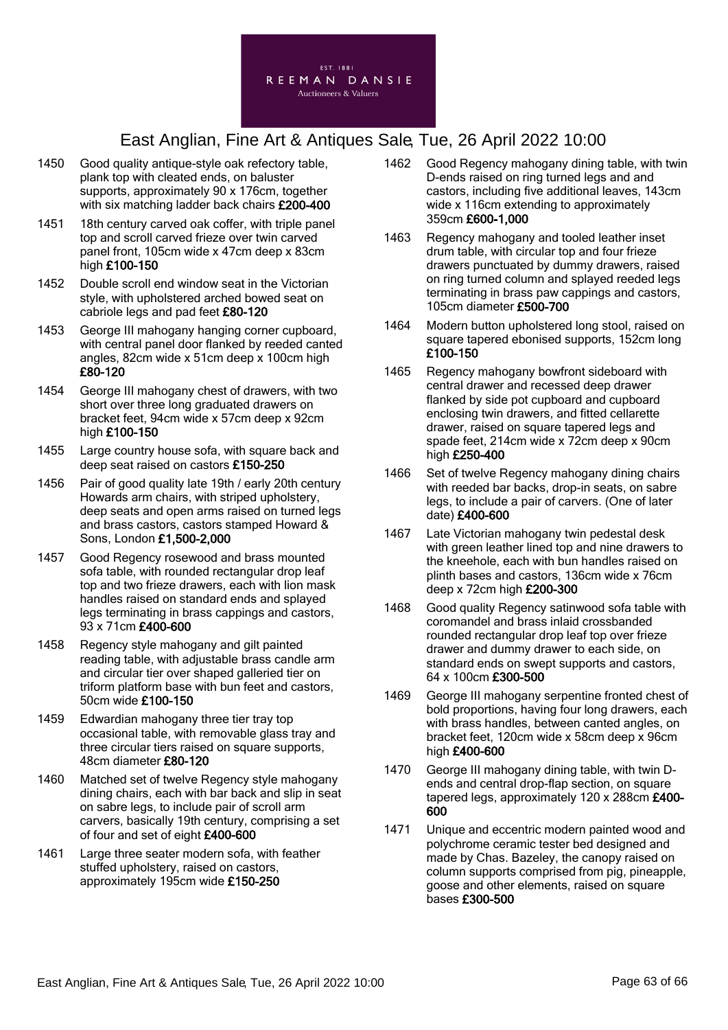EST. 1881
REEMAN DANSIE
Auctioneers & Valuers

# East Anglian, Fine Art & Antiques Sale, Tue, 26 April 2022 10:00

1450 Good quality antique-style oak refectory table, plank top with cleated ends, on baluster supports, approximately 90 x 176cm, together with six matching ladder back chairs **£200-400**

1451 18th century carved oak coffer, with triple panel top and scroll carved frieze over twin carved panel front, 105cm wide x 47cm deep x 83cm high **£100-150**

1452 Double scroll end window seat in the Victorian style, with upholstered arched bowed seat on cabriole legs and pad feet **£80-120**

1453 George III mahogany hanging corner cupboard, with central panel door flanked by reeded canted angles, 82cm wide x 51cm deep x 100cm high **£80-120**

1454 George III mahogany chest of drawers, with two short over three long graduated drawers on bracket feet, 94cm wide x 57cm deep x 92cm high **£100-150**

1455 Large country house sofa, with square back and deep seat raised on castors **£150-250**

1456 Pair of good quality late 19th / early 20th century Howards arm chairs, with striped upholstery, deep seats and open arms raised on turned legs and brass castors, castors stamped Howard & Sons, London **£1,500-2,000**

1457 Good Regency rosewood and brass mounted sofa table, with rounded rectangular drop leaf top and two frieze drawers, each with lion mask handles raised on standard ends and splayed legs terminating in brass cappings and castors, 93 x 71cm **£400-600**

1458 Regency style mahogany and gilt painted reading table, with adjustable brass candle arm and circular tier over shaped galleried tier on triform platform base with bun feet and castors, 50cm wide **£100-150**

1459 Edwardian mahogany three tier tray top occasional table, with removable glass tray and three circular tiers raised on square supports, 48cm diameter **£80-120**

1460 Matched set of twelve Regency style mahogany dining chairs, each with bar back and slip in seat on sabre legs, to include pair of scroll arm carvers, basically 19th century, comprising a set of four and set of eight **£400-600**

1461 Large three seater modern sofa, with feather stuffed upholstery, raised on castors, approximately 195cm wide **£150-250**

1462 Good Regency mahogany dining table, with twin D-ends raised on ring turned legs and and castors, including five additional leaves, 143cm wide x 116cm extending to approximately 359cm **£600-1,000**

1463 Regency mahogany and tooled leather inset drum table, with circular top and four frieze drawers punctuated by dummy drawers, raised on ring turned column and splayed reeded legs terminating in brass paw cappings and castors, 105cm diameter **£500-700**

1464 Modern button upholstered long stool, raised on square tapered ebonised supports, 152cm long **£100-150**

1465 Regency mahogany bowfront sideboard with central drawer and recessed deep drawer flanked by side pot cupboard and cupboard enclosing twin drawers, and fitted cellarette drawer, raised on square tapered legs and spade feet, 214cm wide x 72cm deep x 90cm high **£250-400**

1466 Set of twelve Regency mahogany dining chairs with reeded bar backs, drop-in seats, on sabre legs, to include a pair of carvers. (One of later date) **£400-600**

1467 Late Victorian mahogany twin pedestal desk with green leather lined top and nine drawers to the kneehole, each with bun handles raised on plinth bases and castors, 136cm wide x 76cm deep x 72cm high **£200-300**

1468 Good quality Regency satinwood sofa table with coromandel and brass inlaid crossbanded rounded rectangular drop leaf top over frieze drawer and dummy drawer to each side, on standard ends on swept supports and castors, 64 x 100cm **£300-500**

1469 George III mahogany serpentine fronted chest of bold proportions, having four long drawers, each with brass handles, between canted angles, on bracket feet, 120cm wide x 58cm deep x 96cm high **£400-600**

1470 George III mahogany dining table, with twin D-ends and central drop-flap section, on square tapered legs, approximately 120 x 288cm **£400-600**

1471 Unique and eccentric modern painted wood and polychrome ceramic tester bed designed and made by Chas. Bazeley, the canopy raised on column supports comprised from pig, pineapple, goose and other elements, raised on square bases **£300-500**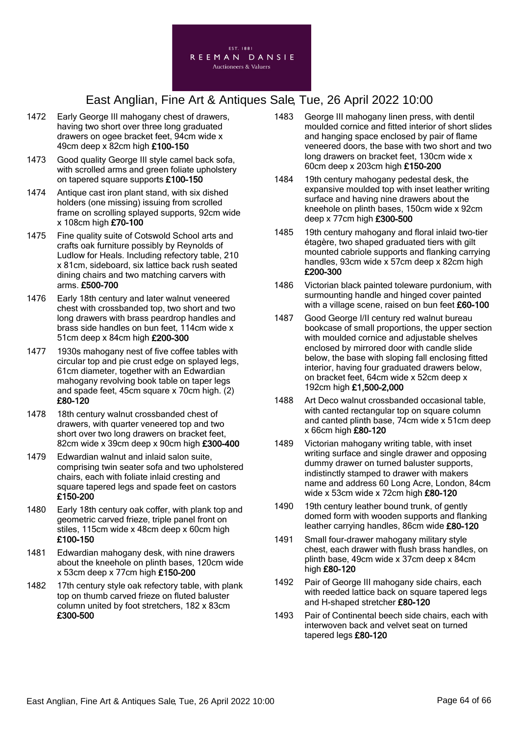# East Anglian, Fine Art & Antiques Sale, Tue, 26 April 2022 10:00

1472 Early George III mahogany chest of drawers, having two short over three long graduated drawers on ogee bracket feet, 94cm wide x 49cm deep x 82cm high **£100-150**

1473 Good quality George III style camel back sofa, with scrolled arms and green foliate upholstery on tapered square supports **£100-150**

1474 Antique cast iron plant stand, with six dished holders (one missing) issuing from scrolled frame on scrolling splayed supports, 92cm wide x 108cm high **£70-100**

1475 Fine quality suite of Cotswold School arts and crafts oak furniture possibly by Reynolds of Ludlow for Heals. Including refectory table, 210 x 81cm, sideboard, six lattice back rush seated dining chairs and two matching carvers with arms. **£500-700**

1476 Early 18th century and later walnut veneered chest with crossbanded top, two short and two long drawers with brass peardrop handles and brass side handles on bun feet, 114cm wide x 51cm deep x 84cm high **£200-300**

1477 1930s mahogany nest of five coffee tables with circular top and pie crust edge on splayed legs, 61cm diameter, together with an Edwardian mahogany revolving book table on taper legs and spade feet, 45cm square x 70cm high. (2) **£80-120**

1478 18th century walnut crossbanded chest of drawers, with quarter veneered top and two short over two long drawers on bracket feet, 82cm wide x 39cm deep x 90cm high **£300-400**

1479 Edwardian walnut and inlaid salon suite, comprising twin seater sofa and two upholstered chairs, each with foliate inlaid cresting and square tapered legs and spade feet on castors **£150-200**

1480 Early 18th century oak coffer, with plank top and geometric carved frieze, triple panel front on stiles, 115cm wide x 48cm deep x 60cm high **£100-150**

1481 Edwardian mahogany desk, with nine drawers about the kneehole on plinth bases, 120cm wide x 53cm deep x 77cm high **£150-200**

1482 17th century style oak refectory table, with plank top on thumb carved frieze on fluted baluster column united by foot stretchers, 182 x 83cm **£300-500**

1483 George III mahogany linen press, with dentil moulded cornice and fitted interior of short slides and hanging space enclosed by pair of flame veneered doors, the base with two short and two long drawers on bracket feet, 130cm wide x 60cm deep x 203cm high **£150-200**

1484 19th century mahogany pedestal desk, the expansive moulded top with inset leather writing surface and having nine drawers about the kneehole on plinth bases, 150cm wide x 92cm deep x 77cm high **£300-500**

1485 19th century mahogany and floral inlaid two-tier étagère, two shaped graduated tiers with gilt mounted cabriole supports and flanking carrying handles, 93cm wide x 57cm deep x 82cm high **£200-300**

1486 Victorian black painted toleware purdonium, with surmounting handle and hinged cover painted with a village scene, raised on bun feet **£60-100**

1487 Good George I/II century red walnut bureau bookcase of small proportions, the upper section with moulded cornice and adjustable shelves enclosed by mirrored door with candle slide below, the base with sloping fall enclosing fitted interior, having four graduated drawers below, on bracket feet, 64cm wide x 52cm deep x 192cm high **£1,500-2,000**

1488 Art Deco walnut crossbanded occasional table, with canted rectangular top on square column and canted plinth base, 74cm wide x 51cm deep x 66cm high **£80-120**

1489 Victorian mahogany writing table, with inset writing surface and single drawer and opposing dummy drawer on turned baluster supports, indistinctly stamped to drawer with makers name and address 60 Long Acre, London, 84cm wide x 53cm wide x 72cm high **£80-120**

1490 19th century leather bound trunk, of gently domed form with wooden supports and flanking leather carrying handles, 86cm wide **£80-120**

1491 Small four-drawer mahogany military style chest, each drawer with flush brass handles, on plinth base, 49cm wide x 37cm deep x 84cm high **£80-120**

1492 Pair of George III mahogany side chairs, each with reeded lattice back on square tapered legs and H-shaped stretcher **£80-120**

1493 Pair of Continental beech side chairs, each with interwoven back and velvet seat on turned tapered legs **£80-120**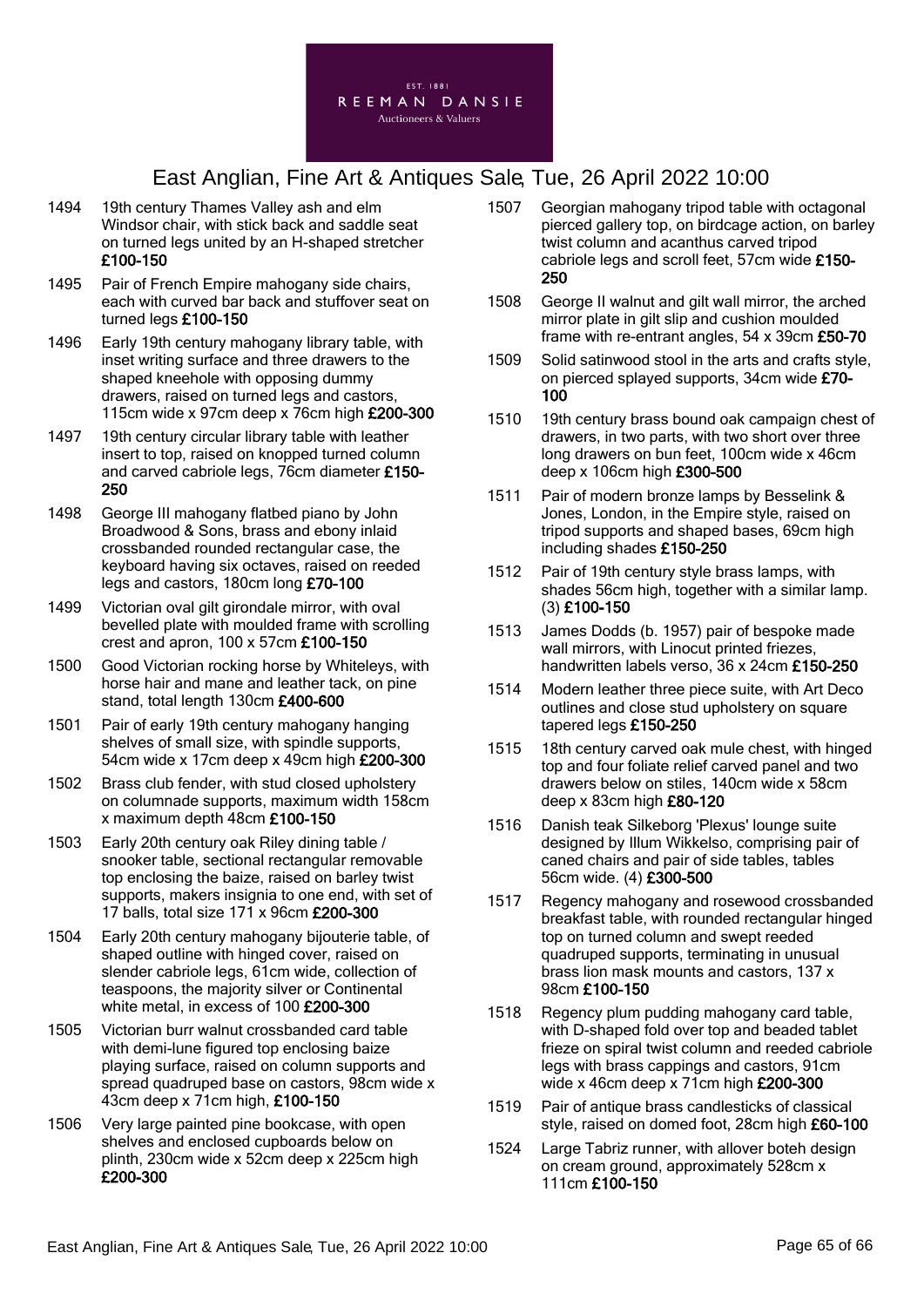1494 19th century Thames Valley ash and elm Windsor chair, with stick back and saddle seat on turned legs united by an H-shaped stretcher **£100-150**

1495 Pair of French Empire mahogany side chairs, each with curved bar back and stuffover seat on turned legs **£100-150**

1496 Early 19th century mahogany library table, with inset writing surface and three drawers to the shaped kneehole with opposing dummy drawers, raised on turned legs and castors, 115cm wide x 97cm deep x 76cm high **£200-300**

1497 19th century circular library table with leather insert to top, raised on knopped turned column and carved cabriole legs, 76cm diameter **£150-250**

1498 George III mahogany flatbed piano by John Broadwood & Sons, brass and ebony inlaid crossbanded rounded rectangular case, the keyboard having six octaves, raised on reeded legs and castors, 180cm long **£70-100**

1499 Victorian oval gilt girondale mirror, with oval bevelled plate with moulded frame with scrolling crest and apron, 100 x 57cm **£100-150**

1500 Good Victorian rocking horse by Whiteleys, with horse hair and mane and leather tack, on pine stand, total length 130cm **£400-600**

1501 Pair of early 19th century mahogany hanging shelves of small size, with spindle supports, 54cm wide x 17cm deep x 49cm high **£200-300**

1502 Brass club fender, with stud closed upholstery on columnade supports, maximum width 158cm x maximum depth 48cm **£100-150**

1503 Early 20th century oak Riley dining table / snooker table, sectional rectangular removable top enclosing the baize, raised on barley twist supports, makers insignia to one end, with set of 17 balls, total size 171 x 96cm **£200-300**

1504 Early 20th century mahogany bijouterie table, of shaped outline with hinged cover, raised on slender cabriole legs, 61cm wide, collection of teaspoons, the majority silver or Continental white metal, in excess of 100 **£200-300**

1505 Victorian burr walnut crossbanded card table with demi-lune figured top enclosing baize playing surface, raised on column supports and spread quadruped base on castors, 98cm wide x 43cm deep x 71cm high, **£100-150**

1506 Very large painted pine bookcase, with open shelves and enclosed cupboards below on plinth, 230cm wide x 52cm deep x 225cm high **£200-300**

1507 Georgian mahogany tripod table with octagonal pierced gallery top, on birdcage action, on barley twist column and acanthus carved tripod cabriole legs and scroll feet, 57cm wide **£150-250**

1508 George II walnut and gilt wall mirror, the arched mirror plate in gilt slip and cushion moulded frame with re-entrant angles, 54 x 39cm **£50-70**

1509 Solid satinwood stool in the arts and crafts style, on pierced splayed supports, 34cm wide **£70-100**

1510 19th century brass bound oak campaign chest of drawers, in two parts, with two short over three long drawers on bun feet, 100cm wide x 46cm deep x 106cm high **£300-500**

1511 Pair of modern bronze lamps by Besselink & Jones, London, in the Empire style, raised on tripod supports and shaped bases, 69cm high including shades **£150-250**

1512 Pair of 19th century style brass lamps, with shades 56cm high, together with a similar lamp. (3) **£100-150**

1513 James Dodds (b. 1957) pair of bespoke made wall mirrors, with Linocut printed friezes, handwritten labels verso, 36 x 24cm **£150-250**

1514 Modern leather three piece suite, with Art Deco outlines and close stud upholstery on square tapered legs **£150-250**

1515 18th century carved oak mule chest, with hinged top and four foliate relief carved panel and two drawers below on stiles, 140cm wide x 58cm deep x 83cm high **£80-120**

1516 Danish teak Silkeborg 'Plexus' lounge suite designed by Illum Wikkelso, comprising pair of caned chairs and pair of side tables, tables 56cm wide. (4) **£300-500**

1517 Regency mahogany and rosewood crossbanded breakfast table, with rounded rectangular hinged top on turned column and swept reeded quadruped supports, terminating in unusual brass lion mask mounts and castors, 137 x 98cm **£100-150**

1518 Regency plum pudding mahogany card table, with D-shaped fold over top and beaded tablet frieze on spiral twist column and reeded cabriole legs with brass cappings and castors, 91cm wide x 46cm deep x 71cm high **£200-300**

1519 Pair of antique brass candlesticks of classical style, raised on domed foot, 28cm high **£60-100**

1524 Large Tabriz runner, with allover boteh design on cream ground, approximately 528cm x 111cm **£100-150**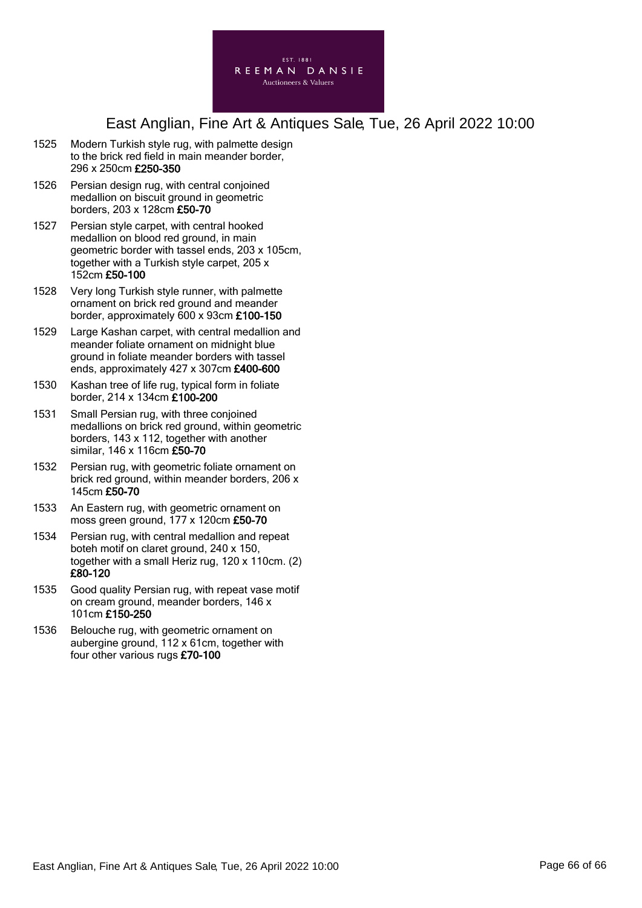1525 Modern Turkish style rug, with palmette design to the brick red field in main meander border, 296 x 250cm **£250-350**

1526 Persian design rug, with central conjoined medallion on biscuit ground in geometric borders, 203 x 128cm **£50-70**

1527 Persian style carpet, with central hooked medallion on blood red ground, in main geometric border with tassel ends, 203 x 105cm, together with a Turkish style carpet, 205 x 152cm **£50-100**

1528 Very long Turkish style runner, with palmette ornament on brick red ground and meander border, approximately 600 x 93cm **£100-150**

1529 Large Kashan carpet, with central medallion and meander foliate ornament on midnight blue ground in foliate meander borders with tassel ends, approximately 427 x 307cm **£400-600**

1530 Kashan tree of life rug, typical form in foliate border, 214 x 134cm **£100-200**

1531 Small Persian rug, with three conjoined medallions on brick red ground, within geometric borders, 143 x 112, together with another similar, 146 x 116cm **£50-70**

1532 Persian rug, with geometric foliate ornament on brick red ground, within meander borders, 206 x 145cm **£50-70**

1533 An Eastern rug, with geometric ornament on moss green ground, 177 x 120cm **£50-70**

1534 Persian rug, with central medallion and repeat boteh motif on claret ground, 240 x 150, together with a small Heriz rug, 120 x 110cm. (2) **£80-120**

1535 Good quality Persian rug, with repeat vase motif on cream ground, meander borders, 146 x 101cm **£150-250**

1536 Belouche rug, with geometric ornament on aubergine ground, 112 x 61cm, together with four other various rugs **£70-100**